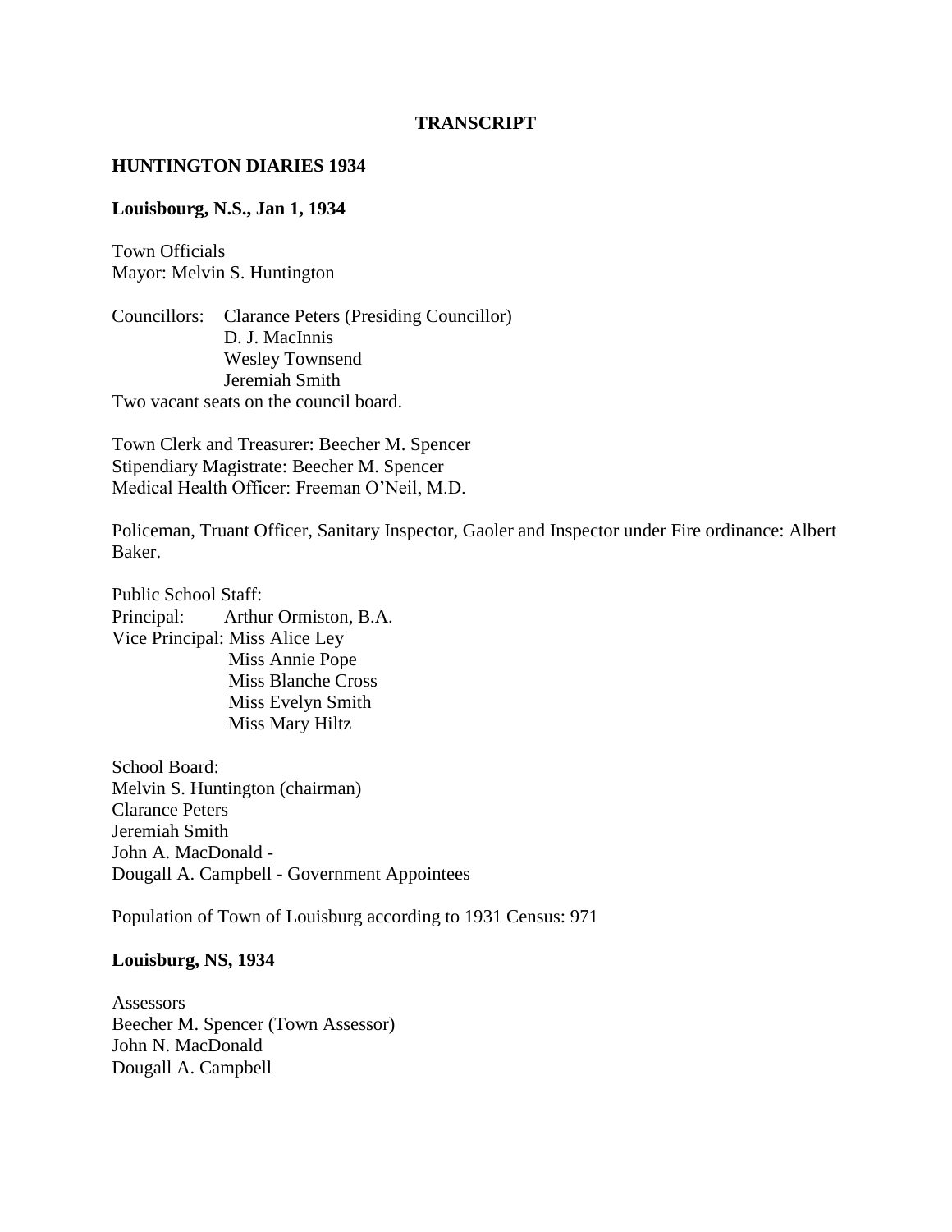**TRANSCRIPT**

**HUNTINGTON DIARIES 1934**

**Louisbourg, N.S., Jan 1, 1934**

Town Officials
Mayor: Melvin S. Huntington

Councillors: Clarance Peters (Presiding Councillor)
D. J. MacInnis
Wesley Townsend
Jeremiah Smith
Two vacant seats on the council board.

Town Clerk and Treasurer: Beecher M. Spencer
Stipendiary Magistrate: Beecher M. Spencer
Medical Health Officer: Freeman O'Neil, M.D.

Policeman, Truant Officer, Sanitary Inspector, Gaoler and Inspector under Fire ordinance: Albert Baker.

Public School Staff:
Principal: Arthur Ormiston, B.A.
Vice Principal: Miss Alice Ley
Miss Annie Pope
Miss Blanche Cross
Miss Evelyn Smith
Miss Mary Hiltz

School Board:
Melvin S. Huntington (chairman)
Clarance Peters
Jeremiah Smith
John A. MacDonald -
Dougall A. Campbell - Government Appointees

Population of Town of Louisburg according to 1931 Census: 971

**Louisburg, NS, 1934**

Assessors
Beecher M. Spencer (Town Assessor)
John N. MacDonald
Dougall A. Campbell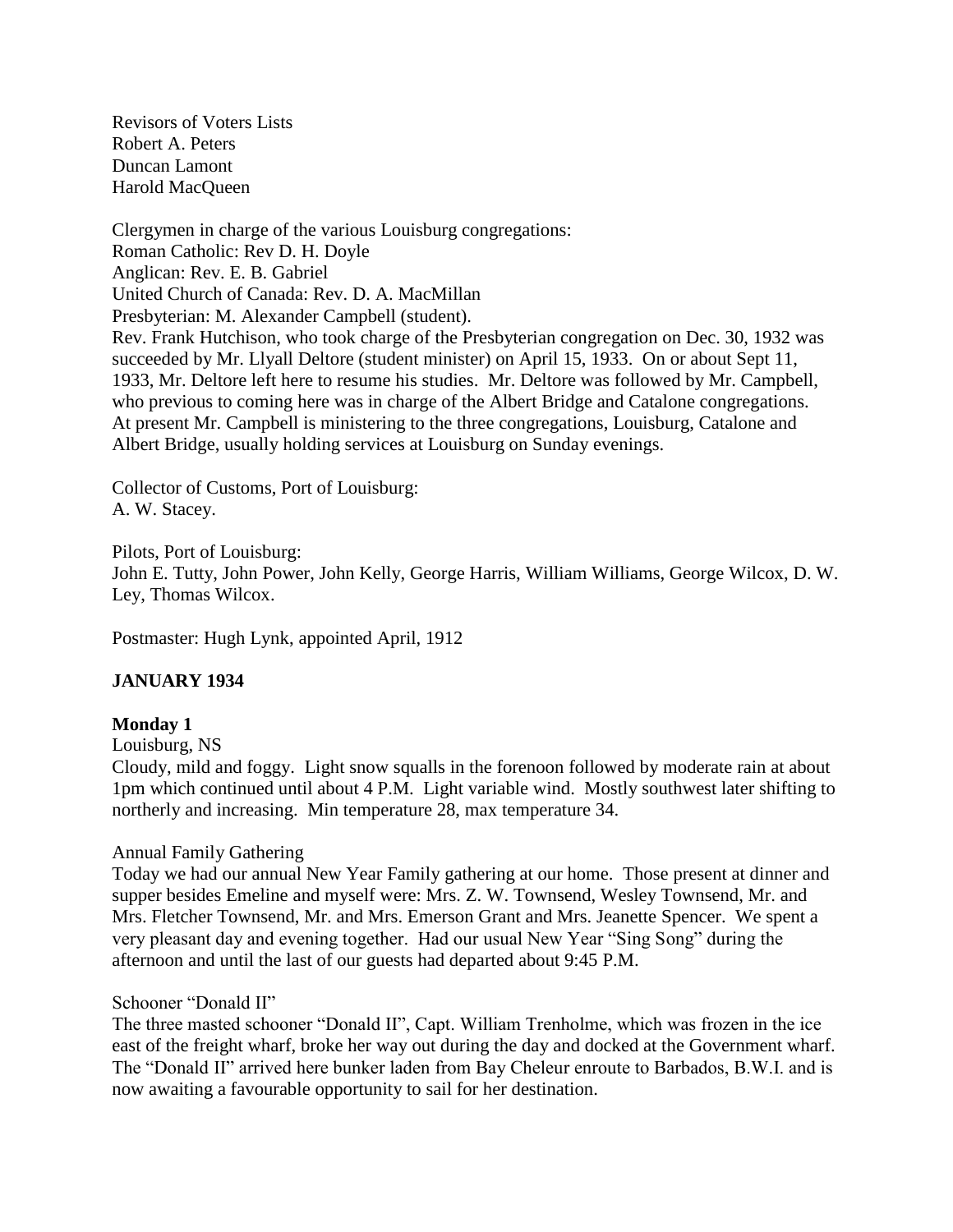Revisors of Voters Lists
Robert A. Peters
Duncan Lamont
Harold MacQueen

Clergymen in charge of the various Louisburg congregations:
Roman Catholic: Rev D. H. Doyle
Anglican: Rev. E. B. Gabriel
United Church of Canada: Rev. D. A. MacMillan
Presbyterian: M. Alexander Campbell (student).
Rev. Frank Hutchison, who took charge of the Presbyterian congregation on Dec. 30, 1932 was succeeded by Mr. Llyall Deltore (student minister) on April 15, 1933. On or about Sept 11, 1933, Mr. Deltore left here to resume his studies. Mr. Deltore was followed by Mr. Campbell, who previous to coming here was in charge of the Albert Bridge and Catalone congregations. At present Mr. Campbell is ministering to the three congregations, Louisburg, Catalone and Albert Bridge, usually holding services at Louisburg on Sunday evenings.

Collector of Customs, Port of Louisburg:
A. W. Stacey.

Pilots, Port of Louisburg:
John E. Tutty, John Power, John Kelly, George Harris, William Williams, George Wilcox, D. W. Ley, Thomas Wilcox.

Postmaster: Hugh Lynk, appointed April, 1912

## JANUARY 1934

**Monday 1**

Louisburg, NS

Cloudy, mild and foggy. Light snow squalls in the forenoon followed by moderate rain at about 1pm which continued until about 4 P.M. Light variable wind. Mostly southwest later shifting to northerly and increasing. Min temperature 28, max temperature 34.

Annual Family Gathering

Today we had our annual New Year Family gathering at our home. Those present at dinner and supper besides Emeline and myself were: Mrs. Z. W. Townsend, Wesley Townsend, Mr. and Mrs. Fletcher Townsend, Mr. and Mrs. Emerson Grant and Mrs. Jeanette Spencer. We spent a very pleasant day and evening together. Had our usual New Year "Sing Song" during the afternoon and until the last of our guests had departed about 9:45 P.M.

Schooner "Donald II"

The three masted schooner "Donald II", Capt. William Trenholme, which was frozen in the ice east of the freight wharf, broke her way out during the day and docked at the Government wharf. The "Donald II" arrived here bunker laden from Bay Cheleur enroute to Barbados, B.W.I. and is now awaiting a favourable opportunity to sail for her destination.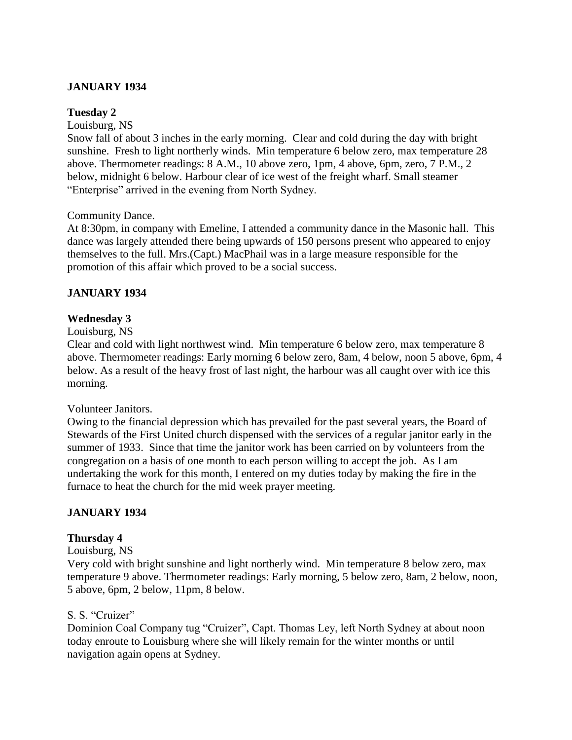## JANUARY 1934

### Tuesday 2

Louisburg, NS

Snow fall of about 3 inches in the early morning. Clear and cold during the day with bright sunshine. Fresh to light northerly winds. Min temperature 6 below zero, max temperature 28 above. Thermometer readings: 8 A.M., 10 above zero, 1pm, 4 above, 6pm, zero, 7 P.M., 2 below, midnight 6 below. Harbour clear of ice west of the freight wharf. Small steamer "Enterprise" arrived in the evening from North Sydney.

Community Dance.

At 8:30pm, in company with Emeline, I attended a community dance in the Masonic hall. This dance was largely attended there being upwards of 150 persons present who appeared to enjoy themselves to the full. Mrs.(Capt.) MacPhail was in a large measure responsible for the promotion of this affair which proved to be a social success.

## JANUARY 1934

### Wednesday 3

Louisburg, NS

Clear and cold with light northwest wind. Min temperature 6 below zero, max temperature 8 above. Thermometer readings: Early morning 6 below zero, 8am, 4 below, noon 5 above, 6pm, 4 below. As a result of the heavy frost of last night, the harbour was all caught over with ice this morning.

Volunteer Janitors.

Owing to the financial depression which has prevailed for the past several years, the Board of Stewards of the First United church dispensed with the services of a regular janitor early in the summer of 1933. Since that time the janitor work has been carried on by volunteers from the congregation on a basis of one month to each person willing to accept the job. As I am undertaking the work for this month, I entered on my duties today by making the fire in the furnace to heat the church for the mid week prayer meeting.

## JANUARY 1934

### Thursday 4

Louisburg, NS

Very cold with bright sunshine and light northerly wind. Min temperature 8 below zero, max temperature 9 above. Thermometer readings: Early morning, 5 below zero, 8am, 2 below, noon, 5 above, 6pm, 2 below, 11pm, 8 below.

S. S. "Cruizer"

Dominion Coal Company tug "Cruizer", Capt. Thomas Ley, left North Sydney at about noon today enroute to Louisburg where she will likely remain for the winter months or until navigation again opens at Sydney.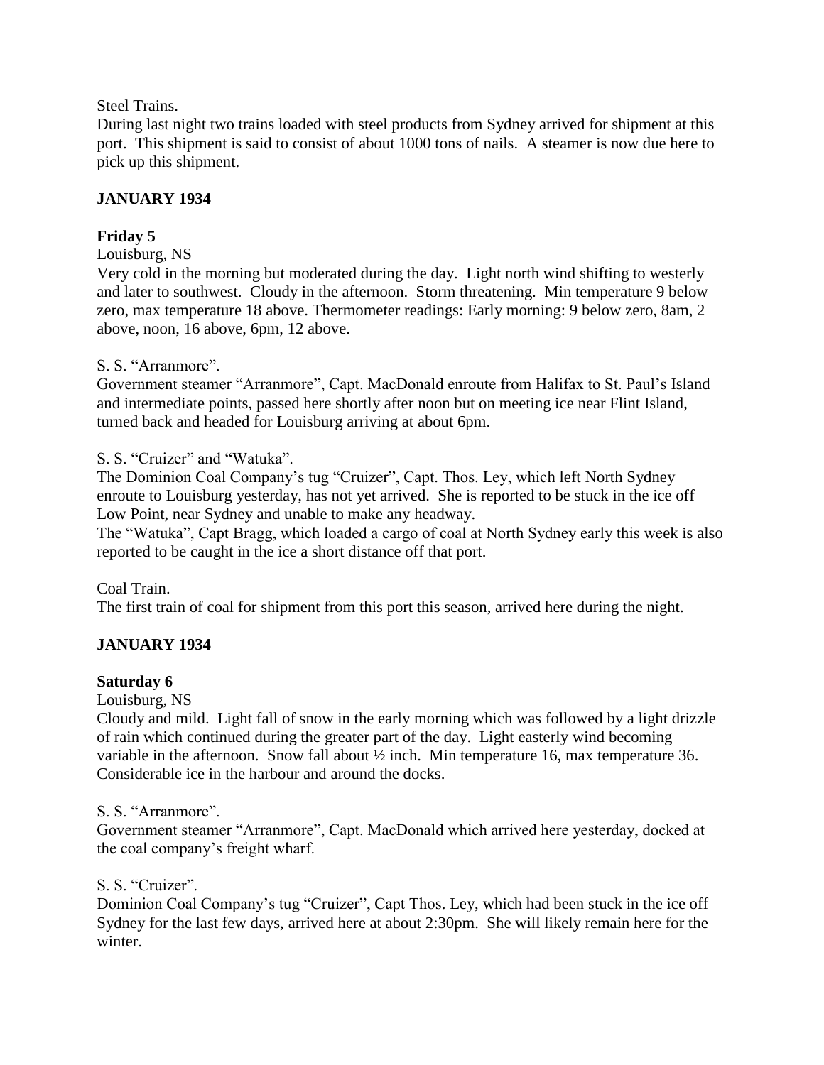Steel Trains.

During last night two trains loaded with steel products from Sydney arrived for shipment at this port. This shipment is said to consist of about 1000 tons of nails. A steamer is now due here to pick up this shipment.

**JANUARY 1934**

**Friday 5**

Louisburg, NS

Very cold in the morning but moderated during the day. Light north wind shifting to westerly and later to southwest. Cloudy in the afternoon. Storm threatening. Min temperature 9 below zero, max temperature 18 above. Thermometer readings: Early morning: 9 below zero, 8am, 2 above, noon, 16 above, 6pm, 12 above.

S. S. "Arranmore".

Government steamer "Arranmore", Capt. MacDonald enroute from Halifax to St. Paul's Island and intermediate points, passed here shortly after noon but on meeting ice near Flint Island, turned back and headed for Louisburg arriving at about 6pm.

S. S. "Cruizer" and "Watuka".

The Dominion Coal Company's tug "Cruizer", Capt. Thos. Ley, which left North Sydney enroute to Louisburg yesterday, has not yet arrived. She is reported to be stuck in the ice off Low Point, near Sydney and unable to make any headway.

The "Watuka", Capt Bragg, which loaded a cargo of coal at North Sydney early this week is also reported to be caught in the ice a short distance off that port.

Coal Train.

The first train of coal for shipment from this port this season, arrived here during the night.

**JANUARY 1934**

**Saturday 6**

Louisburg, NS

Cloudy and mild. Light fall of snow in the early morning which was followed by a light drizzle of rain which continued during the greater part of the day. Light easterly wind becoming variable in the afternoon. Snow fall about ½ inch. Min temperature 16, max temperature 36. Considerable ice in the harbour and around the docks.

S. S. "Arranmore".

Government steamer "Arranmore", Capt. MacDonald which arrived here yesterday, docked at the coal company's freight wharf.

S. S. "Cruizer".

Dominion Coal Company's tug "Cruizer", Capt Thos. Ley, which had been stuck in the ice off Sydney for the last few days, arrived here at about 2:30pm. She will likely remain here for the winter.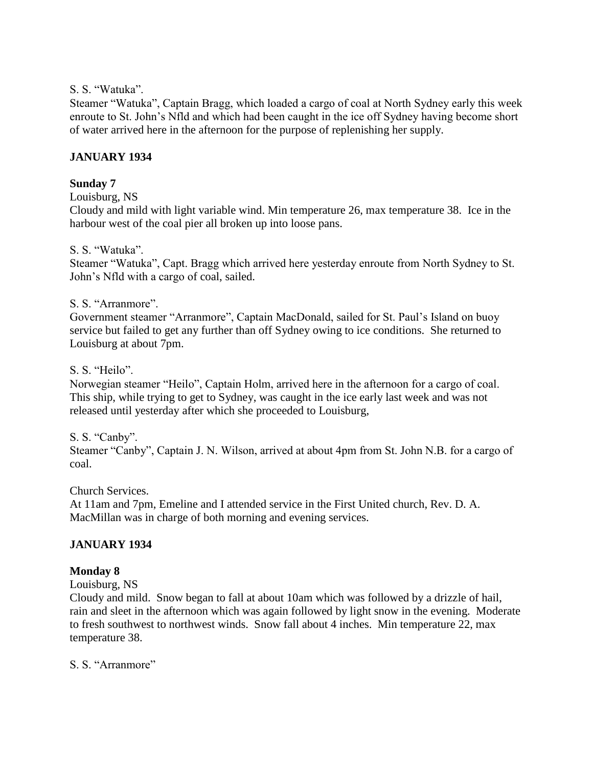S. S. "Watuka".

Steamer "Watuka", Captain Bragg, which loaded a cargo of coal at North Sydney early this week enroute to St. John's Nfld and which had been caught in the ice off Sydney having become short of water arrived here in the afternoon for the purpose of replenishing her supply.

## JANUARY 1934

### Sunday 7

Louisburg, NS

Cloudy and mild with light variable wind. Min temperature 26, max temperature 38. Ice in the harbour west of the coal pier all broken up into loose pans.

S. S. "Watuka".

Steamer "Watuka", Capt. Bragg which arrived here yesterday enroute from North Sydney to St. John's Nfld with a cargo of coal, sailed.

S. S. "Arranmore".

Government steamer "Arranmore", Captain MacDonald, sailed for St. Paul's Island on buoy service but failed to get any further than off Sydney owing to ice conditions. She returned to Louisburg at about 7pm.

S. S. "Heilo".

Norwegian steamer "Heilo", Captain Holm, arrived here in the afternoon for a cargo of coal. This ship, while trying to get to Sydney, was caught in the ice early last week and was not released until yesterday after which she proceeded to Louisburg,

S. S. "Canby".

Steamer "Canby", Captain J. N. Wilson, arrived at about 4pm from St. John N.B. for a cargo of coal.

Church Services.

At 11am and 7pm, Emeline and I attended service in the First United church, Rev. D. A. MacMillan was in charge of both morning and evening services.

## JANUARY 1934

### Monday 8

Louisburg, NS

Cloudy and mild. Snow began to fall at about 10am which was followed by a drizzle of hail, rain and sleet in the afternoon which was again followed by light snow in the evening. Moderate to fresh southwest to northwest winds. Snow fall about 4 inches. Min temperature 22, max temperature 38.

S. S. "Arranmore"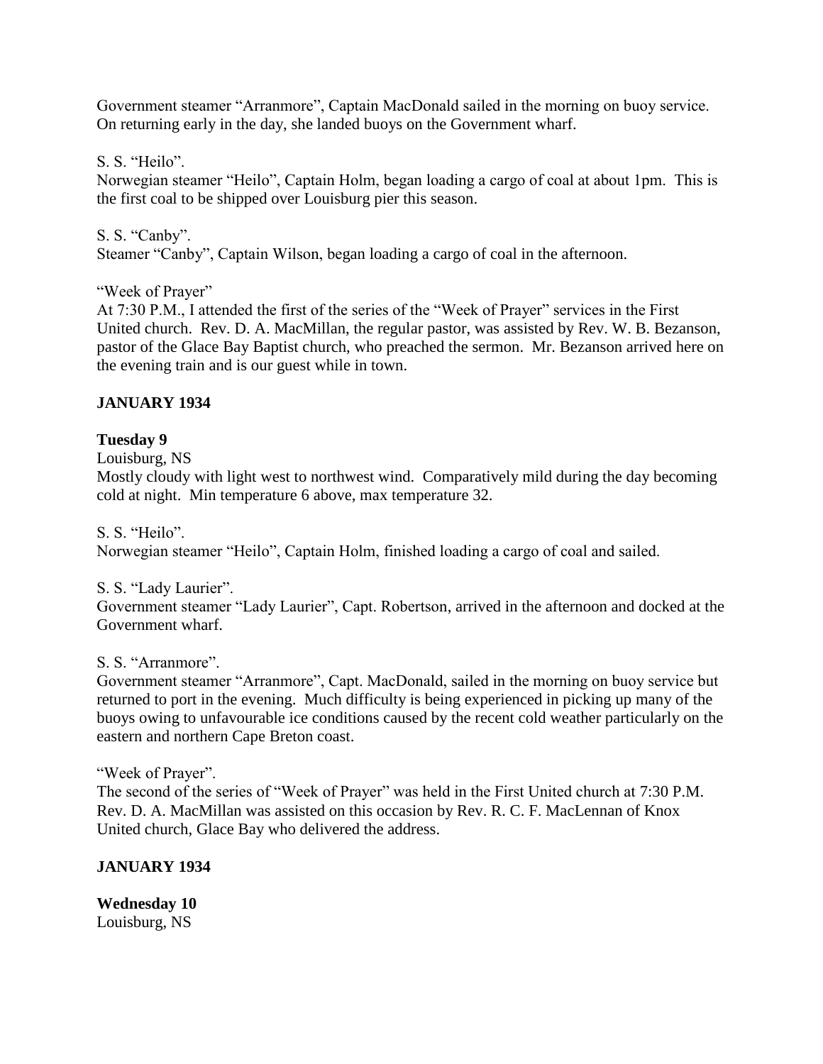Government steamer “Arranmore”, Captain MacDonald sailed in the morning on buoy service. On returning early in the day, she landed buoys on the Government wharf.

S. S. “Heilo”.
Norwegian steamer “Heilo”, Captain Holm, began loading a cargo of coal at about 1pm. This is the first coal to be shipped over Louisburg pier this season.

S. S. “Canby”.
Steamer “Canby”, Captain Wilson, began loading a cargo of coal in the afternoon.

“Week of Prayer”
At 7:30 P.M., I attended the first of the series of the “Week of Prayer” services in the First United church. Rev. D. A. MacMillan, the regular pastor, was assisted by Rev. W. B. Bezanson, pastor of the Glace Bay Baptist church, who preached the sermon. Mr. Bezanson arrived here on the evening train and is our guest while in town.

**JANUARY 1934**

**Tuesday 9**
Louisburg, NS
Mostly cloudy with light west to northwest wind. Comparatively mild during the day becoming cold at night. Min temperature 6 above, max temperature 32.

S. S. “Heilo”.
Norwegian steamer “Heilo”, Captain Holm, finished loading a cargo of coal and sailed.

S. S. “Lady Laurier”.
Government steamer “Lady Laurier”, Capt. Robertson, arrived in the afternoon and docked at the Government wharf.

S. S. “Arranmore”.
Government steamer “Arranmore”, Capt. MacDonald, sailed in the morning on buoy service but returned to port in the evening. Much difficulty is being experienced in picking up many of the buoys owing to unfavourable ice conditions caused by the recent cold weather particularly on the eastern and northern Cape Breton coast.

“Week of Prayer”.
The second of the series of “Week of Prayer” was held in the First United church at 7:30 P.M. Rev. D. A. MacMillan was assisted on this occasion by Rev. R. C. F. MacLennan of Knox United church, Glace Bay who delivered the address.

**JANUARY 1934**

**Wednesday 10**
Louisburg, NS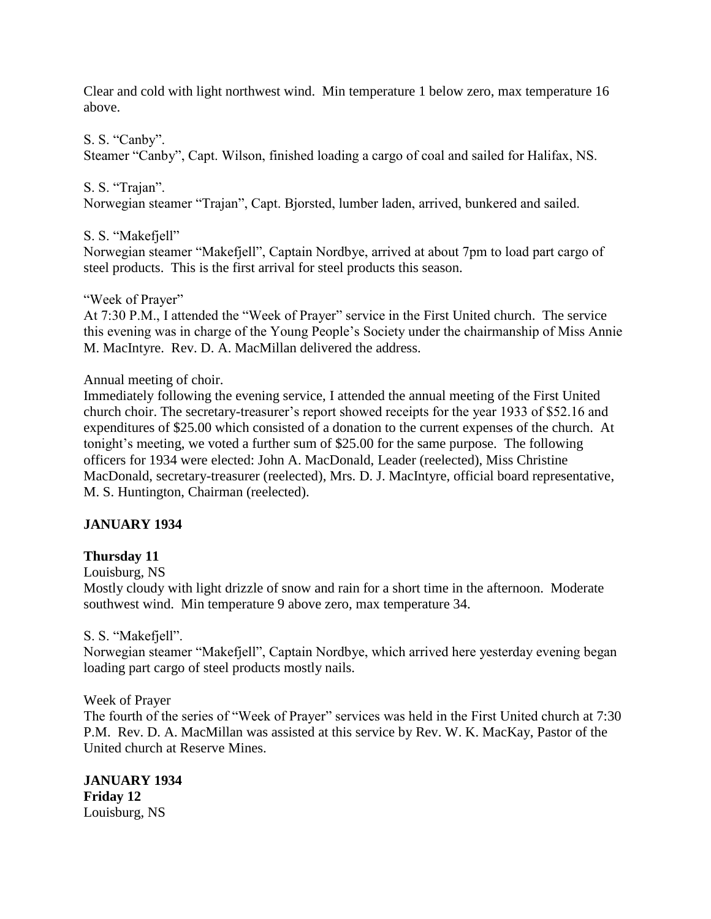Clear and cold with light northwest wind. Min temperature 1 below zero, max temperature 16 above.

S. S. "Canby".
Steamer "Canby", Capt. Wilson, finished loading a cargo of coal and sailed for Halifax, NS.

S. S. "Trajan".
Norwegian steamer "Trajan", Capt. Bjorsted, lumber laden, arrived, bunkered and sailed.

S. S. "Makefjell"
Norwegian steamer "Makefjell", Captain Nordbye, arrived at about 7pm to load part cargo of steel products. This is the first arrival for steel products this season.

"Week of Prayer"
At 7:30 P.M., I attended the "Week of Prayer" service in the First United church. The service this evening was in charge of the Young People's Society under the chairmanship of Miss Annie M. MacIntyre. Rev. D. A. MacMillan delivered the address.

Annual meeting of choir.
Immediately following the evening service, I attended the annual meeting of the First United church choir. The secretary-treasurer's report showed receipts for the year 1933 of $52.16 and expenditures of $25.00 which consisted of a donation to the current expenses of the church. At tonight's meeting, we voted a further sum of $25.00 for the same purpose. The following officers for 1934 were elected: John A. MacDonald, Leader (reelected), Miss Christine MacDonald, secretary-treasurer (reelected), Mrs. D. J. MacIntyre, official board representative, M. S. Huntington, Chairman (reelected).

**JANUARY 1934**

**Thursday 11**
Louisburg, NS
Mostly cloudy with light drizzle of snow and rain for a short time in the afternoon. Moderate southwest wind. Min temperature 9 above zero, max temperature 34.

S. S. "Makefjell".
Norwegian steamer "Makefjell", Captain Nordbye, which arrived here yesterday evening began loading part cargo of steel products mostly nails.

Week of Prayer
The fourth of the series of "Week of Prayer" services was held in the First United church at 7:30 P.M. Rev. D. A. MacMillan was assisted at this service by Rev. W. K. MacKay, Pastor of the United church at Reserve Mines.

**JANUARY 1934**
**Friday 12**
Louisburg, NS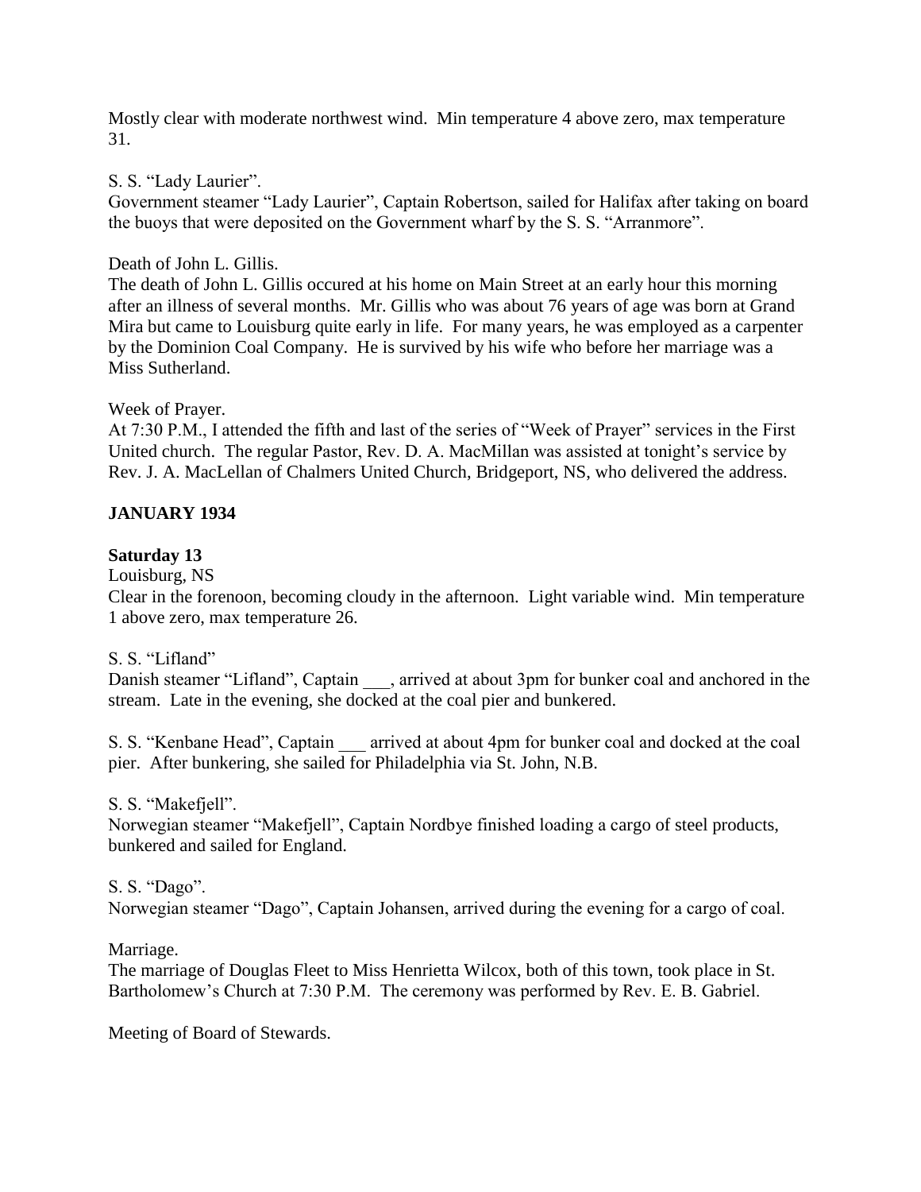Mostly clear with moderate northwest wind. Min temperature 4 above zero, max temperature 31.

S. S. "Lady Laurier".
Government steamer "Lady Laurier", Captain Robertson, sailed for Halifax after taking on board the buoys that were deposited on the Government wharf by the S. S. "Arranmore".

Death of John L. Gillis.
The death of John L. Gillis occured at his home on Main Street at an early hour this morning after an illness of several months. Mr. Gillis who was about 76 years of age was born at Grand Mira but came to Louisburg quite early in life. For many years, he was employed as a carpenter by the Dominion Coal Company. He is survived by his wife who before her marriage was a Miss Sutherland.

Week of Prayer.
At 7:30 P.M., I attended the fifth and last of the series of "Week of Prayer" services in the First United church. The regular Pastor, Rev. D. A. MacMillan was assisted at tonight's service by Rev. J. A. MacLellan of Chalmers United Church, Bridgeport, NS, who delivered the address.

**JANUARY 1934**

**Saturday 13**

Louisburg, NS
Clear in the forenoon, becoming cloudy in the afternoon. Light variable wind. Min temperature 1 above zero, max temperature 26.

S. S. "Lifland"
Danish steamer "Lifland", Captain ___, arrived at about 3pm for bunker coal and anchored in the stream. Late in the evening, she docked at the coal pier and bunkered.

S. S. "Kenbane Head", Captain ___ arrived at about 4pm for bunker coal and docked at the coal pier. After bunkering, she sailed for Philadelphia via St. John, N.B.

S. S. "Makefjell".
Norwegian steamer "Makefjell", Captain Nordbye finished loading a cargo of steel products, bunkered and sailed for England.

S. S. "Dago".
Norwegian steamer "Dago", Captain Johansen, arrived during the evening for a cargo of coal.

Marriage.
The marriage of Douglas Fleet to Miss Henrietta Wilcox, both of this town, took place in St. Bartholomew's Church at 7:30 P.M. The ceremony was performed by Rev. E. B. Gabriel.

Meeting of Board of Stewards.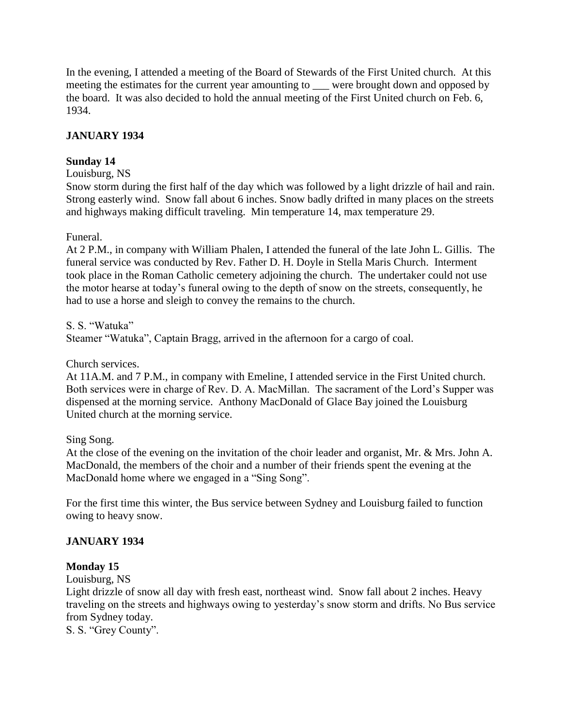In the evening, I attended a meeting of the Board of Stewards of the First United church. At this meeting the estimates for the current year amounting to ___ were brought down and opposed by the board. It was also decided to hold the annual meeting of the First United church on Feb. 6, 1934.

## JANUARY 1934

### Sunday 14

Louisburg, NS

Snow storm during the first half of the day which was followed by a light drizzle of hail and rain. Strong easterly wind. Snow fall about 6 inches. Snow badly drifted in many places on the streets and highways making difficult traveling. Min temperature 14, max temperature 29.

Funeral.

At 2 P.M., in company with William Phalen, I attended the funeral of the late John L. Gillis. The funeral service was conducted by Rev. Father D. H. Doyle in Stella Maris Church. Interment took place in the Roman Catholic cemetery adjoining the church. The undertaker could not use the motor hearse at today's funeral owing to the depth of snow on the streets, consequently, he had to use a horse and sleigh to convey the remains to the church.

S. S. "Watuka"

Steamer "Watuka", Captain Bragg, arrived in the afternoon for a cargo of coal.

Church services.

At 11A.M. and 7 P.M., in company with Emeline, I attended service in the First United church. Both services were in charge of Rev. D. A. MacMillan. The sacrament of the Lord's Supper was dispensed at the morning service. Anthony MacDonald of Glace Bay joined the Louisburg United church at the morning service.

Sing Song.

At the close of the evening on the invitation of the choir leader and organist, Mr. & Mrs. John A. MacDonald, the members of the choir and a number of their friends spent the evening at the MacDonald home where we engaged in a "Sing Song".

For the first time this winter, the Bus service between Sydney and Louisburg failed to function owing to heavy snow.

## JANUARY 1934

### Monday 15

Louisburg, NS

Light drizzle of snow all day with fresh east, northeast wind. Snow fall about 2 inches. Heavy traveling on the streets and highways owing to yesterday's snow storm and drifts. No Bus service from Sydney today.

S. S. "Grey County".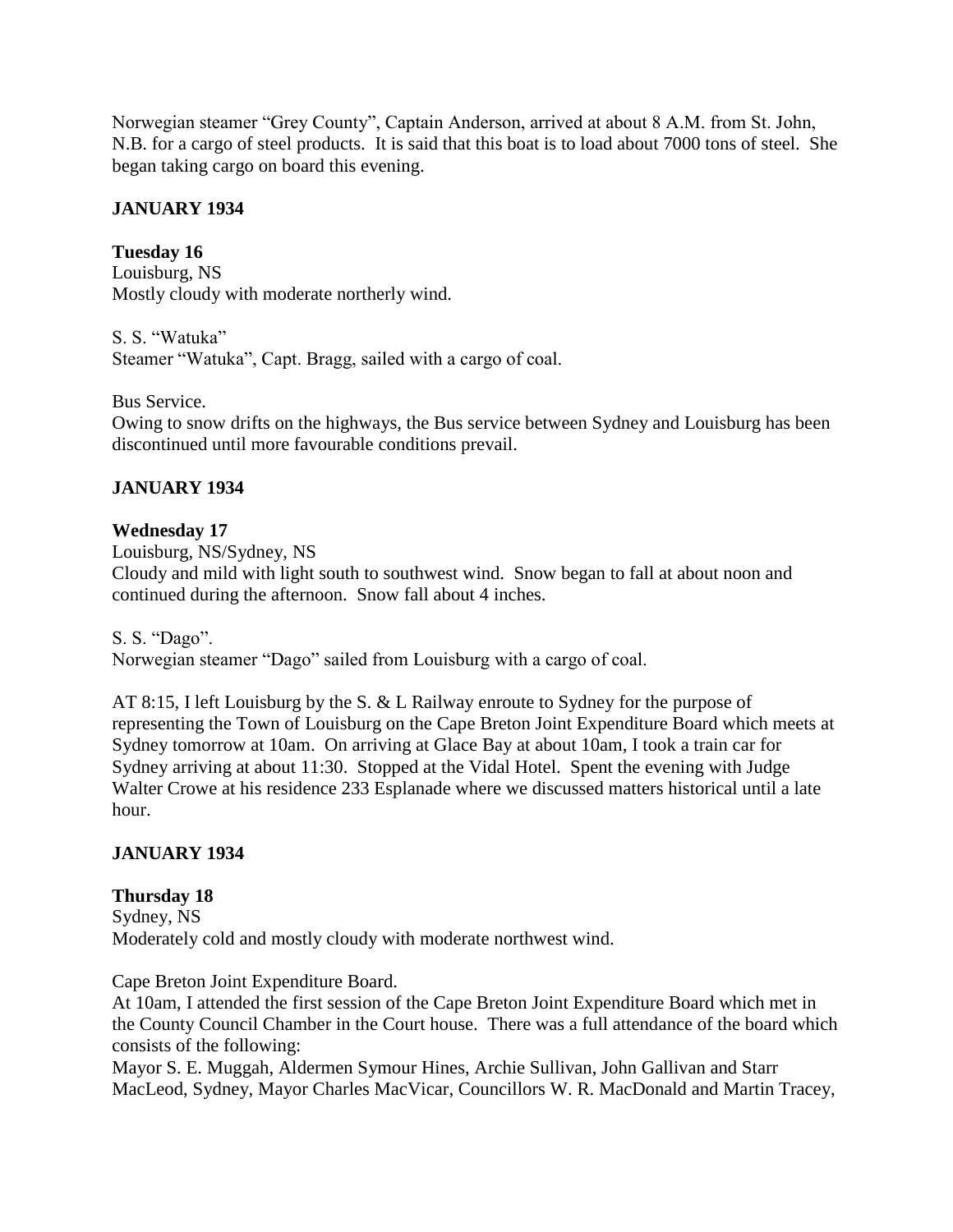Norwegian steamer “Grey County”, Captain Anderson, arrived at about 8 A.M. from St. John, N.B. for a cargo of steel products. It is said that this boat is to load about 7000 tons of steel. She began taking cargo on board this evening.

**JANUARY 1934**

**Tuesday 16**
Louisburg, NS
Mostly cloudy with moderate northerly wind.

S. S. “Watuka”
Steamer “Watuka”, Capt. Bragg, sailed with a cargo of coal.

Bus Service.
Owing to snow drifts on the highways, the Bus service between Sydney and Louisburg has been discontinued until more favourable conditions prevail.

**JANUARY 1934**

**Wednesday 17**
Louisburg, NS/Sydney, NS
Cloudy and mild with light south to southwest wind. Snow began to fall at about noon and continued during the afternoon. Snow fall about 4 inches.

S. S. “Dago”.
Norwegian steamer “Dago” sailed from Louisburg with a cargo of coal.

AT 8:15, I left Louisburg by the S. & L Railway enroute to Sydney for the purpose of representing the Town of Louisburg on the Cape Breton Joint Expenditure Board which meets at Sydney tomorrow at 10am. On arriving at Glace Bay at about 10am, I took a train car for Sydney arriving at about 11:30. Stopped at the Vidal Hotel. Spent the evening with Judge Walter Crowe at his residence 233 Esplanade where we discussed matters historical until a late hour.

**JANUARY 1934**

**Thursday 18**
Sydney, NS
Moderately cold and mostly cloudy with moderate northwest wind.

Cape Breton Joint Expenditure Board.
At 10am, I attended the first session of the Cape Breton Joint Expenditure Board which met in the County Council Chamber in the Court house. There was a full attendance of the board which consists of the following:
Mayor S. E. Muggah, Aldermen Symour Hines, Archie Sullivan, John Gallivan and Starr MacLeod, Sydney, Mayor Charles MacVicar, Councillors W. R. MacDonald and Martin Tracey,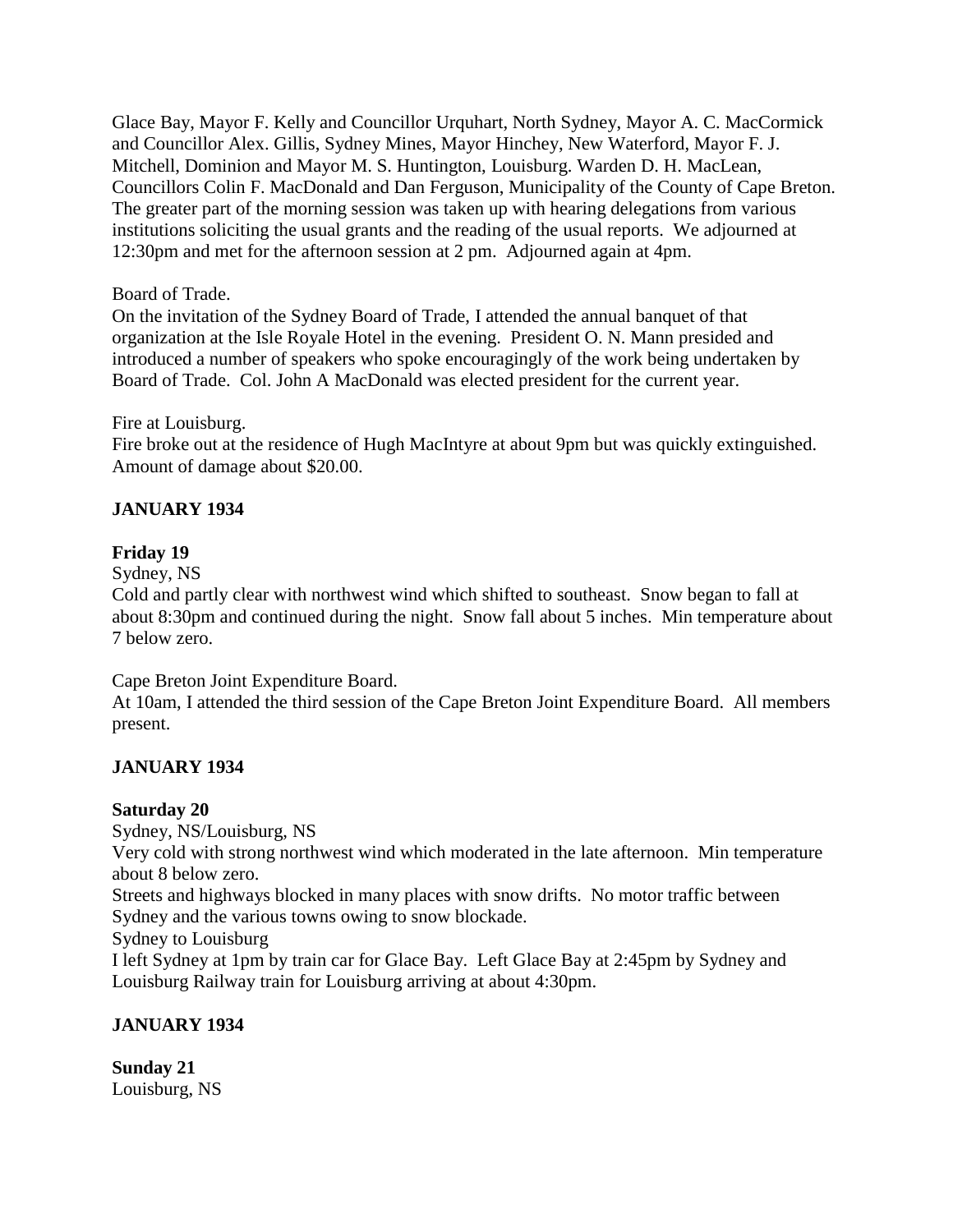Glace Bay, Mayor F. Kelly and Councillor Urquhart, North Sydney, Mayor A. C. MacCormick and Councillor Alex. Gillis, Sydney Mines, Mayor Hinchey, New Waterford, Mayor F. J. Mitchell, Dominion and Mayor M. S. Huntington, Louisburg. Warden D. H. MacLean, Councillors Colin F. MacDonald and Dan Ferguson, Municipality of the County of Cape Breton. The greater part of the morning session was taken up with hearing delegations from various institutions soliciting the usual grants and the reading of the usual reports. We adjourned at 12:30pm and met for the afternoon session at 2 pm. Adjourned again at 4pm.

Board of Trade.
On the invitation of the Sydney Board of Trade, I attended the annual banquet of that organization at the Isle Royale Hotel in the evening. President O. N. Mann presided and introduced a number of speakers who spoke encouragingly of the work being undertaken by Board of Trade. Col. John A MacDonald was elected president for the current year.

Fire at Louisburg.
Fire broke out at the residence of Hugh MacIntyre at about 9pm but was quickly extinguished. Amount of damage about $20.00.

**JANUARY 1934**

**Friday 19**
Sydney, NS
Cold and partly clear with northwest wind which shifted to southeast. Snow began to fall at about 8:30pm and continued during the night. Snow fall about 5 inches. Min temperature about 7 below zero.

Cape Breton Joint Expenditure Board.
At 10am, I attended the third session of the Cape Breton Joint Expenditure Board. All members present.

**JANUARY 1934**

**Saturday 20**
Sydney, NS/Louisburg, NS
Very cold with strong northwest wind which moderated in the late afternoon. Min temperature about 8 below zero.
Streets and highways blocked in many places with snow drifts. No motor traffic between Sydney and the various towns owing to snow blockade.
Sydney to Louisburg
I left Sydney at 1pm by train car for Glace Bay. Left Glace Bay at 2:45pm by Sydney and Louisburg Railway train for Louisburg arriving at about 4:30pm.

**JANUARY 1934**

**Sunday 21**
Louisburg, NS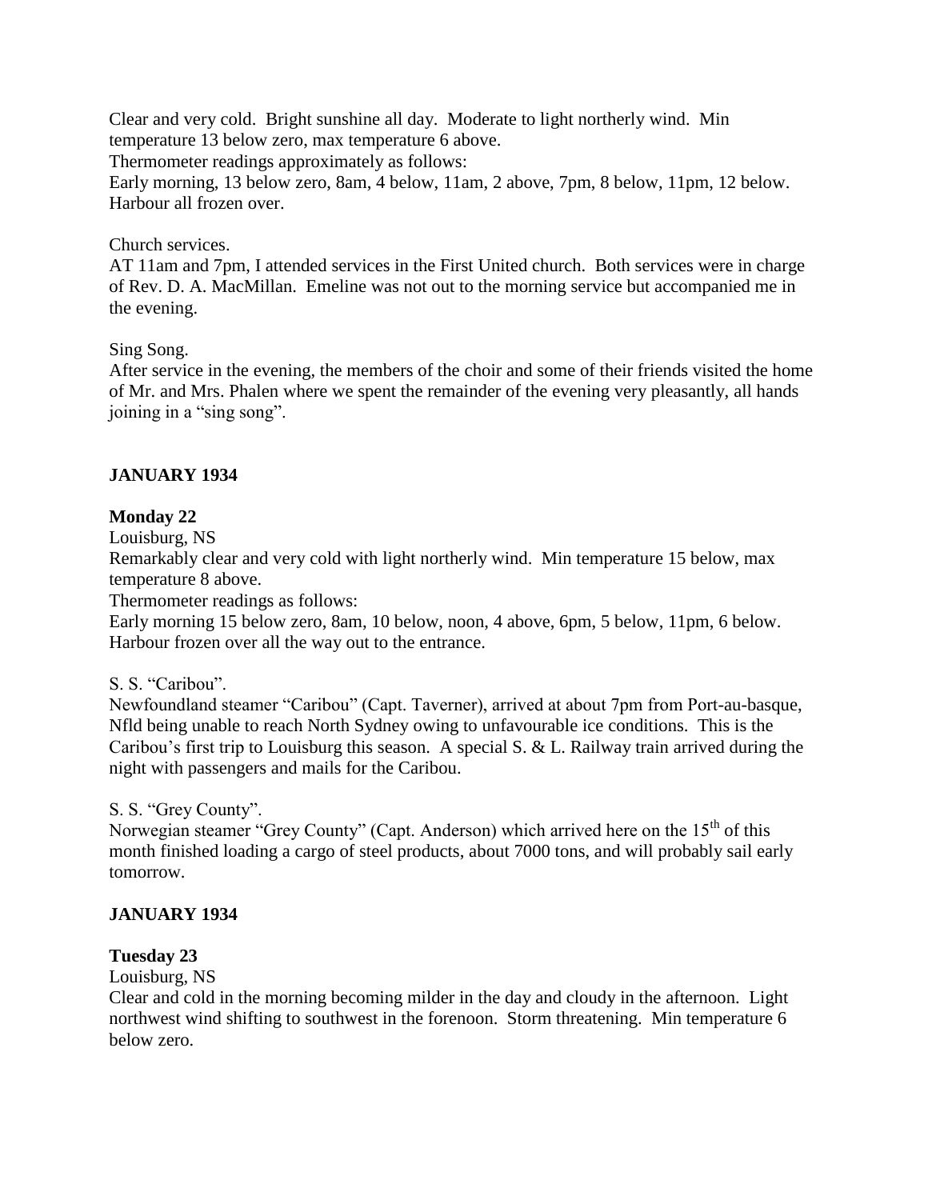Clear and very cold. Bright sunshine all day. Moderate to light northerly wind. Min temperature 13 below zero, max temperature 6 above.
Thermometer readings approximately as follows:
Early morning, 13 below zero, 8am, 4 below, 11am, 2 above, 7pm, 8 below, 11pm, 12 below.
Harbour all frozen over.

Church services.
AT 11am and 7pm, I attended services in the First United church. Both services were in charge of Rev. D. A. MacMillan. Emeline was not out to the morning service but accompanied me in the evening.

Sing Song.
After service in the evening, the members of the choir and some of their friends visited the home of Mr. and Mrs. Phalen where we spent the remainder of the evening very pleasantly, all hands joining in a "sing song".

**JANUARY 1934**

**Monday 22**
Louisburg, NS
Remarkably clear and very cold with light northerly wind. Min temperature 15 below, max temperature 8 above.
Thermometer readings as follows:
Early morning 15 below zero, 8am, 10 below, noon, 4 above, 6pm, 5 below, 11pm, 6 below.
Harbour frozen over all the way out to the entrance.

S. S. "Caribou".
Newfoundland steamer "Caribou" (Capt. Taverner), arrived at about 7pm from Port-au-basque, Nfld being unable to reach North Sydney owing to unfavourable ice conditions. This is the Caribou's first trip to Louisburg this season. A special S. & L. Railway train arrived during the night with passengers and mails for the Caribou.

S. S. "Grey County".
Norwegian steamer "Grey County" (Capt. Anderson) which arrived here on the 15th of this month finished loading a cargo of steel products, about 7000 tons, and will probably sail early tomorrow.

**JANUARY 1934**

**Tuesday 23**
Louisburg, NS
Clear and cold in the morning becoming milder in the day and cloudy in the afternoon. Light northwest wind shifting to southwest in the forenoon. Storm threatening. Min temperature 6 below zero.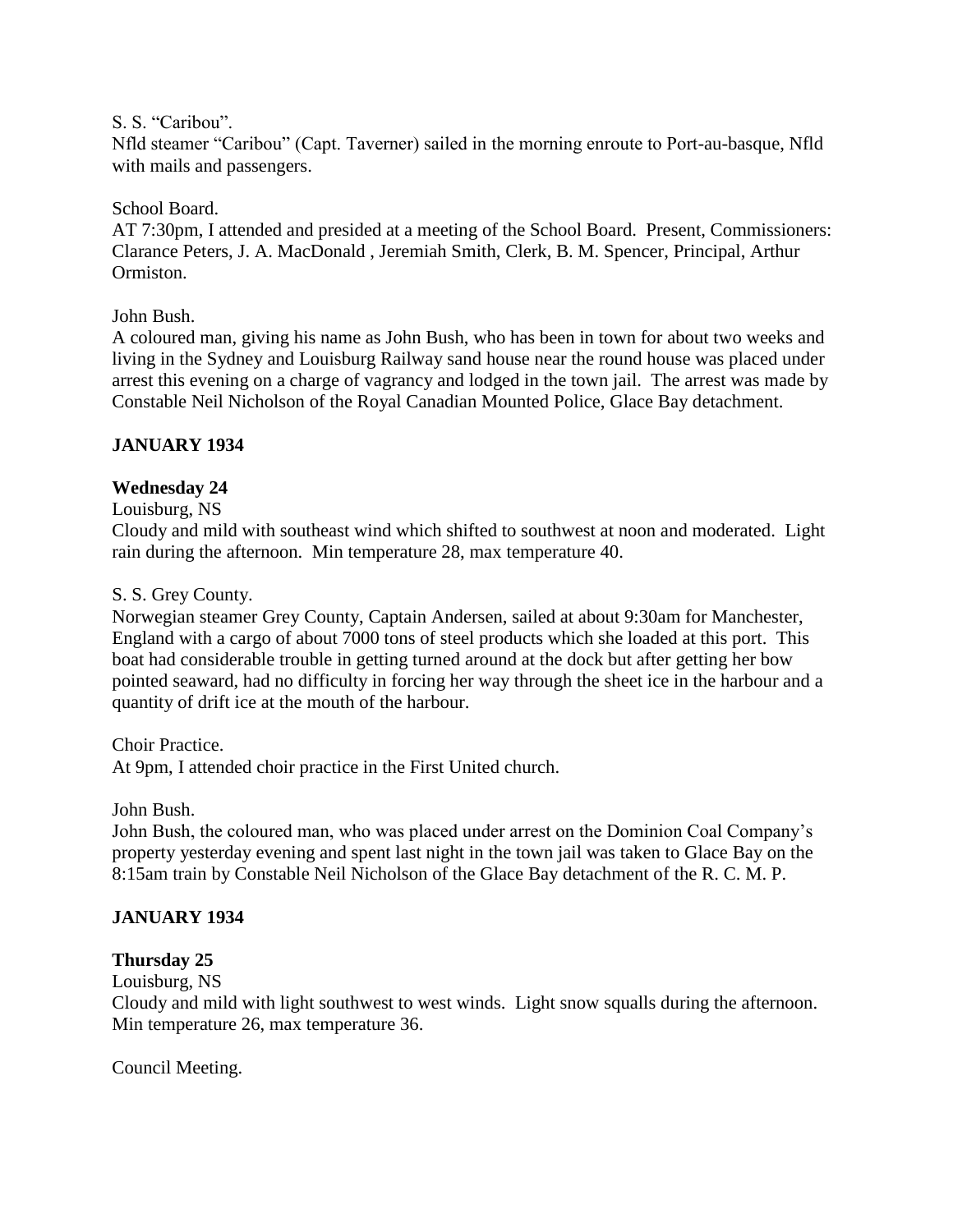S. S. "Caribou".

Nfld steamer "Caribou" (Capt. Taverner) sailed in the morning enroute to Port-au-basque, Nfld with mails and passengers.

School Board.

AT 7:30pm, I attended and presided at a meeting of the School Board. Present, Commissioners: Clarance Peters, J. A. MacDonald , Jeremiah Smith, Clerk, B. M. Spencer, Principal, Arthur Ormiston.

John Bush.

A coloured man, giving his name as John Bush, who has been in town for about two weeks and living in the Sydney and Louisburg Railway sand house near the round house was placed under arrest this evening on a charge of vagrancy and lodged in the town jail. The arrest was made by Constable Neil Nicholson of the Royal Canadian Mounted Police, Glace Bay detachment.

**JANUARY 1934**

**Wednesday 24**

Louisburg, NS

Cloudy and mild with southeast wind which shifted to southwest at noon and moderated. Light rain during the afternoon. Min temperature 28, max temperature 40.

S. S. Grey County.

Norwegian steamer Grey County, Captain Andersen, sailed at about 9:30am for Manchester, England with a cargo of about 7000 tons of steel products which she loaded at this port. This boat had considerable trouble in getting turned around at the dock but after getting her bow pointed seaward, had no difficulty in forcing her way through the sheet ice in the harbour and a quantity of drift ice at the mouth of the harbour.

Choir Practice.

At 9pm, I attended choir practice in the First United church.

John Bush.

John Bush, the coloured man, who was placed under arrest on the Dominion Coal Company's property yesterday evening and spent last night in the town jail was taken to Glace Bay on the 8:15am train by Constable Neil Nicholson of the Glace Bay detachment of the R. C. M. P.

**JANUARY 1934**

**Thursday 25**

Louisburg, NS

Cloudy and mild with light southwest to west winds. Light snow squalls during the afternoon. Min temperature 26, max temperature 36.

Council Meeting.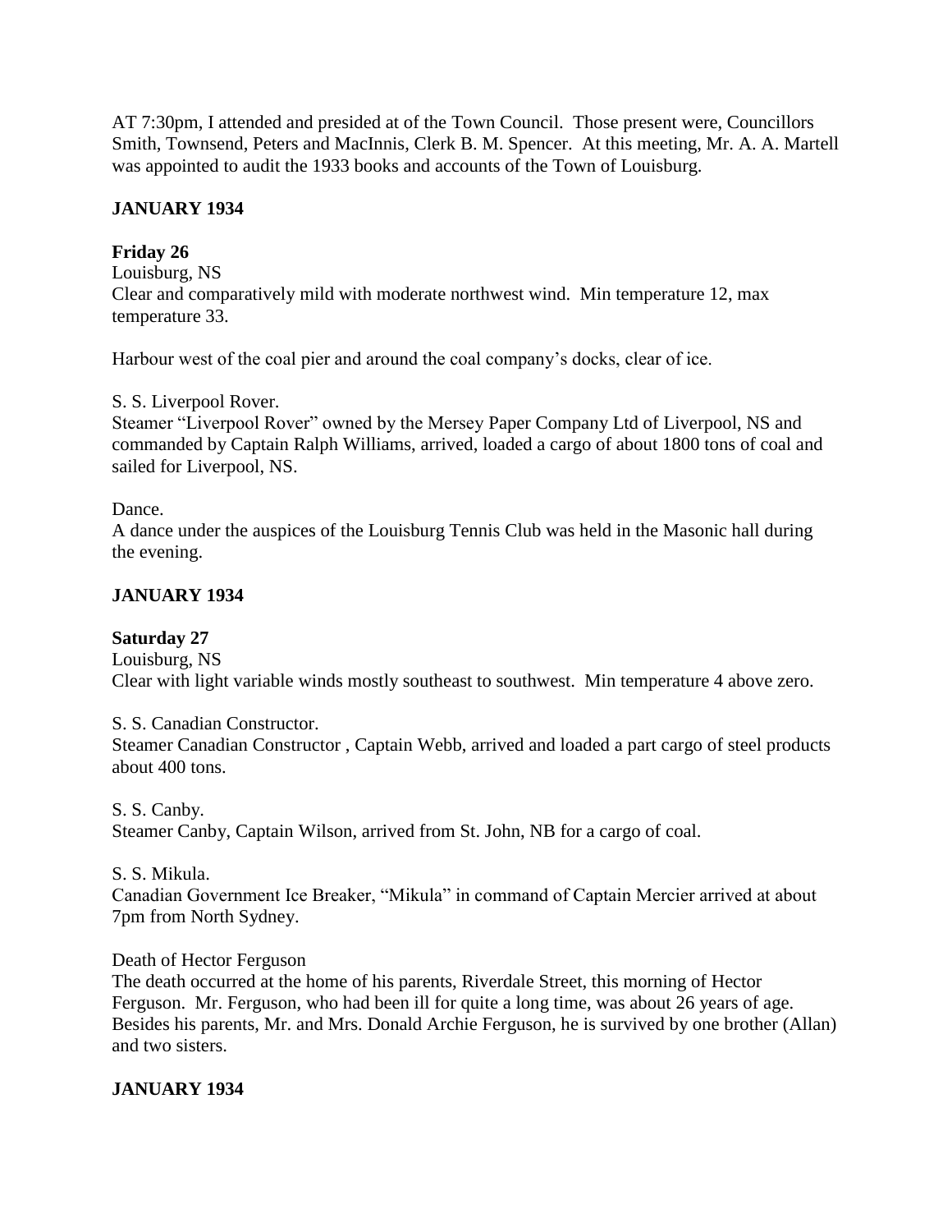AT 7:30pm, I attended and presided at of the Town Council. Those present were, Councillors Smith, Townsend, Peters and MacInnis, Clerk B. M. Spencer. At this meeting, Mr. A. A. Martell was appointed to audit the 1933 books and accounts of the Town of Louisburg.

**JANUARY 1934**

**Friday 26**
Louisburg, NS
Clear and comparatively mild with moderate northwest wind. Min temperature 12, max temperature 33.

Harbour west of the coal pier and around the coal company's docks, clear of ice.

S. S. Liverpool Rover.
Steamer "Liverpool Rover" owned by the Mersey Paper Company Ltd of Liverpool, NS and commanded by Captain Ralph Williams, arrived, loaded a cargo of about 1800 tons of coal and sailed for Liverpool, NS.

Dance.
A dance under the auspices of the Louisburg Tennis Club was held in the Masonic hall during the evening.

**JANUARY 1934**

**Saturday 27**
Louisburg, NS
Clear with light variable winds mostly southeast to southwest. Min temperature 4 above zero.

S. S. Canadian Constructor.
Steamer Canadian Constructor , Captain Webb, arrived and loaded a part cargo of steel products about 400 tons.

S. S. Canby.
Steamer Canby, Captain Wilson, arrived from St. John, NB for a cargo of coal.

S. S. Mikula.
Canadian Government Ice Breaker, "Mikula" in command of Captain Mercier arrived at about 7pm from North Sydney.

Death of Hector Ferguson
The death occurred at the home of his parents, Riverdale Street, this morning of Hector Ferguson. Mr. Ferguson, who had been ill for quite a long time, was about 26 years of age. Besides his parents, Mr. and Mrs. Donald Archie Ferguson, he is survived by one brother (Allan) and two sisters.

**JANUARY 1934**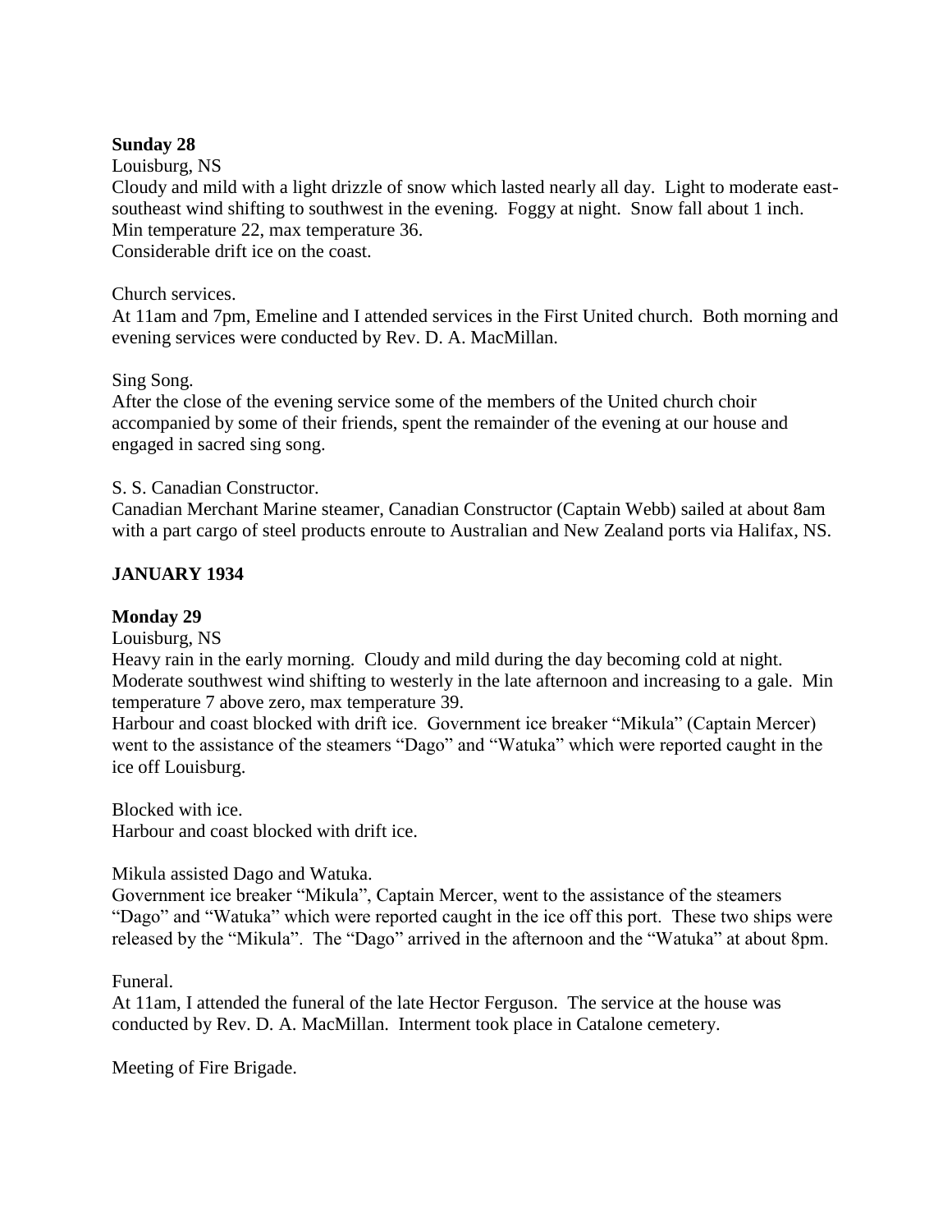**Sunday 28**

Louisburg, NS

Cloudy and mild with a light drizzle of snow which lasted nearly all day. Light to moderate east-southeast wind shifting to southwest in the evening. Foggy at night. Snow fall about 1 inch. Min temperature 22, max temperature 36.

Considerable drift ice on the coast.

Church services.

At 11am and 7pm, Emeline and I attended services in the First United church. Both morning and evening services were conducted by Rev. D. A. MacMillan.

Sing Song.

After the close of the evening service some of the members of the United church choir accompanied by some of their friends, spent the remainder of the evening at our house and engaged in sacred sing song.

S. S. Canadian Constructor.

Canadian Merchant Marine steamer, Canadian Constructor (Captain Webb) sailed at about 8am with a part cargo of steel products enroute to Australian and New Zealand ports via Halifax, NS.

**JANUARY 1934**

**Monday 29**

Louisburg, NS

Heavy rain in the early morning. Cloudy and mild during the day becoming cold at night. Moderate southwest wind shifting to westerly in the late afternoon and increasing to a gale. Min temperature 7 above zero, max temperature 39.

Harbour and coast blocked with drift ice. Government ice breaker "Mikula" (Captain Mercer) went to the assistance of the steamers "Dago" and "Watuka" which were reported caught in the ice off Louisburg.

Blocked with ice.

Harbour and coast blocked with drift ice.

Mikula assisted Dago and Watuka.

Government ice breaker "Mikula", Captain Mercer, went to the assistance of the steamers "Dago" and "Watuka" which were reported caught in the ice off this port. These two ships were released by the "Mikula". The "Dago" arrived in the afternoon and the "Watuka" at about 8pm.

Funeral.

At 11am, I attended the funeral of the late Hector Ferguson. The service at the house was conducted by Rev. D. A. MacMillan. Interment took place in Catalone cemetery.

Meeting of Fire Brigade.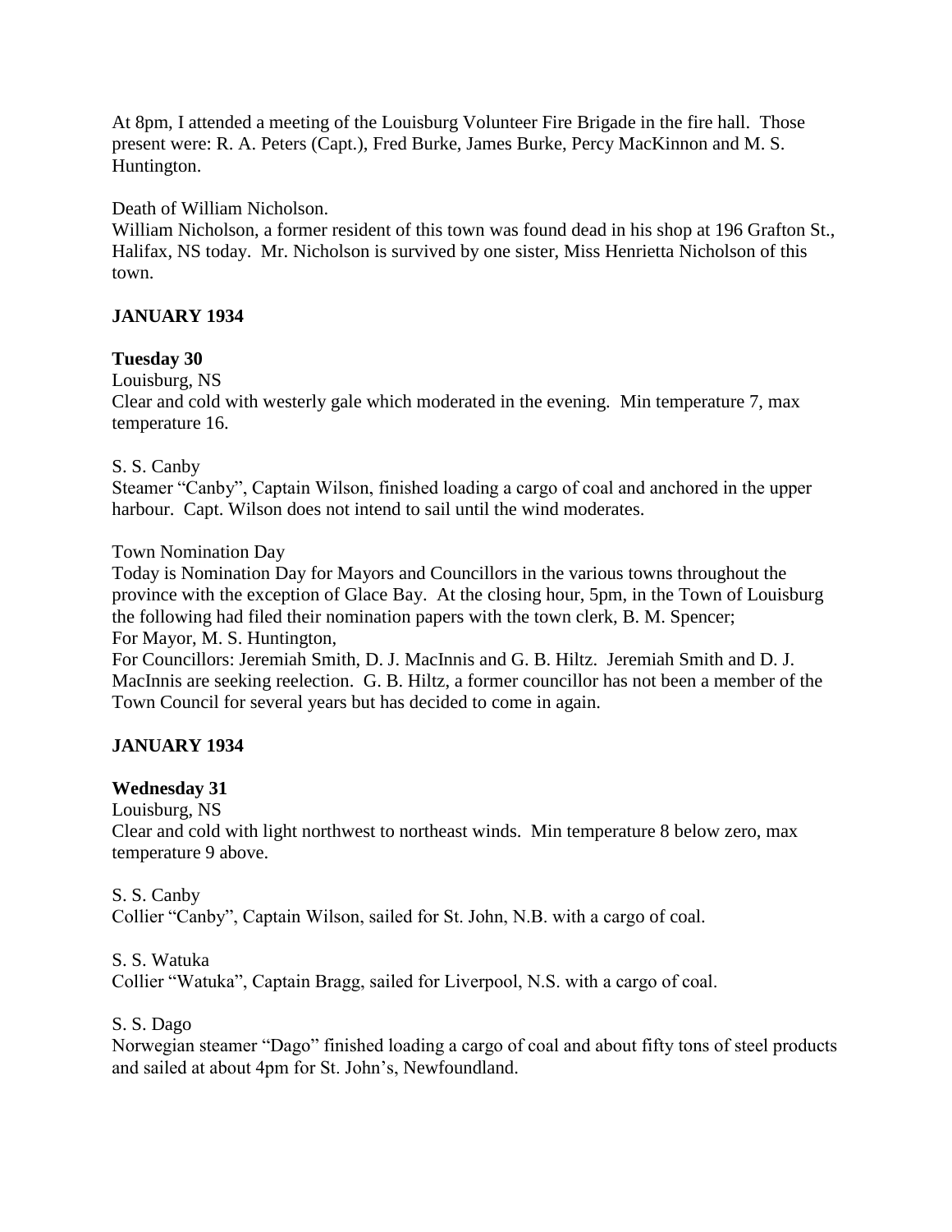At 8pm, I attended a meeting of the Louisburg Volunteer Fire Brigade in the fire hall. Those present were: R. A. Peters (Capt.), Fred Burke, James Burke, Percy MacKinnon and M. S. Huntington.

Death of William Nicholson.
William Nicholson, a former resident of this town was found dead in his shop at 196 Grafton St., Halifax, NS today. Mr. Nicholson is survived by one sister, Miss Henrietta Nicholson of this town.

**JANUARY 1934**

**Tuesday 30**
Louisburg, NS
Clear and cold with westerly gale which moderated in the evening. Min temperature 7, max temperature 16.

S. S. Canby
Steamer "Canby", Captain Wilson, finished loading a cargo of coal and anchored in the upper harbour. Capt. Wilson does not intend to sail until the wind moderates.

Town Nomination Day
Today is Nomination Day for Mayors and Councillors in the various towns throughout the province with the exception of Glace Bay. At the closing hour, 5pm, in the Town of Louisburg the following had filed their nomination papers with the town clerk, B. M. Spencer;
For Mayor, M. S. Huntington,
For Councillors: Jeremiah Smith, D. J. MacInnis and G. B. Hiltz. Jeremiah Smith and D. J. MacInnis are seeking reelection. G. B. Hiltz, a former councillor has not been a member of the Town Council for several years but has decided to come in again.

**JANUARY 1934**

**Wednesday 31**
Louisburg, NS
Clear and cold with light northwest to northeast winds. Min temperature 8 below zero, max temperature 9 above.

S. S. Canby
Collier "Canby", Captain Wilson, sailed for St. John, N.B. with a cargo of coal.

S. S. Watuka
Collier "Watuka", Captain Bragg, sailed for Liverpool, N.S. with a cargo of coal.

S. S. Dago
Norwegian steamer "Dago" finished loading a cargo of coal and about fifty tons of steel products and sailed at about 4pm for St. John's, Newfoundland.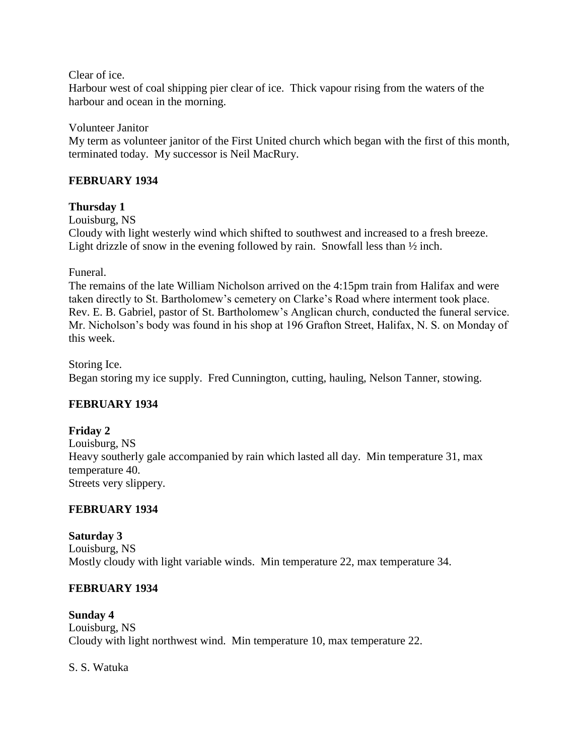Clear of ice.

Harbour west of coal shipping pier clear of ice. Thick vapour rising from the waters of the harbour and ocean in the morning.

Volunteer Janitor

My term as volunteer janitor of the First United church which began with the first of this month, terminated today. My successor is Neil MacRury.

**FEBRUARY 1934**

**Thursday 1**

Louisburg, NS

Cloudy with light westerly wind which shifted to southwest and increased to a fresh breeze. Light drizzle of snow in the evening followed by rain. Snowfall less than ½ inch.

Funeral.

The remains of the late William Nicholson arrived on the 4:15pm train from Halifax and were taken directly to St. Bartholomew's cemetery on Clarke's Road where interment took place. Rev. E. B. Gabriel, pastor of St. Bartholomew's Anglican church, conducted the funeral service. Mr. Nicholson's body was found in his shop at 196 Grafton Street, Halifax, N. S. on Monday of this week.

Storing Ice.

Began storing my ice supply. Fred Cunnington, cutting, hauling, Nelson Tanner, stowing.

**FEBRUARY 1934**

**Friday 2**

Louisburg, NS

Heavy southerly gale accompanied by rain which lasted all day. Min temperature 31, max temperature 40.

Streets very slippery.

**FEBRUARY 1934**

**Saturday 3**

Louisburg, NS

Mostly cloudy with light variable winds. Min temperature 22, max temperature 34.

**FEBRUARY 1934**

**Sunday 4**

Louisburg, NS

Cloudy with light northwest wind. Min temperature 10, max temperature 22.

S. S. Watuka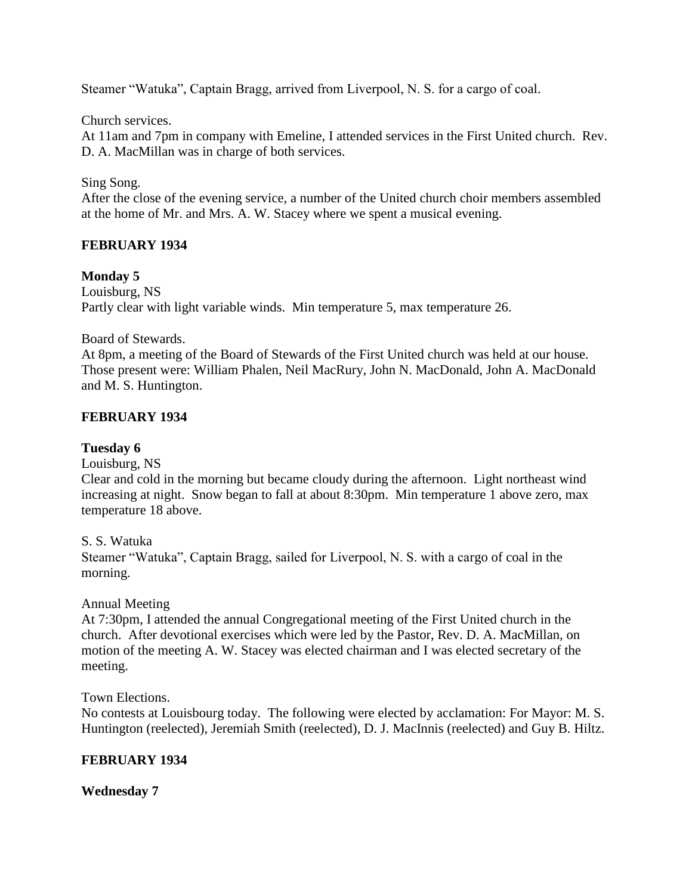Steamer "Watuka", Captain Bragg, arrived from Liverpool, N. S. for a cargo of coal.

Church services.
At 11am and 7pm in company with Emeline, I attended services in the First United church. Rev. D. A. MacMillan was in charge of both services.

Sing Song.
After the close of the evening service, a number of the United church choir members assembled at the home of Mr. and Mrs. A. W. Stacey where we spent a musical evening.

**FEBRUARY 1934**

**Monday 5**
Louisburg, NS
Partly clear with light variable winds. Min temperature 5, max temperature 26.

Board of Stewards.
At 8pm, a meeting of the Board of Stewards of the First United church was held at our house. Those present were: William Phalen, Neil MacRury, John N. MacDonald, John A. MacDonald and M. S. Huntington.

**FEBRUARY 1934**

**Tuesday 6**
Louisburg, NS
Clear and cold in the morning but became cloudy during the afternoon. Light northeast wind increasing at night. Snow began to fall at about 8:30pm. Min temperature 1 above zero, max temperature 18 above.

S. S. Watuka
Steamer "Watuka", Captain Bragg, sailed for Liverpool, N. S. with a cargo of coal in the morning.

Annual Meeting
At 7:30pm, I attended the annual Congregational meeting of the First United church in the church. After devotional exercises which were led by the Pastor, Rev. D. A. MacMillan, on motion of the meeting A. W. Stacey was elected chairman and I was elected secretary of the meeting.

Town Elections.
No contests at Louisbourg today. The following were elected by acclamation: For Mayor: M. S. Huntington (reelected), Jeremiah Smith (reelected), D. J. MacInnis (reelected) and Guy B. Hiltz.

**FEBRUARY 1934**

**Wednesday 7**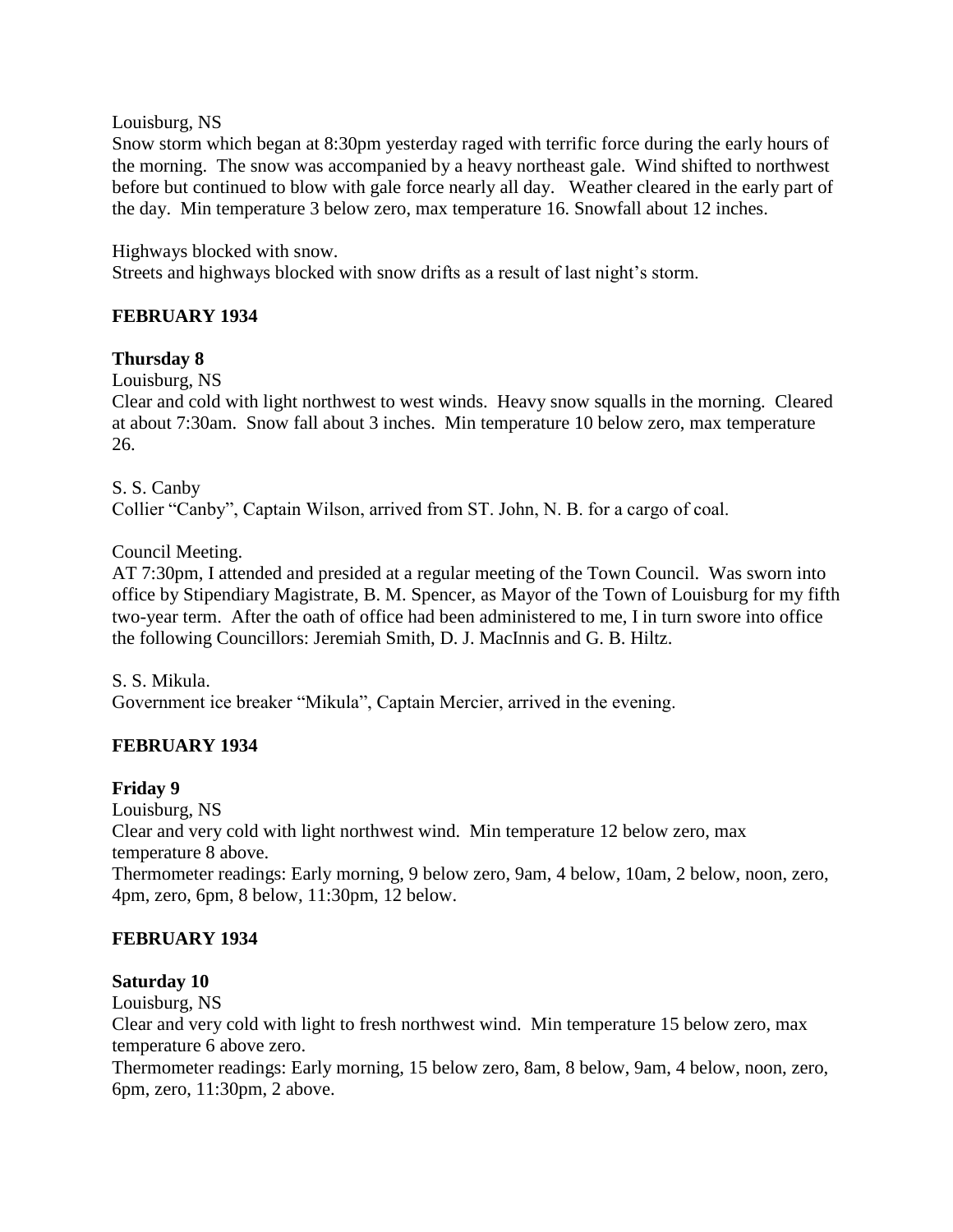Louisburg, NS

Snow storm which began at 8:30pm yesterday raged with terrific force during the early hours of the morning. The snow was accompanied by a heavy northeast gale. Wind shifted to northwest before but continued to blow with gale force nearly all day. Weather cleared in the early part of the day. Min temperature 3 below zero, max temperature 16. Snowfall about 12 inches.

Highways blocked with snow.

Streets and highways blocked with snow drifts as a result of last night's storm.

## FEBRUARY 1934

### Thursday 8

Louisburg, NS

Clear and cold with light northwest to west winds. Heavy snow squalls in the morning. Cleared at about 7:30am. Snow fall about 3 inches. Min temperature 10 below zero, max temperature 26.

S. S. Canby

Collier "Canby", Captain Wilson, arrived from ST. John, N. B. for a cargo of coal.

Council Meeting.

AT 7:30pm, I attended and presided at a regular meeting of the Town Council. Was sworn into office by Stipendiary Magistrate, B. M. Spencer, as Mayor of the Town of Louisburg for my fifth two-year term. After the oath of office had been administered to me, I in turn swore into office the following Councillors: Jeremiah Smith, D. J. MacInnis and G. B. Hiltz.

S. S. Mikula.

Government ice breaker "Mikula", Captain Mercier, arrived in the evening.

## FEBRUARY 1934

### Friday 9

Louisburg, NS

Clear and very cold with light northwest wind. Min temperature 12 below zero, max temperature 8 above.

Thermometer readings: Early morning, 9 below zero, 9am, 4 below, 10am, 2 below, noon, zero, 4pm, zero, 6pm, 8 below, 11:30pm, 12 below.

## FEBRUARY 1934

### Saturday 10

Louisburg, NS

Clear and very cold with light to fresh northwest wind. Min temperature 15 below zero, max temperature 6 above zero.

Thermometer readings: Early morning, 15 below zero, 8am, 8 below, 9am, 4 below, noon, zero, 6pm, zero, 11:30pm, 2 above.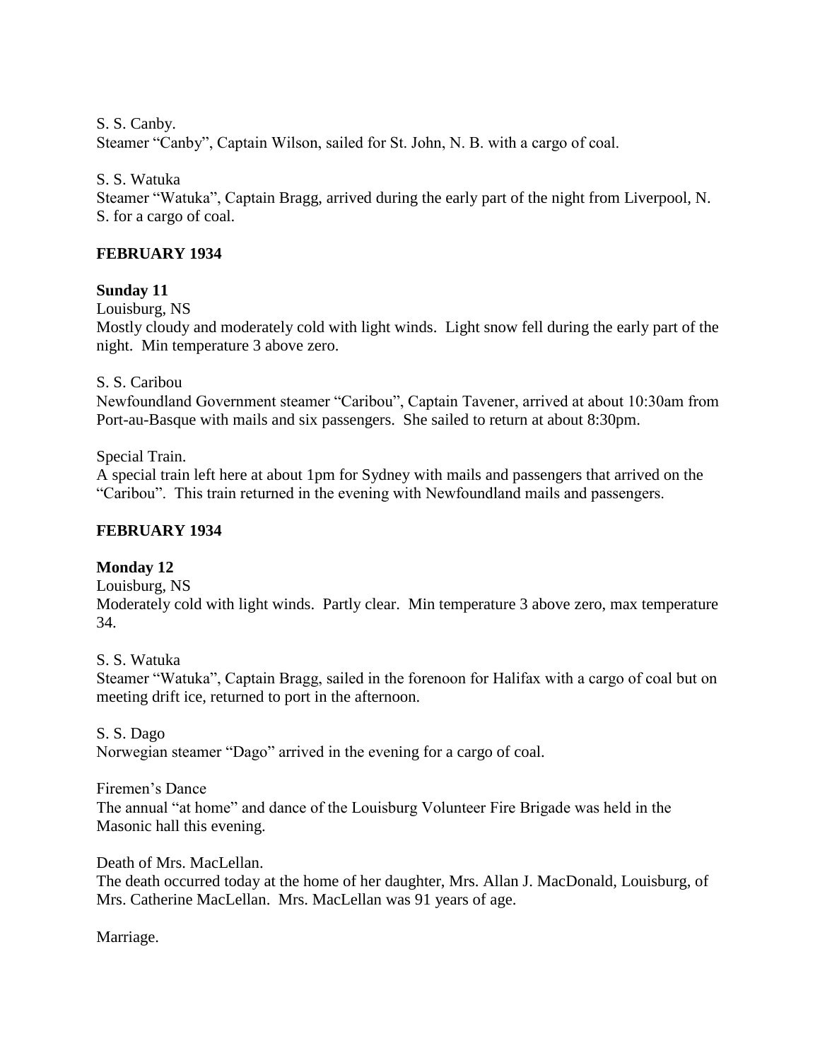S. S. Canby.
Steamer "Canby", Captain Wilson, sailed for St. John, N. B. with a cargo of coal.

S. S. Watuka
Steamer "Watuka", Captain Bragg, arrived during the early part of the night from Liverpool, N. S. for a cargo of coal.

**FEBRUARY 1934**

**Sunday 11**
Louisburg, NS
Mostly cloudy and moderately cold with light winds. Light snow fell during the early part of the night. Min temperature 3 above zero.

S. S. Caribou
Newfoundland Government steamer "Caribou", Captain Tavener, arrived at about 10:30am from Port-au-Basque with mails and six passengers. She sailed to return at about 8:30pm.

Special Train.
A special train left here at about 1pm for Sydney with mails and passengers that arrived on the "Caribou". This train returned in the evening with Newfoundland mails and passengers.

**FEBRUARY 1934**

**Monday 12**
Louisburg, NS
Moderately cold with light winds. Partly clear. Min temperature 3 above zero, max temperature 34.

S. S. Watuka
Steamer "Watuka", Captain Bragg, sailed in the forenoon for Halifax with a cargo of coal but on meeting drift ice, returned to port in the afternoon.

S. S. Dago
Norwegian steamer "Dago" arrived in the evening for a cargo of coal.

Firemen's Dance
The annual "at home" and dance of the Louisburg Volunteer Fire Brigade was held in the Masonic hall this evening.

Death of Mrs. MacLellan.
The death occurred today at the home of her daughter, Mrs. Allan J. MacDonald, Louisburg, of Mrs. Catherine MacLellan. Mrs. MacLellan was 91 years of age.

Marriage.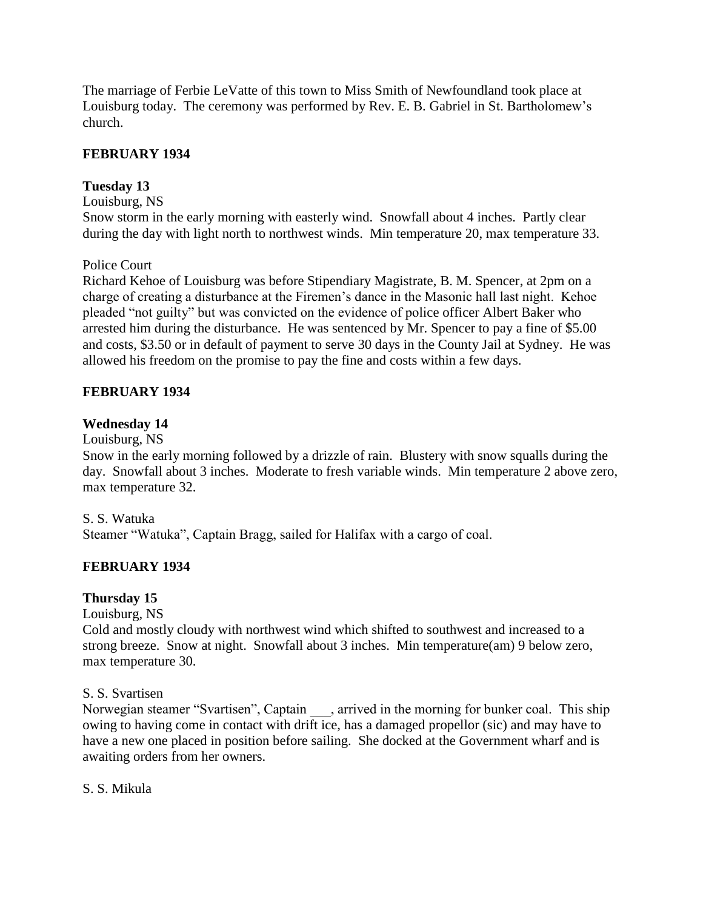The marriage of Ferbie LeVatte of this town to Miss Smith of Newfoundland took place at Louisburg today. The ceremony was performed by Rev. E. B. Gabriel in St. Bartholomew's church.

**FEBRUARY 1934**

**Tuesday 13**

Louisburg, NS

Snow storm in the early morning with easterly wind. Snowfall about 4 inches. Partly clear during the day with light north to northwest winds. Min temperature 20, max temperature 33.

Police Court

Richard Kehoe of Louisburg was before Stipendiary Magistrate, B. M. Spencer, at 2pm on a charge of creating a disturbance at the Firemen's dance in the Masonic hall last night. Kehoe pleaded "not guilty" but was convicted on the evidence of police officer Albert Baker who arrested him during the disturbance. He was sentenced by Mr. Spencer to pay a fine of $5.00 and costs, $3.50 or in default of payment to serve 30 days in the County Jail at Sydney. He was allowed his freedom on the promise to pay the fine and costs within a few days.

**FEBRUARY 1934**

**Wednesday 14**

Louisburg, NS

Snow in the early morning followed by a drizzle of rain. Blustery with snow squalls during the day. Snowfall about 3 inches. Moderate to fresh variable winds. Min temperature 2 above zero, max temperature 32.

S. S. Watuka

Steamer "Watuka", Captain Bragg, sailed for Halifax with a cargo of coal.

**FEBRUARY 1934**

**Thursday 15**

Louisburg, NS

Cold and mostly cloudy with northwest wind which shifted to southwest and increased to a strong breeze. Snow at night. Snowfall about 3 inches. Min temperature(am) 9 below zero, max temperature 30.

S. S. Svartisen

Norwegian steamer "Svartisen", Captain ___, arrived in the morning for bunker coal. This ship owing to having come in contact with drift ice, has a damaged propellor (sic) and may have to have a new one placed in position before sailing. She docked at the Government wharf and is awaiting orders from her owners.

S. S. Mikula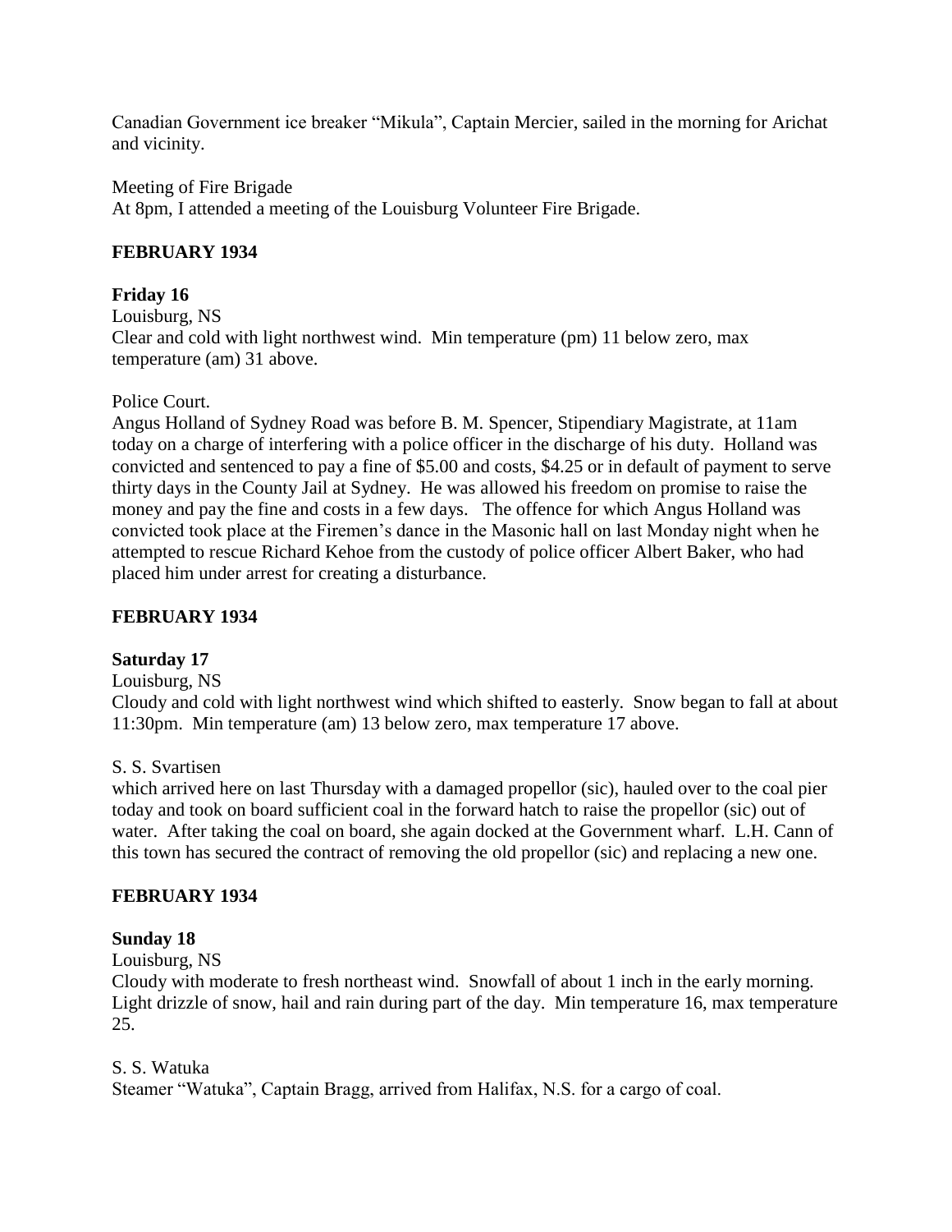Canadian Government ice breaker “Mikula”, Captain Mercier, sailed in the morning for Arichat and vicinity.

Meeting of Fire Brigade
At 8pm, I attended a meeting of the Louisburg Volunteer Fire Brigade.

**FEBRUARY 1934**

**Friday 16**
Louisburg, NS
Clear and cold with light northwest wind. Min temperature (pm) 11 below zero, max temperature (am) 31 above.

Police Court.
Angus Holland of Sydney Road was before B. M. Spencer, Stipendiary Magistrate, at 11am today on a charge of interfering with a police officer in the discharge of his duty. Holland was convicted and sentenced to pay a fine of $5.00 and costs, $4.25 or in default of payment to serve thirty days in the County Jail at Sydney. He was allowed his freedom on promise to raise the money and pay the fine and costs in a few days. The offence for which Angus Holland was convicted took place at the Firemen’s dance in the Masonic hall on last Monday night when he attempted to rescue Richard Kehoe from the custody of police officer Albert Baker, who had placed him under arrest for creating a disturbance.

**FEBRUARY 1934**

**Saturday 17**
Louisburg, NS
Cloudy and cold with light northwest wind which shifted to easterly. Snow began to fall at about 11:30pm. Min temperature (am) 13 below zero, max temperature 17 above.

S. S. Svartisen
which arrived here on last Thursday with a damaged propellor (sic), hauled over to the coal pier today and took on board sufficient coal in the forward hatch to raise the propellor (sic) out of water. After taking the coal on board, she again docked at the Government wharf. L.H. Cann of this town has secured the contract of removing the old propellor (sic) and replacing a new one.

**FEBRUARY 1934**

**Sunday 18**
Louisburg, NS
Cloudy with moderate to fresh northeast wind. Snowfall of about 1 inch in the early morning. Light drizzle of snow, hail and rain during part of the day. Min temperature 16, max temperature 25.

S. S. Watuka
Steamer “Watuka”, Captain Bragg, arrived from Halifax, N.S. for a cargo of coal.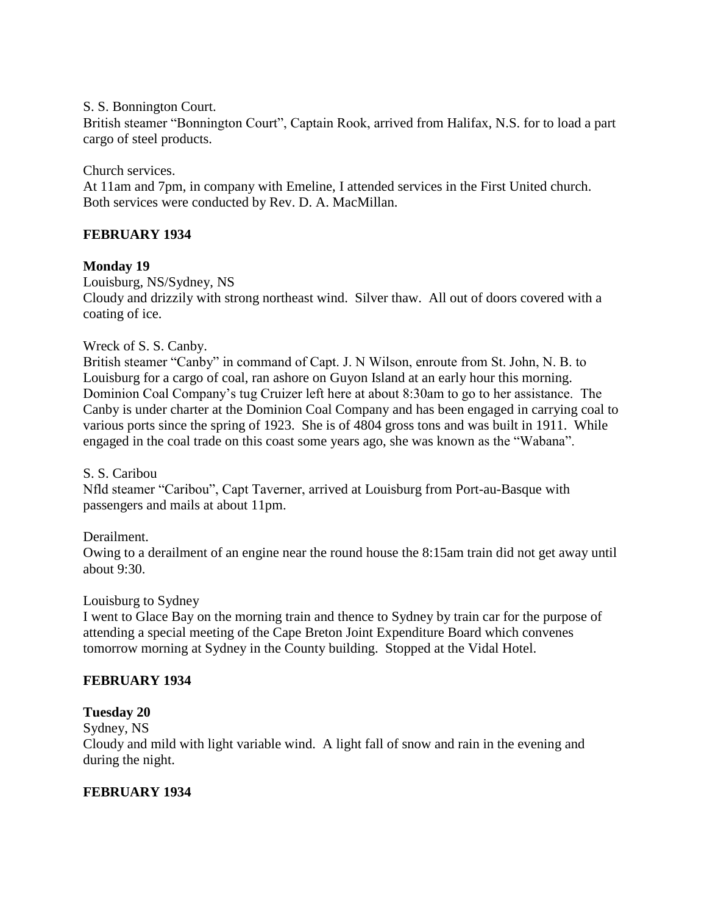S. S. Bonnington Court.
British steamer "Bonnington Court", Captain Rook, arrived from Halifax, N.S. for to load a part cargo of steel products.

Church services.
At 11am and 7pm, in company with Emeline, I attended services in the First United church. Both services were conducted by Rev. D. A. MacMillan.

## FEBRUARY 1934

### Monday 19

Louisburg, NS/Sydney, NS
Cloudy and drizzily with strong northeast wind. Silver thaw. All out of doors covered with a coating of ice.

Wreck of S. S. Canby.
British steamer "Canby" in command of Capt. J. N Wilson, enroute from St. John, N. B. to Louisburg for a cargo of coal, ran ashore on Guyon Island at an early hour this morning. Dominion Coal Company's tug Cruizer left here at about 8:30am to go to her assistance. The Canby is under charter at the Dominion Coal Company and has been engaged in carrying coal to various ports since the spring of 1923. She is of 4804 gross tons and was built in 1911. While engaged in the coal trade on this coast some years ago, she was known as the "Wabana".

S. S. Caribou
Nfld steamer "Caribou", Capt Taverner, arrived at Louisburg from Port-au-Basque with passengers and mails at about 11pm.

Derailment.
Owing to a derailment of an engine near the round house the 8:15am train did not get away until about 9:30.

Louisburg to Sydney
I went to Glace Bay on the morning train and thence to Sydney by train car for the purpose of attending a special meeting of the Cape Breton Joint Expenditure Board which convenes tomorrow morning at Sydney in the County building. Stopped at the Vidal Hotel.

## FEBRUARY 1934

### Tuesday 20

Sydney, NS
Cloudy and mild with light variable wind. A light fall of snow and rain in the evening and during the night.

## FEBRUARY 1934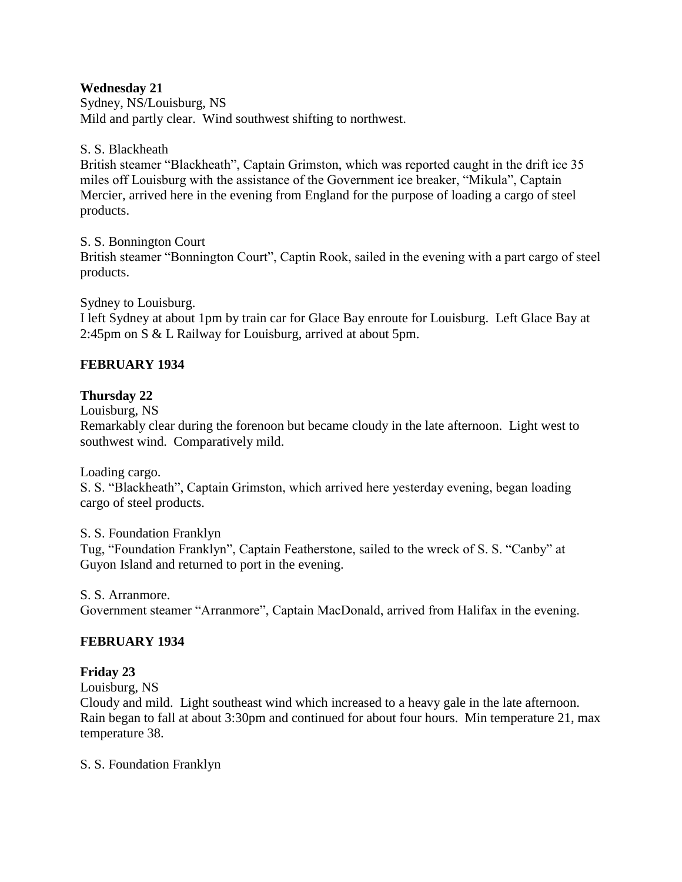**Wednesday 21**
Sydney, NS/Louisburg, NS
Mild and partly clear. Wind southwest shifting to northwest.

S. S. Blackheath
British steamer “Blackheath”, Captain Grimston, which was reported caught in the drift ice 35 miles off Louisburg with the assistance of the Government ice breaker, “Mikula”, Captain Mercier, arrived here in the evening from England for the purpose of loading a cargo of steel products.

S. S. Bonnington Court
British steamer “Bonnington Court”, Captin Rook, sailed in the evening with a part cargo of steel products.

Sydney to Louisburg.
I left Sydney at about 1pm by train car for Glace Bay enroute for Louisburg. Left Glace Bay at 2:45pm on S & L Railway for Louisburg, arrived at about 5pm.

**FEBRUARY 1934**

**Thursday 22**
Louisburg, NS
Remarkably clear during the forenoon but became cloudy in the late afternoon. Light west to southwest wind. Comparatively mild.

Loading cargo.
S. S. “Blackheath”, Captain Grimston, which arrived here yesterday evening, began loading cargo of steel products.

S. S. Foundation Franklyn
Tug, “Foundation Franklyn”, Captain Featherstone, sailed to the wreck of S. S. “Canby” at Guyon Island and returned to port in the evening.

S. S. Arranmore.
Government steamer “Arranmore”, Captain MacDonald, arrived from Halifax in the evening.

**FEBRUARY 1934**

**Friday 23**
Louisburg, NS
Cloudy and mild. Light southeast wind which increased to a heavy gale in the late afternoon. Rain began to fall at about 3:30pm and continued for about four hours. Min temperature 21, max temperature 38.

S. S. Foundation Franklyn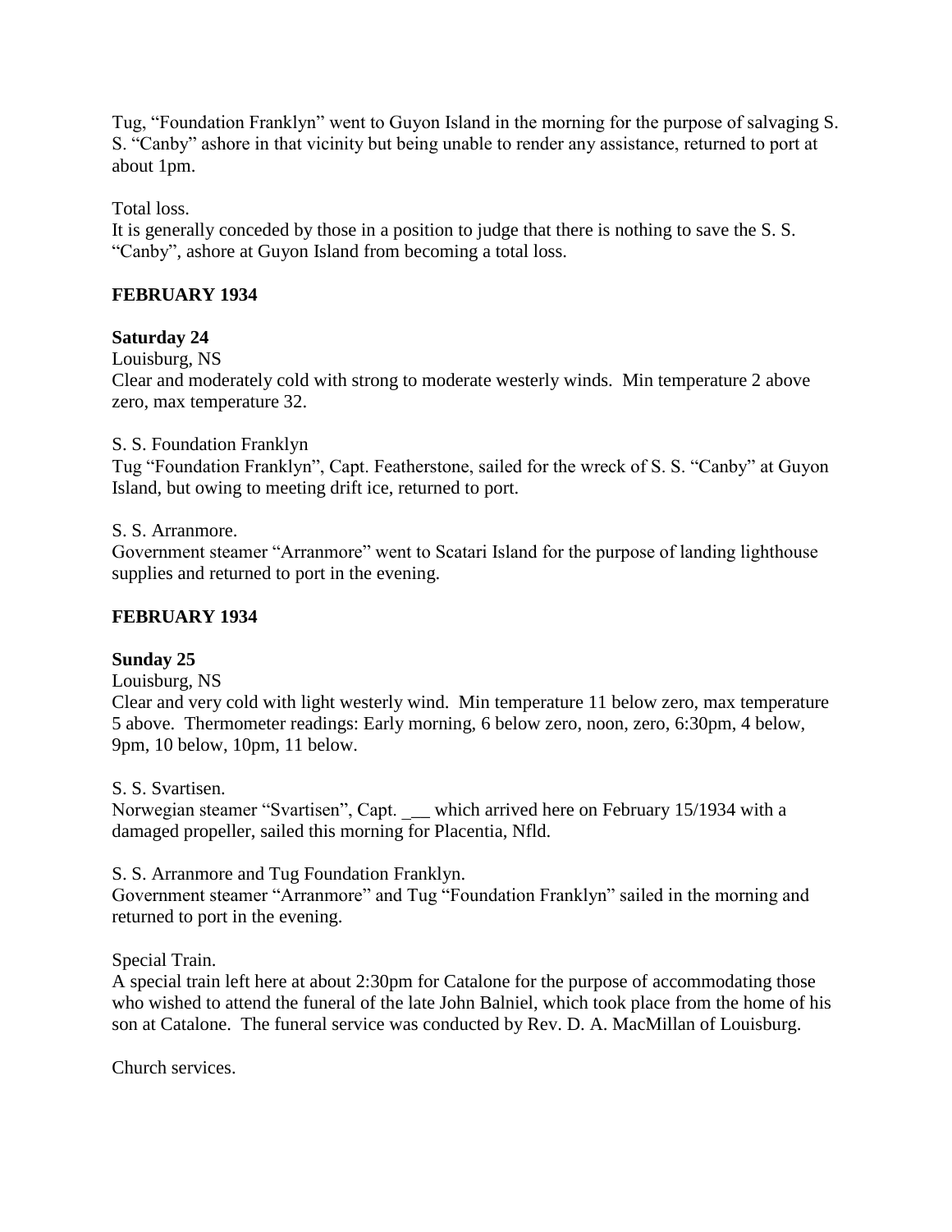Tug, "Foundation Franklyn" went to Guyon Island in the morning for the purpose of salvaging S. S. "Canby" ashore in that vicinity but being unable to render any assistance, returned to port at about 1pm.

Total loss.
It is generally conceded by those in a position to judge that there is nothing to save the S. S. "Canby", ashore at Guyon Island from becoming a total loss.

**FEBRUARY 1934**

**Saturday 24**
Louisburg, NS
Clear and moderately cold with strong to moderate westerly winds. Min temperature 2 above zero, max temperature 32.

S. S. Foundation Franklyn
Tug "Foundation Franklyn", Capt. Featherstone, sailed for the wreck of S. S. "Canby" at Guyon Island, but owing to meeting drift ice, returned to port.

S. S. Arranmore.
Government steamer "Arranmore" went to Scatari Island for the purpose of landing lighthouse supplies and returned to port in the evening.

**FEBRUARY 1934**

**Sunday 25**
Louisburg, NS
Clear and very cold with light westerly wind. Min temperature 11 below zero, max temperature 5 above. Thermometer readings: Early morning, 6 below zero, noon, zero, 6:30pm, 4 below, 9pm, 10 below, 10pm, 11 below.

S. S. Svartisen.
Norwegian steamer "Svartisen", Capt. ___ which arrived here on February 15/1934 with a damaged propeller, sailed this morning for Placentia, Nfld.

S. S. Arranmore and Tug Foundation Franklyn.
Government steamer "Arranmore" and Tug "Foundation Franklyn" sailed in the morning and returned to port in the evening.

Special Train.
A special train left here at about 2:30pm for Catalone for the purpose of accommodating those who wished to attend the funeral of the late John Balniel, which took place from the home of his son at Catalone. The funeral service was conducted by Rev. D. A. MacMillan of Louisburg.

Church services.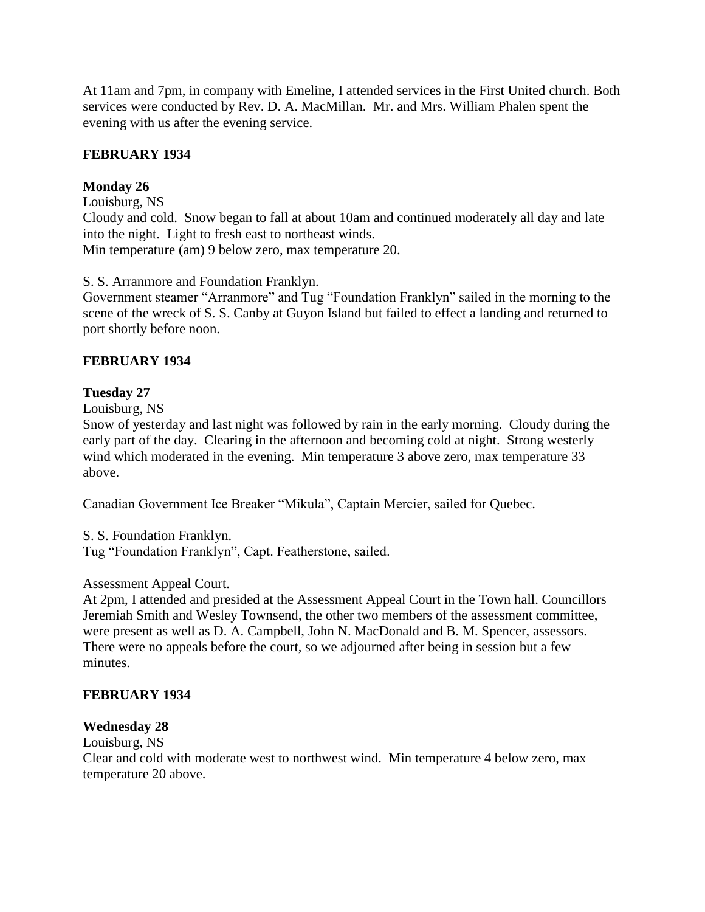At 11am and 7pm, in company with Emeline, I attended services in the First United church. Both services were conducted by Rev. D. A. MacMillan. Mr. and Mrs. William Phalen spent the evening with us after the evening service.

**FEBRUARY 1934**

**Monday 26**

Louisburg, NS

Cloudy and cold. Snow began to fall at about 10am and continued moderately all day and late into the night. Light to fresh east to northeast winds.

Min temperature (am) 9 below zero, max temperature 20.

S. S. Arranmore and Foundation Franklyn.

Government steamer "Arranmore" and Tug "Foundation Franklyn" sailed in the morning to the scene of the wreck of S. S. Canby at Guyon Island but failed to effect a landing and returned to port shortly before noon.

**FEBRUARY 1934**

**Tuesday 27**

Louisburg, NS

Snow of yesterday and last night was followed by rain in the early morning. Cloudy during the early part of the day. Clearing in the afternoon and becoming cold at night. Strong westerly wind which moderated in the evening. Min temperature 3 above zero, max temperature 33 above.

Canadian Government Ice Breaker "Mikula", Captain Mercier, sailed for Quebec.

S. S. Foundation Franklyn.

Tug "Foundation Franklyn", Capt. Featherstone, sailed.

Assessment Appeal Court.

At 2pm, I attended and presided at the Assessment Appeal Court in the Town hall. Councillors Jeremiah Smith and Wesley Townsend, the other two members of the assessment committee, were present as well as D. A. Campbell, John N. MacDonald and B. M. Spencer, assessors. There were no appeals before the court, so we adjourned after being in session but a few minutes.

**FEBRUARY 1934**

**Wednesday 28**

Louisburg, NS

Clear and cold with moderate west to northwest wind. Min temperature 4 below zero, max temperature 20 above.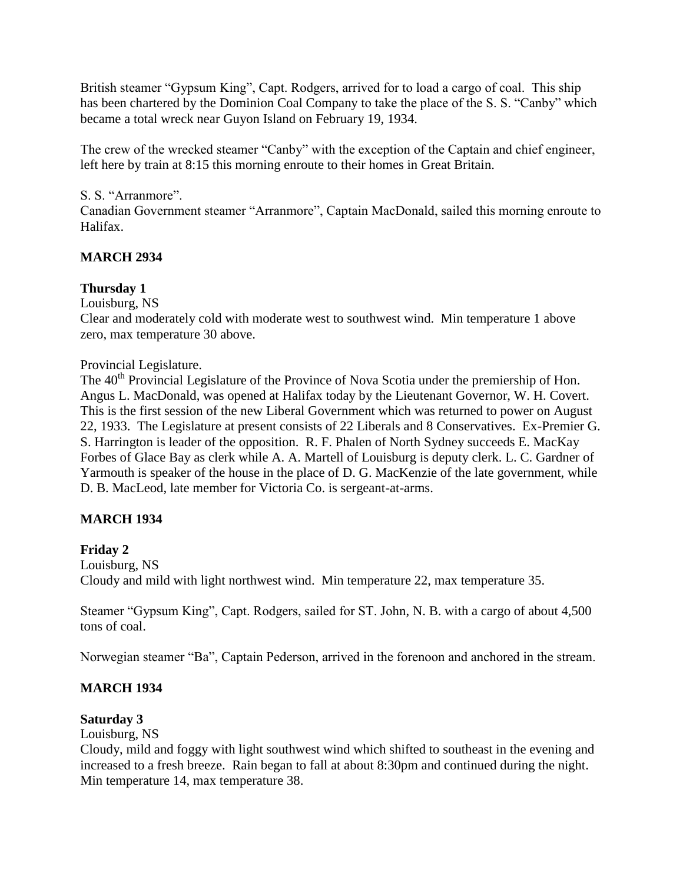British steamer "Gypsum King", Capt. Rodgers, arrived for to load a cargo of coal. This ship has been chartered by the Dominion Coal Company to take the place of the S. S. "Canby" which became a total wreck near Guyon Island on February 19, 1934.

The crew of the wrecked steamer "Canby" with the exception of the Captain and chief engineer, left here by train at 8:15 this morning enroute to their homes in Great Britain.

S. S. "Arranmore".
Canadian Government steamer "Arranmore", Captain MacDonald, sailed this morning enroute to Halifax.

**MARCH 2934**

**Thursday 1**
Louisburg, NS
Clear and moderately cold with moderate west to southwest wind. Min temperature 1 above zero, max temperature 30 above.

Provincial Legislature.
The 40th Provincial Legislature of the Province of Nova Scotia under the premiership of Hon. Angus L. MacDonald, was opened at Halifax today by the Lieutenant Governor, W. H. Covert. This is the first session of the new Liberal Government which was returned to power on August 22, 1933. The Legislature at present consists of 22 Liberals and 8 Conservatives. Ex-Premier G. S. Harrington is leader of the opposition. R. F. Phalen of North Sydney succeeds E. MacKay Forbes of Glace Bay as clerk while A. A. Martell of Louisburg is deputy clerk. L. C. Gardner of Yarmouth is speaker of the house in the place of D. G. MacKenzie of the late government, while D. B. MacLeod, late member for Victoria Co. is sergeant-at-arms.

**MARCH 1934**

**Friday 2**
Louisburg, NS
Cloudy and mild with light northwest wind. Min temperature 22, max temperature 35.

Steamer "Gypsum King", Capt. Rodgers, sailed for ST. John, N. B. with a cargo of about 4,500 tons of coal.

Norwegian steamer "Ba", Captain Pederson, arrived in the forenoon and anchored in the stream.

**MARCH 1934**

**Saturday 3**
Louisburg, NS
Cloudy, mild and foggy with light southwest wind which shifted to southeast in the evening and increased to a fresh breeze. Rain began to fall at about 8:30pm and continued during the night. Min temperature 14, max temperature 38.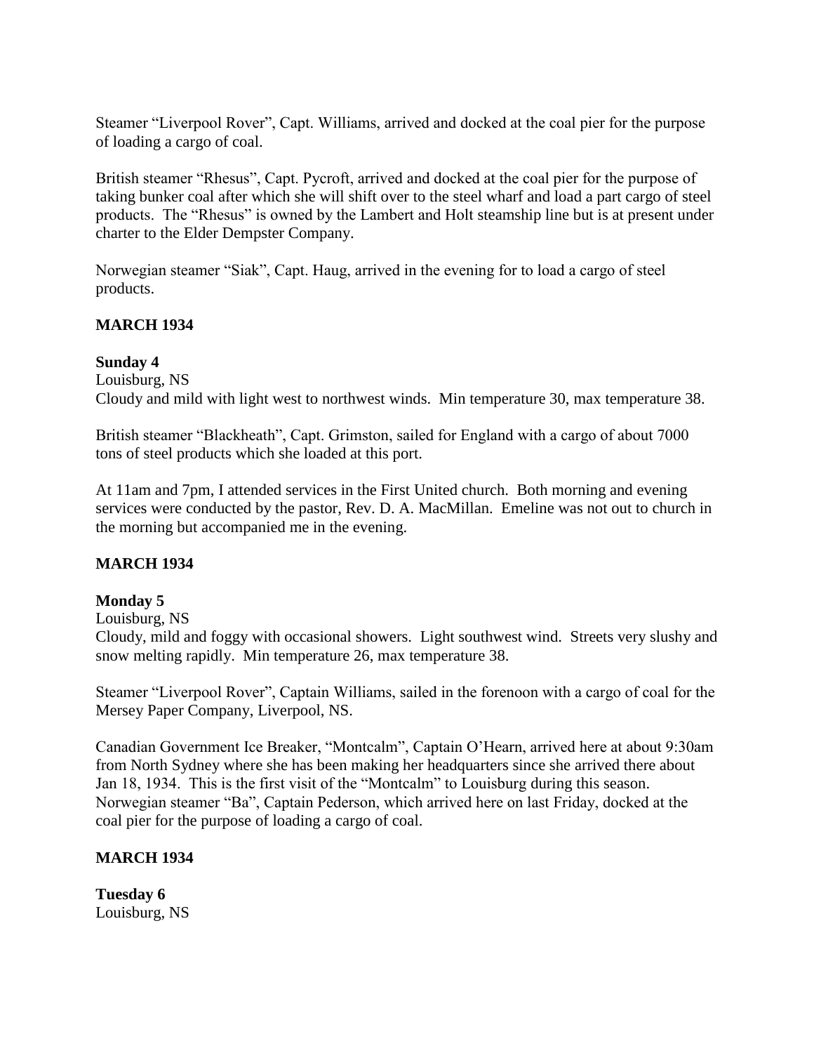Steamer "Liverpool Rover", Capt. Williams, arrived and docked at the coal pier for the purpose of loading a cargo of coal.

British steamer "Rhesus", Capt. Pycroft, arrived and docked at the coal pier for the purpose of taking bunker coal after which she will shift over to the steel wharf and load a part cargo of steel products. The "Rhesus" is owned by the Lambert and Holt steamship line but is at present under charter to the Elder Dempster Company.

Norwegian steamer "Siak", Capt. Haug, arrived in the evening for to load a cargo of steel products.

**MARCH 1934**

**Sunday 4**
Louisburg, NS
Cloudy and mild with light west to northwest winds. Min temperature 30, max temperature 38.

British steamer "Blackheath", Capt. Grimston, sailed for England with a cargo of about 7000 tons of steel products which she loaded at this port.

At 11am and 7pm, I attended services in the First United church. Both morning and evening services were conducted by the pastor, Rev. D. A. MacMillan. Emeline was not out to church in the morning but accompanied me in the evening.

**MARCH 1934**

**Monday 5**
Louisburg, NS
Cloudy, mild and foggy with occasional showers. Light southwest wind. Streets very slushy and snow melting rapidly. Min temperature 26, max temperature 38.

Steamer "Liverpool Rover", Captain Williams, sailed in the forenoon with a cargo of coal for the Mersey Paper Company, Liverpool, NS.

Canadian Government Ice Breaker, "Montcalm", Captain O'Hearn, arrived here at about 9:30am from North Sydney where she has been making her headquarters since she arrived there about Jan 18, 1934. This is the first visit of the "Montcalm" to Louisburg during this season.
Norwegian steamer "Ba", Captain Pederson, which arrived here on last Friday, docked at the coal pier for the purpose of loading a cargo of coal.

**MARCH 1934**

**Tuesday 6**
Louisburg, NS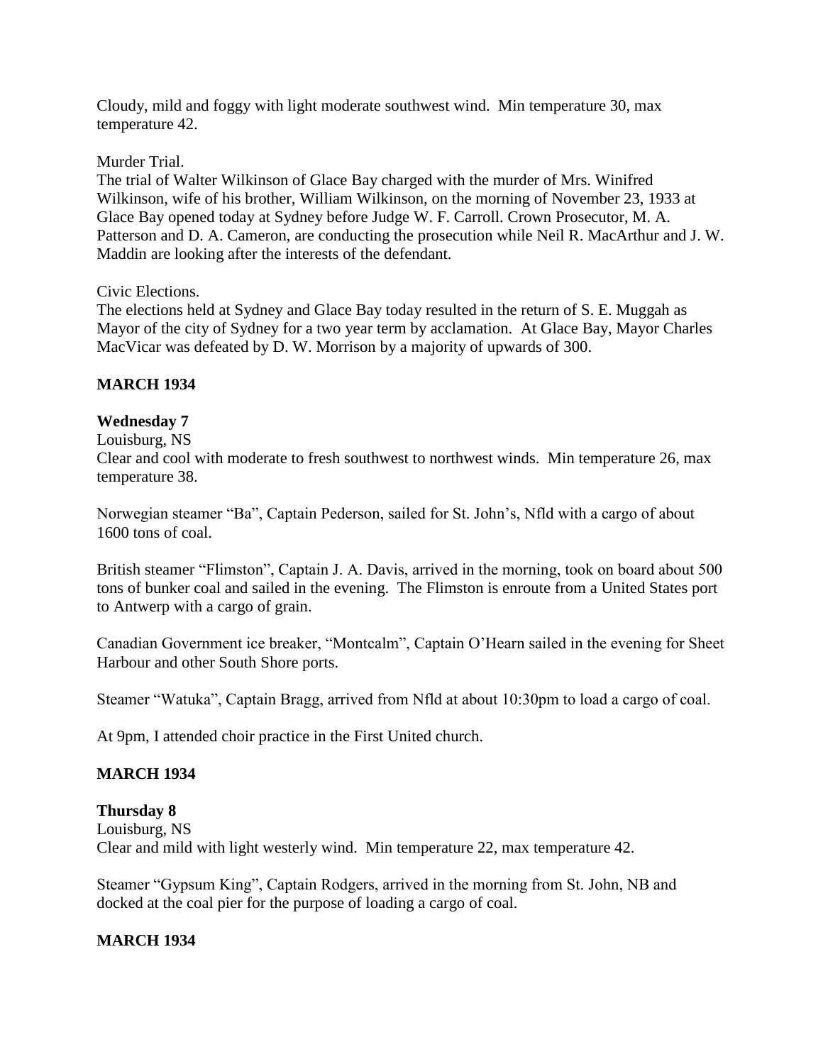Cloudy, mild and foggy with light moderate southwest wind. Min temperature 30, max temperature 42.

Murder Trial.
The trial of Walter Wilkinson of Glace Bay charged with the murder of Mrs. Winifred Wilkinson, wife of his brother, William Wilkinson, on the morning of November 23, 1933 at Glace Bay opened today at Sydney before Judge W. F. Carroll. Crown Prosecutor, M. A. Patterson and D. A. Cameron, are conducting the prosecution while Neil R. MacArthur and J. W. Maddin are looking after the interests of the defendant.

Civic Elections.
The elections held at Sydney and Glace Bay today resulted in the return of S. E. Muggah as Mayor of the city of Sydney for a two year term by acclamation. At Glace Bay, Mayor Charles MacVicar was defeated by D. W. Morrison by a majority of upwards of 300.

**MARCH 1934**

**Wednesday 7**
Louisburg, NS
Clear and cool with moderate to fresh southwest to northwest winds. Min temperature 26, max temperature 38.

Norwegian steamer "Ba", Captain Pederson, sailed for St. John's, Nfld with a cargo of about 1600 tons of coal.

British steamer "Flimston", Captain J. A. Davis, arrived in the morning, took on board about 500 tons of bunker coal and sailed in the evening. The Flimston is enroute from a United States port to Antwerp with a cargo of grain.

Canadian Government ice breaker, "Montcalm", Captain O'Hearn sailed in the evening for Sheet Harbour and other South Shore ports.

Steamer "Watuka", Captain Bragg, arrived from Nfld at about 10:30pm to load a cargo of coal.

At 9pm, I attended choir practice in the First United church.

**MARCH 1934**

**Thursday 8**
Louisburg, NS
Clear and mild with light westerly wind. Min temperature 22, max temperature 42.

Steamer "Gypsum King", Captain Rodgers, arrived in the morning from St. John, NB and docked at the coal pier for the purpose of loading a cargo of coal.

**MARCH 1934**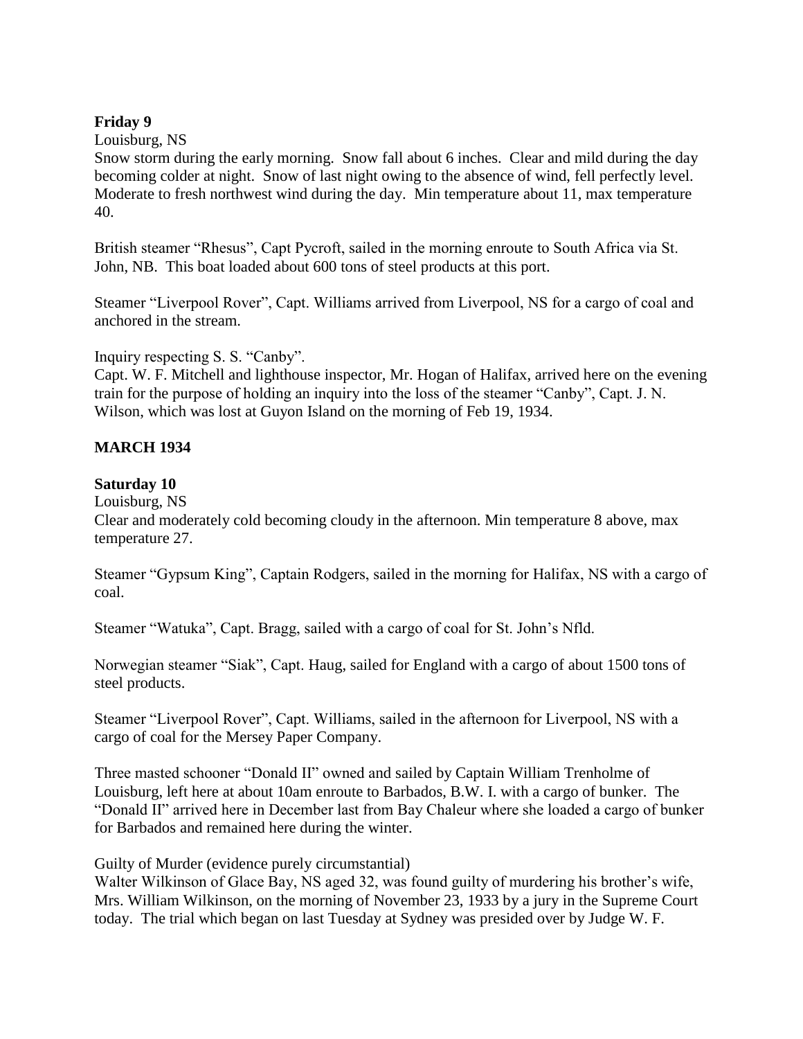**Friday 9**

Louisburg, NS

Snow storm during the early morning. Snow fall about 6 inches. Clear and mild during the day becoming colder at night. Snow of last night owing to the absence of wind, fell perfectly level. Moderate to fresh northwest wind during the day. Min temperature about 11, max temperature 40.

British steamer "Rhesus", Capt Pycroft, sailed in the morning enroute to South Africa via St. John, NB. This boat loaded about 600 tons of steel products at this port.

Steamer "Liverpool Rover", Capt. Williams arrived from Liverpool, NS for a cargo of coal and anchored in the stream.

Inquiry respecting S. S. "Canby".

Capt. W. F. Mitchell and lighthouse inspector, Mr. Hogan of Halifax, arrived here on the evening train for the purpose of holding an inquiry into the loss of the steamer "Canby", Capt. J. N. Wilson, which was lost at Guyon Island on the morning of Feb 19, 1934.

## MARCH 1934

**Saturday 10**

Louisburg, NS

Clear and moderately cold becoming cloudy in the afternoon. Min temperature 8 above, max temperature 27.

Steamer "Gypsum King", Captain Rodgers, sailed in the morning for Halifax, NS with a cargo of coal.

Steamer "Watuka", Capt. Bragg, sailed with a cargo of coal for St. John's Nfld.

Norwegian steamer "Siak", Capt. Haug, sailed for England with a cargo of about 1500 tons of steel products.

Steamer "Liverpool Rover", Capt. Williams, sailed in the afternoon for Liverpool, NS with a cargo of coal for the Mersey Paper Company.

Three masted schooner "Donald II" owned and sailed by Captain William Trenholme of Louisburg, left here at about 10am enroute to Barbados, B.W. I. with a cargo of bunker. The "Donald II" arrived here in December last from Bay Chaleur where she loaded a cargo of bunker for Barbados and remained here during the winter.

Guilty of Murder (evidence purely circumstantial)

Walter Wilkinson of Glace Bay, NS aged 32, was found guilty of murdering his brother's wife, Mrs. William Wilkinson, on the morning of November 23, 1933 by a jury in the Supreme Court today. The trial which began on last Tuesday at Sydney was presided over by Judge W. F.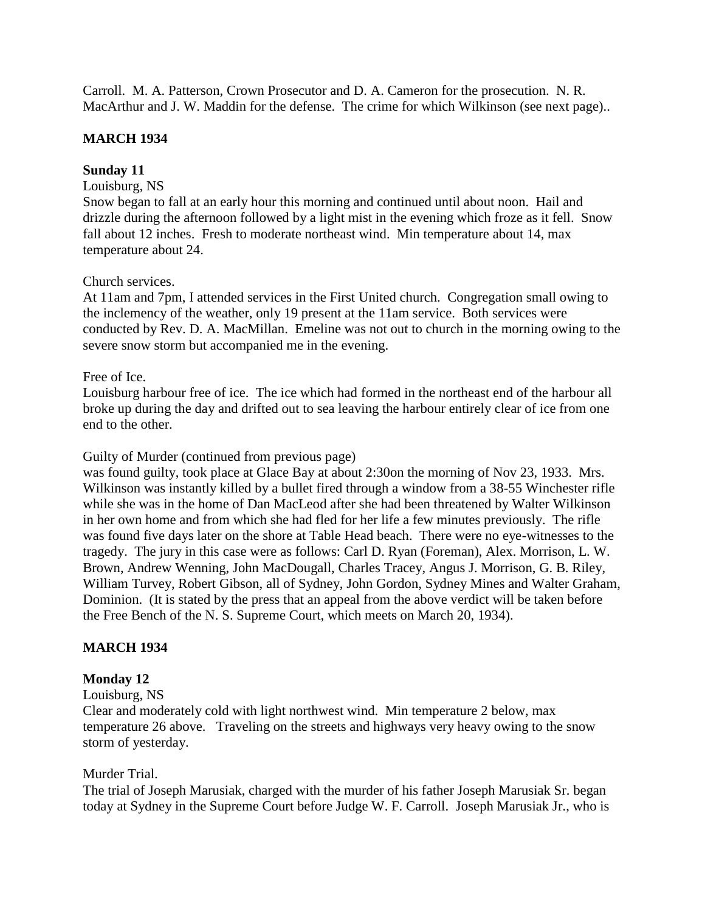Carroll. M. A. Patterson, Crown Prosecutor and D. A. Cameron for the prosecution. N. R. MacArthur and J. W. Maddin for the defense. The crime for which Wilkinson (see next page)..

**MARCH 1934**

**Sunday 11**

Louisburg, NS

Snow began to fall at an early hour this morning and continued until about noon. Hail and drizzle during the afternoon followed by a light mist in the evening which froze as it fell. Snow fall about 12 inches. Fresh to moderate northeast wind. Min temperature about 14, max temperature about 24.

Church services.

At 11am and 7pm, I attended services in the First United church. Congregation small owing to the inclemency of the weather, only 19 present at the 11am service. Both services were conducted by Rev. D. A. MacMillan. Emeline was not out to church in the morning owing to the severe snow storm but accompanied me in the evening.

Free of Ice.

Louisburg harbour free of ice. The ice which had formed in the northeast end of the harbour all broke up during the day and drifted out to sea leaving the harbour entirely clear of ice from one end to the other.

Guilty of Murder (continued from previous page)

was found guilty, took place at Glace Bay at about 2:30on the morning of Nov 23, 1933. Mrs. Wilkinson was instantly killed by a bullet fired through a window from a 38-55 Winchester rifle while she was in the home of Dan MacLeod after she had been threatened by Walter Wilkinson in her own home and from which she had fled for her life a few minutes previously. The rifle was found five days later on the shore at Table Head beach. There were no eye-witnesses to the tragedy. The jury in this case were as follows: Carl D. Ryan (Foreman), Alex. Morrison, L. W. Brown, Andrew Wenning, John MacDougall, Charles Tracey, Angus J. Morrison, G. B. Riley, William Turvey, Robert Gibson, all of Sydney, John Gordon, Sydney Mines and Walter Graham, Dominion. (It is stated by the press that an appeal from the above verdict will be taken before the Free Bench of the N. S. Supreme Court, which meets on March 20, 1934).

**MARCH 1934**

**Monday 12**

Louisburg, NS

Clear and moderately cold with light northwest wind. Min temperature 2 below, max temperature 26 above. Traveling on the streets and highways very heavy owing to the snow storm of yesterday.

Murder Trial.

The trial of Joseph Marusiak, charged with the murder of his father Joseph Marusiak Sr. began today at Sydney in the Supreme Court before Judge W. F. Carroll. Joseph Marusiak Jr., who is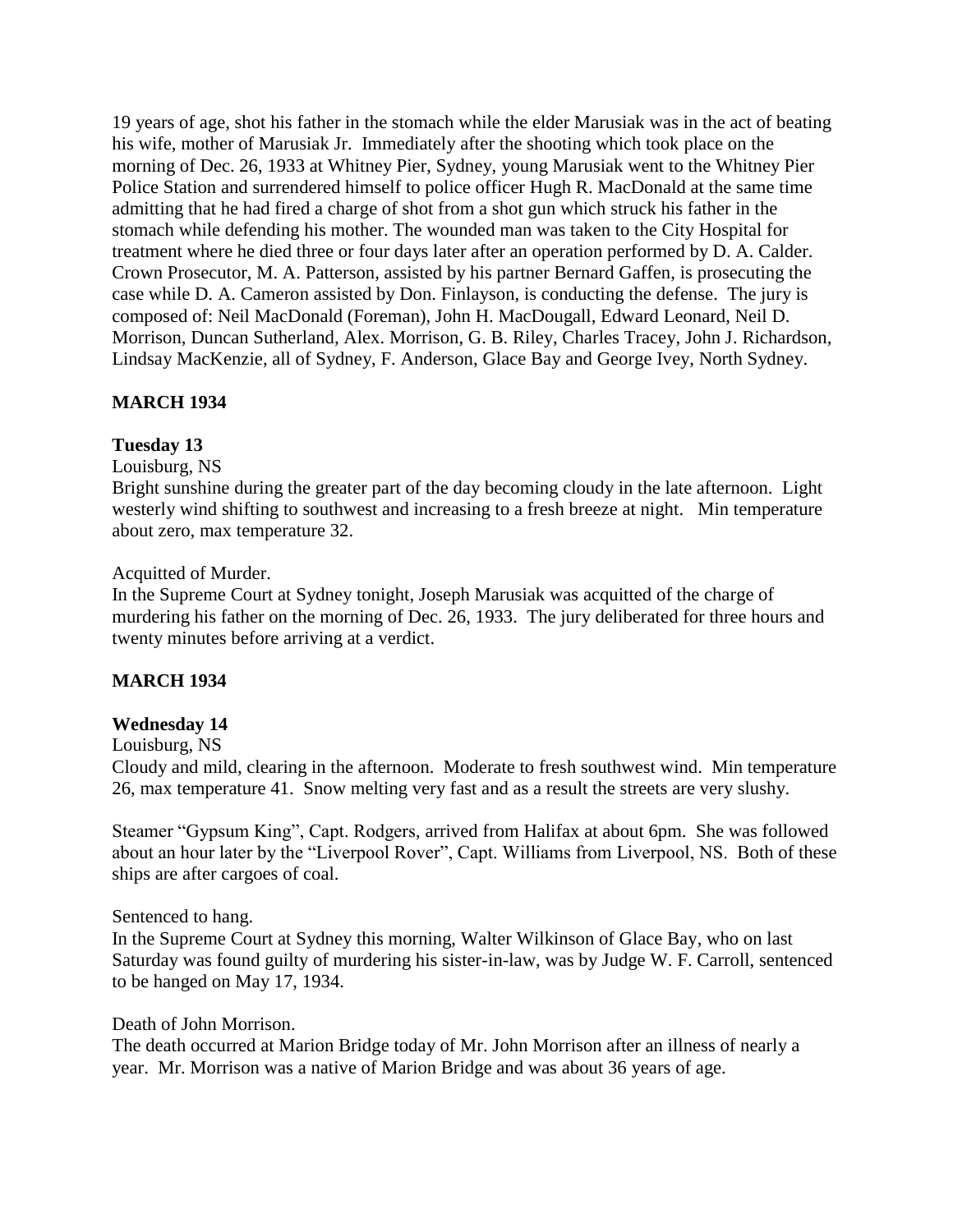19 years of age, shot his father in the stomach while the elder Marusiak was in the act of beating his wife, mother of Marusiak Jr. Immediately after the shooting which took place on the morning of Dec. 26, 1933 at Whitney Pier, Sydney, young Marusiak went to the Whitney Pier Police Station and surrendered himself to police officer Hugh R. MacDonald at the same time admitting that he had fired a charge of shot from a shot gun which struck his father in the stomach while defending his mother. The wounded man was taken to the City Hospital for treatment where he died three or four days later after an operation performed by D. A. Calder. Crown Prosecutor, M. A. Patterson, assisted by his partner Bernard Gaffen, is prosecuting the case while D. A. Cameron assisted by Don. Finlayson, is conducting the defense. The jury is composed of: Neil MacDonald (Foreman), John H. MacDougall, Edward Leonard, Neil D. Morrison, Duncan Sutherland, Alex. Morrison, G. B. Riley, Charles Tracey, John J. Richardson, Lindsay MacKenzie, all of Sydney, F. Anderson, Glace Bay and George Ivey, North Sydney.

**MARCH 1934**

**Tuesday 13**

Louisburg, NS

Bright sunshine during the greater part of the day becoming cloudy in the late afternoon. Light westerly wind shifting to southwest and increasing to a fresh breeze at night. Min temperature about zero, max temperature 32.

Acquitted of Murder.

In the Supreme Court at Sydney tonight, Joseph Marusiak was acquitted of the charge of murdering his father on the morning of Dec. 26, 1933. The jury deliberated for three hours and twenty minutes before arriving at a verdict.

**MARCH 1934**

**Wednesday 14**

Louisburg, NS

Cloudy and mild, clearing in the afternoon. Moderate to fresh southwest wind. Min temperature 26, max temperature 41. Snow melting very fast and as a result the streets are very slushy.

Steamer "Gypsum King", Capt. Rodgers, arrived from Halifax at about 6pm. She was followed about an hour later by the "Liverpool Rover", Capt. Williams from Liverpool, NS. Both of these ships are after cargoes of coal.

Sentenced to hang.

In the Supreme Court at Sydney this morning, Walter Wilkinson of Glace Bay, who on last Saturday was found guilty of murdering his sister-in-law, was by Judge W. F. Carroll, sentenced to be hanged on May 17, 1934.

Death of John Morrison.

The death occurred at Marion Bridge today of Mr. John Morrison after an illness of nearly a year. Mr. Morrison was a native of Marion Bridge and was about 36 years of age.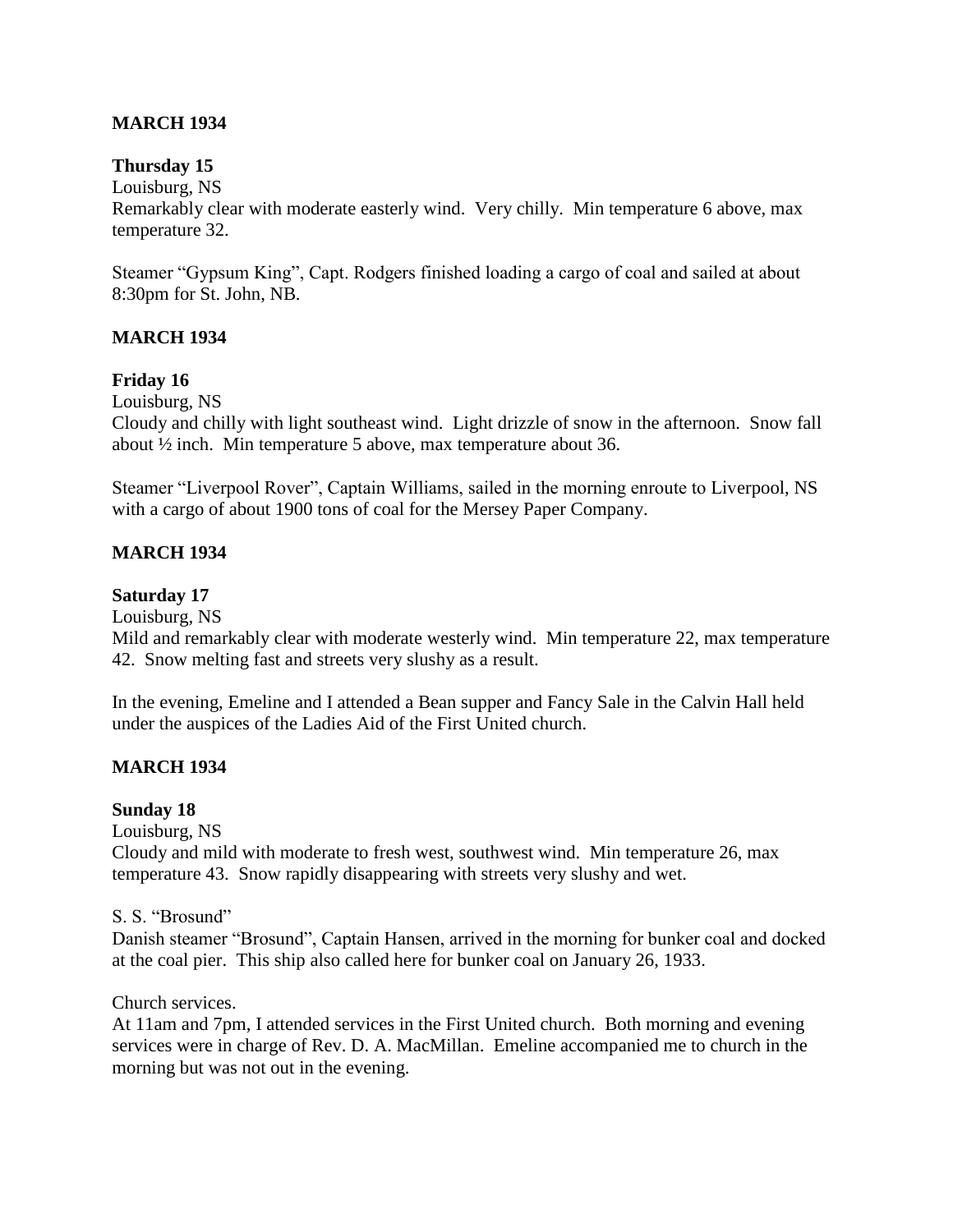**MARCH 1934**

**Thursday 15**

Louisburg, NS

Remarkably clear with moderate easterly wind. Very chilly. Min temperature 6 above, max temperature 32.

Steamer "Gypsum King", Capt. Rodgers finished loading a cargo of coal and sailed at about 8:30pm for St. John, NB.

**MARCH 1934**

**Friday 16**

Louisburg, NS

Cloudy and chilly with light southeast wind. Light drizzle of snow in the afternoon. Snow fall about ½ inch. Min temperature 5 above, max temperature about 36.

Steamer "Liverpool Rover", Captain Williams, sailed in the morning enroute to Liverpool, NS with a cargo of about 1900 tons of coal for the Mersey Paper Company.

**MARCH 1934**

**Saturday 17**

Louisburg, NS

Mild and remarkably clear with moderate westerly wind. Min temperature 22, max temperature 42. Snow melting fast and streets very slushy as a result.

In the evening, Emeline and I attended a Bean supper and Fancy Sale in the Calvin Hall held under the auspices of the Ladies Aid of the First United church.

**MARCH 1934**

**Sunday 18**

Louisburg, NS

Cloudy and mild with moderate to fresh west, southwest wind. Min temperature 26, max temperature 43. Snow rapidly disappearing with streets very slushy and wet.

S. S. "Brosund"

Danish steamer "Brosund", Captain Hansen, arrived in the morning for bunker coal and docked at the coal pier. This ship also called here for bunker coal on January 26, 1933.

Church services.

At 11am and 7pm, I attended services in the First United church. Both morning and evening services were in charge of Rev. D. A. MacMillan. Emeline accompanied me to church in the morning but was not out in the evening.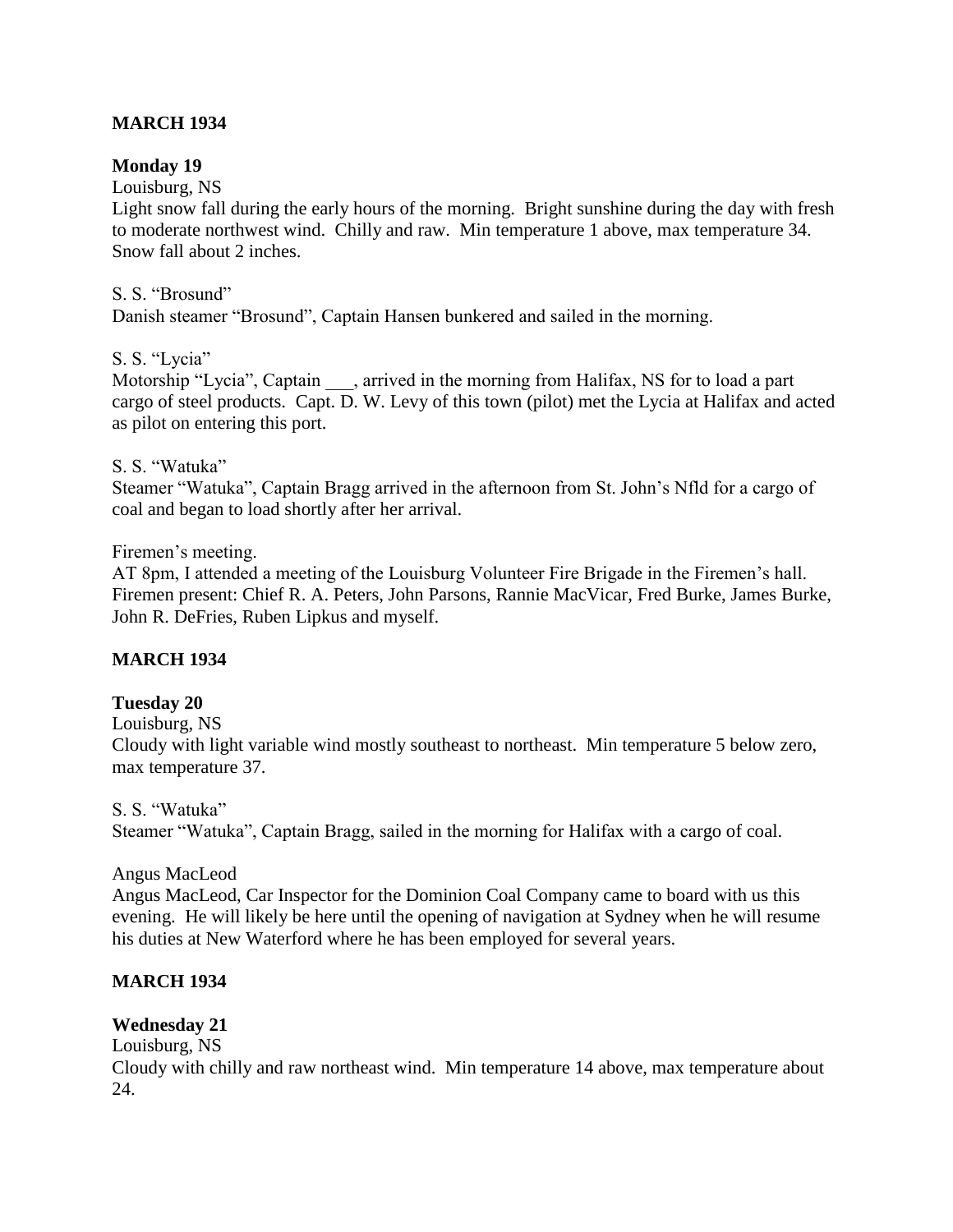**MARCH 1934**

**Monday 19**

Louisburg, NS

Light snow fall during the early hours of the morning. Bright sunshine during the day with fresh to moderate northwest wind. Chilly and raw. Min temperature 1 above, max temperature 34. Snow fall about 2 inches.

S. S. "Brosund"

Danish steamer "Brosund", Captain Hansen bunkered and sailed in the morning.

S. S. "Lycia"

Motorship "Lycia", Captain ___, arrived in the morning from Halifax, NS for to load a part cargo of steel products. Capt. D. W. Levy of this town (pilot) met the Lycia at Halifax and acted as pilot on entering this port.

S. S. "Watuka"

Steamer "Watuka", Captain Bragg arrived in the afternoon from St. John's Nfld for a cargo of coal and began to load shortly after her arrival.

Firemen's meeting.

AT 8pm, I attended a meeting of the Louisburg Volunteer Fire Brigade in the Firemen's hall. Firemen present: Chief R. A. Peters, John Parsons, Rannie MacVicar, Fred Burke, James Burke, John R. DeFries, Ruben Lipkus and myself.

**MARCH 1934**

**Tuesday 20**

Louisburg, NS

Cloudy with light variable wind mostly southeast to northeast. Min temperature 5 below zero, max temperature 37.

S. S. "Watuka"

Steamer "Watuka", Captain Bragg, sailed in the morning for Halifax with a cargo of coal.

Angus MacLeod

Angus MacLeod, Car Inspector for the Dominion Coal Company came to board with us this evening. He will likely be here until the opening of navigation at Sydney when he will resume his duties at New Waterford where he has been employed for several years.

**MARCH 1934**

**Wednesday 21**

Louisburg, NS

Cloudy with chilly and raw northeast wind. Min temperature 14 above, max temperature about 24.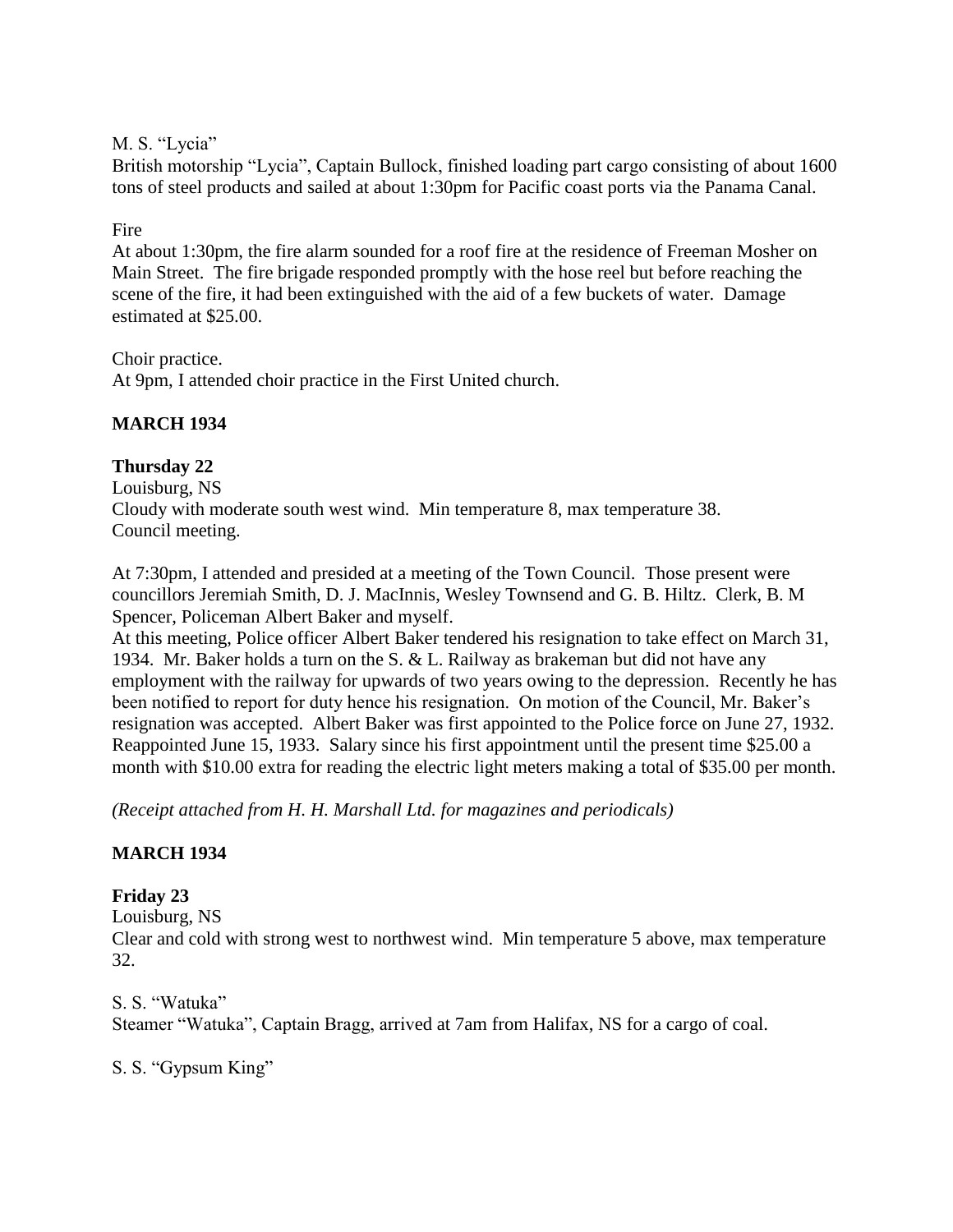M. S. "Lycia"
British motorship "Lycia", Captain Bullock, finished loading part cargo consisting of about 1600 tons of steel products and sailed at about 1:30pm for Pacific coast ports via the Panama Canal.

Fire
At about 1:30pm, the fire alarm sounded for a roof fire at the residence of Freeman Mosher on Main Street. The fire brigade responded promptly with the hose reel but before reaching the scene of the fire, it had been extinguished with the aid of a few buckets of water. Damage estimated at $25.00.

Choir practice.
At 9pm, I attended choir practice in the First United church.

**MARCH 1934**

**Thursday 22**
Louisburg, NS
Cloudy with moderate south west wind. Min temperature 8, max temperature 38.
Council meeting.

At 7:30pm, I attended and presided at a meeting of the Town Council. Those present were councillors Jeremiah Smith, D. J. MacInnis, Wesley Townsend and G. B. Hiltz. Clerk, B. M Spencer, Policeman Albert Baker and myself.
At this meeting, Police officer Albert Baker tendered his resignation to take effect on March 31, 1934. Mr. Baker holds a turn on the S. & L. Railway as brakeman but did not have any employment with the railway for upwards of two years owing to the depression. Recently he has been notified to report for duty hence his resignation. On motion of the Council, Mr. Baker's resignation was accepted. Albert Baker was first appointed to the Police force on June 27, 1932. Reappointed June 15, 1933. Salary since his first appointment until the present time $25.00 a month with $10.00 extra for reading the electric light meters making a total of $35.00 per month.

*(Receipt attached from H. H. Marshall Ltd. for magazines and periodicals)*

**MARCH 1934**

**Friday 23**
Louisburg, NS
Clear and cold with strong west to northwest wind. Min temperature 5 above, max temperature 32.

S. S. "Watuka"
Steamer "Watuka", Captain Bragg, arrived at 7am from Halifax, NS for a cargo of coal.

S. S. "Gypsum King"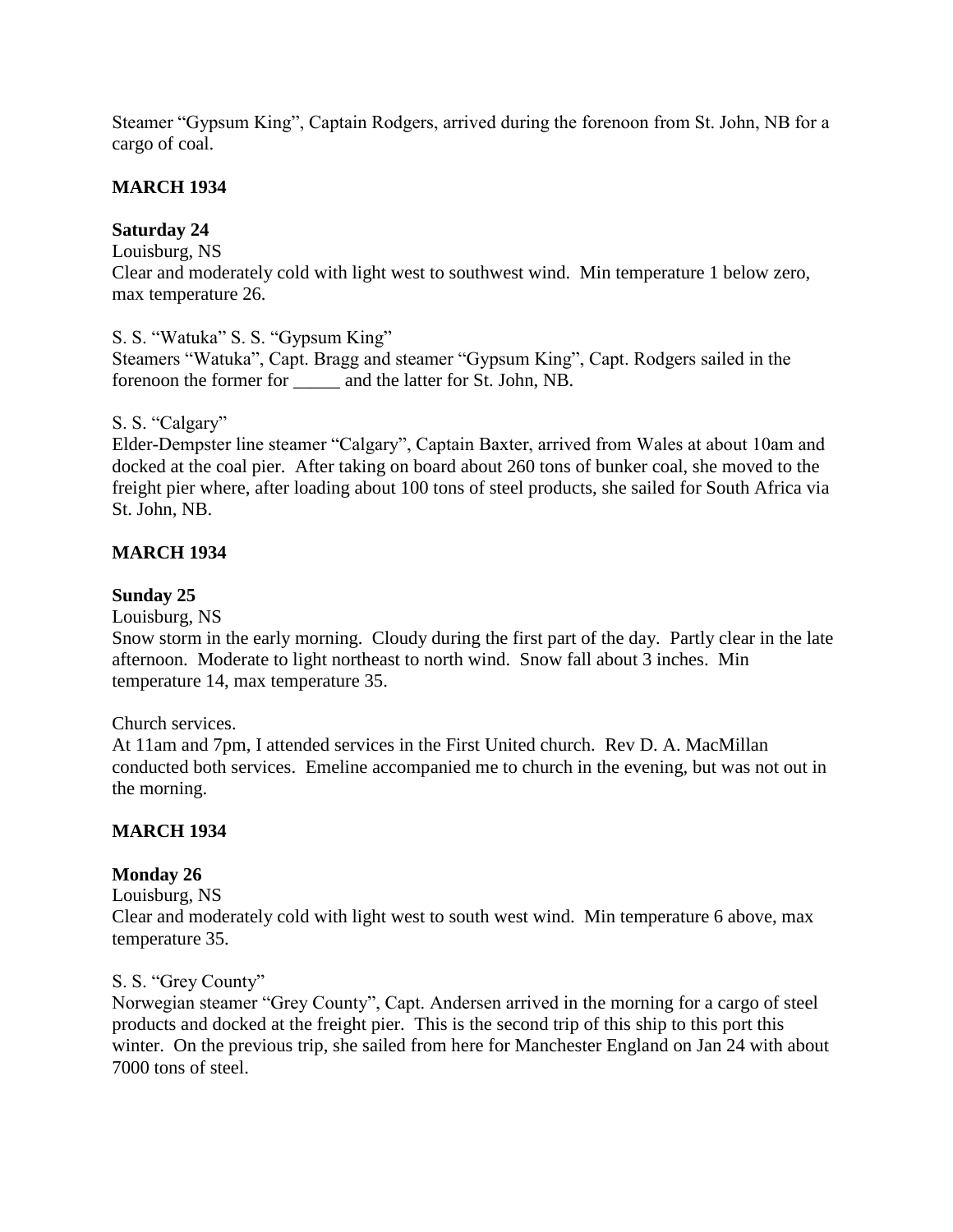Steamer “Gypsum King”, Captain Rodgers, arrived during the forenoon from St. John, NB for a cargo of coal.

**MARCH 1934**

**Saturday 24**

Louisburg, NS

Clear and moderately cold with light west to southwest wind. Min temperature 1 below zero, max temperature 26.

S. S. “Watuka” S. S. “Gypsum King”

Steamers “Watuka”, Capt. Bragg and steamer “Gypsum King”, Capt. Rodgers sailed in the forenoon the former for _____ and the latter for St. John, NB.

S. S. “Calgary”

Elder-Dempster line steamer “Calgary”, Captain Baxter, arrived from Wales at about 10am and docked at the coal pier. After taking on board about 260 tons of bunker coal, she moved to the freight pier where, after loading about 100 tons of steel products, she sailed for South Africa via St. John, NB.

**MARCH 1934**

**Sunday 25**

Louisburg, NS

Snow storm in the early morning. Cloudy during the first part of the day. Partly clear in the late afternoon. Moderate to light northeast to north wind. Snow fall about 3 inches. Min temperature 14, max temperature 35.

Church services.

At 11am and 7pm, I attended services in the First United church. Rev D. A. MacMillan conducted both services. Emeline accompanied me to church in the evening, but was not out in the morning.

**MARCH 1934**

**Monday 26**

Louisburg, NS

Clear and moderately cold with light west to south west wind. Min temperature 6 above, max temperature 35.

S. S. “Grey County”

Norwegian steamer “Grey County”, Capt. Andersen arrived in the morning for a cargo of steel products and docked at the freight pier. This is the second trip of this ship to this port this winter. On the previous trip, she sailed from here for Manchester England on Jan 24 with about 7000 tons of steel.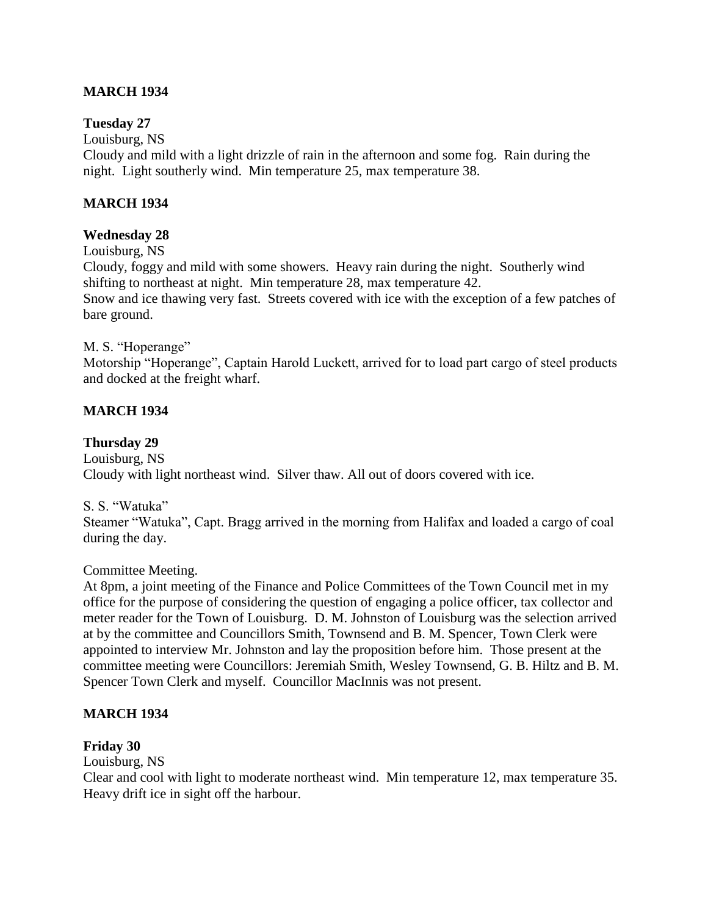**MARCH 1934**

**Tuesday 27**

Louisburg, NS

Cloudy and mild with a light drizzle of rain in the afternoon and some fog. Rain during the night. Light southerly wind. Min temperature 25, max temperature 38.

**MARCH 1934**

**Wednesday 28**

Louisburg, NS

Cloudy, foggy and mild with some showers. Heavy rain during the night. Southerly wind shifting to northeast at night. Min temperature 28, max temperature 42.

Snow and ice thawing very fast. Streets covered with ice with the exception of a few patches of bare ground.

M. S. "Hoperange"

Motorship "Hoperange", Captain Harold Luckett, arrived for to load part cargo of steel products and docked at the freight wharf.

**MARCH 1934**

**Thursday 29**

Louisburg, NS

Cloudy with light northeast wind. Silver thaw. All out of doors covered with ice.

S. S. "Watuka"

Steamer "Watuka", Capt. Bragg arrived in the morning from Halifax and loaded a cargo of coal during the day.

Committee Meeting.

At 8pm, a joint meeting of the Finance and Police Committees of the Town Council met in my office for the purpose of considering the question of engaging a police officer, tax collector and meter reader for the Town of Louisburg. D. M. Johnston of Louisburg was the selection arrived at by the committee and Councillors Smith, Townsend and B. M. Spencer, Town Clerk were appointed to interview Mr. Johnston and lay the proposition before him. Those present at the committee meeting were Councillors: Jeremiah Smith, Wesley Townsend, G. B. Hiltz and B. M. Spencer Town Clerk and myself. Councillor MacInnis was not present.

**MARCH 1934**

**Friday 30**

Louisburg, NS

Clear and cool with light to moderate northeast wind. Min temperature 12, max temperature 35. Heavy drift ice in sight off the harbour.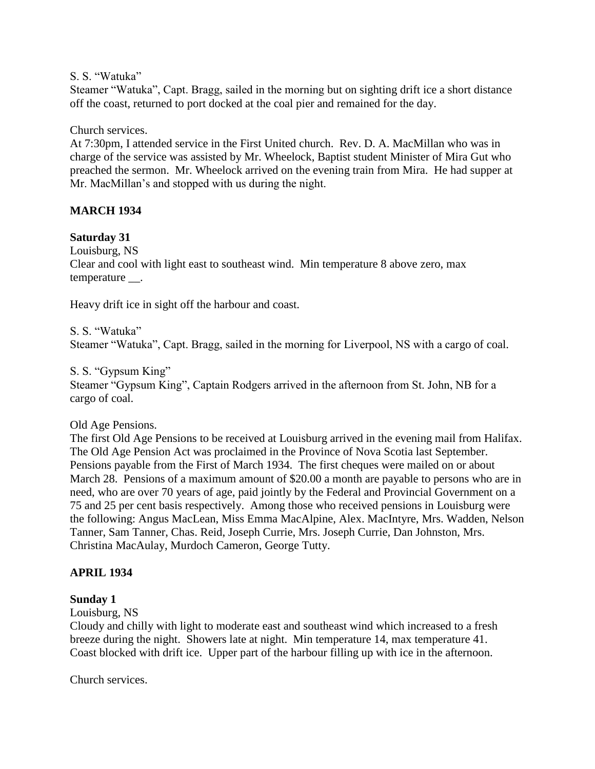S. S. "Watuka"

Steamer "Watuka", Capt. Bragg, sailed in the morning but on sighting drift ice a short distance off the coast, returned to port docked at the coal pier and remained for the day.

Church services.

At 7:30pm, I attended service in the First United church. Rev. D. A. MacMillan who was in charge of the service was assisted by Mr. Wheelock, Baptist student Minister of Mira Gut who preached the sermon. Mr. Wheelock arrived on the evening train from Mira. He had supper at Mr. MacMillan's and stopped with us during the night.

**MARCH 1934**

**Saturday 31**

Louisburg, NS

Clear and cool with light east to southeast wind. Min temperature 8 above zero, max temperature __.

Heavy drift ice in sight off the harbour and coast.

S. S. "Watuka"

Steamer "Watuka", Capt. Bragg, sailed in the morning for Liverpool, NS with a cargo of coal.

S. S. "Gypsum King"

Steamer "Gypsum King", Captain Rodgers arrived in the afternoon from St. John, NB for a cargo of coal.

Old Age Pensions.

The first Old Age Pensions to be received at Louisburg arrived in the evening mail from Halifax. The Old Age Pension Act was proclaimed in the Province of Nova Scotia last September. Pensions payable from the First of March 1934. The first cheques were mailed on or about March 28. Pensions of a maximum amount of $20.00 a month are payable to persons who are in need, who are over 70 years of age, paid jointly by the Federal and Provincial Government on a 75 and 25 per cent basis respectively. Among those who received pensions in Louisburg were the following: Angus MacLean, Miss Emma MacAlpine, Alex. MacIntyre, Mrs. Wadden, Nelson Tanner, Sam Tanner, Chas. Reid, Joseph Currie, Mrs. Joseph Currie, Dan Johnston, Mrs. Christina MacAulay, Murdoch Cameron, George Tutty.

**APRIL 1934**

**Sunday 1**

Louisburg, NS

Cloudy and chilly with light to moderate east and southeast wind which increased to a fresh breeze during the night. Showers late at night. Min temperature 14, max temperature 41. Coast blocked with drift ice. Upper part of the harbour filling up with ice in the afternoon.

Church services.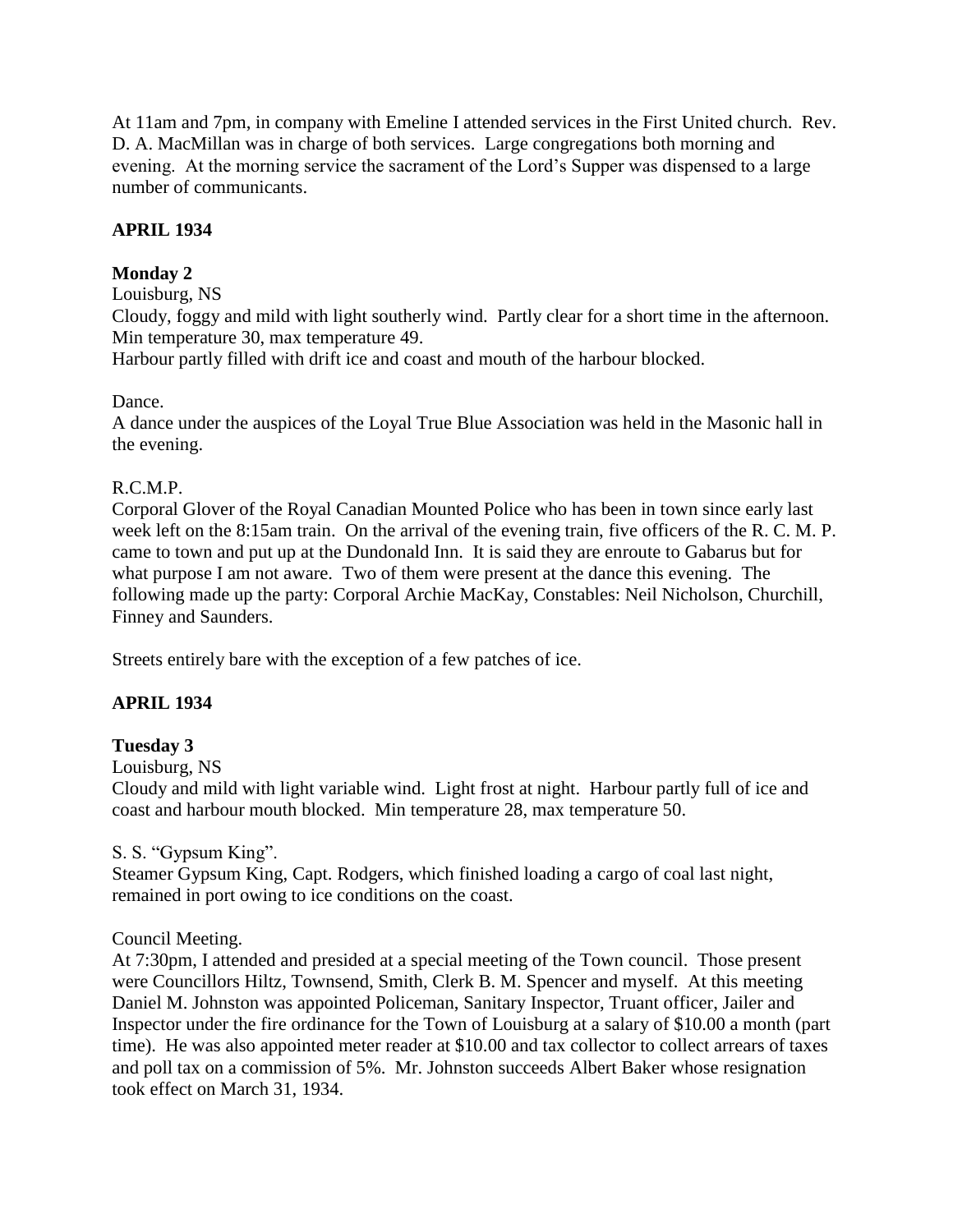At 11am and 7pm, in company with Emeline I attended services in the First United church. Rev. D. A. MacMillan was in charge of both services. Large congregations both morning and evening. At the morning service the sacrament of the Lord's Supper was dispensed to a large number of communicants.

**APRIL 1934**

**Monday 2**

Louisburg, NS

Cloudy, foggy and mild with light southerly wind. Partly clear for a short time in the afternoon. Min temperature 30, max temperature 49.

Harbour partly filled with drift ice and coast and mouth of the harbour blocked.

Dance.

A dance under the auspices of the Loyal True Blue Association was held in the Masonic hall in the evening.

R.C.M.P.

Corporal Glover of the Royal Canadian Mounted Police who has been in town since early last week left on the 8:15am train. On the arrival of the evening train, five officers of the R. C. M. P. came to town and put up at the Dundonald Inn. It is said they are enroute to Gabarus but for what purpose I am not aware. Two of them were present at the dance this evening. The following made up the party: Corporal Archie MacKay, Constables: Neil Nicholson, Churchill, Finney and Saunders.

Streets entirely bare with the exception of a few patches of ice.

**APRIL 1934**

**Tuesday 3**

Louisburg, NS

Cloudy and mild with light variable wind. Light frost at night. Harbour partly full of ice and coast and harbour mouth blocked. Min temperature 28, max temperature 50.

S. S. "Gypsum King".

Steamer Gypsum King, Capt. Rodgers, which finished loading a cargo of coal last night, remained in port owing to ice conditions on the coast.

Council Meeting.

At 7:30pm, I attended and presided at a special meeting of the Town council. Those present were Councillors Hiltz, Townsend, Smith, Clerk B. M. Spencer and myself. At this meeting Daniel M. Johnston was appointed Policeman, Sanitary Inspector, Truant officer, Jailer and Inspector under the fire ordinance for the Town of Louisburg at a salary of $10.00 a month (part time). He was also appointed meter reader at $10.00 and tax collector to collect arrears of taxes and poll tax on a commission of 5%. Mr. Johnston succeeds Albert Baker whose resignation took effect on March 31, 1934.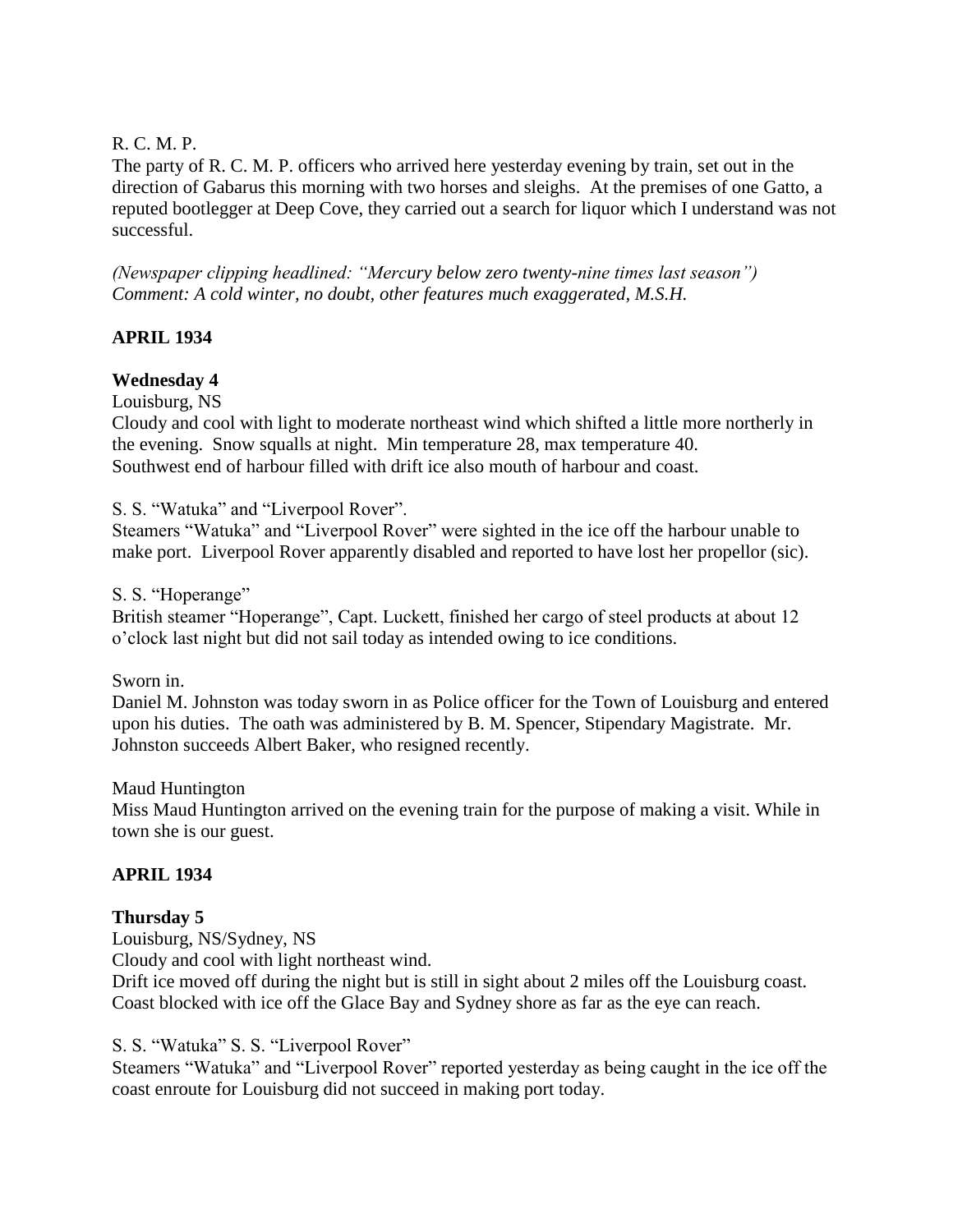R. C. M. P.

The party of R. C. M. P. officers who arrived here yesterday evening by train, set out in the direction of Gabarus this morning with two horses and sleighs. At the premises of one Gatto, a reputed bootlegger at Deep Cove, they carried out a search for liquor which I understand was not successful.

*(Newspaper clipping headlined: "Mercury below zero twenty-nine times last season")*
*Comment: A cold winter, no doubt, other features much exaggerated, M.S.H.*

**APRIL 1934**

**Wednesday 4**

Louisburg, NS

Cloudy and cool with light to moderate northeast wind which shifted a little more northerly in the evening. Snow squalls at night. Min temperature 28, max temperature 40.
Southwest end of harbour filled with drift ice also mouth of harbour and coast.

S. S. "Watuka" and "Liverpool Rover".

Steamers "Watuka" and "Liverpool Rover" were sighted in the ice off the harbour unable to make port. Liverpool Rover apparently disabled and reported to have lost her propellor (sic).

S. S. "Hoperange"

British steamer "Hoperange", Capt. Luckett, finished her cargo of steel products at about 12 o'clock last night but did not sail today as intended owing to ice conditions.

Sworn in.

Daniel M. Johnston was today sworn in as Police officer for the Town of Louisburg and entered upon his duties. The oath was administered by B. M. Spencer, Stipendary Magistrate. Mr. Johnston succeeds Albert Baker, who resigned recently.

Maud Huntington

Miss Maud Huntington arrived on the evening train for the purpose of making a visit. While in town she is our guest.

**APRIL 1934**

**Thursday 5**

Louisburg, NS/Sydney, NS

Cloudy and cool with light northeast wind.
Drift ice moved off during the night but is still in sight about 2 miles off the Louisburg coast. Coast blocked with ice off the Glace Bay and Sydney shore as far as the eye can reach.

S. S. "Watuka" S. S. "Liverpool Rover"

Steamers "Watuka" and "Liverpool Rover" reported yesterday as being caught in the ice off the coast enroute for Louisburg did not succeed in making port today.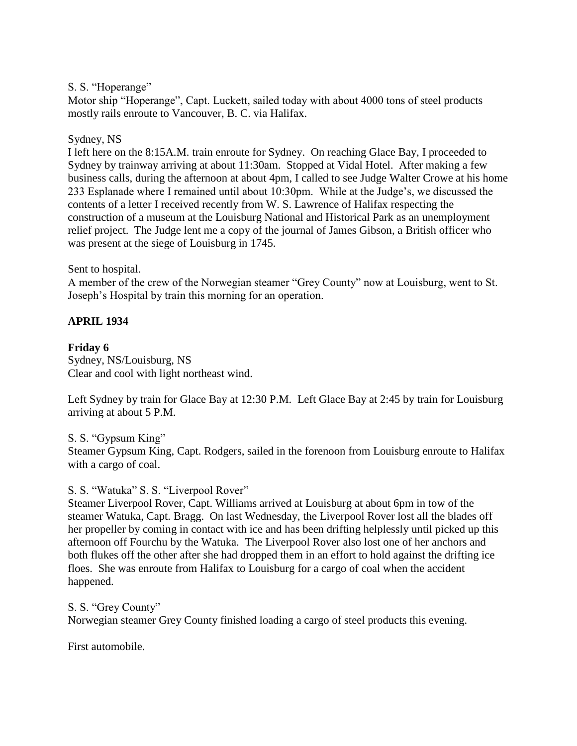S. S. "Hoperange"
Motor ship "Hoperange", Capt. Luckett, sailed today with about 4000 tons of steel products mostly rails enroute to Vancouver, B. C. via Halifax.

Sydney, NS
I left here on the 8:15A.M. train enroute for Sydney. On reaching Glace Bay, I proceeded to Sydney by trainway arriving at about 11:30am. Stopped at Vidal Hotel. After making a few business calls, during the afternoon at about 4pm, I called to see Judge Walter Crowe at his home 233 Esplanade where I remained until about 10:30pm. While at the Judge's, we discussed the contents of a letter I received recently from W. S. Lawrence of Halifax respecting the construction of a museum at the Louisburg National and Historical Park as an unemployment relief project. The Judge lent me a copy of the journal of James Gibson, a British officer who was present at the siege of Louisburg in 1745.

Sent to hospital.
A member of the crew of the Norwegian steamer "Grey County" now at Louisburg, went to St. Joseph's Hospital by train this morning for an operation.

**APRIL 1934**

**Friday 6**
Sydney, NS/Louisburg, NS
Clear and cool with light northeast wind.

Left Sydney by train for Glace Bay at 12:30 P.M. Left Glace Bay at 2:45 by train for Louisburg arriving at about 5 P.M.

S. S. "Gypsum King"
Steamer Gypsum King, Capt. Rodgers, sailed in the forenoon from Louisburg enroute to Halifax with a cargo of coal.

S. S. "Watuka" S. S. "Liverpool Rover"
Steamer Liverpool Rover, Capt. Williams arrived at Louisburg at about 6pm in tow of the steamer Watuka, Capt. Bragg. On last Wednesday, the Liverpool Rover lost all the blades off her propeller by coming in contact with ice and has been drifting helplessly until picked up this afternoon off Fourchu by the Watuka. The Liverpool Rover also lost one of her anchors and both flukes off the other after she had dropped them in an effort to hold against the drifting ice floes. She was enroute from Halifax to Louisburg for a cargo of coal when the accident happened.

S. S. "Grey County"
Norwegian steamer Grey County finished loading a cargo of steel products this evening.

First automobile.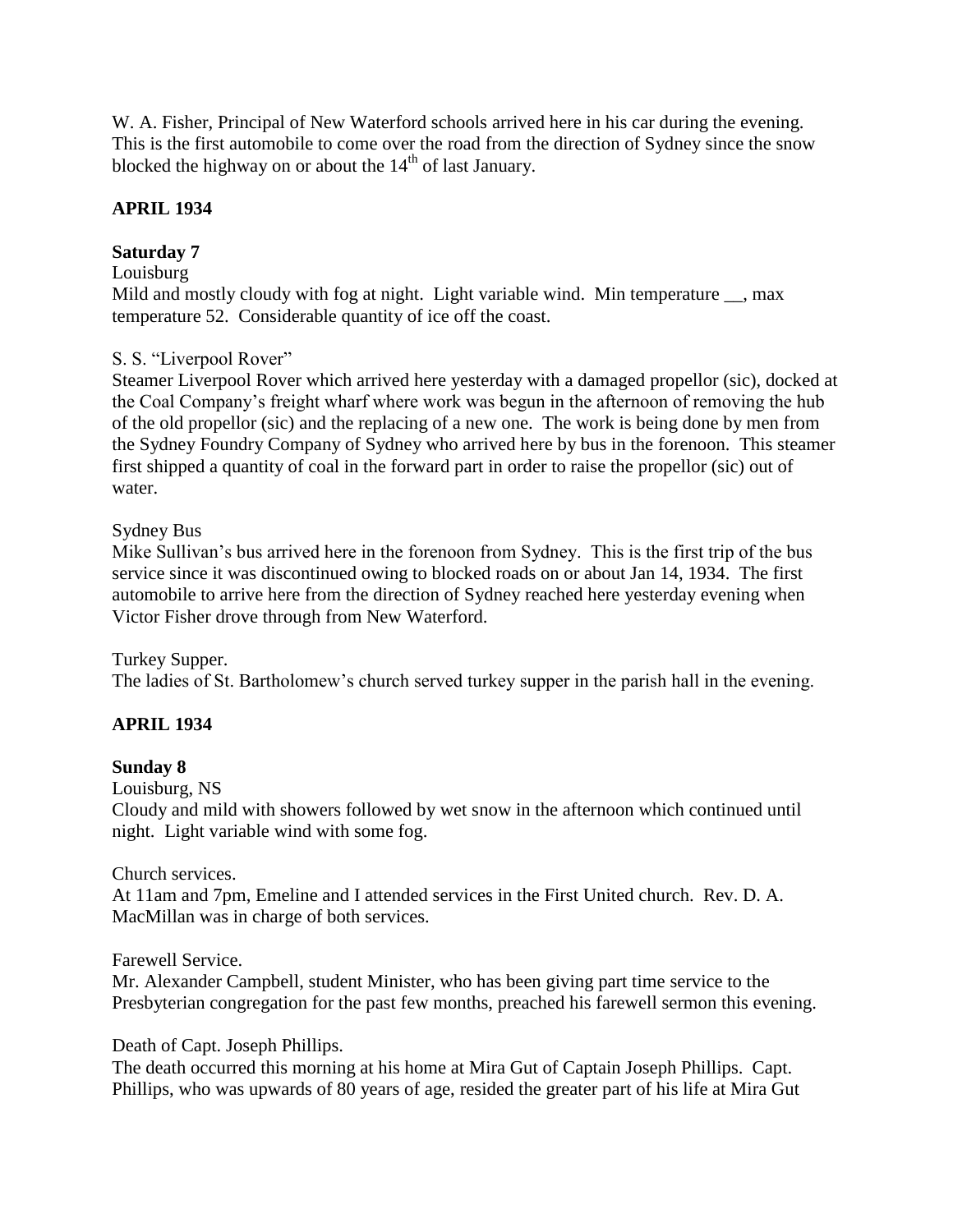W. A. Fisher, Principal of New Waterford schools arrived here in his car during the evening. This is the first automobile to come over the road from the direction of Sydney since the snow blocked the highway on or about the 14th of last January.

## APRIL 1934

### Saturday 7

Louisburg

Mild and mostly cloudy with fog at night. Light variable wind. Min temperature __, max temperature 52. Considerable quantity of ice off the coast.

S. S. "Liverpool Rover"

Steamer Liverpool Rover which arrived here yesterday with a damaged propellor (sic), docked at the Coal Company's freight wharf where work was begun in the afternoon of removing the hub of the old propellor (sic) and the replacing of a new one. The work is being done by men from the Sydney Foundry Company of Sydney who arrived here by bus in the forenoon. This steamer first shipped a quantity of coal in the forward part in order to raise the propellor (sic) out of water.

Sydney Bus

Mike Sullivan's bus arrived here in the forenoon from Sydney. This is the first trip of the bus service since it was discontinued owing to blocked roads on or about Jan 14, 1934. The first automobile to arrive here from the direction of Sydney reached here yesterday evening when Victor Fisher drove through from New Waterford.

Turkey Supper.

The ladies of St. Bartholomew's church served turkey supper in the parish hall in the evening.

## APRIL 1934

### Sunday 8

Louisburg, NS

Cloudy and mild with showers followed by wet snow in the afternoon which continued until night. Light variable wind with some fog.

Church services.

At 11am and 7pm, Emeline and I attended services in the First United church. Rev. D. A. MacMillan was in charge of both services.

Farewell Service.

Mr. Alexander Campbell, student Minister, who has been giving part time service to the Presbyterian congregation for the past few months, preached his farewell sermon this evening.

Death of Capt. Joseph Phillips.

The death occurred this morning at his home at Mira Gut of Captain Joseph Phillips. Capt. Phillips, who was upwards of 80 years of age, resided the greater part of his life at Mira Gut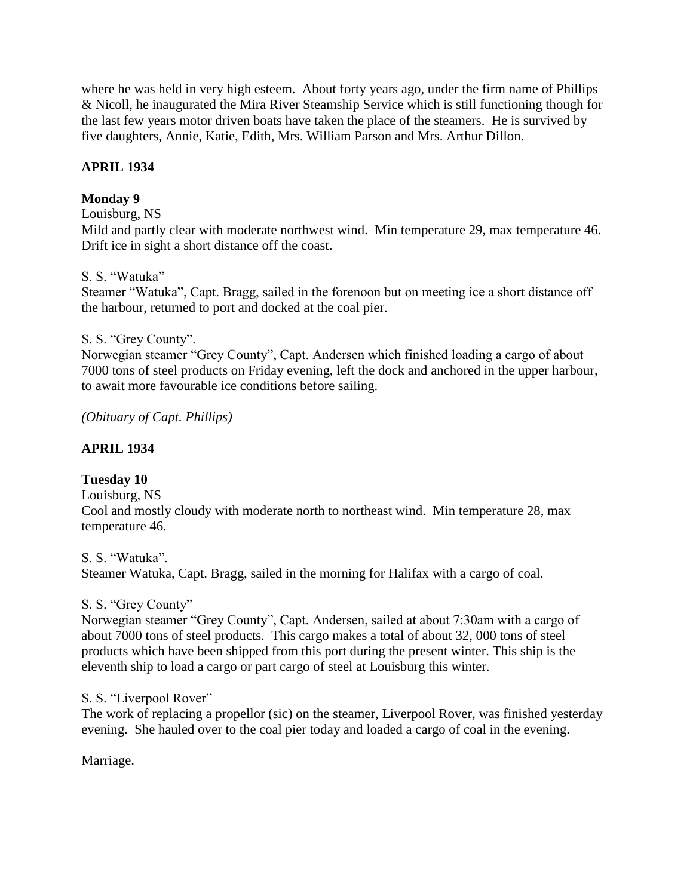where he was held in very high esteem. About forty years ago, under the firm name of Phillips & Nicoll, he inaugurated the Mira River Steamship Service which is still functioning though for the last few years motor driven boats have taken the place of the steamers. He is survived by five daughters, Annie, Katie, Edith, Mrs. William Parson and Mrs. Arthur Dillon.

**APRIL 1934**

**Monday 9**

Louisburg, NS
Mild and partly clear with moderate northwest wind. Min temperature 29, max temperature 46. Drift ice in sight a short distance off the coast.

S. S. "Watuka"
Steamer "Watuka", Capt. Bragg, sailed in the forenoon but on meeting ice a short distance off the harbour, returned to port and docked at the coal pier.

S. S. "Grey County".
Norwegian steamer "Grey County", Capt. Andersen which finished loading a cargo of about 7000 tons of steel products on Friday evening, left the dock and anchored in the upper harbour, to await more favourable ice conditions before sailing.

*(Obituary of Capt. Phillips)*

**APRIL 1934**

**Tuesday 10**

Louisburg, NS
Cool and mostly cloudy with moderate north to northeast wind. Min temperature 28, max temperature 46.

S. S. "Watuka".
Steamer Watuka, Capt. Bragg, sailed in the morning for Halifax with a cargo of coal.

S. S. "Grey County"
Norwegian steamer "Grey County", Capt. Andersen, sailed at about 7:30am with a cargo of about 7000 tons of steel products. This cargo makes a total of about 32, 000 tons of steel products which have been shipped from this port during the present winter. This ship is the eleventh ship to load a cargo or part cargo of steel at Louisburg this winter.

S. S. "Liverpool Rover"
The work of replacing a propellor (sic) on the steamer, Liverpool Rover, was finished yesterday evening. She hauled over to the coal pier today and loaded a cargo of coal in the evening.

Marriage.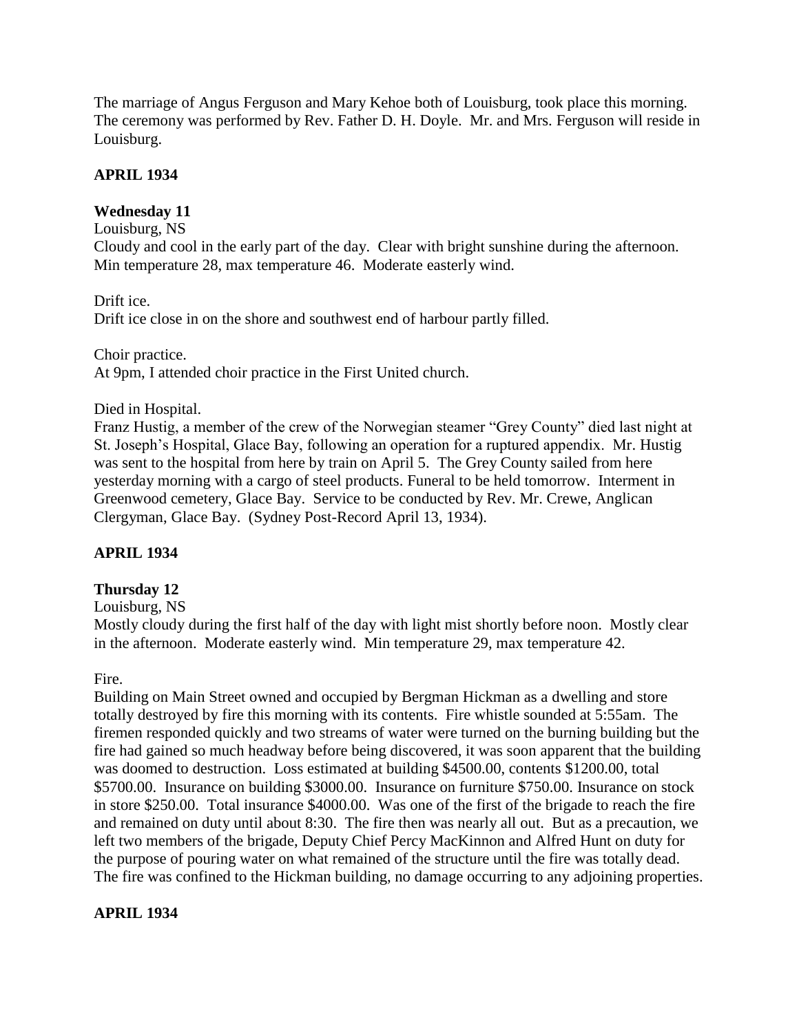The marriage of Angus Ferguson and Mary Kehoe both of Louisburg, took place this morning. The ceremony was performed by Rev. Father D. H. Doyle. Mr. and Mrs. Ferguson will reside in Louisburg.

**APRIL 1934**

**Wednesday 11**

Louisburg, NS

Cloudy and cool in the early part of the day. Clear with bright sunshine during the afternoon. Min temperature 28, max temperature 46. Moderate easterly wind.

Drift ice.

Drift ice close in on the shore and southwest end of harbour partly filled.

Choir practice.

At 9pm, I attended choir practice in the First United church.

Died in Hospital.

Franz Hustig, a member of the crew of the Norwegian steamer "Grey County" died last night at St. Joseph's Hospital, Glace Bay, following an operation for a ruptured appendix. Mr. Hustig was sent to the hospital from here by train on April 5. The Grey County sailed from here yesterday morning with a cargo of steel products. Funeral to be held tomorrow. Interment in Greenwood cemetery, Glace Bay. Service to be conducted by Rev. Mr. Crewe, Anglican Clergyman, Glace Bay. (Sydney Post-Record April 13, 1934).

**APRIL 1934**

**Thursday 12**

Louisburg, NS

Mostly cloudy during the first half of the day with light mist shortly before noon. Mostly clear in the afternoon. Moderate easterly wind. Min temperature 29, max temperature 42.

Fire.

Building on Main Street owned and occupied by Bergman Hickman as a dwelling and store totally destroyed by fire this morning with its contents. Fire whistle sounded at 5:55am. The firemen responded quickly and two streams of water were turned on the burning building but the fire had gained so much headway before being discovered, it was soon apparent that the building was doomed to destruction. Loss estimated at building $4500.00, contents $1200.00, total $5700.00. Insurance on building $3000.00. Insurance on furniture $750.00. Insurance on stock in store $250.00. Total insurance $4000.00. Was one of the first of the brigade to reach the fire and remained on duty until about 8:30. The fire then was nearly all out. But as a precaution, we left two members of the brigade, Deputy Chief Percy MacKinnon and Alfred Hunt on duty for the purpose of pouring water on what remained of the structure until the fire was totally dead. The fire was confined to the Hickman building, no damage occurring to any adjoining properties.

**APRIL 1934**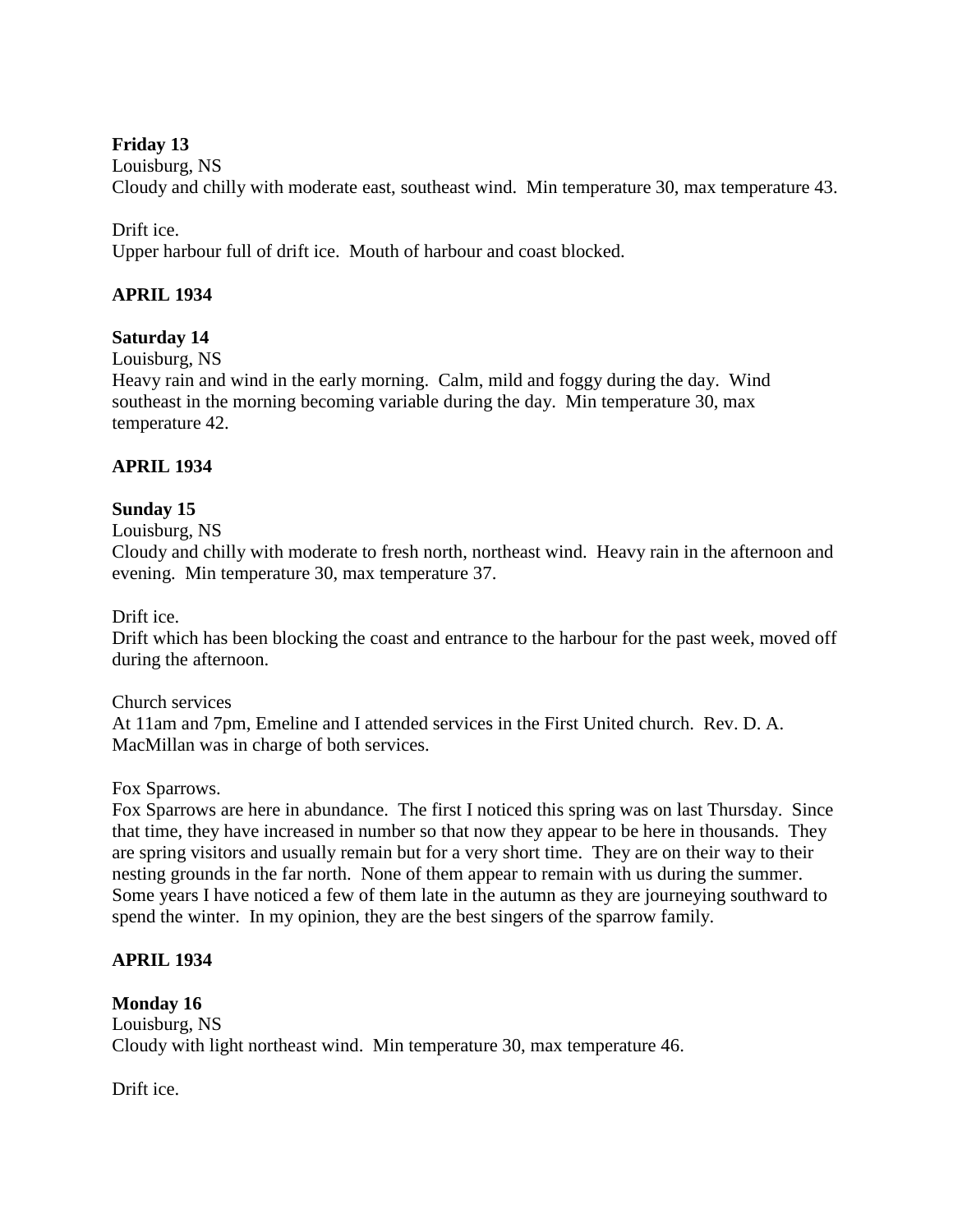**Friday 13**
Louisburg, NS
Cloudy and chilly with moderate east, southeast wind. Min temperature 30, max temperature 43.

Drift ice.
Upper harbour full of drift ice. Mouth of harbour and coast blocked.

**APRIL 1934**

**Saturday 14**
Louisburg, NS
Heavy rain and wind in the early morning. Calm, mild and foggy during the day. Wind southeast in the morning becoming variable during the day. Min temperature 30, max temperature 42.

**APRIL 1934**

**Sunday 15**
Louisburg, NS
Cloudy and chilly with moderate to fresh north, northeast wind. Heavy rain in the afternoon and evening. Min temperature 30, max temperature 37.

Drift ice.
Drift which has been blocking the coast and entrance to the harbour for the past week, moved off during the afternoon.

Church services
At 11am and 7pm, Emeline and I attended services in the First United church. Rev. D. A. MacMillan was in charge of both services.

Fox Sparrows.
Fox Sparrows are here in abundance. The first I noticed this spring was on last Thursday. Since that time, they have increased in number so that now they appear to be here in thousands. They are spring visitors and usually remain but for a very short time. They are on their way to their nesting grounds in the far north. None of them appear to remain with us during the summer. Some years I have noticed a few of them late in the autumn as they are journeying southward to spend the winter. In my opinion, they are the best singers of the sparrow family.

**APRIL 1934**

**Monday 16**
Louisburg, NS
Cloudy with light northeast wind. Min temperature 30, max temperature 46.

Drift ice.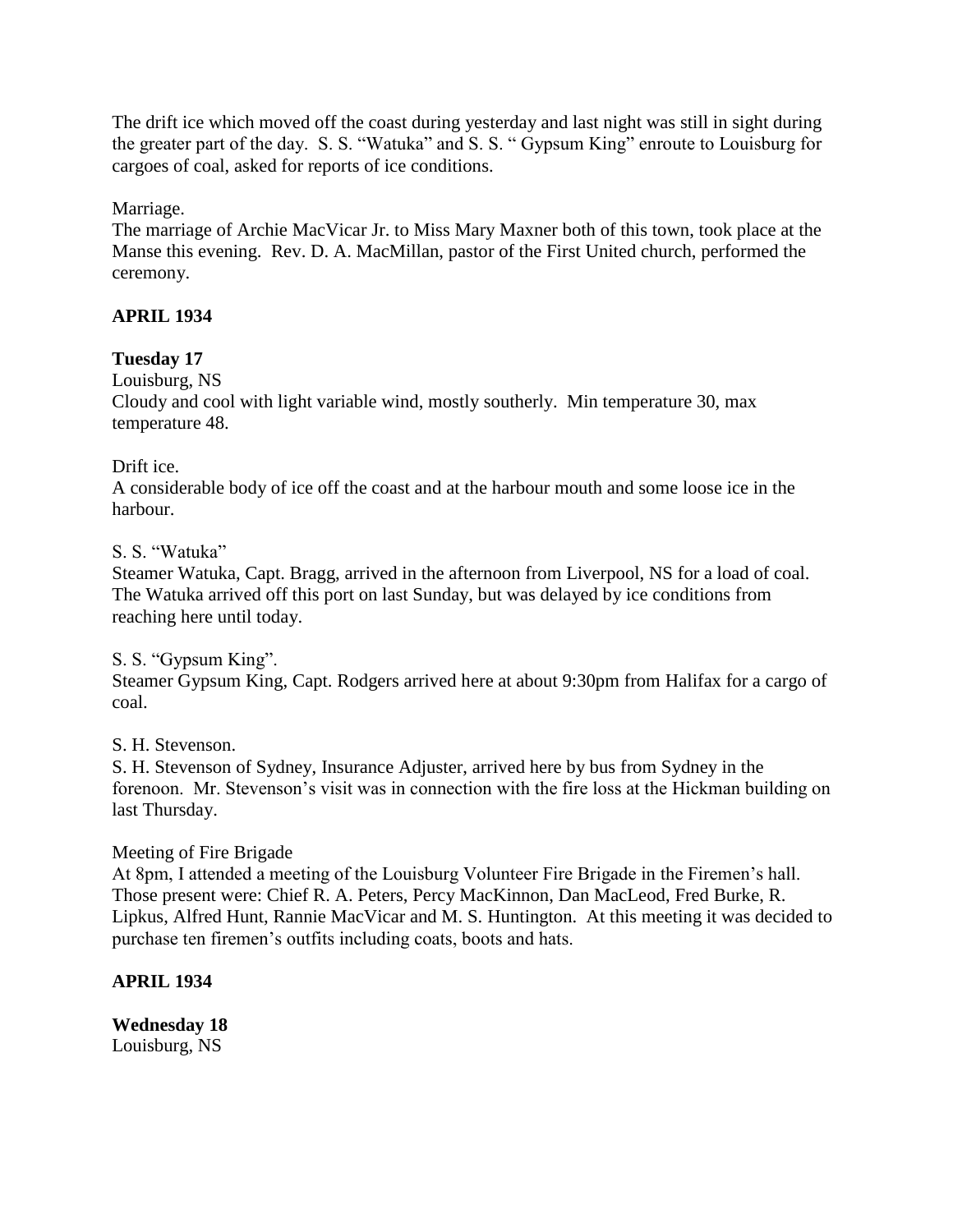The drift ice which moved off the coast during yesterday and last night was still in sight during the greater part of the day. S. S. "Watuka" and S. S. " Gypsum King" enroute to Louisburg for cargoes of coal, asked for reports of ice conditions.

Marriage.
The marriage of Archie MacVicar Jr. to Miss Mary Maxner both of this town, took place at the Manse this evening. Rev. D. A. MacMillan, pastor of the First United church, performed the ceremony.

**APRIL 1934**

**Tuesday 17**
Louisburg, NS
Cloudy and cool with light variable wind, mostly southerly. Min temperature 30, max temperature 48.

Drift ice.
A considerable body of ice off the coast and at the harbour mouth and some loose ice in the harbour.

S. S. "Watuka"
Steamer Watuka, Capt. Bragg, arrived in the afternoon from Liverpool, NS for a load of coal. The Watuka arrived off this port on last Sunday, but was delayed by ice conditions from reaching here until today.

S. S. "Gypsum King".
Steamer Gypsum King, Capt. Rodgers arrived here at about 9:30pm from Halifax for a cargo of coal.

S. H. Stevenson.
S. H. Stevenson of Sydney, Insurance Adjuster, arrived here by bus from Sydney in the forenoon. Mr. Stevenson's visit was in connection with the fire loss at the Hickman building on last Thursday.

Meeting of Fire Brigade
At 8pm, I attended a meeting of the Louisburg Volunteer Fire Brigade in the Firemen's hall. Those present were: Chief R. A. Peters, Percy MacKinnon, Dan MacLeod, Fred Burke, R. Lipkus, Alfred Hunt, Rannie MacVicar and M. S. Huntington. At this meeting it was decided to purchase ten firemen's outfits including coats, boots and hats.

**APRIL 1934**

**Wednesday 18**
Louisburg, NS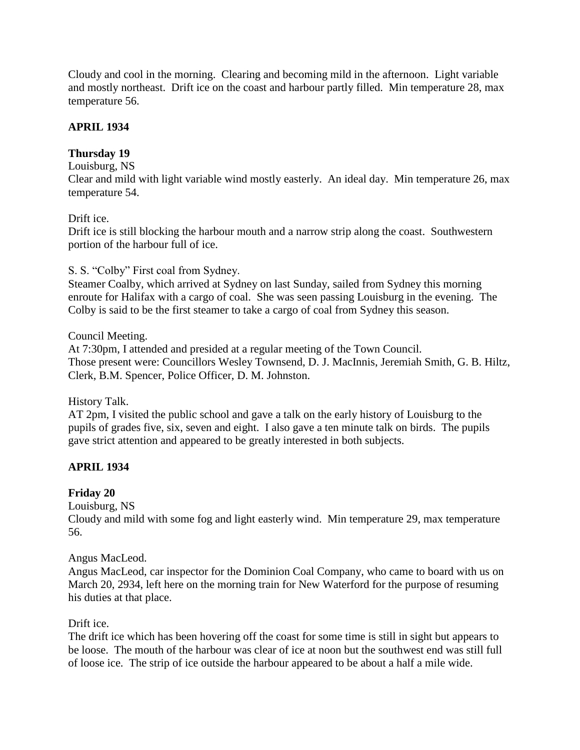Cloudy and cool in the morning. Clearing and becoming mild in the afternoon. Light variable and mostly northeast. Drift ice on the coast and harbour partly filled. Min temperature 28, max temperature 56.

## APRIL 1934

### Thursday 19

Louisburg, NS
Clear and mild with light variable wind mostly easterly. An ideal day. Min temperature 26, max temperature 54.

Drift ice.
Drift ice is still blocking the harbour mouth and a narrow strip along the coast. Southwestern portion of the harbour full of ice.

S. S. "Colby" First coal from Sydney.
Steamer Coalby, which arrived at Sydney on last Sunday, sailed from Sydney this morning enroute for Halifax with a cargo of coal. She was seen passing Louisburg in the evening. The Colby is said to be the first steamer to take a cargo of coal from Sydney this season.

Council Meeting.
At 7:30pm, I attended and presided at a regular meeting of the Town Council.
Those present were: Councillors Wesley Townsend, D. J. MacInnis, Jeremiah Smith, G. B. Hiltz, Clerk, B.M. Spencer, Police Officer, D. M. Johnston.

History Talk.
AT 2pm, I visited the public school and gave a talk on the early history of Louisburg to the pupils of grades five, six, seven and eight. I also gave a ten minute talk on birds. The pupils gave strict attention and appeared to be greatly interested in both subjects.

## APRIL 1934

### Friday 20

Louisburg, NS
Cloudy and mild with some fog and light easterly wind. Min temperature 29, max temperature 56.

Angus MacLeod.
Angus MacLeod, car inspector for the Dominion Coal Company, who came to board with us on March 20, 2934, left here on the morning train for New Waterford for the purpose of resuming his duties at that place.

Drift ice.
The drift ice which has been hovering off the coast for some time is still in sight but appears to be loose. The mouth of the harbour was clear of ice at noon but the southwest end was still full of loose ice. The strip of ice outside the harbour appeared to be about a half a mile wide.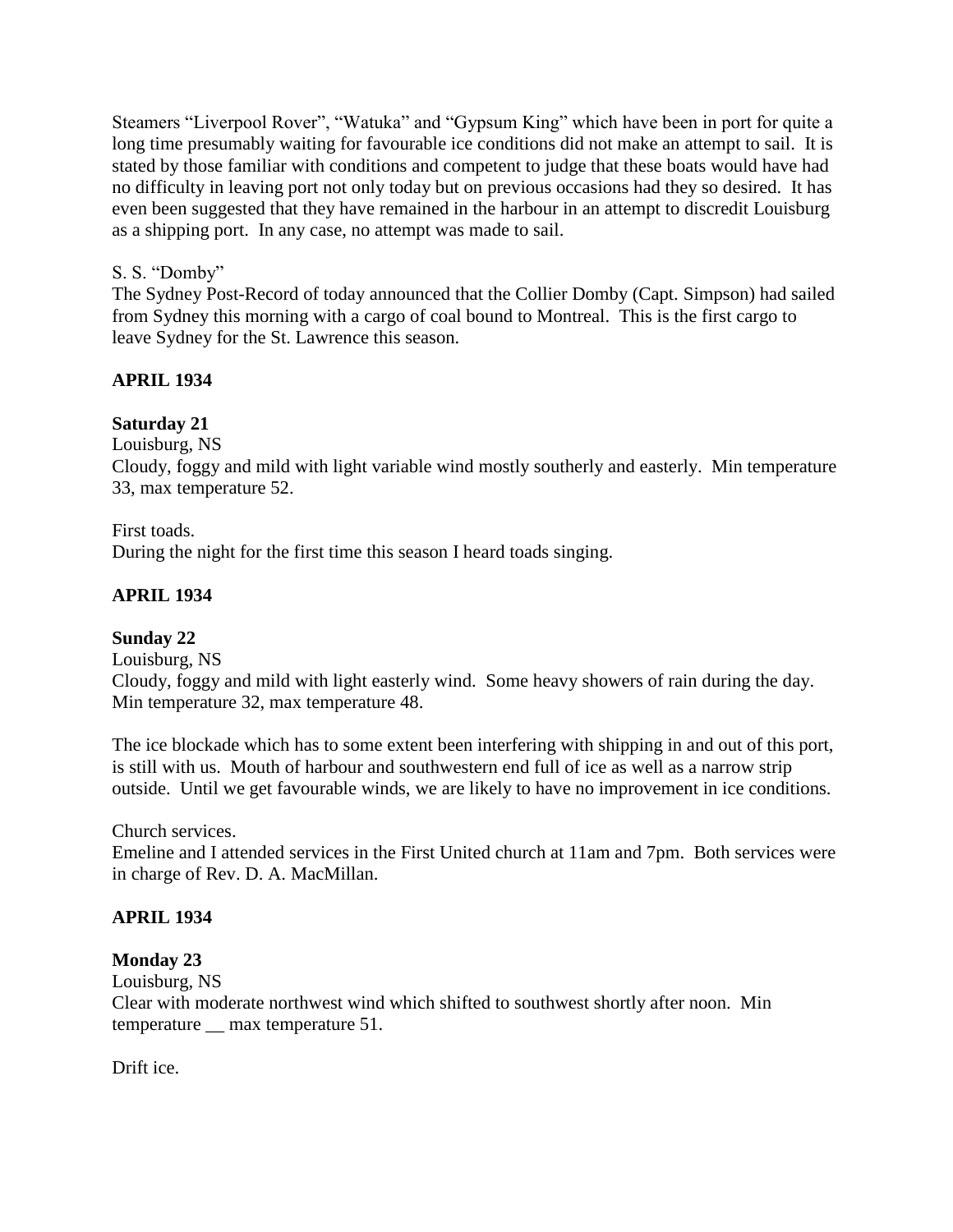Steamers “Liverpool Rover”, “Watuka” and “Gypsum King” which have been in port for quite a long time presumably waiting for favourable ice conditions did not make an attempt to sail. It is stated by those familiar with conditions and competent to judge that these boats would have had no difficulty in leaving port not only today but on previous occasions had they so desired. It has even been suggested that they have remained in the harbour in an attempt to discredit Louisburg as a shipping port. In any case, no attempt was made to sail.

S. S. “Domby”
The Sydney Post-Record of today announced that the Collier Domby (Capt. Simpson) had sailed from Sydney this morning with a cargo of coal bound to Montreal. This is the first cargo to leave Sydney for the St. Lawrence this season.

**APRIL 1934**

**Saturday 21**
Louisburg, NS
Cloudy, foggy and mild with light variable wind mostly southerly and easterly. Min temperature 33, max temperature 52.

First toads.
During the night for the first time this season I heard toads singing.

**APRIL 1934**

**Sunday 22**
Louisburg, NS
Cloudy, foggy and mild with light easterly wind. Some heavy showers of rain during the day. Min temperature 32, max temperature 48.

The ice blockade which has to some extent been interfering with shipping in and out of this port, is still with us. Mouth of harbour and southwestern end full of ice as well as a narrow strip outside. Until we get favourable winds, we are likely to have no improvement in ice conditions.

Church services.
Emeline and I attended services in the First United church at 11am and 7pm. Both services were in charge of Rev. D. A. MacMillan.

**APRIL 1934**

**Monday 23**
Louisburg, NS
Clear with moderate northwest wind which shifted to southwest shortly after noon. Min temperature __ max temperature 51.

Drift ice.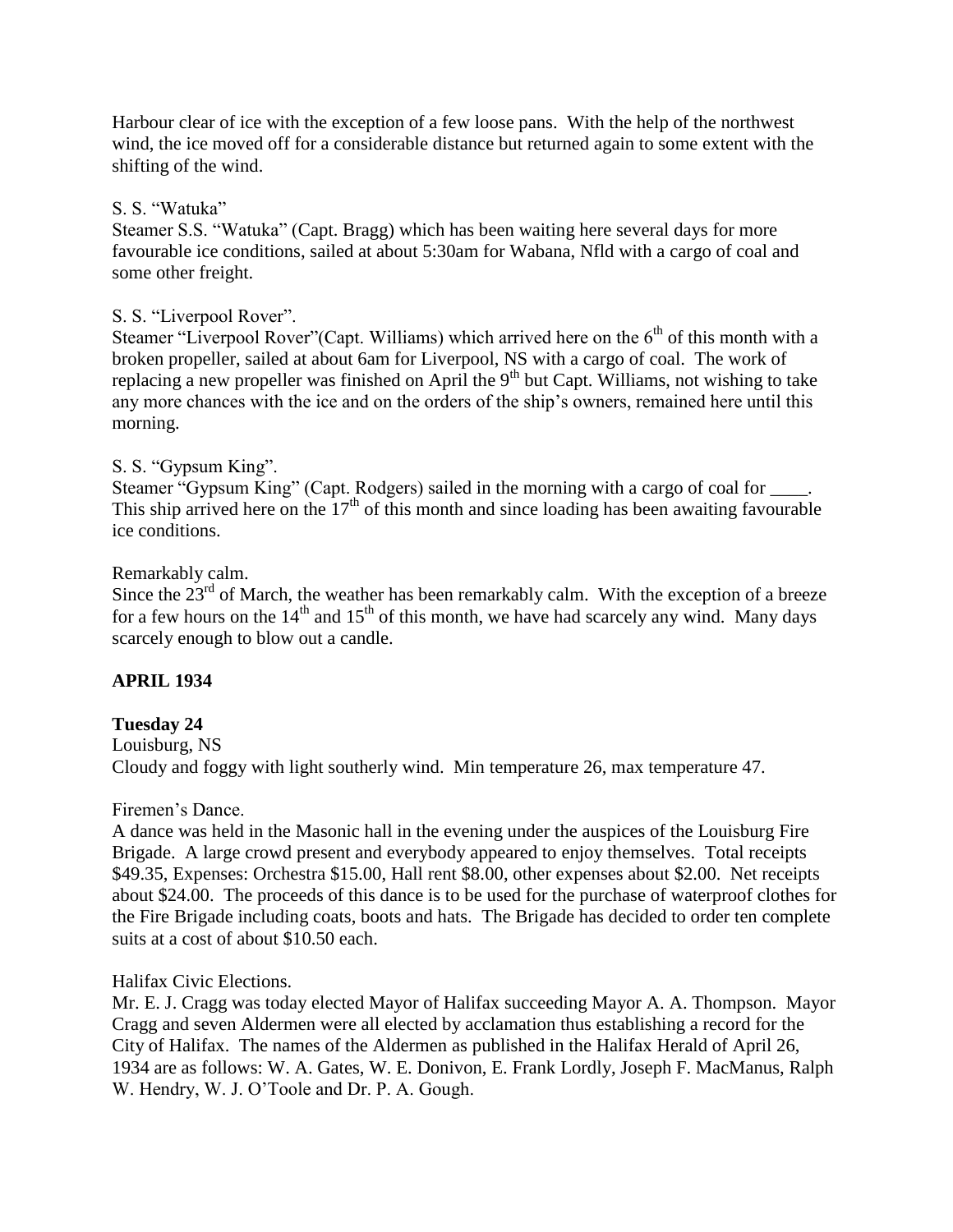Harbour clear of ice with the exception of a few loose pans. With the help of the northwest wind, the ice moved off for a considerable distance but returned again to some extent with the shifting of the wind.

S. S. "Watuka"
Steamer S.S. "Watuka" (Capt. Bragg) which has been waiting here several days for more favourable ice conditions, sailed at about 5:30am for Wabana, Nfld with a cargo of coal and some other freight.

S. S. "Liverpool Rover".
Steamer "Liverpool Rover"(Capt. Williams) which arrived here on the 6th of this month with a broken propeller, sailed at about 6am for Liverpool, NS with a cargo of coal. The work of replacing a new propeller was finished on April the 9th but Capt. Williams, not wishing to take any more chances with the ice and on the orders of the ship's owners, remained here until this morning.

S. S. "Gypsum King".
Steamer "Gypsum King" (Capt. Rodgers) sailed in the morning with a cargo of coal for ____. This ship arrived here on the 17th of this month and since loading has been awaiting favourable ice conditions.

Remarkably calm.
Since the 23rd of March, the weather has been remarkably calm. With the exception of a breeze for a few hours on the 14th and 15th of this month, we have had scarcely any wind. Many days scarcely enough to blow out a candle.

**APRIL 1934**

**Tuesday 24**
Louisburg, NS
Cloudy and foggy with light southerly wind. Min temperature 26, max temperature 47.

Firemen's Dance.
A dance was held in the Masonic hall in the evening under the auspices of the Louisburg Fire Brigade. A large crowd present and everybody appeared to enjoy themselves. Total receipts $49.35, Expenses: Orchestra $15.00, Hall rent $8.00, other expenses about $2.00. Net receipts about $24.00. The proceeds of this dance is to be used for the purchase of waterproof clothes for the Fire Brigade including coats, boots and hats. The Brigade has decided to order ten complete suits at a cost of about $10.50 each.

Halifax Civic Elections.
Mr. E. J. Cragg was today elected Mayor of Halifax succeeding Mayor A. A. Thompson. Mayor Cragg and seven Aldermen were all elected by acclamation thus establishing a record for the City of Halifax. The names of the Aldermen as published in the Halifax Herald of April 26, 1934 are as follows: W. A. Gates, W. E. Donivon, E. Frank Lordly, Joseph F. MacManus, Ralph W. Hendry, W. J. O'Toole and Dr. P. A. Gough.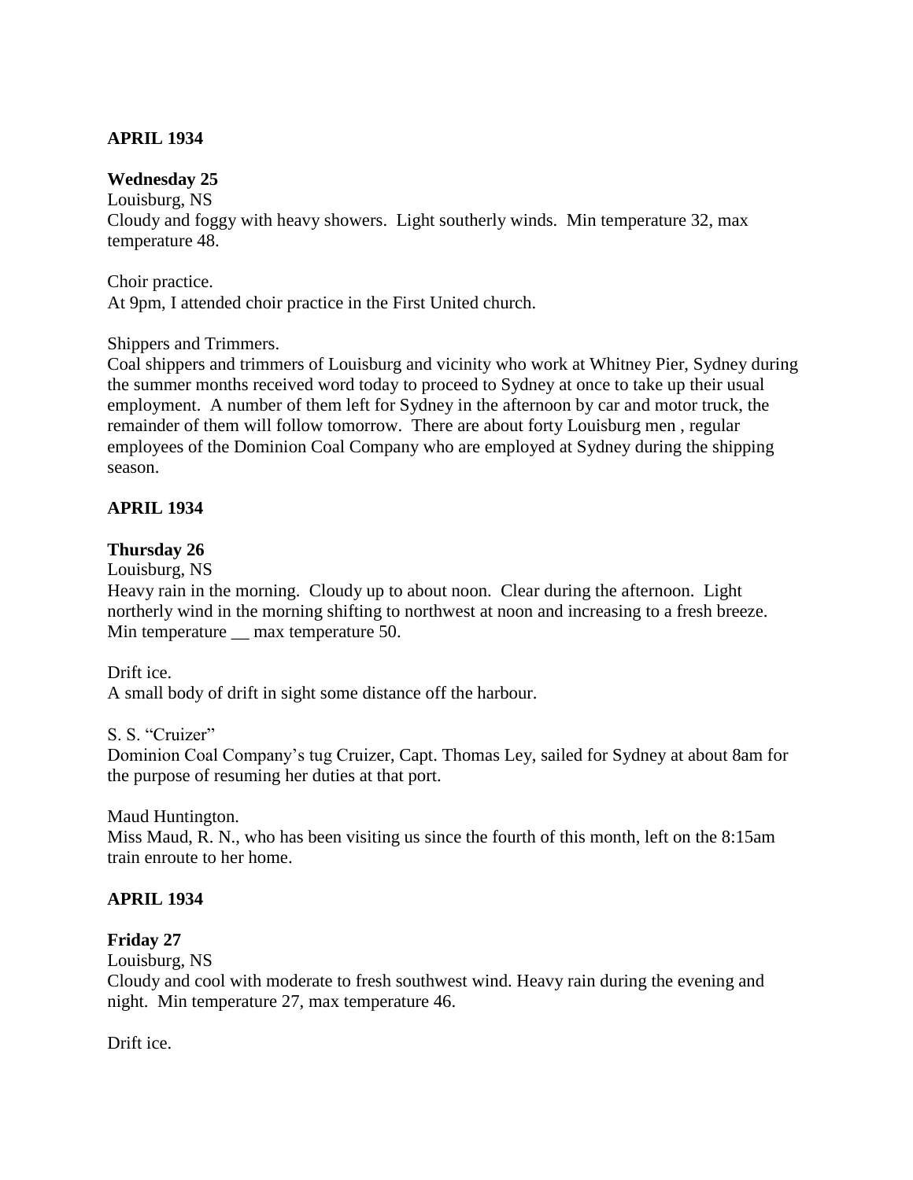**APRIL 1934**

**Wednesday 25**

Louisburg, NS

Cloudy and foggy with heavy showers. Light southerly winds. Min temperature 32, max temperature 48.

Choir practice.

At 9pm, I attended choir practice in the First United church.

Shippers and Trimmers.

Coal shippers and trimmers of Louisburg and vicinity who work at Whitney Pier, Sydney during the summer months received word today to proceed to Sydney at once to take up their usual employment. A number of them left for Sydney in the afternoon by car and motor truck, the remainder of them will follow tomorrow. There are about forty Louisburg men , regular employees of the Dominion Coal Company who are employed at Sydney during the shipping season.

**APRIL 1934**

**Thursday 26**

Louisburg, NS

Heavy rain in the morning. Cloudy up to about noon. Clear during the afternoon. Light northerly wind in the morning shifting to northwest at noon and increasing to a fresh breeze. Min temperature __ max temperature 50.

Drift ice.

A small body of drift in sight some distance off the harbour.

S. S. "Cruizer"

Dominion Coal Company's tug Cruizer, Capt. Thomas Ley, sailed for Sydney at about 8am for the purpose of resuming her duties at that port.

Maud Huntington.

Miss Maud, R. N., who has been visiting us since the fourth of this month, left on the 8:15am train enroute to her home.

**APRIL 1934**

**Friday 27**

Louisburg, NS

Cloudy and cool with moderate to fresh southwest wind. Heavy rain during the evening and night. Min temperature 27, max temperature 46.

Drift ice.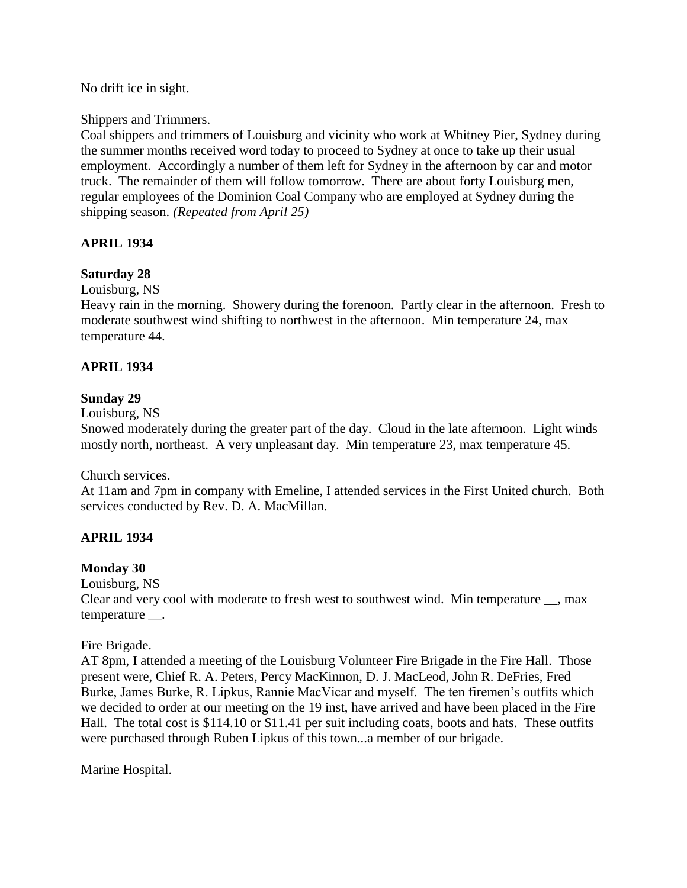No drift ice in sight.

Shippers and Trimmers.
Coal shippers and trimmers of Louisburg and vicinity who work at Whitney Pier, Sydney during the summer months received word today to proceed to Sydney at once to take up their usual employment. Accordingly a number of them left for Sydney in the afternoon by car and motor truck. The remainder of them will follow tomorrow. There are about forty Louisburg men, regular employees of the Dominion Coal Company who are employed at Sydney during the shipping season. *(Repeated from April 25)*

**APRIL 1934**

**Saturday 28**
Louisburg, NS
Heavy rain in the morning. Showery during the forenoon. Partly clear in the afternoon. Fresh to moderate southwest wind shifting to northwest in the afternoon. Min temperature 24, max temperature 44.

**APRIL 1934**

**Sunday 29**
Louisburg, NS
Snowed moderately during the greater part of the day. Cloud in the late afternoon. Light winds mostly north, northeast. A very unpleasant day. Min temperature 23, max temperature 45.

Church services.
At 11am and 7pm in company with Emeline, I attended services in the First United church. Both services conducted by Rev. D. A. MacMillan.

**APRIL 1934**

**Monday 30**
Louisburg, NS
Clear and very cool with moderate to fresh west to southwest wind. Min temperature __, max temperature __.

Fire Brigade.
AT 8pm, I attended a meeting of the Louisburg Volunteer Fire Brigade in the Fire Hall. Those present were, Chief R. A. Peters, Percy MacKinnon, D. J. MacLeod, John R. DeFries, Fred Burke, James Burke, R. Lipkus, Rannie MacVicar and myself. The ten firemen's outfits which we decided to order at our meeting on the 19 inst, have arrived and have been placed in the Fire Hall. The total cost is $114.10 or $11.41 per suit including coats, boots and hats. These outfits were purchased through Ruben Lipkus of this town...a member of our brigade.

Marine Hospital.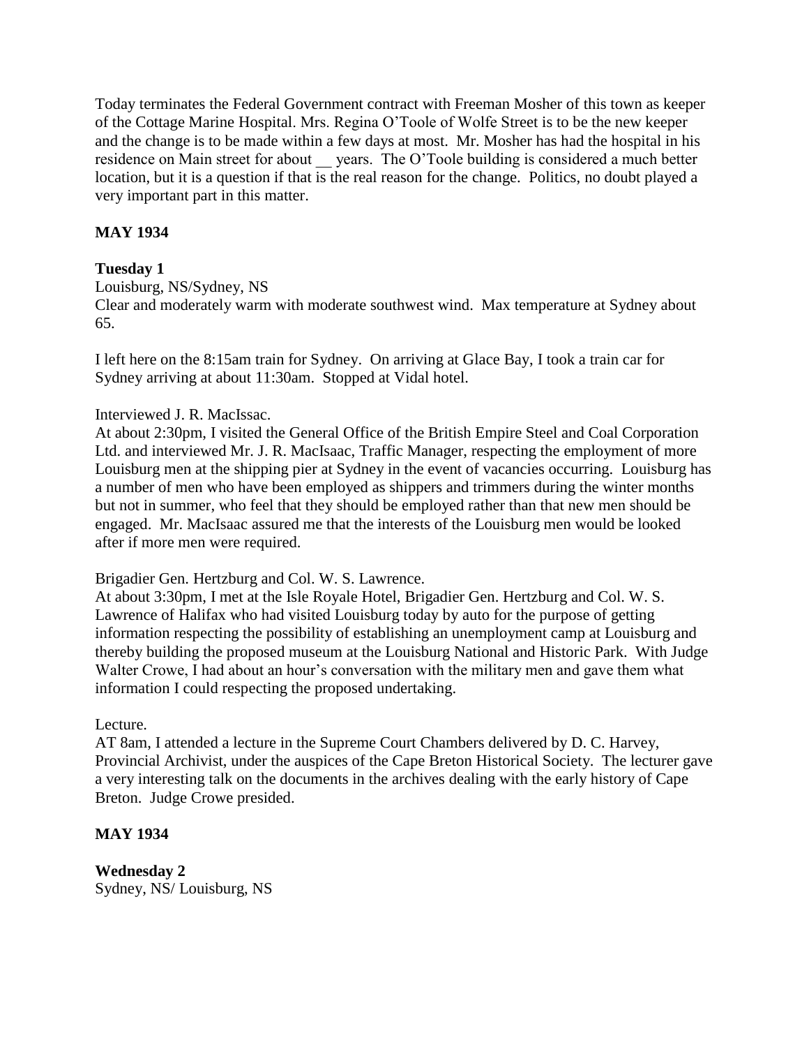Today terminates the Federal Government contract with Freeman Mosher of this town as keeper of the Cottage Marine Hospital. Mrs. Regina O'Toole of Wolfe Street is to be the new keeper and the change is to be made within a few days at most. Mr. Mosher has had the hospital in his residence on Main street for about __ years. The O'Toole building is considered a much better location, but it is a question if that is the real reason for the change. Politics, no doubt played a very important part in this matter.

**MAY 1934**

**Tuesday 1**

Louisburg, NS/Sydney, NS

Clear and moderately warm with moderate southwest wind. Max temperature at Sydney about 65.

I left here on the 8:15am train for Sydney. On arriving at Glace Bay, I took a train car for Sydney arriving at about 11:30am. Stopped at Vidal hotel.

Interviewed J. R. MacIssac.

At about 2:30pm, I visited the General Office of the British Empire Steel and Coal Corporation Ltd. and interviewed Mr. J. R. MacIsaac, Traffic Manager, respecting the employment of more Louisburg men at the shipping pier at Sydney in the event of vacancies occurring. Louisburg has a number of men who have been employed as shippers and trimmers during the winter months but not in summer, who feel that they should be employed rather than that new men should be engaged. Mr. MacIsaac assured me that the interests of the Louisburg men would be looked after if more men were required.

Brigadier Gen. Hertzburg and Col. W. S. Lawrence.

At about 3:30pm, I met at the Isle Royale Hotel, Brigadier Gen. Hertzburg and Col. W. S. Lawrence of Halifax who had visited Louisburg today by auto for the purpose of getting information respecting the possibility of establishing an unemployment camp at Louisburg and thereby building the proposed museum at the Louisburg National and Historic Park. With Judge Walter Crowe, I had about an hour's conversation with the military men and gave them what information I could respecting the proposed undertaking.

Lecture.

AT 8am, I attended a lecture in the Supreme Court Chambers delivered by D. C. Harvey, Provincial Archivist, under the auspices of the Cape Breton Historical Society. The lecturer gave a very interesting talk on the documents in the archives dealing with the early history of Cape Breton. Judge Crowe presided.

**MAY 1934**

**Wednesday 2**

Sydney, NS/ Louisburg, NS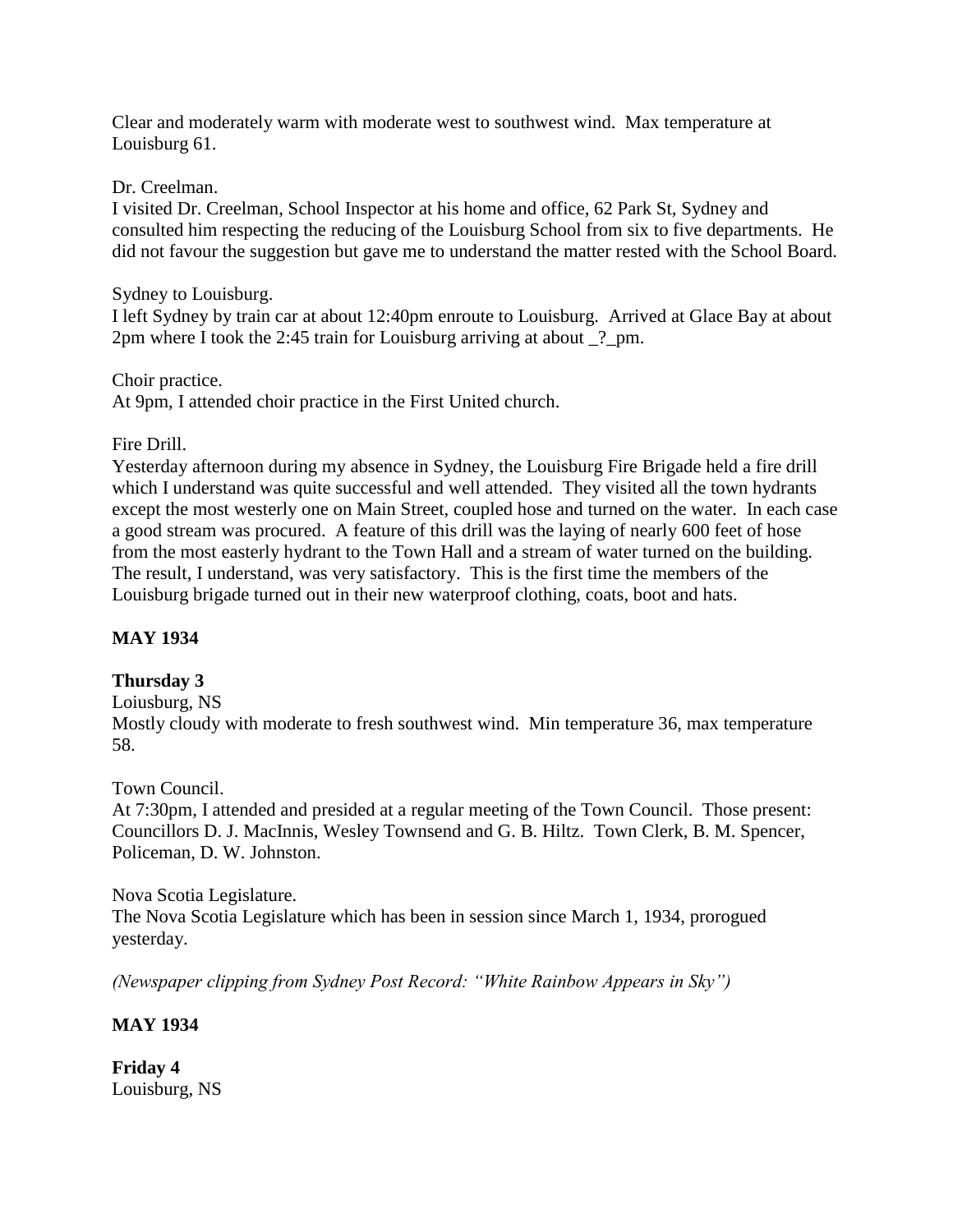Clear and moderately warm with moderate west to southwest wind. Max temperature at Louisburg 61.

Dr. Creelman.
I visited Dr. Creelman, School Inspector at his home and office, 62 Park St, Sydney and consulted him respecting the reducing of the Louisburg School from six to five departments. He did not favour the suggestion but gave me to understand the matter rested with the School Board.

Sydney to Louisburg.
I left Sydney by train car at about 12:40pm enroute to Louisburg. Arrived at Glace Bay at about 2pm where I took the 2:45 train for Louisburg arriving at about _?_pm.

Choir practice.
At 9pm, I attended choir practice in the First United church.

Fire Drill.
Yesterday afternoon during my absence in Sydney, the Louisburg Fire Brigade held a fire drill which I understand was quite successful and well attended. They visited all the town hydrants except the most westerly one on Main Street, coupled hose and turned on the water. In each case a good stream was procured. A feature of this drill was the laying of nearly 600 feet of hose from the most easterly hydrant to the Town Hall and a stream of water turned on the building. The result, I understand, was very satisfactory. This is the first time the members of the Louisburg brigade turned out in their new waterproof clothing, coats, boot and hats.

**MAY 1934**

**Thursday 3**
Loiusburg, NS
Mostly cloudy with moderate to fresh southwest wind. Min temperature 36, max temperature 58.

Town Council.
At 7:30pm, I attended and presided at a regular meeting of the Town Council. Those present: Councillors D. J. MacInnis, Wesley Townsend and G. B. Hiltz. Town Clerk, B. M. Spencer, Policeman, D. W. Johnston.

Nova Scotia Legislature.
The Nova Scotia Legislature which has been in session since March 1, 1934, prorogued yesterday.

*(Newspaper clipping from Sydney Post Record: "White Rainbow Appears in Sky")*

**MAY 1934**

**Friday 4**
Louisburg, NS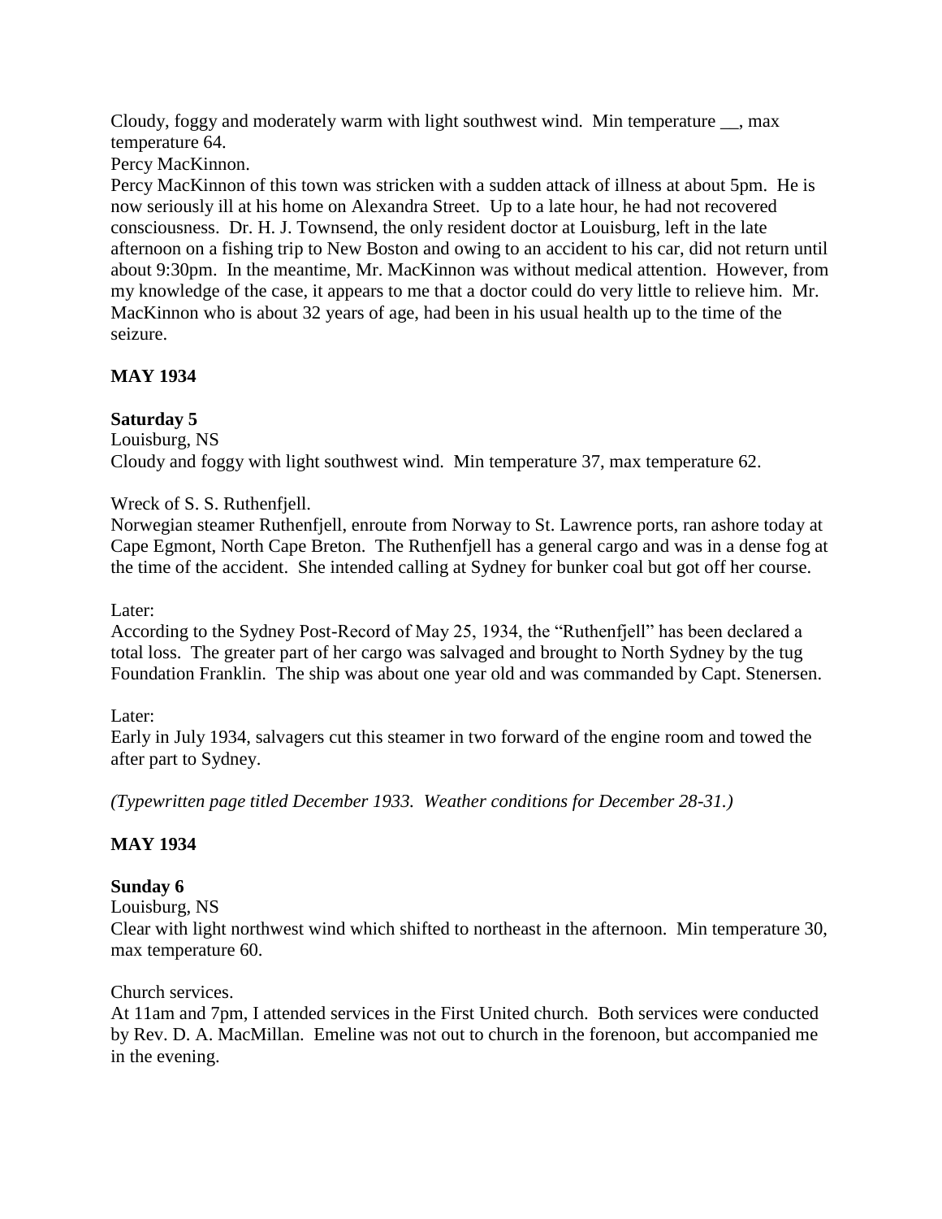Cloudy, foggy and moderately warm with light southwest wind.  Min temperature __, max temperature 64.

Percy MacKinnon.

Percy MacKinnon of this town was stricken with a sudden attack of illness at about 5pm.  He is now seriously ill at his home on Alexandra Street.  Up to a late hour, he had not recovered consciousness.  Dr. H. J. Townsend, the only resident doctor at Louisburg, left in the late afternoon on a fishing trip to New Boston and owing to an accident to his car, did not return until about 9:30pm.  In the meantime, Mr. MacKinnon was without medical attention.  However, from my knowledge of the case, it appears to me that a doctor could do very little to relieve him.  Mr. MacKinnon who is about 32 years of age, had been in his usual health up to the time of the seizure.

**MAY 1934**

**Saturday 5**

Louisburg, NS

Cloudy and foggy with light southwest wind.  Min temperature 37, max temperature 62.

Wreck of S. S. Ruthenfjell.

Norwegian steamer Ruthenfjell, enroute from Norway to St. Lawrence ports, ran ashore today at Cape Egmont, North Cape Breton.  The Ruthenfjell has a general cargo and was in a dense fog at the time of the accident.  She intended calling at Sydney for bunker coal but got off her course.

Later:

According to the Sydney Post-Record of May 25, 1934, the "Ruthenfjell" has been declared a total loss.  The greater part of her cargo was salvaged and brought to North Sydney by the tug Foundation Franklin.  The ship was about one year old and was commanded by Capt. Stenersen.

Later:

Early in July 1934, salvagers cut this steamer in two forward of the engine room and towed the after part to Sydney.

*(Typewritten page titled December 1933.  Weather conditions for December 28-31.)*

**MAY 1934**

**Sunday 6**

Louisburg, NS

Clear with light northwest wind which shifted to northeast in the afternoon.  Min temperature 30, max temperature 60.

Church services.

At 11am and 7pm, I attended services in the First United church.  Both services were conducted by Rev. D. A. MacMillan.  Emeline was not out to church in the forenoon, but accompanied me in the evening.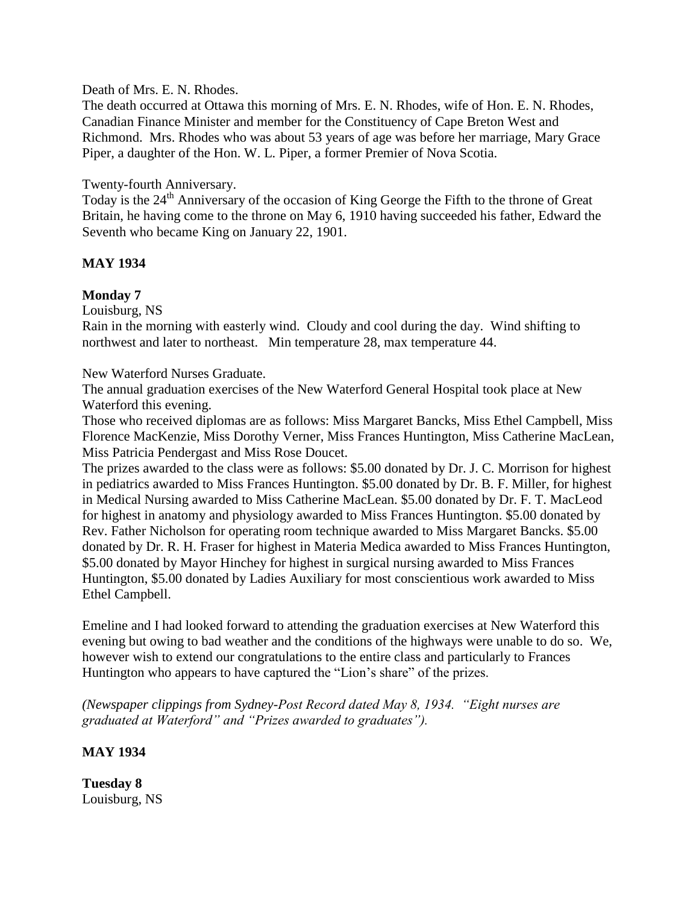Death of Mrs. E. N. Rhodes.

The death occurred at Ottawa this morning of Mrs. E. N. Rhodes, wife of Hon. E. N. Rhodes, Canadian Finance Minister and member for the Constituency of Cape Breton West and Richmond. Mrs. Rhodes who was about 53 years of age was before her marriage, Mary Grace Piper, a daughter of the Hon. W. L. Piper, a former Premier of Nova Scotia.

Twenty-fourth Anniversary.

Today is the 24th Anniversary of the occasion of King George the Fifth to the throne of Great Britain, he having come to the throne on May 6, 1910 having succeeded his father, Edward the Seventh who became King on January 22, 1901.

**MAY 1934**

**Monday 7**

Louisburg, NS

Rain in the morning with easterly wind. Cloudy and cool during the day. Wind shifting to northwest and later to northeast. Min temperature 28, max temperature 44.

New Waterford Nurses Graduate.

The annual graduation exercises of the New Waterford General Hospital took place at New Waterford this evening.

Those who received diplomas are as follows: Miss Margaret Bancks, Miss Ethel Campbell, Miss Florence MacKenzie, Miss Dorothy Verner, Miss Frances Huntington, Miss Catherine MacLean, Miss Patricia Pendergast and Miss Rose Doucet.

The prizes awarded to the class were as follows: $5.00 donated by Dr. J. C. Morrison for highest in pediatrics awarded to Miss Frances Huntington. $5.00 donated by Dr. B. F. Miller, for highest in Medical Nursing awarded to Miss Catherine MacLean. $5.00 donated by Dr. F. T. MacLeod for highest in anatomy and physiology awarded to Miss Frances Huntington. $5.00 donated by Rev. Father Nicholson for operating room technique awarded to Miss Margaret Bancks. $5.00 donated by Dr. R. H. Fraser for highest in Materia Medica awarded to Miss Frances Huntington, $5.00 donated by Mayor Hinchey for highest in surgical nursing awarded to Miss Frances Huntington, $5.00 donated by Ladies Auxiliary for most conscientious work awarded to Miss Ethel Campbell.

Emeline and I had looked forward to attending the graduation exercises at New Waterford this evening but owing to bad weather and the conditions of the highways were unable to do so. We, however wish to extend our congratulations to the entire class and particularly to Frances Huntington who appears to have captured the "Lion's share" of the prizes.

*(Newspaper clippings from Sydney-Post Record dated May 8, 1934. "Eight nurses are graduated at Waterford" and "Prizes awarded to graduates").*

**MAY 1934**

**Tuesday 8**

Louisburg, NS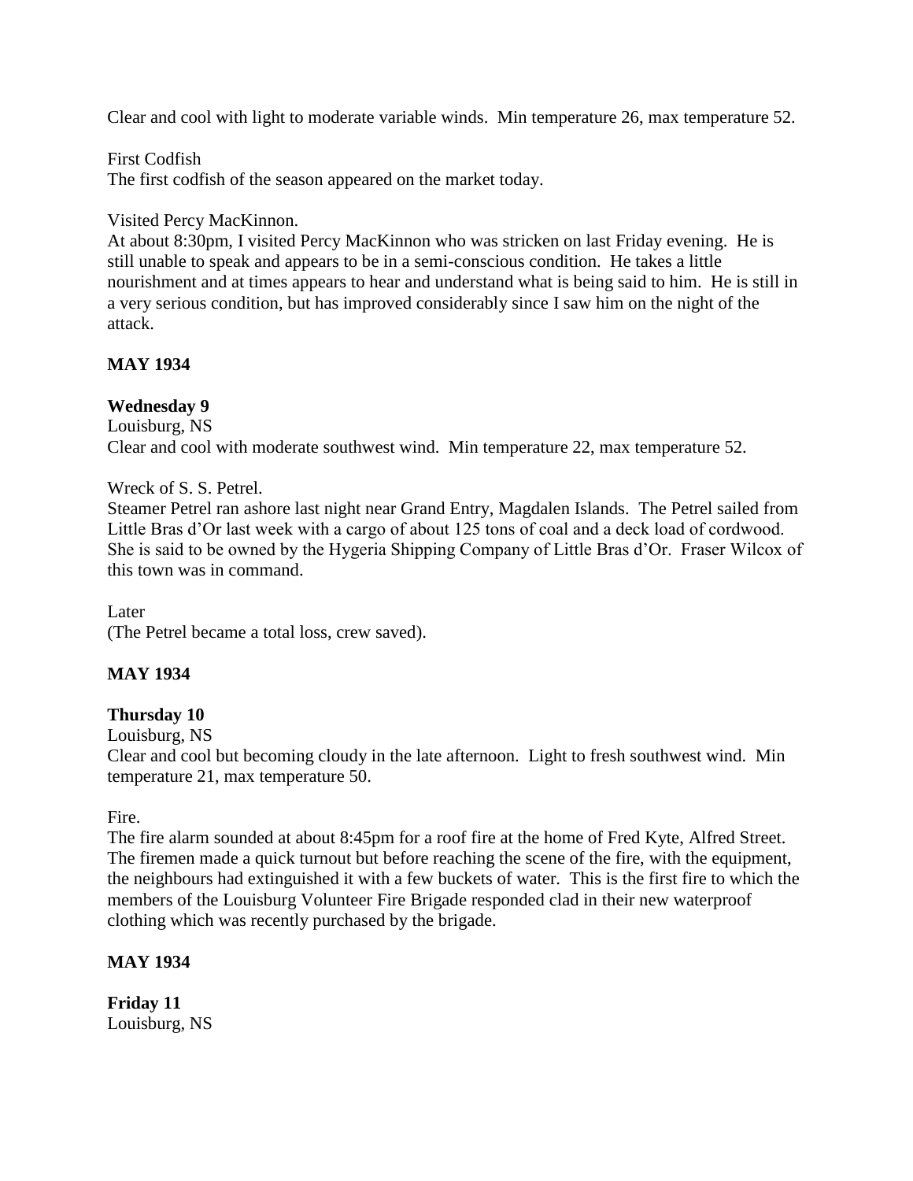Clear and cool with light to moderate variable winds. Min temperature 26, max temperature 52.

First Codfish
The first codfish of the season appeared on the market today.

Visited Percy MacKinnon.
At about 8:30pm, I visited Percy MacKinnon who was stricken on last Friday evening. He is still unable to speak and appears to be in a semi-conscious condition. He takes a little nourishment and at times appears to hear and understand what is being said to him. He is still in a very serious condition, but has improved considerably since I saw him on the night of the attack.

**MAY 1934**

**Wednesday 9**
Louisburg, NS
Clear and cool with moderate southwest wind. Min temperature 22, max temperature 52.

Wreck of S. S. Petrel.
Steamer Petrel ran ashore last night near Grand Entry, Magdalen Islands. The Petrel sailed from Little Bras d'Or last week with a cargo of about 125 tons of coal and a deck load of cordwood. She is said to be owned by the Hygeria Shipping Company of Little Bras d'Or. Fraser Wilcox of this town was in command.

Later
(The Petrel became a total loss, crew saved).

**MAY 1934**

**Thursday 10**
Louisburg, NS
Clear and cool but becoming cloudy in the late afternoon. Light to fresh southwest wind. Min temperature 21, max temperature 50.

Fire.
The fire alarm sounded at about 8:45pm for a roof fire at the home of Fred Kyte, Alfred Street. The firemen made a quick turnout but before reaching the scene of the fire, with the equipment, the neighbours had extinguished it with a few buckets of water. This is the first fire to which the members of the Louisburg Volunteer Fire Brigade responded clad in their new waterproof clothing which was recently purchased by the brigade.

**MAY 1934**

**Friday 11**
Louisburg, NS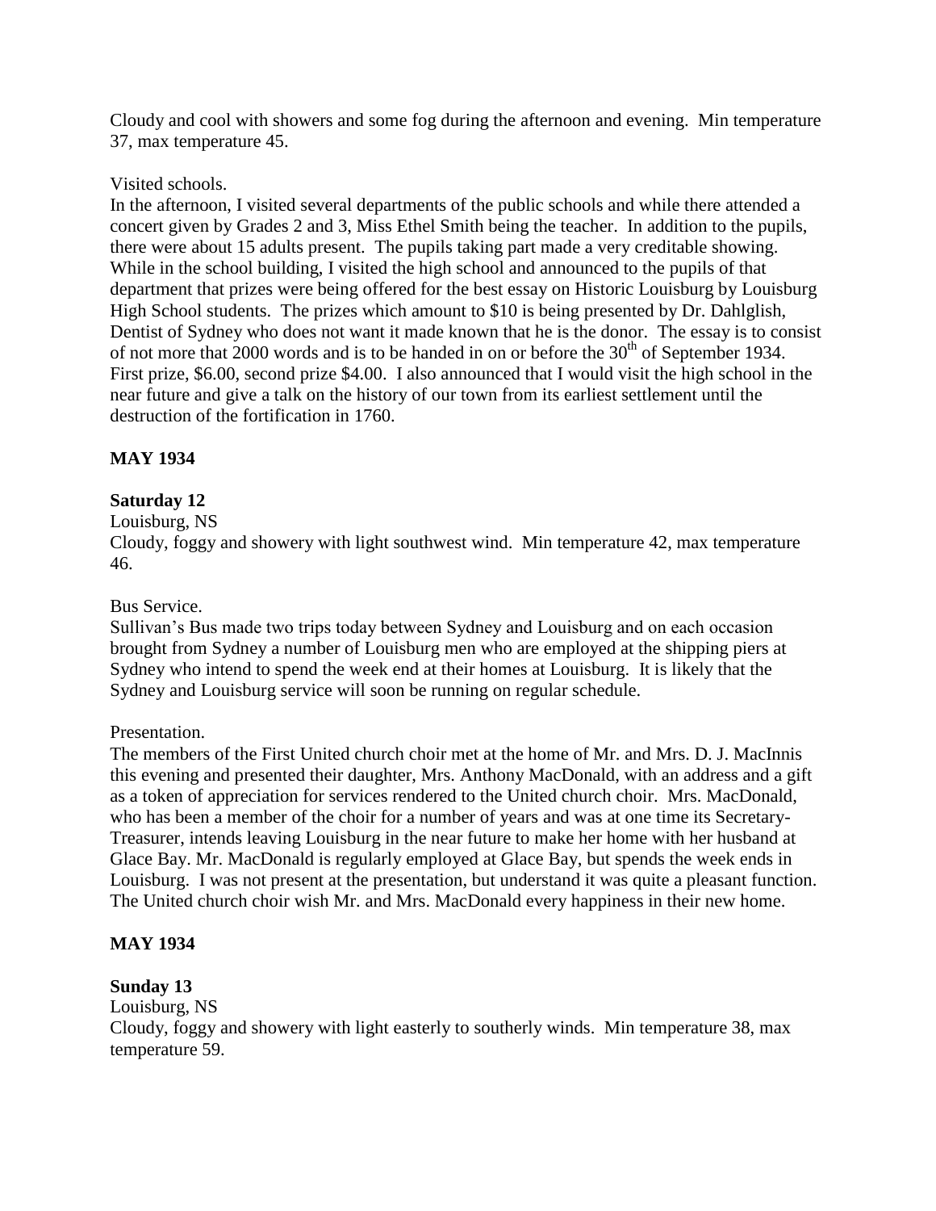Cloudy and cool with showers and some fog during the afternoon and evening. Min temperature 37, max temperature 45.

Visited schools.
In the afternoon, I visited several departments of the public schools and while there attended a concert given by Grades 2 and 3, Miss Ethel Smith being the teacher. In addition to the pupils, there were about 15 adults present. The pupils taking part made a very creditable showing. While in the school building, I visited the high school and announced to the pupils of that department that prizes were being offered for the best essay on Historic Louisburg by Louisburg High School students. The prizes which amount to $10 is being presented by Dr. Dahlglish, Dentist of Sydney who does not want it made known that he is the donor. The essay is to consist of not more that 2000 words and is to be handed in on or before the 30th of September 1934. First prize, $6.00, second prize $4.00. I also announced that I would visit the high school in the near future and give a talk on the history of our town from its earliest settlement until the destruction of the fortification in 1760.

**MAY 1934**

**Saturday 12**
Louisburg, NS
Cloudy, foggy and showery with light southwest wind. Min temperature 42, max temperature 46.

Bus Service.
Sullivan's Bus made two trips today between Sydney and Louisburg and on each occasion brought from Sydney a number of Louisburg men who are employed at the shipping piers at Sydney who intend to spend the week end at their homes at Louisburg. It is likely that the Sydney and Louisburg service will soon be running on regular schedule.

Presentation.
The members of the First United church choir met at the home of Mr. and Mrs. D. J. MacInnis this evening and presented their daughter, Mrs. Anthony MacDonald, with an address and a gift as a token of appreciation for services rendered to the United church choir. Mrs. MacDonald, who has been a member of the choir for a number of years and was at one time its Secretary-Treasurer, intends leaving Louisburg in the near future to make her home with her husband at Glace Bay. Mr. MacDonald is regularly employed at Glace Bay, but spends the week ends in Louisburg. I was not present at the presentation, but understand it was quite a pleasant function. The United church choir wish Mr. and Mrs. MacDonald every happiness in their new home.

**MAY 1934**

**Sunday 13**
Louisburg, NS
Cloudy, foggy and showery with light easterly to southerly winds. Min temperature 38, max temperature 59.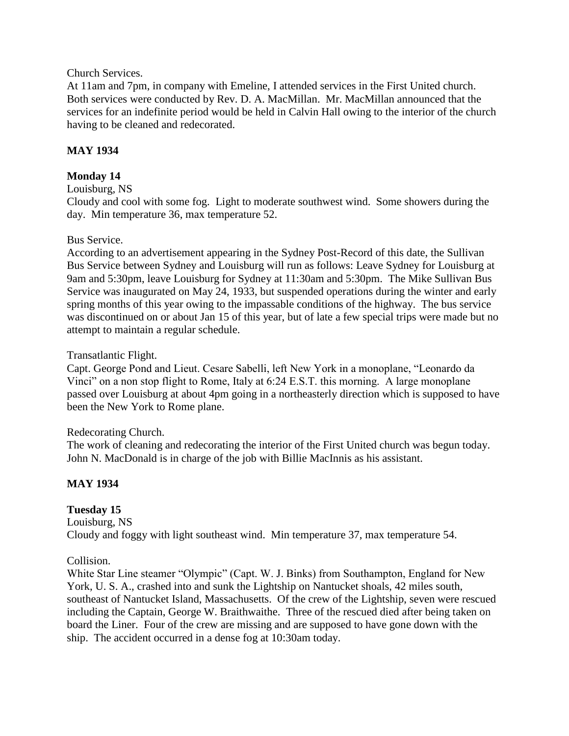Church Services.

At 11am and 7pm, in company with Emeline, I attended services in the First United church. Both services were conducted by Rev. D. A. MacMillan. Mr. MacMillan announced that the services for an indefinite period would be held in Calvin Hall owing to the interior of the church having to be cleaned and redecorated.

**MAY 1934**

**Monday 14**

Louisburg, NS

Cloudy and cool with some fog. Light to moderate southwest wind. Some showers during the day. Min temperature 36, max temperature 52.

Bus Service.

According to an advertisement appearing in the Sydney Post-Record of this date, the Sullivan Bus Service between Sydney and Louisburg will run as follows: Leave Sydney for Louisburg at 9am and 5:30pm, leave Louisburg for Sydney at 11:30am and 5:30pm. The Mike Sullivan Bus Service was inaugurated on May 24, 1933, but suspended operations during the winter and early spring months of this year owing to the impassable conditions of the highway. The bus service was discontinued on or about Jan 15 of this year, but of late a few special trips were made but no attempt to maintain a regular schedule.

Transatlantic Flight.

Capt. George Pond and Lieut. Cesare Sabelli, left New York in a monoplane, "Leonardo da Vinci" on a non stop flight to Rome, Italy at 6:24 E.S.T. this morning. A large monoplane passed over Louisburg at about 4pm going in a northeasterly direction which is supposed to have been the New York to Rome plane.

Redecorating Church.

The work of cleaning and redecorating the interior of the First United church was begun today. John N. MacDonald is in charge of the job with Billie MacInnis as his assistant.

**MAY 1934**

**Tuesday 15**

Louisburg, NS

Cloudy and foggy with light southeast wind. Min temperature 37, max temperature 54.

Collision.

White Star Line steamer "Olympic" (Capt. W. J. Binks) from Southampton, England for New York, U. S. A., crashed into and sunk the Lightship on Nantucket shoals, 42 miles south, southeast of Nantucket Island, Massachusetts. Of the crew of the Lightship, seven were rescued including the Captain, George W. Braithwaithe. Three of the rescued died after being taken on board the Liner. Four of the crew are missing and are supposed to have gone down with the ship. The accident occurred in a dense fog at 10:30am today.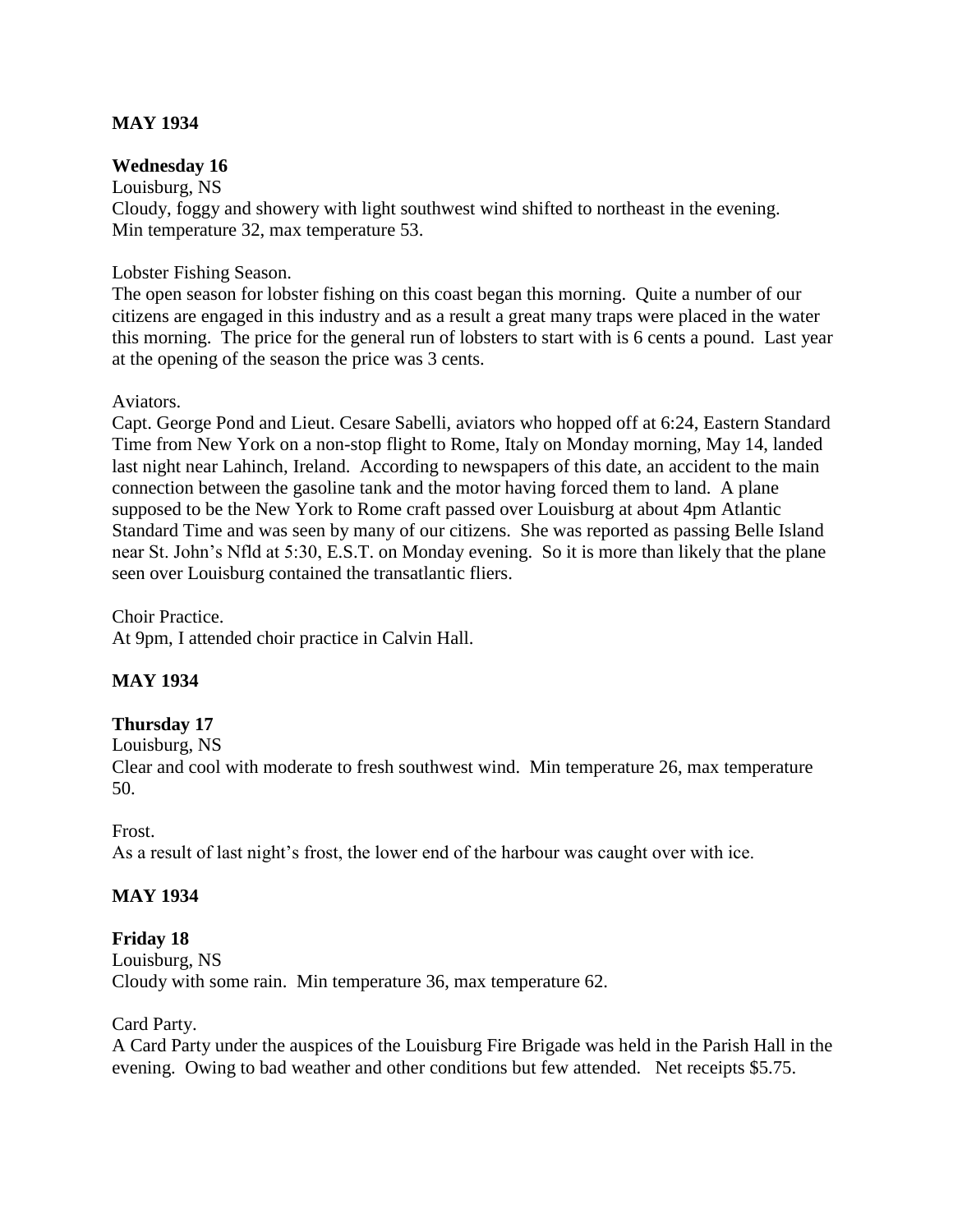**MAY 1934**

**Wednesday 16**

Louisburg, NS

Cloudy, foggy and showery with light southwest wind shifted to northeast in the evening. Min temperature 32, max temperature 53.

Lobster Fishing Season.

The open season for lobster fishing on this coast began this morning. Quite a number of our citizens are engaged in this industry and as a result a great many traps were placed in the water this morning. The price for the general run of lobsters to start with is 6 cents a pound. Last year at the opening of the season the price was 3 cents.

Aviators.

Capt. George Pond and Lieut. Cesare Sabelli, aviators who hopped off at 6:24, Eastern Standard Time from New York on a non-stop flight to Rome, Italy on Monday morning, May 14, landed last night near Lahinch, Ireland. According to newspapers of this date, an accident to the main connection between the gasoline tank and the motor having forced them to land. A plane supposed to be the New York to Rome craft passed over Louisburg at about 4pm Atlantic Standard Time and was seen by many of our citizens. She was reported as passing Belle Island near St. John's Nfld at 5:30, E.S.T. on Monday evening. So it is more than likely that the plane seen over Louisburg contained the transatlantic fliers.

Choir Practice.

At 9pm, I attended choir practice in Calvin Hall.

**MAY 1934**

**Thursday 17**

Louisburg, NS

Clear and cool with moderate to fresh southwest wind. Min temperature 26, max temperature 50.

Frost.

As a result of last night's frost, the lower end of the harbour was caught over with ice.

**MAY 1934**

**Friday 18**

Louisburg, NS

Cloudy with some rain. Min temperature 36, max temperature 62.

Card Party.

A Card Party under the auspices of the Louisburg Fire Brigade was held in the Parish Hall in the evening. Owing to bad weather and other conditions but few attended. Net receipts $5.75.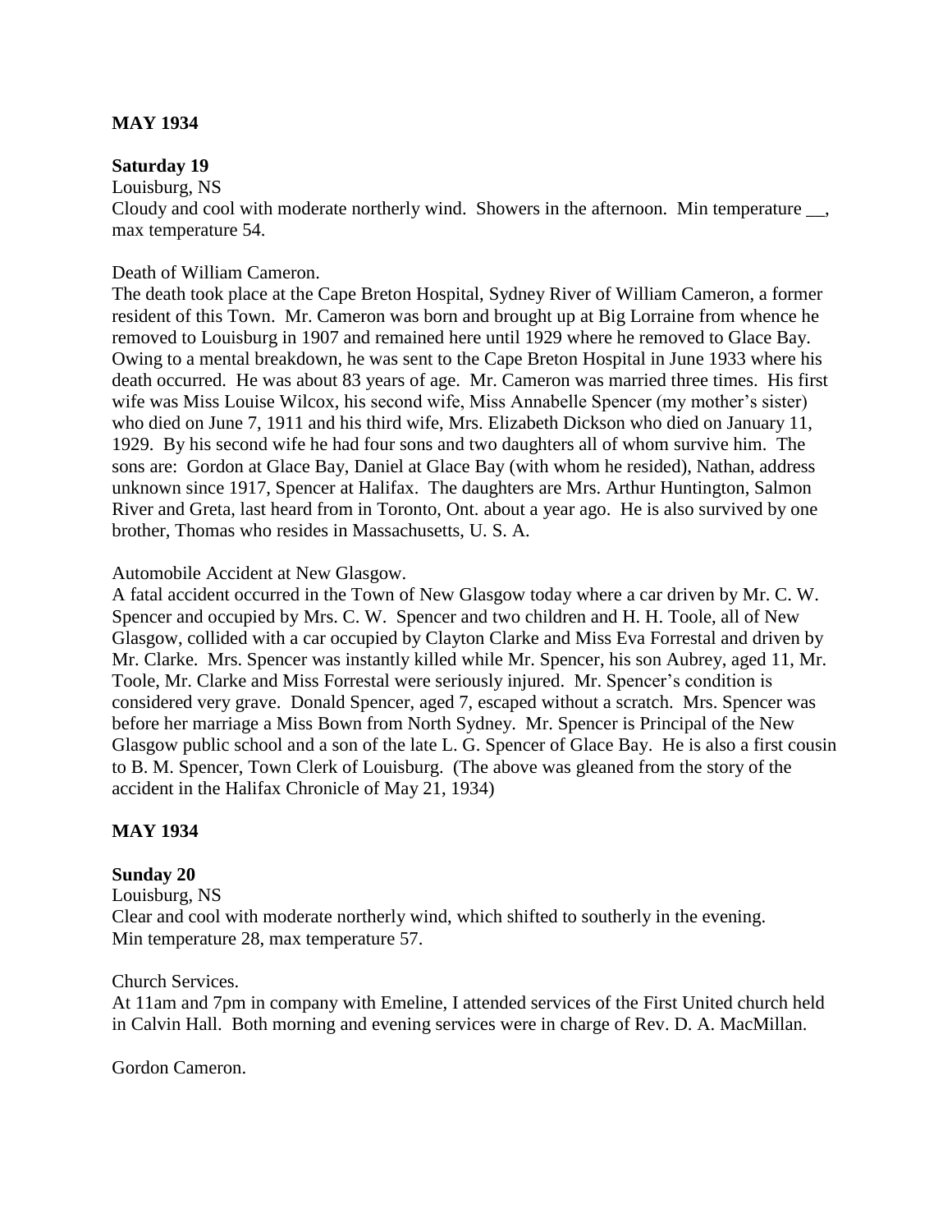**MAY 1934**

**Saturday 19**

Louisburg, NS

Cloudy and cool with moderate northerly wind. Showers in the afternoon. Min temperature __, max temperature 54.

Death of William Cameron.

The death took place at the Cape Breton Hospital, Sydney River of William Cameron, a former resident of this Town. Mr. Cameron was born and brought up at Big Lorraine from whence he removed to Louisburg in 1907 and remained here until 1929 where he removed to Glace Bay. Owing to a mental breakdown, he was sent to the Cape Breton Hospital in June 1933 where his death occurred. He was about 83 years of age. Mr. Cameron was married three times. His first wife was Miss Louise Wilcox, his second wife, Miss Annabelle Spencer (my mother's sister) who died on June 7, 1911 and his third wife, Mrs. Elizabeth Dickson who died on January 11, 1929. By his second wife he had four sons and two daughters all of whom survive him. The sons are: Gordon at Glace Bay, Daniel at Glace Bay (with whom he resided), Nathan, address unknown since 1917, Spencer at Halifax. The daughters are Mrs. Arthur Huntington, Salmon River and Greta, last heard from in Toronto, Ont. about a year ago. He is also survived by one brother, Thomas who resides in Massachusetts, U. S. A.

Automobile Accident at New Glasgow.

A fatal accident occurred in the Town of New Glasgow today where a car driven by Mr. C. W. Spencer and occupied by Mrs. C. W. Spencer and two children and H. H. Toole, all of New Glasgow, collided with a car occupied by Clayton Clarke and Miss Eva Forrestal and driven by Mr. Clarke. Mrs. Spencer was instantly killed while Mr. Spencer, his son Aubrey, aged 11, Mr. Toole, Mr. Clarke and Miss Forrestal were seriously injured. Mr. Spencer's condition is considered very grave. Donald Spencer, aged 7, escaped without a scratch. Mrs. Spencer was before her marriage a Miss Bown from North Sydney. Mr. Spencer is Principal of the New Glasgow public school and a son of the late L. G. Spencer of Glace Bay. He is also a first cousin to B. M. Spencer, Town Clerk of Louisburg. (The above was gleaned from the story of the accident in the Halifax Chronicle of May 21, 1934)

**MAY 1934**

**Sunday 20**

Louisburg, NS

Clear and cool with moderate northerly wind, which shifted to southerly in the evening. Min temperature 28, max temperature 57.

Church Services.

At 11am and 7pm in company with Emeline, I attended services of the First United church held in Calvin Hall. Both morning and evening services were in charge of Rev. D. A. MacMillan.

Gordon Cameron.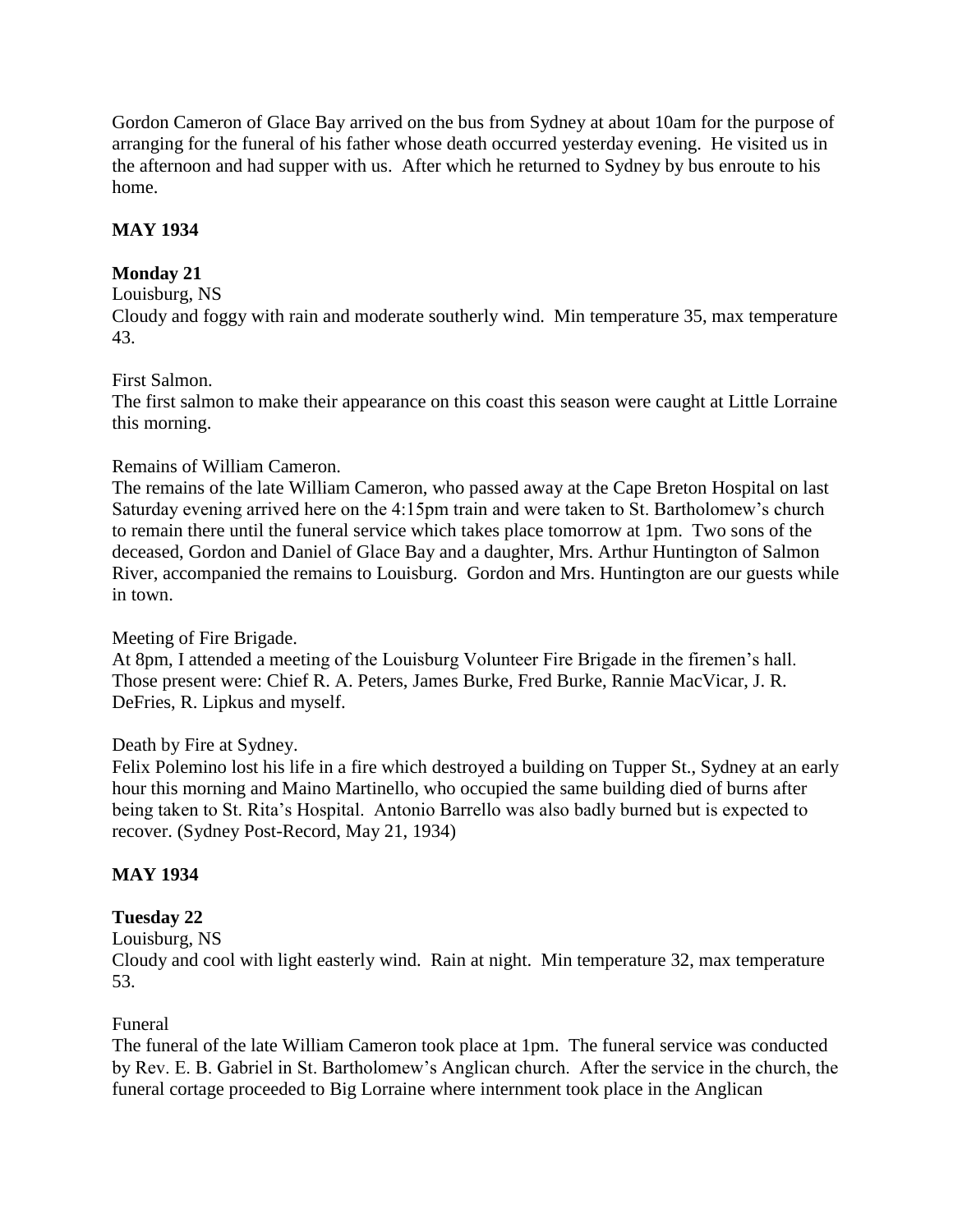Gordon Cameron of Glace Bay arrived on the bus from Sydney at about 10am for the purpose of arranging for the funeral of his father whose death occurred yesterday evening. He visited us in the afternoon and had supper with us. After which he returned to Sydney by bus enroute to his home.

**MAY 1934**

**Monday 21**

Louisburg, NS

Cloudy and foggy with rain and moderate southerly wind. Min temperature 35, max temperature 43.

First Salmon.

The first salmon to make their appearance on this coast this season were caught at Little Lorraine this morning.

Remains of William Cameron.

The remains of the late William Cameron, who passed away at the Cape Breton Hospital on last Saturday evening arrived here on the 4:15pm train and were taken to St. Bartholomew's church to remain there until the funeral service which takes place tomorrow at 1pm. Two sons of the deceased, Gordon and Daniel of Glace Bay and a daughter, Mrs. Arthur Huntington of Salmon River, accompanied the remains to Louisburg. Gordon and Mrs. Huntington are our guests while in town.

Meeting of Fire Brigade.

At 8pm, I attended a meeting of the Louisburg Volunteer Fire Brigade in the firemen's hall. Those present were: Chief R. A. Peters, James Burke, Fred Burke, Rannie MacVicar, J. R. DeFries, R. Lipkus and myself.

Death by Fire at Sydney.

Felix Polemino lost his life in a fire which destroyed a building on Tupper St., Sydney at an early hour this morning and Maino Martinello, who occupied the same building died of burns after being taken to St. Rita's Hospital. Antonio Barrello was also badly burned but is expected to recover. (Sydney Post-Record, May 21, 1934)

**MAY 1934**

**Tuesday 22**

Louisburg, NS

Cloudy and cool with light easterly wind. Rain at night. Min temperature 32, max temperature 53.

Funeral

The funeral of the late William Cameron took place at 1pm. The funeral service was conducted by Rev. E. B. Gabriel in St. Bartholomew's Anglican church. After the service in the church, the funeral cortage proceeded to Big Lorraine where internment took place in the Anglican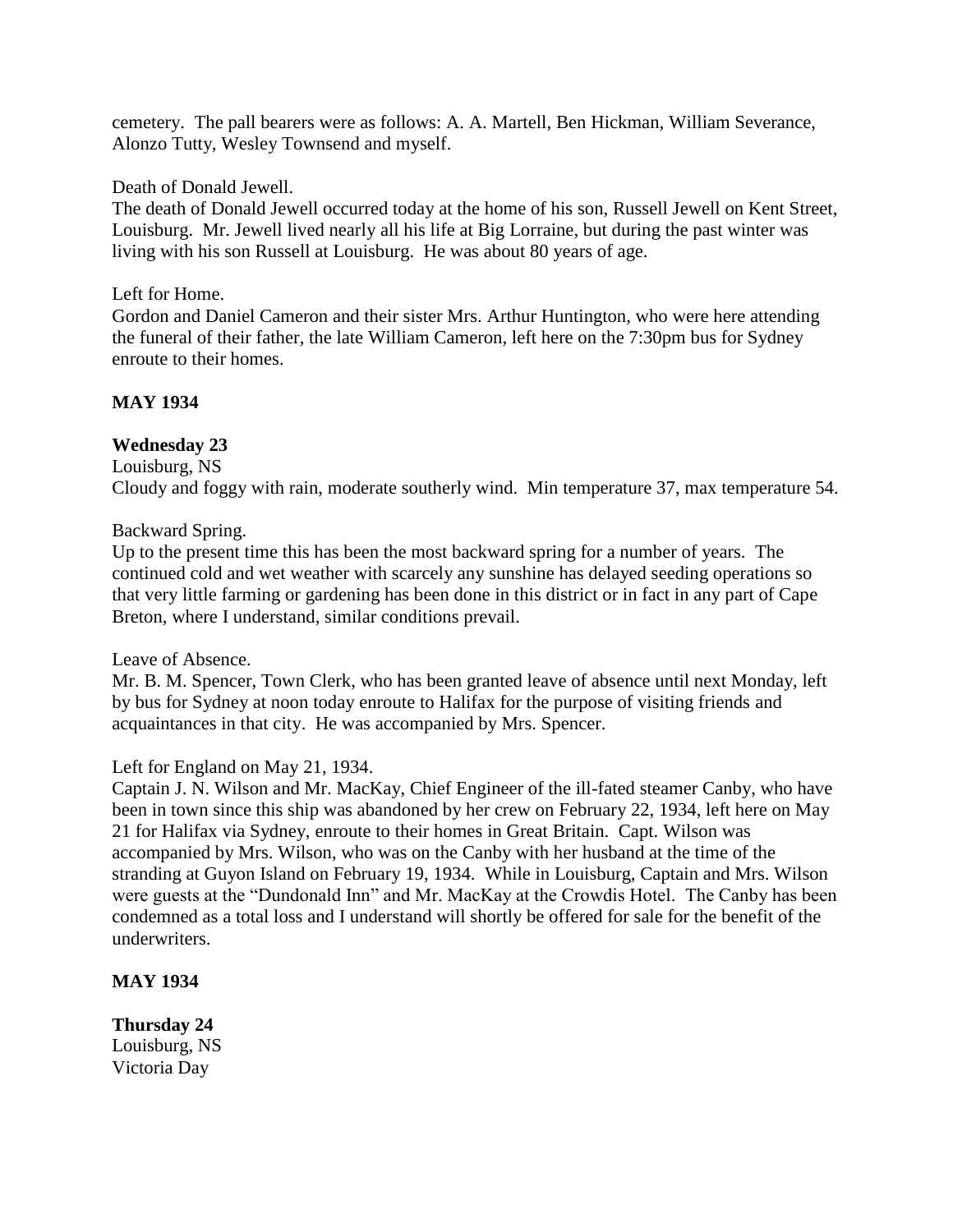cemetery. The pall bearers were as follows: A. A. Martell, Ben Hickman, William Severance, Alonzo Tutty, Wesley Townsend and myself.

Death of Donald Jewell.
The death of Donald Jewell occurred today at the home of his son, Russell Jewell on Kent Street, Louisburg. Mr. Jewell lived nearly all his life at Big Lorraine, but during the past winter was living with his son Russell at Louisburg. He was about 80 years of age.

Left for Home.
Gordon and Daniel Cameron and their sister Mrs. Arthur Huntington, who were here attending the funeral of their father, the late William Cameron, left here on the 7:30pm bus for Sydney enroute to their homes.

**MAY 1934**

**Wednesday 23**
Louisburg, NS
Cloudy and foggy with rain, moderate southerly wind. Min temperature 37, max temperature 54.

Backward Spring.
Up to the present time this has been the most backward spring for a number of years. The continued cold and wet weather with scarcely any sunshine has delayed seeding operations so that very little farming or gardening has been done in this district or in fact in any part of Cape Breton, where I understand, similar conditions prevail.

Leave of Absence.
Mr. B. M. Spencer, Town Clerk, who has been granted leave of absence until next Monday, left by bus for Sydney at noon today enroute to Halifax for the purpose of visiting friends and acquaintances in that city. He was accompanied by Mrs. Spencer.

Left for England on May 21, 1934.
Captain J. N. Wilson and Mr. MacKay, Chief Engineer of the ill-fated steamer Canby, who have been in town since this ship was abandoned by her crew on February 22, 1934, left here on May 21 for Halifax via Sydney, enroute to their homes in Great Britain. Capt. Wilson was accompanied by Mrs. Wilson, who was on the Canby with her husband at the time of the stranding at Guyon Island on February 19, 1934. While in Louisburg, Captain and Mrs. Wilson were guests at the "Dundonald Inn" and Mr. MacKay at the Crowdis Hotel. The Canby has been condemned as a total loss and I understand will shortly be offered for sale for the benefit of the underwriters.

**MAY 1934**

**Thursday 24**
Louisburg, NS
Victoria Day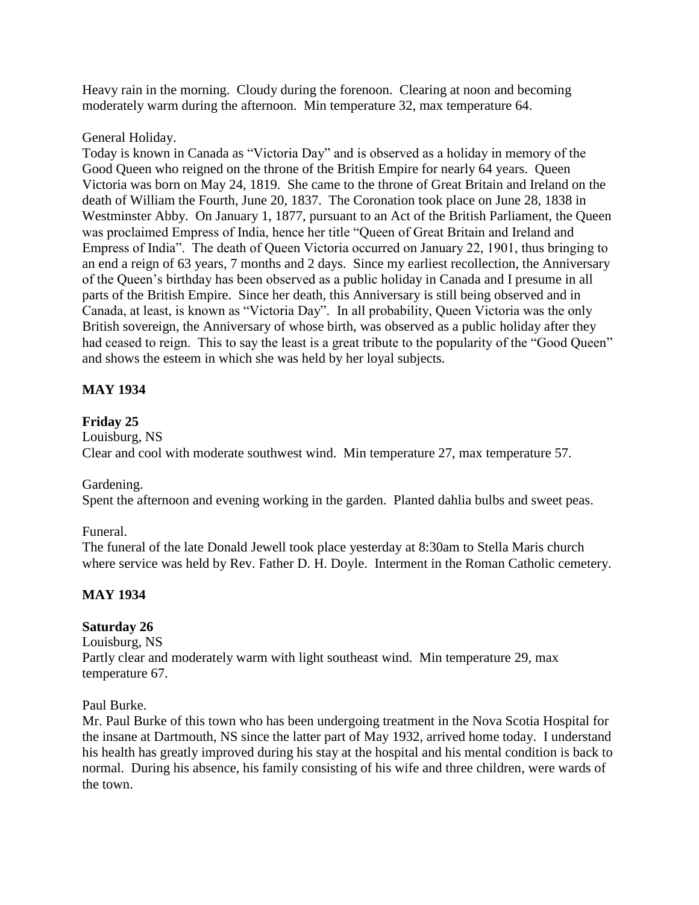Heavy rain in the morning. Cloudy during the forenoon. Clearing at noon and becoming moderately warm during the afternoon. Min temperature 32, max temperature 64.

General Holiday.
Today is known in Canada as "Victoria Day" and is observed as a holiday in memory of the Good Queen who reigned on the throne of the British Empire for nearly 64 years. Queen Victoria was born on May 24, 1819. She came to the throne of Great Britain and Ireland on the death of William the Fourth, June 20, 1837. The Coronation took place on June 28, 1838 in Westminster Abby. On January 1, 1877, pursuant to an Act of the British Parliament, the Queen was proclaimed Empress of India, hence her title "Queen of Great Britain and Ireland and Empress of India". The death of Queen Victoria occurred on January 22, 1901, thus bringing to an end a reign of 63 years, 7 months and 2 days. Since my earliest recollection, the Anniversary of the Queen's birthday has been observed as a public holiday in Canada and I presume in all parts of the British Empire. Since her death, this Anniversary is still being observed and in Canada, at least, is known as "Victoria Day". In all probability, Queen Victoria was the only British sovereign, the Anniversary of whose birth, was observed as a public holiday after they had ceased to reign. This to say the least is a great tribute to the popularity of the "Good Queen" and shows the esteem in which she was held by her loyal subjects.

**MAY 1934**

**Friday 25**
Louisburg, NS
Clear and cool with moderate southwest wind. Min temperature 27, max temperature 57.

Gardening.
Spent the afternoon and evening working in the garden. Planted dahlia bulbs and sweet peas.

Funeral.
The funeral of the late Donald Jewell took place yesterday at 8:30am to Stella Maris church where service was held by Rev. Father D. H. Doyle. Interment in the Roman Catholic cemetery.

**MAY 1934**

**Saturday 26**
Louisburg, NS
Partly clear and moderately warm with light southeast wind. Min temperature 29, max temperature 67.

Paul Burke.
Mr. Paul Burke of this town who has been undergoing treatment in the Nova Scotia Hospital for the insane at Dartmouth, NS since the latter part of May 1932, arrived home today. I understand his health has greatly improved during his stay at the hospital and his mental condition is back to normal. During his absence, his family consisting of his wife and three children, were wards of the town.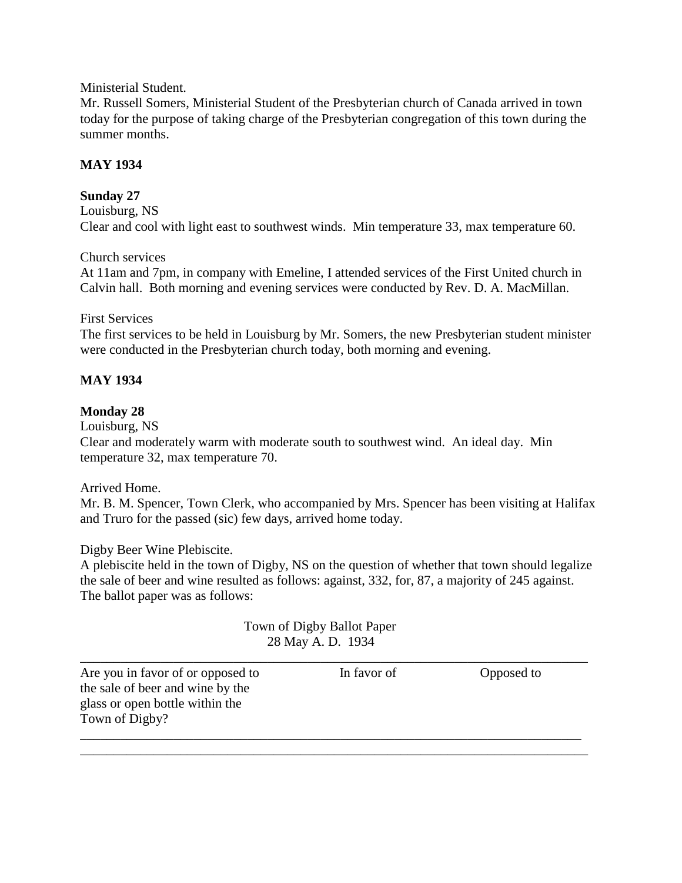Ministerial Student.
Mr. Russell Somers, Ministerial Student of the Presbyterian church of Canada arrived in town today for the purpose of taking charge of the Presbyterian congregation of this town during the summer months.

**MAY 1934**

**Sunday 27**
Louisburg, NS
Clear and cool with light east to southwest winds. Min temperature 33, max temperature 60.

Church services
At 11am and 7pm, in company with Emeline, I attended services of the First United church in Calvin hall. Both morning and evening services were conducted by Rev. D. A. MacMillan.

First Services
The first services to be held in Louisburg by Mr. Somers, the new Presbyterian student minister were conducted in the Presbyterian church today, both morning and evening.

**MAY 1934**

**Monday 28**
Louisburg, NS
Clear and moderately warm with moderate south to southwest wind. An ideal day. Min temperature 32, max temperature 70.

Arrived Home.
Mr. B. M. Spencer, Town Clerk, who accompanied by Mrs. Spencer has been visiting at Halifax and Truro for the passed (sic) few days, arrived home today.

Digby Beer Wine Plebiscite.
A plebiscite held in the town of Digby, NS on the question of whether that town should legalize the sale of beer and wine resulted as follows: against, 332, for, 87, a majority of 245 against. The ballot paper was as follows:

Town of Digby Ballot Paper
28 May A. D. 1934

| | | |
|---|---|---|
| Are you in favor of or opposed to the sale of beer and wine by the glass or open bottle within the Town of Digby? | In favor of | Opposed to |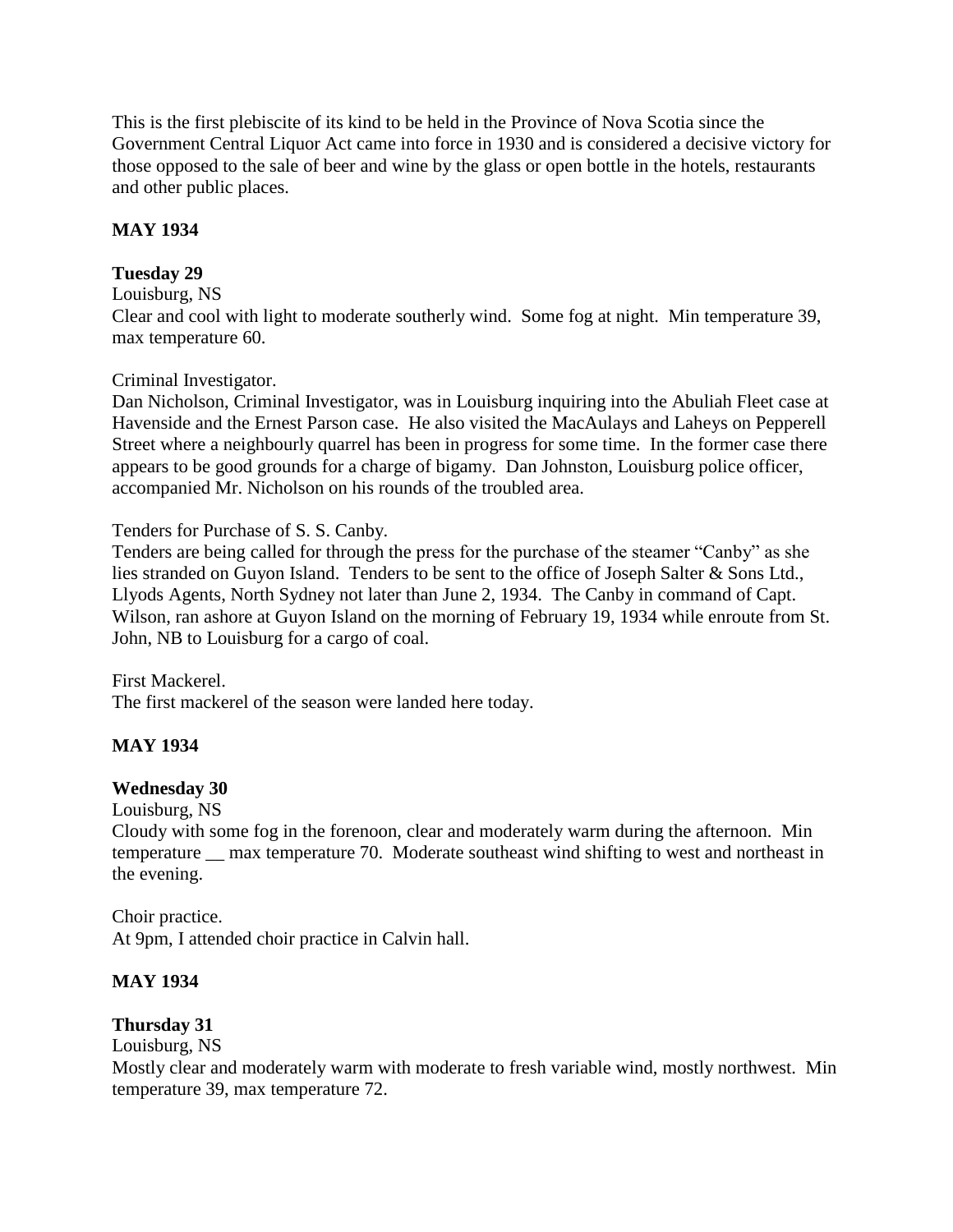This is the first plebiscite of its kind to be held in the Province of Nova Scotia since the Government Central Liquor Act came into force in 1930 and is considered a decisive victory for those opposed to the sale of beer and wine by the glass or open bottle in the hotels, restaurants and other public places.

**MAY 1934**

**Tuesday 29**

Louisburg, NS

Clear and cool with light to moderate southerly wind. Some fog at night. Min temperature 39, max temperature 60.

Criminal Investigator.

Dan Nicholson, Criminal Investigator, was in Louisburg inquiring into the Abuliah Fleet case at Havenside and the Ernest Parson case. He also visited the MacAulays and Laheys on Pepperell Street where a neighbourly quarrel has been in progress for some time. In the former case there appears to be good grounds for a charge of bigamy. Dan Johnston, Louisburg police officer, accompanied Mr. Nicholson on his rounds of the troubled area.

Tenders for Purchase of S. S. Canby.

Tenders are being called for through the press for the purchase of the steamer "Canby" as she lies stranded on Guyon Island. Tenders to be sent to the office of Joseph Salter & Sons Ltd., Llyods Agents, North Sydney not later than June 2, 1934. The Canby in command of Capt. Wilson, ran ashore at Guyon Island on the morning of February 19, 1934 while enroute from St. John, NB to Louisburg for a cargo of coal.

First Mackerel.

The first mackerel of the season were landed here today.

**MAY 1934**

**Wednesday 30**

Louisburg, NS

Cloudy with some fog in the forenoon, clear and moderately warm during the afternoon. Min temperature __ max temperature 70. Moderate southeast wind shifting to west and northeast in the evening.

Choir practice.

At 9pm, I attended choir practice in Calvin hall.

**MAY 1934**

**Thursday 31**

Louisburg, NS

Mostly clear and moderately warm with moderate to fresh variable wind, mostly northwest. Min temperature 39, max temperature 72.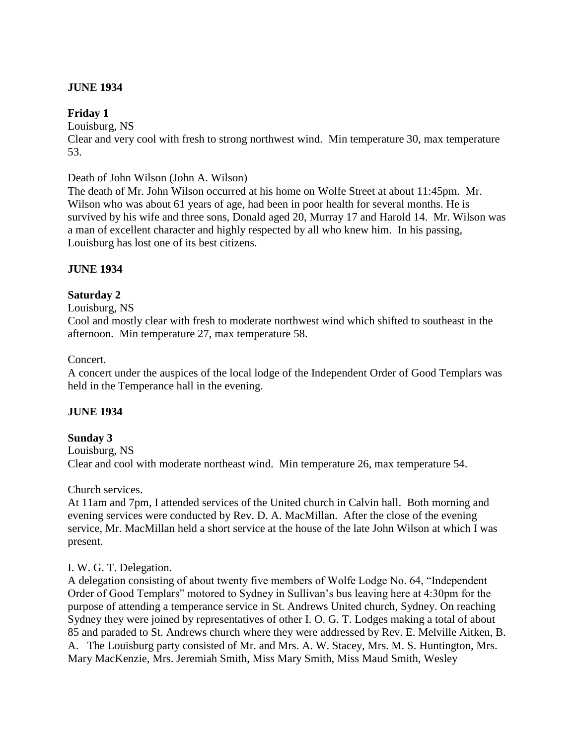**JUNE 1934**

**Friday 1**

Louisburg, NS

Clear and very cool with fresh to strong northwest wind. Min temperature 30, max temperature 53.

Death of John Wilson (John A. Wilson)

The death of Mr. John Wilson occurred at his home on Wolfe Street at about 11:45pm. Mr. Wilson who was about 61 years of age, had been in poor health for several months. He is survived by his wife and three sons, Donald aged 20, Murray 17 and Harold 14. Mr. Wilson was a man of excellent character and highly respected by all who knew him. In his passing, Louisburg has lost one of its best citizens.

**JUNE 1934**

**Saturday 2**

Louisburg, NS

Cool and mostly clear with fresh to moderate northwest wind which shifted to southeast in the afternoon. Min temperature 27, max temperature 58.

Concert.

A concert under the auspices of the local lodge of the Independent Order of Good Templars was held in the Temperance hall in the evening.

**JUNE 1934**

**Sunday 3**

Louisburg, NS

Clear and cool with moderate northeast wind. Min temperature 26, max temperature 54.

Church services.

At 11am and 7pm, I attended services of the United church in Calvin hall. Both morning and evening services were conducted by Rev. D. A. MacMillan. After the close of the evening service, Mr. MacMillan held a short service at the house of the late John Wilson at which I was present.

I. W. G. T. Delegation.

A delegation consisting of about twenty five members of Wolfe Lodge No. 64, "Independent Order of Good Templars" motored to Sydney in Sullivan's bus leaving here at 4:30pm for the purpose of attending a temperance service in St. Andrews United church, Sydney. On reaching Sydney they were joined by representatives of other I. O. G. T. Lodges making a total of about 85 and paraded to St. Andrews church where they were addressed by Rev. E. Melville Aitken, B. A. The Louisburg party consisted of Mr. and Mrs. A. W. Stacey, Mrs. M. S. Huntington, Mrs. Mary MacKenzie, Mrs. Jeremiah Smith, Miss Mary Smith, Miss Maud Smith, Wesley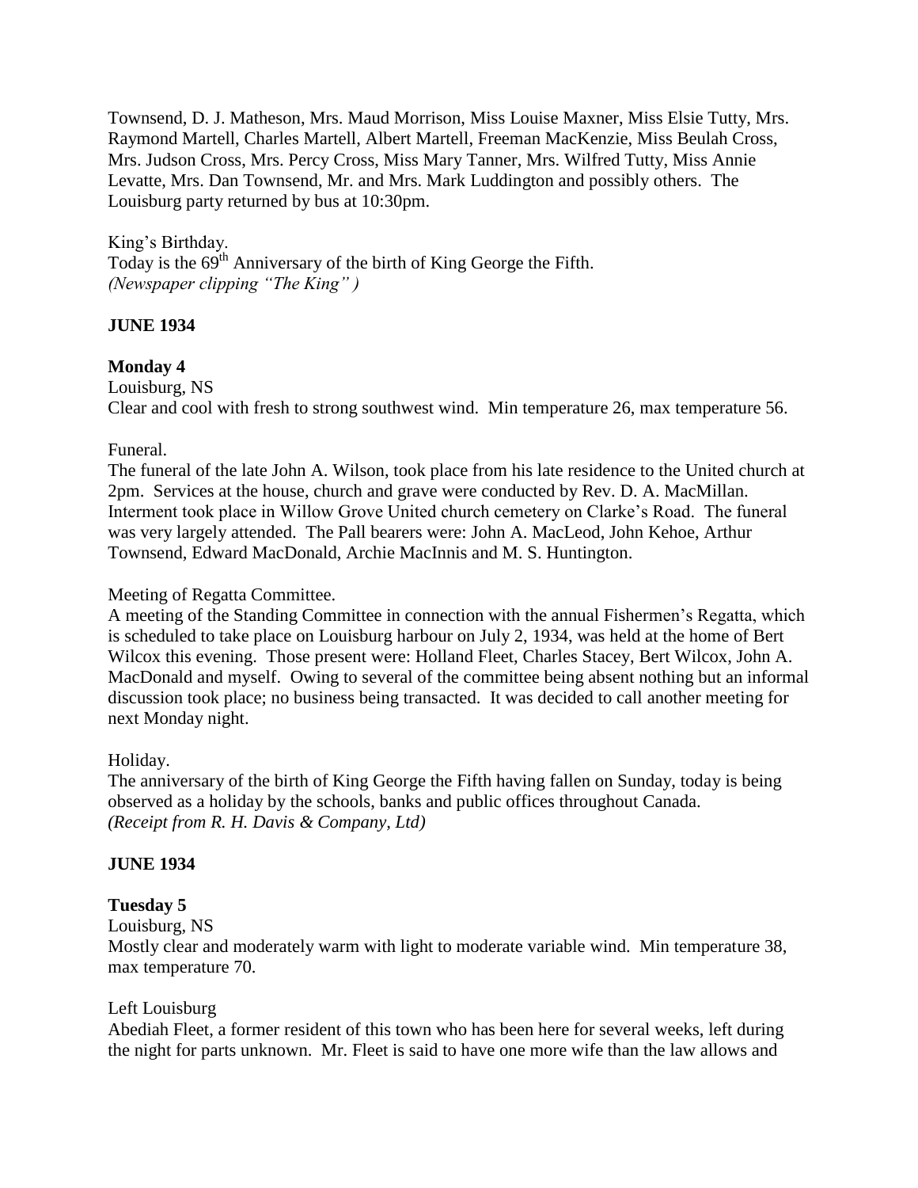Townsend, D. J. Matheson, Mrs. Maud Morrison, Miss Louise Maxner, Miss Elsie Tutty, Mrs. Raymond Martell, Charles Martell, Albert Martell, Freeman MacKenzie, Miss Beulah Cross, Mrs. Judson Cross, Mrs. Percy Cross, Miss Mary Tanner, Mrs. Wilfred Tutty, Miss Annie Levatte, Mrs. Dan Townsend, Mr. and Mrs. Mark Luddington and possibly others. The Louisburg party returned by bus at 10:30pm.

King's Birthday.
Today is the 69th Anniversary of the birth of King George the Fifth.
*(Newspaper clipping "The King" )*

**JUNE 1934**

**Monday 4**
Louisburg, NS
Clear and cool with fresh to strong southwest wind. Min temperature 26, max temperature 56.

Funeral.
The funeral of the late John A. Wilson, took place from his late residence to the United church at 2pm. Services at the house, church and grave were conducted by Rev. D. A. MacMillan. Interment took place in Willow Grove United church cemetery on Clarke's Road. The funeral was very largely attended. The Pall bearers were: John A. MacLeod, John Kehoe, Arthur Townsend, Edward MacDonald, Archie MacInnis and M. S. Huntington.

Meeting of Regatta Committee.
A meeting of the Standing Committee in connection with the annual Fishermen's Regatta, which is scheduled to take place on Louisburg harbour on July 2, 1934, was held at the home of Bert Wilcox this evening. Those present were: Holland Fleet, Charles Stacey, Bert Wilcox, John A. MacDonald and myself. Owing to several of the committee being absent nothing but an informal discussion took place; no business being transacted. It was decided to call another meeting for next Monday night.

Holiday.
The anniversary of the birth of King George the Fifth having fallen on Sunday, today is being observed as a holiday by the schools, banks and public offices throughout Canada.
*(Receipt from R. H. Davis & Company, Ltd)*

**JUNE 1934**

**Tuesday 5**
Louisburg, NS
Mostly clear and moderately warm with light to moderate variable wind. Min temperature 38, max temperature 70.

Left Louisburg
Abediah Fleet, a former resident of this town who has been here for several weeks, left during the night for parts unknown. Mr. Fleet is said to have one more wife than the law allows and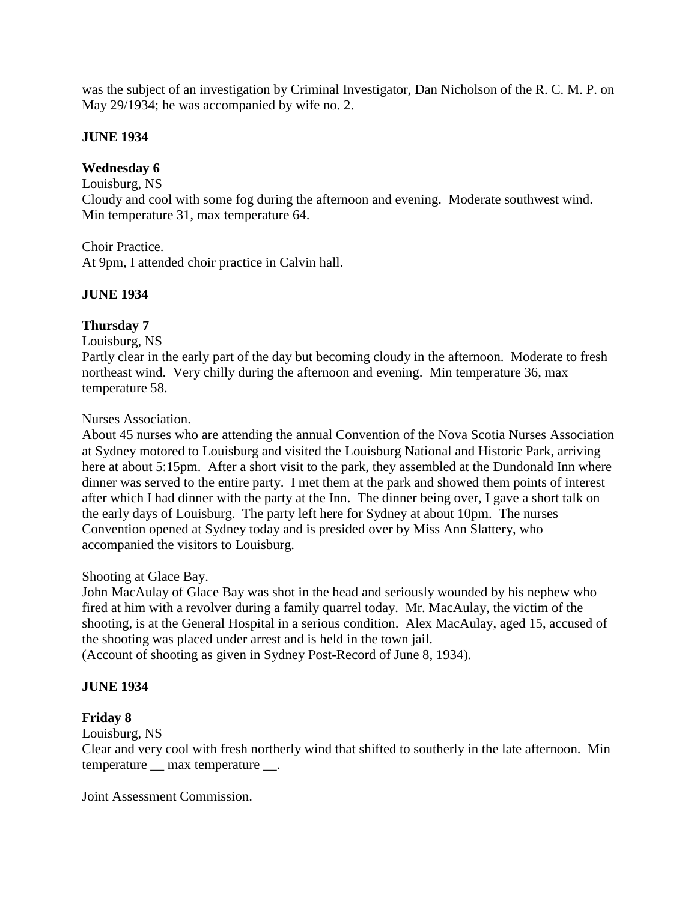was the subject of an investigation by Criminal Investigator, Dan Nicholson of the R. C. M. P. on May 29/1934; he was accompanied by wife no. 2.

**JUNE 1934**

**Wednesday 6**

Louisburg, NS

Cloudy and cool with some fog during the afternoon and evening. Moderate southwest wind. Min temperature 31, max temperature 64.

Choir Practice.

At 9pm, I attended choir practice in Calvin hall.

**JUNE 1934**

**Thursday 7**

Louisburg, NS

Partly clear in the early part of the day but becoming cloudy in the afternoon. Moderate to fresh northeast wind. Very chilly during the afternoon and evening. Min temperature 36, max temperature 58.

Nurses Association.

About 45 nurses who are attending the annual Convention of the Nova Scotia Nurses Association at Sydney motored to Louisburg and visited the Louisburg National and Historic Park, arriving here at about 5:15pm. After a short visit to the park, they assembled at the Dundonald Inn where dinner was served to the entire party. I met them at the park and showed them points of interest after which I had dinner with the party at the Inn. The dinner being over, I gave a short talk on the early days of Louisburg. The party left here for Sydney at about 10pm. The nurses Convention opened at Sydney today and is presided over by Miss Ann Slattery, who accompanied the visitors to Louisburg.

Shooting at Glace Bay.

John MacAulay of Glace Bay was shot in the head and seriously wounded by his nephew who fired at him with a revolver during a family quarrel today. Mr. MacAulay, the victim of the shooting, is at the General Hospital in a serious condition. Alex MacAulay, aged 15, accused of the shooting was placed under arrest and is held in the town jail.

(Account of shooting as given in Sydney Post-Record of June 8, 1934).

**JUNE 1934**

**Friday 8**

Louisburg, NS

Clear and very cool with fresh northerly wind that shifted to southerly in the late afternoon. Min temperature __ max temperature __.

Joint Assessment Commission.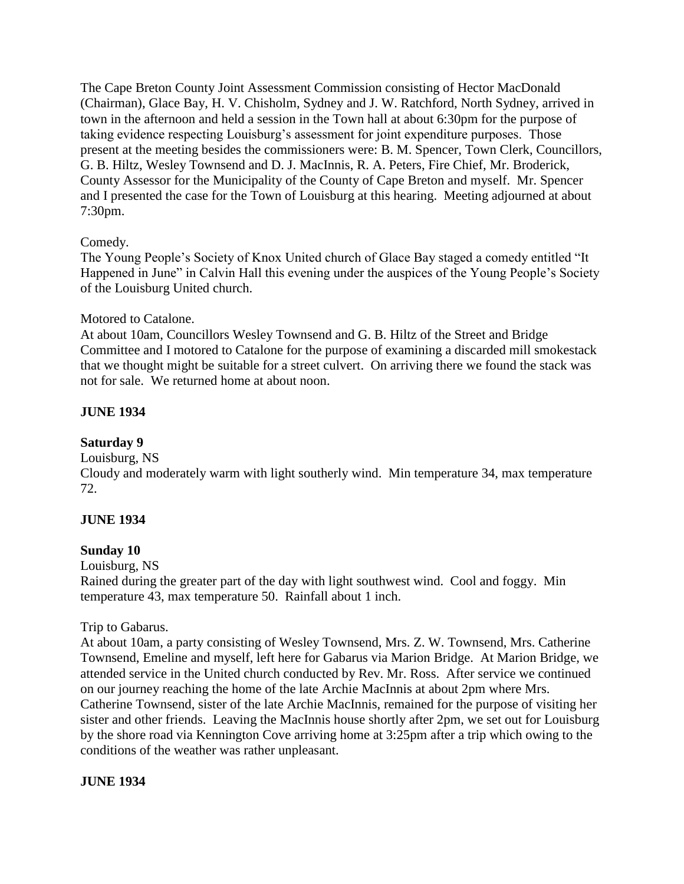The Cape Breton County Joint Assessment Commission consisting of Hector MacDonald (Chairman), Glace Bay, H. V. Chisholm, Sydney and J. W. Ratchford, North Sydney, arrived in town in the afternoon and held a session in the Town hall at about 6:30pm for the purpose of taking evidence respecting Louisburg's assessment for joint expenditure purposes. Those present at the meeting besides the commissioners were: B. M. Spencer, Town Clerk, Councillors, G. B. Hiltz, Wesley Townsend and D. J. MacInnis, R. A. Peters, Fire Chief, Mr. Broderick, County Assessor for the Municipality of the County of Cape Breton and myself. Mr. Spencer and I presented the case for the Town of Louisburg at this hearing. Meeting adjourned at about 7:30pm.

Comedy.
The Young People's Society of Knox United church of Glace Bay staged a comedy entitled "It Happened in June" in Calvin Hall this evening under the auspices of the Young People's Society of the Louisburg United church.

Motored to Catalone.
At about 10am, Councillors Wesley Townsend and G. B. Hiltz of the Street and Bridge Committee and I motored to Catalone for the purpose of examining a discarded mill smokestack that we thought might be suitable for a street culvert. On arriving there we found the stack was not for sale. We returned home at about noon.

**JUNE 1934**

**Saturday 9**

Louisburg, NS
Cloudy and moderately warm with light southerly wind. Min temperature 34, max temperature 72.

**JUNE 1934**

**Sunday 10**

Louisburg, NS
Rained during the greater part of the day with light southwest wind. Cool and foggy. Min temperature 43, max temperature 50. Rainfall about 1 inch.

Trip to Gabarus.
At about 10am, a party consisting of Wesley Townsend, Mrs. Z. W. Townsend, Mrs. Catherine Townsend, Emeline and myself, left here for Gabarus via Marion Bridge. At Marion Bridge, we attended service in the United church conducted by Rev. Mr. Ross. After service we continued on our journey reaching the home of the late Archie MacInnis at about 2pm where Mrs. Catherine Townsend, sister of the late Archie MacInnis, remained for the purpose of visiting her sister and other friends. Leaving the MacInnis house shortly after 2pm, we set out for Louisburg by the shore road via Kennington Cove arriving home at 3:25pm after a trip which owing to the conditions of the weather was rather unpleasant.

**JUNE 1934**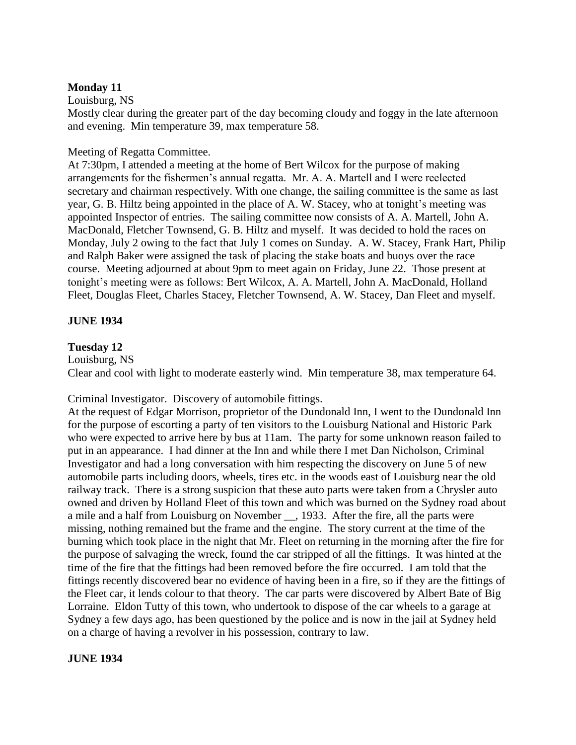**Monday 11**

Louisburg, NS

Mostly clear during the greater part of the day becoming cloudy and foggy in the late afternoon and evening. Min temperature 39, max temperature 58.

Meeting of Regatta Committee.

At 7:30pm, I attended a meeting at the home of Bert Wilcox for the purpose of making arrangements for the fishermen's annual regatta. Mr. A. A. Martell and I were reelected secretary and chairman respectively. With one change, the sailing committee is the same as last year, G. B. Hiltz being appointed in the place of A. W. Stacey, who at tonight's meeting was appointed Inspector of entries. The sailing committee now consists of A. A. Martell, John A. MacDonald, Fletcher Townsend, G. B. Hiltz and myself. It was decided to hold the races on Monday, July 2 owing to the fact that July 1 comes on Sunday. A. W. Stacey, Frank Hart, Philip and Ralph Baker were assigned the task of placing the stake boats and buoys over the race course. Meeting adjourned at about 9pm to meet again on Friday, June 22. Those present at tonight's meeting were as follows: Bert Wilcox, A. A. Martell, John A. MacDonald, Holland Fleet, Douglas Fleet, Charles Stacey, Fletcher Townsend, A. W. Stacey, Dan Fleet and myself.

**JUNE 1934**

**Tuesday 12**

Louisburg, NS

Clear and cool with light to moderate easterly wind. Min temperature 38, max temperature 64.

Criminal Investigator. Discovery of automobile fittings.

At the request of Edgar Morrison, proprietor of the Dundonald Inn, I went to the Dundonald Inn for the purpose of escorting a party of ten visitors to the Louisburg National and Historic Park who were expected to arrive here by bus at 11am. The party for some unknown reason failed to put in an appearance. I had dinner at the Inn and while there I met Dan Nicholson, Criminal Investigator and had a long conversation with him respecting the discovery on June 5 of new automobile parts including doors, wheels, tires etc. in the woods east of Louisburg near the old railway track. There is a strong suspicion that these auto parts were taken from a Chrysler auto owned and driven by Holland Fleet of this town and which was burned on the Sydney road about a mile and a half from Louisburg on November __, 1933. After the fire, all the parts were missing, nothing remained but the frame and the engine. The story current at the time of the burning which took place in the night that Mr. Fleet on returning in the morning after the fire for the purpose of salvaging the wreck, found the car stripped of all the fittings. It was hinted at the time of the fire that the fittings had been removed before the fire occurred. I am told that the fittings recently discovered bear no evidence of having been in a fire, so if they are the fittings of the Fleet car, it lends colour to that theory. The car parts were discovered by Albert Bate of Big Lorraine. Eldon Tutty of this town, who undertook to dispose of the car wheels to a garage at Sydney a few days ago, has been questioned by the police and is now in the jail at Sydney held on a charge of having a revolver in his possession, contrary to law.

**JUNE 1934**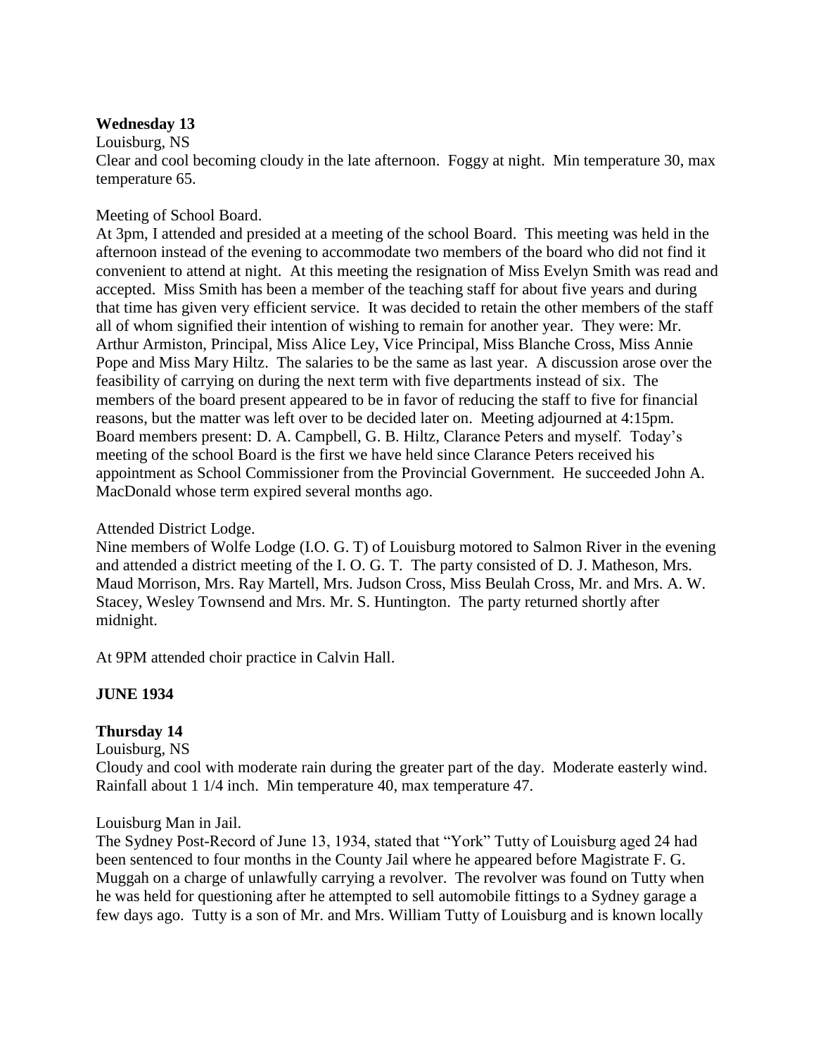**Wednesday 13**

Louisburg, NS

Clear and cool becoming cloudy in the late afternoon. Foggy at night. Min temperature 30, max temperature 65.

Meeting of School Board.

At 3pm, I attended and presided at a meeting of the school Board. This meeting was held in the afternoon instead of the evening to accommodate two members of the board who did not find it convenient to attend at night. At this meeting the resignation of Miss Evelyn Smith was read and accepted. Miss Smith has been a member of the teaching staff for about five years and during that time has given very efficient service. It was decided to retain the other members of the staff all of whom signified their intention of wishing to remain for another year. They were: Mr. Arthur Armiston, Principal, Miss Alice Ley, Vice Principal, Miss Blanche Cross, Miss Annie Pope and Miss Mary Hiltz. The salaries to be the same as last year. A discussion arose over the feasibility of carrying on during the next term with five departments instead of six. The members of the board present appeared to be in favor of reducing the staff to five for financial reasons, but the matter was left over to be decided later on. Meeting adjourned at 4:15pm. Board members present: D. A. Campbell, G. B. Hiltz, Clarance Peters and myself. Today's meeting of the school Board is the first we have held since Clarance Peters received his appointment as School Commissioner from the Provincial Government. He succeeded John A. MacDonald whose term expired several months ago.

Attended District Lodge.

Nine members of Wolfe Lodge (I.O. G. T) of Louisburg motored to Salmon River in the evening and attended a district meeting of the I. O. G. T. The party consisted of D. J. Matheson, Mrs. Maud Morrison, Mrs. Ray Martell, Mrs. Judson Cross, Miss Beulah Cross, Mr. and Mrs. A. W. Stacey, Wesley Townsend and Mrs. Mr. S. Huntington. The party returned shortly after midnight.

At 9PM attended choir practice in Calvin Hall.

**JUNE 1934**

**Thursday 14**

Louisburg, NS

Cloudy and cool with moderate rain during the greater part of the day. Moderate easterly wind. Rainfall about 1 1/4 inch. Min temperature 40, max temperature 47.

Louisburg Man in Jail.

The Sydney Post-Record of June 13, 1934, stated that "York" Tutty of Louisburg aged 24 had been sentenced to four months in the County Jail where he appeared before Magistrate F. G. Muggah on a charge of unlawfully carrying a revolver. The revolver was found on Tutty when he was held for questioning after he attempted to sell automobile fittings to a Sydney garage a few days ago. Tutty is a son of Mr. and Mrs. William Tutty of Louisburg and is known locally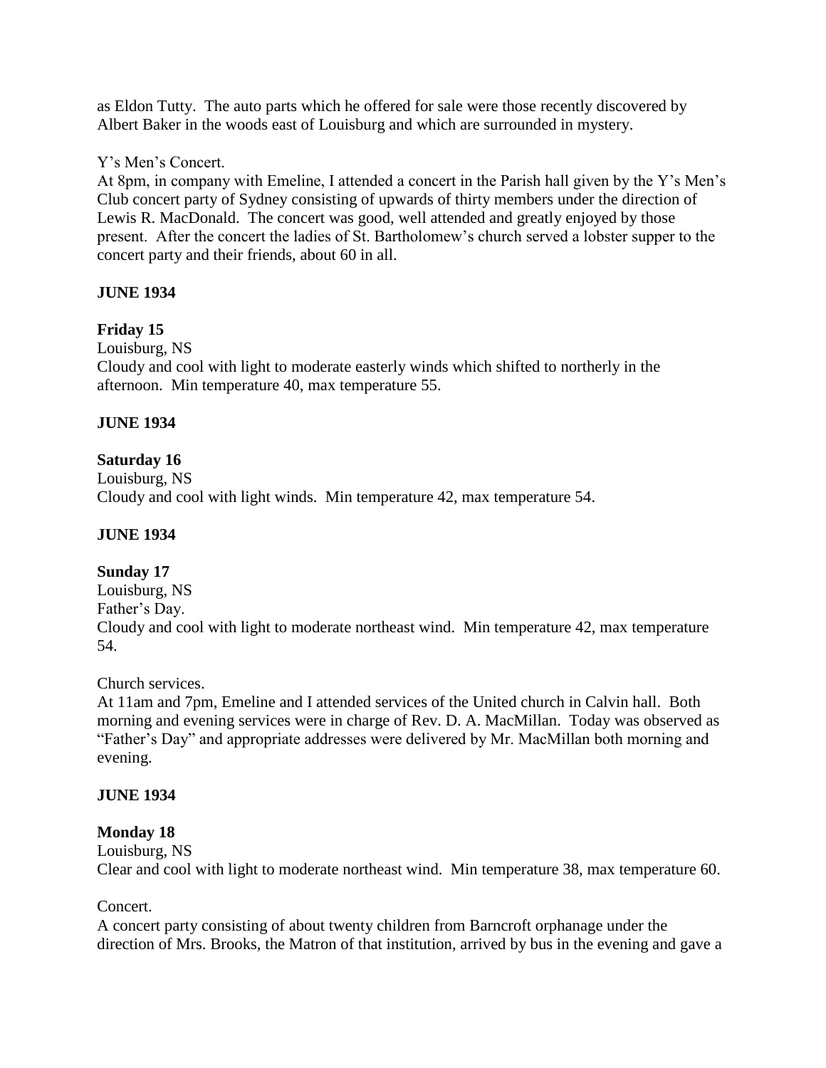as Eldon Tutty. The auto parts which he offered for sale were those recently discovered by Albert Baker in the woods east of Louisburg and which are surrounded in mystery.

Y's Men's Concert.
At 8pm, in company with Emeline, I attended a concert in the Parish hall given by the Y's Men's Club concert party of Sydney consisting of upwards of thirty members under the direction of Lewis R. MacDonald. The concert was good, well attended and greatly enjoyed by those present. After the concert the ladies of St. Bartholomew's church served a lobster supper to the concert party and their friends, about 60 in all.

**JUNE 1934**

**Friday 15**
Louisburg, NS
Cloudy and cool with light to moderate easterly winds which shifted to northerly in the afternoon. Min temperature 40, max temperature 55.

**JUNE 1934**

**Saturday 16**
Louisburg, NS
Cloudy and cool with light winds. Min temperature 42, max temperature 54.

**JUNE 1934**

**Sunday 17**
Louisburg, NS
Father's Day.
Cloudy and cool with light to moderate northeast wind. Min temperature 42, max temperature 54.

Church services.
At 11am and 7pm, Emeline and I attended services of the United church in Calvin hall. Both morning and evening services were in charge of Rev. D. A. MacMillan. Today was observed as "Father's Day" and appropriate addresses were delivered by Mr. MacMillan both morning and evening.

**JUNE 1934**

**Monday 18**
Louisburg, NS
Clear and cool with light to moderate northeast wind. Min temperature 38, max temperature 60.

Concert.
A concert party consisting of about twenty children from Barncroft orphanage under the direction of Mrs. Brooks, the Matron of that institution, arrived by bus in the evening and gave a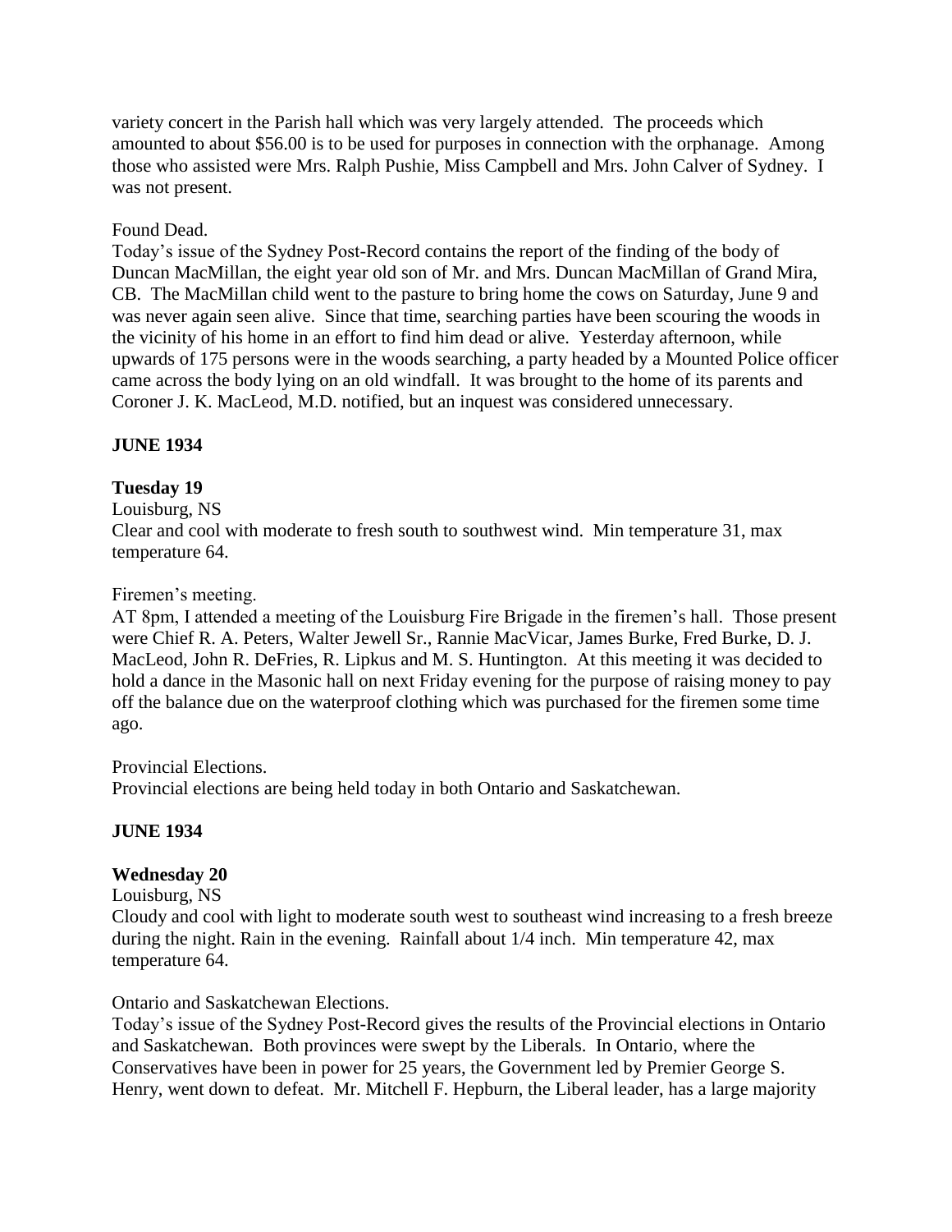variety concert in the Parish hall which was very largely attended. The proceeds which amounted to about $56.00 is to be used for purposes in connection with the orphanage. Among those who assisted were Mrs. Ralph Pushie, Miss Campbell and Mrs. John Calver of Sydney. I was not present.

Found Dead.
Today's issue of the Sydney Post-Record contains the report of the finding of the body of Duncan MacMillan, the eight year old son of Mr. and Mrs. Duncan MacMillan of Grand Mira, CB. The MacMillan child went to the pasture to bring home the cows on Saturday, June 9 and was never again seen alive. Since that time, searching parties have been scouring the woods in the vicinity of his home in an effort to find him dead or alive. Yesterday afternoon, while upwards of 175 persons were in the woods searching, a party headed by a Mounted Police officer came across the body lying on an old windfall. It was brought to the home of its parents and Coroner J. K. MacLeod, M.D. notified, but an inquest was considered unnecessary.

**JUNE 1934**

**Tuesday 19**

Louisburg, NS
Clear and cool with moderate to fresh south to southwest wind. Min temperature 31, max temperature 64.

Firemen's meeting.
AT 8pm, I attended a meeting of the Louisburg Fire Brigade in the firemen's hall. Those present were Chief R. A. Peters, Walter Jewell Sr., Rannie MacVicar, James Burke, Fred Burke, D. J. MacLeod, John R. DeFries, R. Lipkus and M. S. Huntington. At this meeting it was decided to hold a dance in the Masonic hall on next Friday evening for the purpose of raising money to pay off the balance due on the waterproof clothing which was purchased for the firemen some time ago.

Provincial Elections.
Provincial elections are being held today in both Ontario and Saskatchewan.

**JUNE 1934**

**Wednesday 20**

Louisburg, NS
Cloudy and cool with light to moderate south west to southeast wind increasing to a fresh breeze during the night. Rain in the evening. Rainfall about 1/4 inch. Min temperature 42, max temperature 64.

Ontario and Saskatchewan Elections.
Today's issue of the Sydney Post-Record gives the results of the Provincial elections in Ontario and Saskatchewan. Both provinces were swept by the Liberals. In Ontario, where the Conservatives have been in power for 25 years, the Government led by Premier George S. Henry, went down to defeat. Mr. Mitchell F. Hepburn, the Liberal leader, has a large majority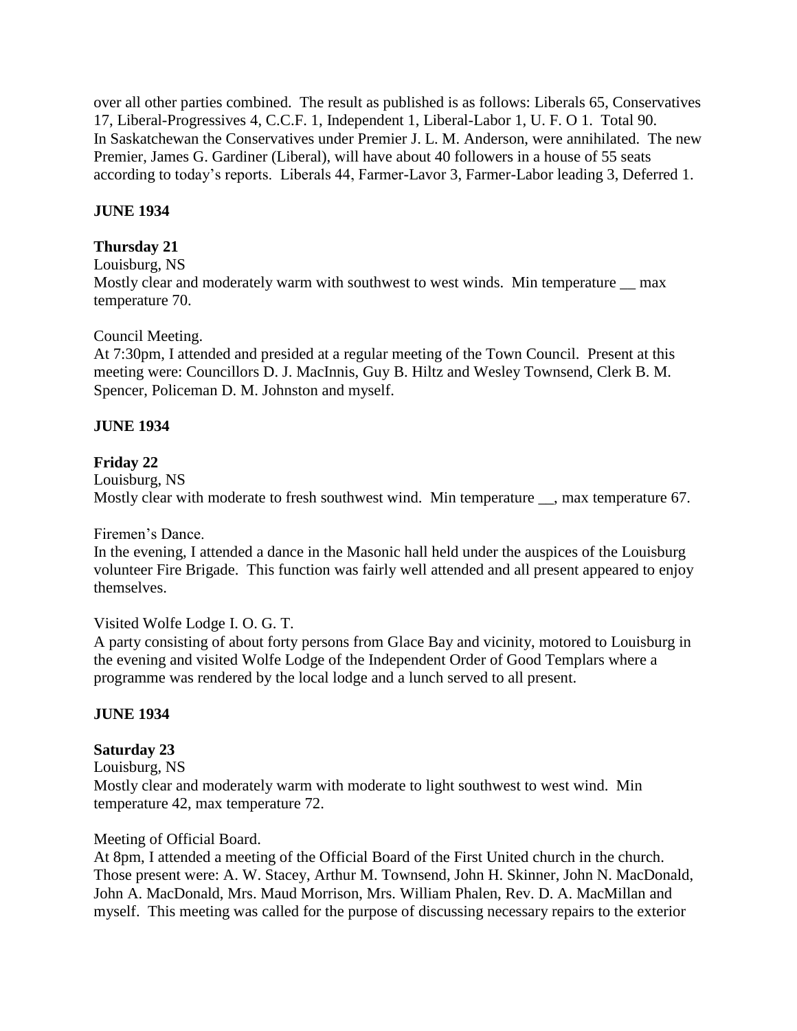over all other parties combined. The result as published is as follows: Liberals 65, Conservatives 17, Liberal-Progressives 4, C.C.F. 1, Independent 1, Liberal-Labor 1, U. F. O 1. Total 90. In Saskatchewan the Conservatives under Premier J. L. M. Anderson, were annihilated. The new Premier, James G. Gardiner (Liberal), will have about 40 followers in a house of 55 seats according to today's reports. Liberals 44, Farmer-Lavor 3, Farmer-Labor leading 3, Deferred 1.

**JUNE 1934**

**Thursday 21**

Louisburg, NS

Mostly clear and moderately warm with southwest to west winds. Min temperature __ max temperature 70.

Council Meeting.

At 7:30pm, I attended and presided at a regular meeting of the Town Council. Present at this meeting were: Councillors D. J. MacInnis, Guy B. Hiltz and Wesley Townsend, Clerk B. M. Spencer, Policeman D. M. Johnston and myself.

**JUNE 1934**

**Friday 22**

Louisburg, NS

Mostly clear with moderate to fresh southwest wind. Min temperature __, max temperature 67.

Firemen's Dance.

In the evening, I attended a dance in the Masonic hall held under the auspices of the Louisburg volunteer Fire Brigade. This function was fairly well attended and all present appeared to enjoy themselves.

Visited Wolfe Lodge I. O. G. T.

A party consisting of about forty persons from Glace Bay and vicinity, motored to Louisburg in the evening and visited Wolfe Lodge of the Independent Order of Good Templars where a programme was rendered by the local lodge and a lunch served to all present.

**JUNE 1934**

**Saturday 23**

Louisburg, NS

Mostly clear and moderately warm with moderate to light southwest to west wind. Min temperature 42, max temperature 72.

Meeting of Official Board.

At 8pm, I attended a meeting of the Official Board of the First United church in the church. Those present were: A. W. Stacey, Arthur M. Townsend, John H. Skinner, John N. MacDonald, John A. MacDonald, Mrs. Maud Morrison, Mrs. William Phalen, Rev. D. A. MacMillan and myself. This meeting was called for the purpose of discussing necessary repairs to the exterior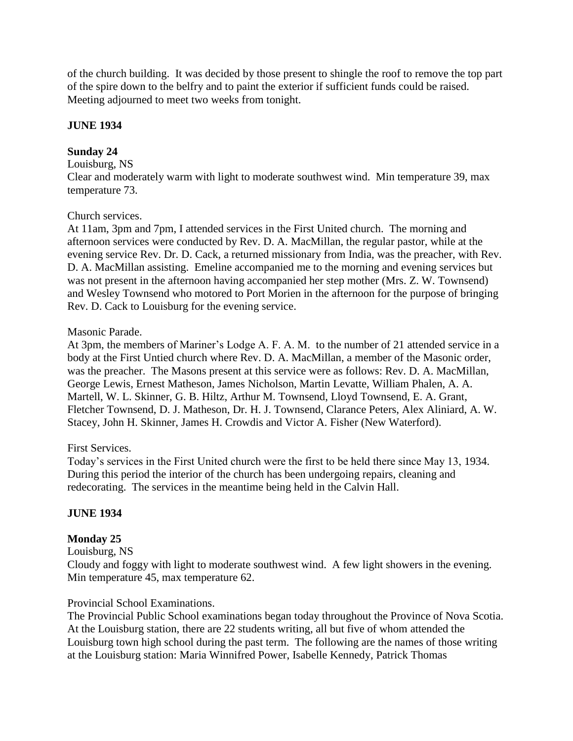of the church building. It was decided by those present to shingle the roof to remove the top part of the spire down to the belfry and to paint the exterior if sufficient funds could be raised. Meeting adjourned to meet two weeks from tonight.

**JUNE 1934**

**Sunday 24**

Louisburg, NS

Clear and moderately warm with light to moderate southwest wind. Min temperature 39, max temperature 73.

Church services.

At 11am, 3pm and 7pm, I attended services in the First United church. The morning and afternoon services were conducted by Rev. D. A. MacMillan, the regular pastor, while at the evening service Rev. Dr. D. Cack, a returned missionary from India, was the preacher, with Rev. D. A. MacMillan assisting. Emeline accompanied me to the morning and evening services but was not present in the afternoon having accompanied her step mother (Mrs. Z. W. Townsend) and Wesley Townsend who motored to Port Morien in the afternoon for the purpose of bringing Rev. D. Cack to Louisburg for the evening service.

Masonic Parade.

At 3pm, the members of Mariner's Lodge A. F. A. M. to the number of 21 attended service in a body at the First Untied church where Rev. D. A. MacMillan, a member of the Masonic order, was the preacher. The Masons present at this service were as follows: Rev. D. A. MacMillan, George Lewis, Ernest Matheson, James Nicholson, Martin Levatte, William Phalen, A. A. Martell, W. L. Skinner, G. B. Hiltz, Arthur M. Townsend, Lloyd Townsend, E. A. Grant, Fletcher Townsend, D. J. Matheson, Dr. H. J. Townsend, Clarance Peters, Alex Aliniard, A. W. Stacey, John H. Skinner, James H. Crowdis and Victor A. Fisher (New Waterford).

First Services.

Today's services in the First United church were the first to be held there since May 13, 1934. During this period the interior of the church has been undergoing repairs, cleaning and redecorating. The services in the meantime being held in the Calvin Hall.

**JUNE 1934**

**Monday 25**

Louisburg, NS

Cloudy and foggy with light to moderate southwest wind. A few light showers in the evening. Min temperature 45, max temperature 62.

Provincial School Examinations.

The Provincial Public School examinations began today throughout the Province of Nova Scotia. At the Louisburg station, there are 22 students writing, all but five of whom attended the Louisburg town high school during the past term. The following are the names of those writing at the Louisburg station: Maria Winnifred Power, Isabelle Kennedy, Patrick Thomas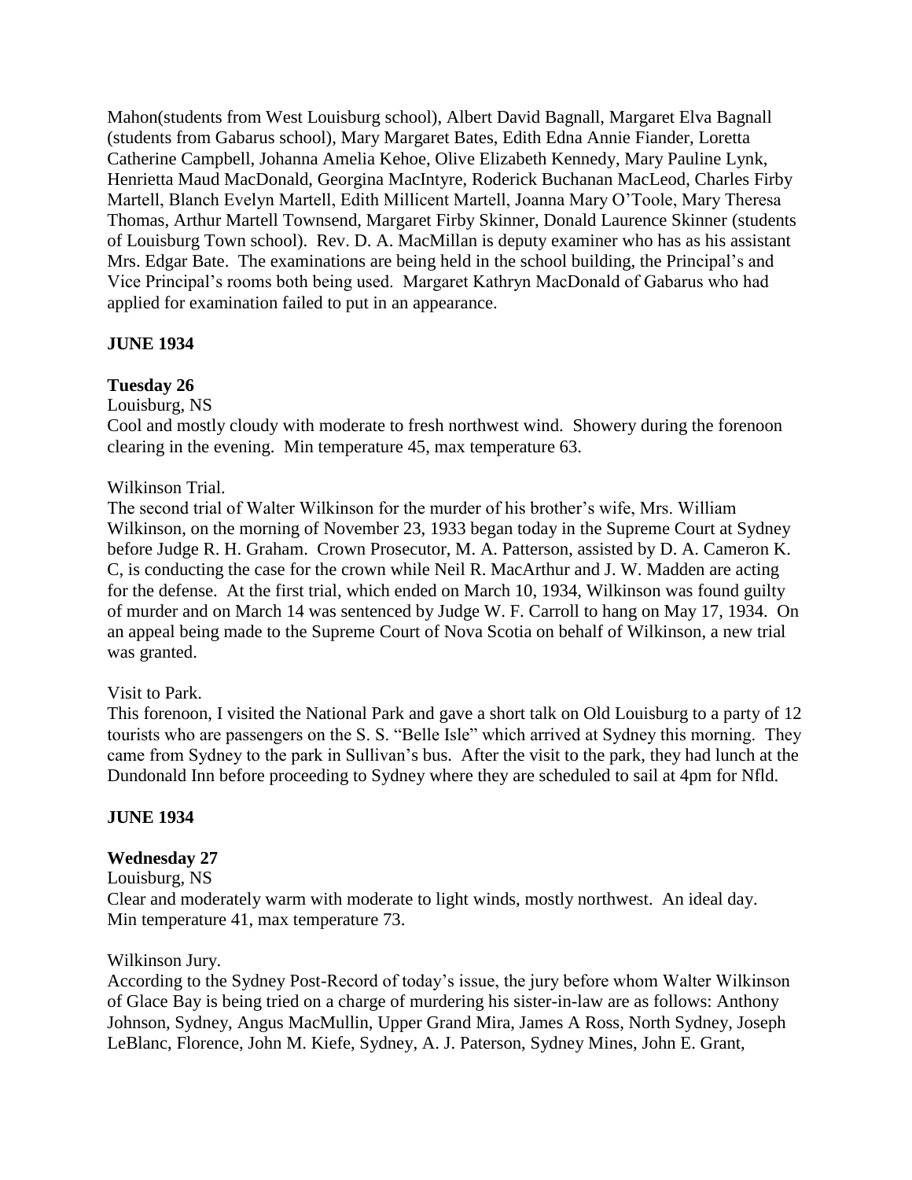Mahon(students from West Louisburg school), Albert David Bagnall, Margaret Elva Bagnall (students from Gabarus school), Mary Margaret Bates, Edith Edna Annie Fiander, Loretta Catherine Campbell, Johanna Amelia Kehoe, Olive Elizabeth Kennedy, Mary Pauline Lynk, Henrietta Maud MacDonald, Georgina MacIntyre, Roderick Buchanan MacLeod, Charles Firby Martell, Blanch Evelyn Martell, Edith Millicent Martell, Joanna Mary O'Toole, Mary Theresa Thomas, Arthur Martell Townsend, Margaret Firby Skinner, Donald Laurence Skinner (students of Louisburg Town school). Rev. D. A. MacMillan is deputy examiner who has as his assistant Mrs. Edgar Bate. The examinations are being held in the school building, the Principal's and Vice Principal's rooms both being used. Margaret Kathryn MacDonald of Gabarus who had applied for examination failed to put in an appearance.

**JUNE 1934**

**Tuesday 26**

Louisburg, NS

Cool and mostly cloudy with moderate to fresh northwest wind. Showery during the forenoon clearing in the evening. Min temperature 45, max temperature 63.

Wilkinson Trial.

The second trial of Walter Wilkinson for the murder of his brother's wife, Mrs. William Wilkinson, on the morning of November 23, 1933 began today in the Supreme Court at Sydney before Judge R. H. Graham. Crown Prosecutor, M. A. Patterson, assisted by D. A. Cameron K. C, is conducting the case for the crown while Neil R. MacArthur and J. W. Madden are acting for the defense. At the first trial, which ended on March 10, 1934, Wilkinson was found guilty of murder and on March 14 was sentenced by Judge W. F. Carroll to hang on May 17, 1934. On an appeal being made to the Supreme Court of Nova Scotia on behalf of Wilkinson, a new trial was granted.

Visit to Park.

This forenoon, I visited the National Park and gave a short talk on Old Louisburg to a party of 12 tourists who are passengers on the S. S. "Belle Isle" which arrived at Sydney this morning. They came from Sydney to the park in Sullivan's bus. After the visit to the park, they had lunch at the Dundonald Inn before proceeding to Sydney where they are scheduled to sail at 4pm for Nfld.

**JUNE 1934**

**Wednesday 27**

Louisburg, NS

Clear and moderately warm with moderate to light winds, mostly northwest. An ideal day. Min temperature 41, max temperature 73.

Wilkinson Jury.

According to the Sydney Post-Record of today's issue, the jury before whom Walter Wilkinson of Glace Bay is being tried on a charge of murdering his sister-in-law are as follows: Anthony Johnson, Sydney, Angus MacMullin, Upper Grand Mira, James A Ross, North Sydney, Joseph LeBlanc, Florence, John M. Kiefe, Sydney, A. J. Paterson, Sydney Mines, John E. Grant,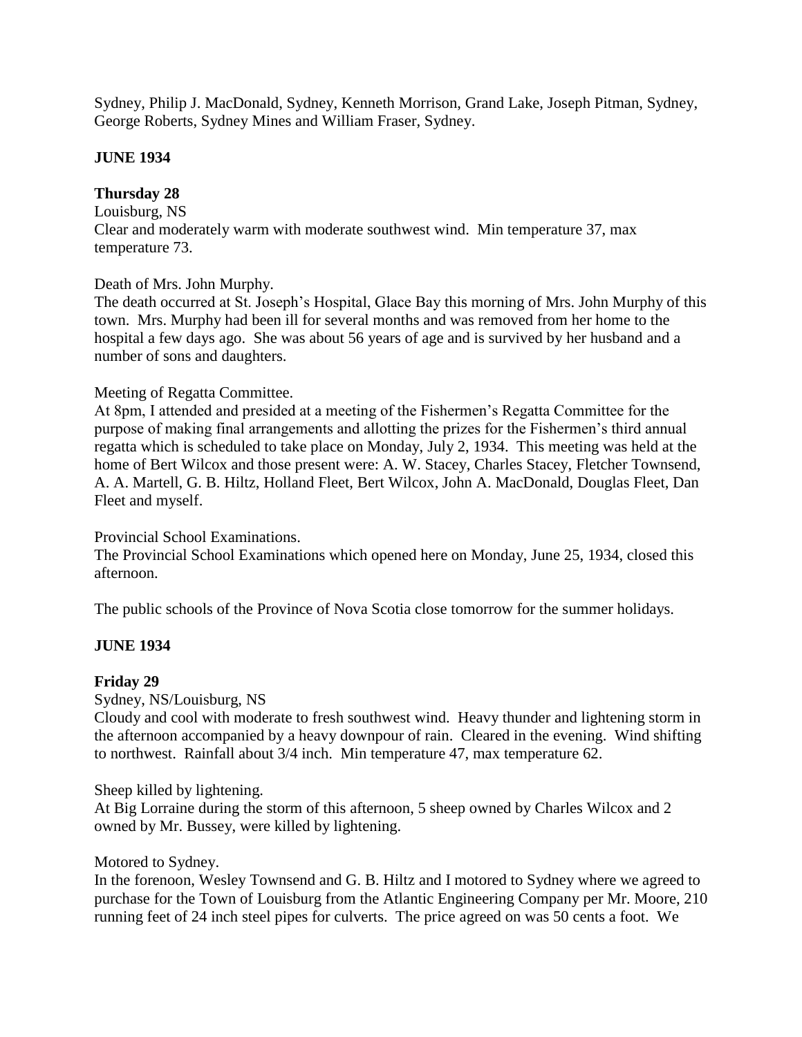Sydney, Philip J. MacDonald, Sydney, Kenneth Morrison, Grand Lake, Joseph Pitman, Sydney, George Roberts, Sydney Mines and William Fraser, Sydney.

**JUNE 1934**

**Thursday 28**

Louisburg, NS

Clear and moderately warm with moderate southwest wind. Min temperature 37, max temperature 73.

Death of Mrs. John Murphy.

The death occurred at St. Joseph's Hospital, Glace Bay this morning of Mrs. John Murphy of this town. Mrs. Murphy had been ill for several months and was removed from her home to the hospital a few days ago. She was about 56 years of age and is survived by her husband and a number of sons and daughters.

Meeting of Regatta Committee.

At 8pm, I attended and presided at a meeting of the Fishermen's Regatta Committee for the purpose of making final arrangements and allotting the prizes for the Fishermen's third annual regatta which is scheduled to take place on Monday, July 2, 1934. This meeting was held at the home of Bert Wilcox and those present were: A. W. Stacey, Charles Stacey, Fletcher Townsend, A. A. Martell, G. B. Hiltz, Holland Fleet, Bert Wilcox, John A. MacDonald, Douglas Fleet, Dan Fleet and myself.

Provincial School Examinations.

The Provincial School Examinations which opened here on Monday, June 25, 1934, closed this afternoon.

The public schools of the Province of Nova Scotia close tomorrow for the summer holidays.

**JUNE 1934**

**Friday 29**

Sydney, NS/Louisburg, NS

Cloudy and cool with moderate to fresh southwest wind. Heavy thunder and lightening storm in the afternoon accompanied by a heavy downpour of rain. Cleared in the evening. Wind shifting to northwest. Rainfall about 3/4 inch. Min temperature 47, max temperature 62.

Sheep killed by lightening.

At Big Lorraine during the storm of this afternoon, 5 sheep owned by Charles Wilcox and 2 owned by Mr. Bussey, were killed by lightening.

Motored to Sydney.

In the forenoon, Wesley Townsend and G. B. Hiltz and I motored to Sydney where we agreed to purchase for the Town of Louisburg from the Atlantic Engineering Company per Mr. Moore, 210 running feet of 24 inch steel pipes for culverts. The price agreed on was 50 cents a foot. We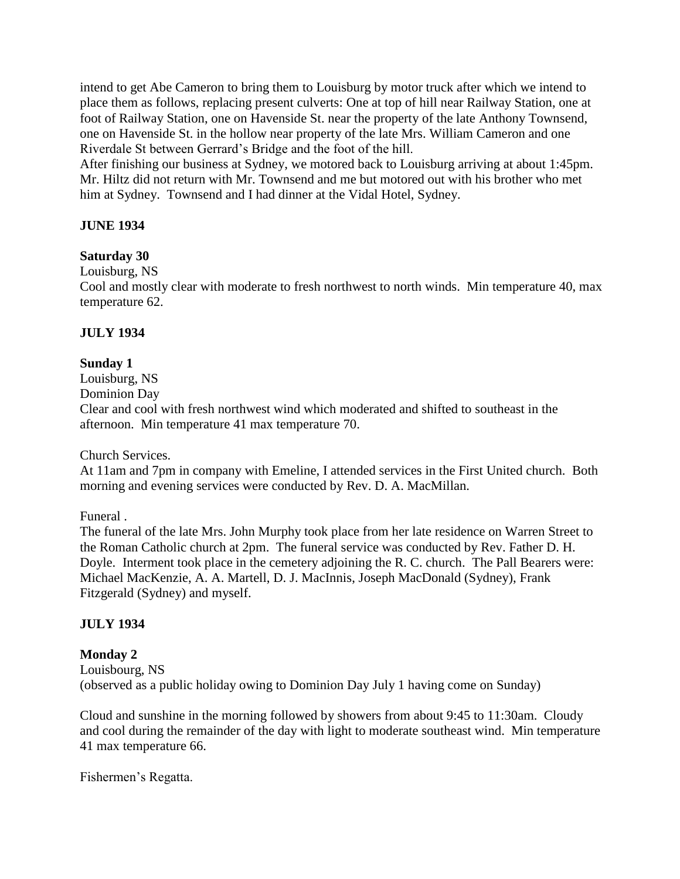intend to get Abe Cameron to bring them to Louisburg by motor truck after which we intend to place them as follows, replacing present culverts: One at top of hill near Railway Station, one at foot of Railway Station, one on Havenside St. near the property of the late Anthony Townsend, one on Havenside St. in the hollow near property of the late Mrs. William Cameron and one Riverdale St between Gerrard's Bridge and the foot of the hill.

After finishing our business at Sydney, we motored back to Louisburg arriving at about 1:45pm. Mr. Hiltz did not return with Mr. Townsend and me but motored out with his brother who met him at Sydney. Townsend and I had dinner at the Vidal Hotel, Sydney.

**JUNE 1934**

**Saturday 30**

Louisburg, NS

Cool and mostly clear with moderate to fresh northwest to north winds. Min temperature 40, max temperature 62.

**JULY 1934**

**Sunday 1**

Louisburg, NS

Dominion Day

Clear and cool with fresh northwest wind which moderated and shifted to southeast in the afternoon. Min temperature 41 max temperature 70.

Church Services.

At 11am and 7pm in company with Emeline, I attended services in the First United church. Both morning and evening services were conducted by Rev. D. A. MacMillan.

Funeral .

The funeral of the late Mrs. John Murphy took place from her late residence on Warren Street to the Roman Catholic church at 2pm. The funeral service was conducted by Rev. Father D. H. Doyle. Interment took place in the cemetery adjoining the R. C. church. The Pall Bearers were: Michael MacKenzie, A. A. Martell, D. J. MacInnis, Joseph MacDonald (Sydney), Frank Fitzgerald (Sydney) and myself.

**JULY 1934**

**Monday 2**

Louisbourg, NS

(observed as a public holiday owing to Dominion Day July 1 having come on Sunday)

Cloud and sunshine in the morning followed by showers from about 9:45 to 11:30am. Cloudy and cool during the remainder of the day with light to moderate southeast wind. Min temperature 41 max temperature 66.

Fishermen's Regatta.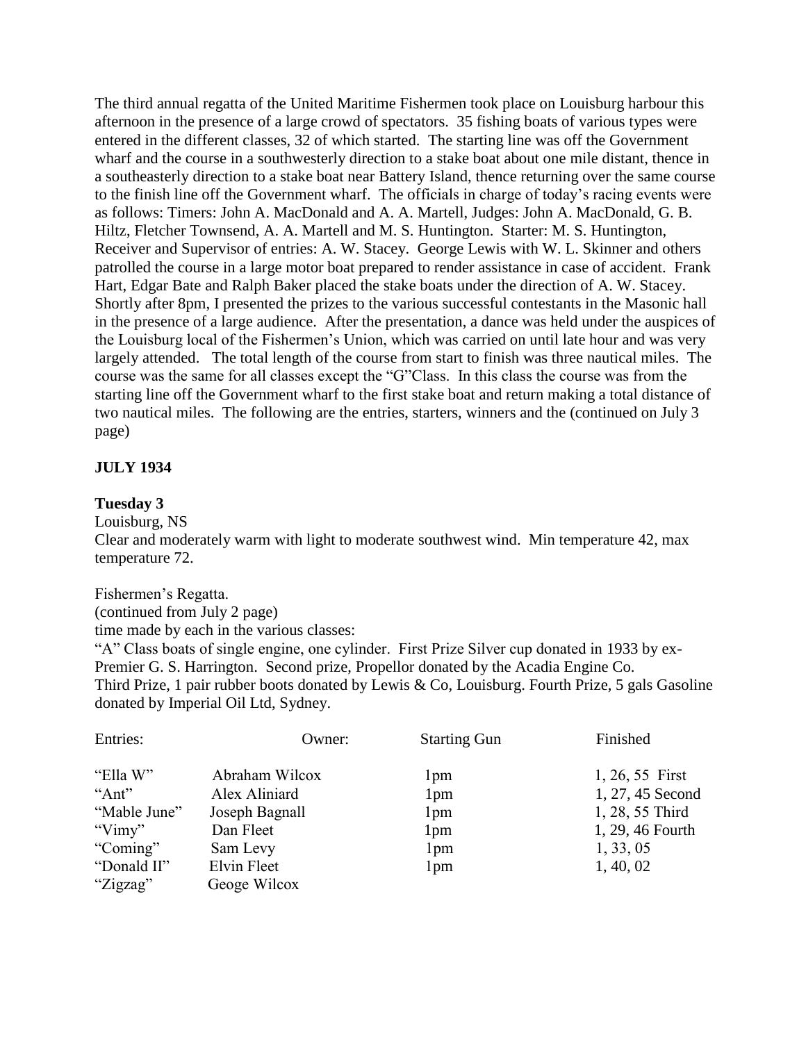The third annual regatta of the United Maritime Fishermen took place on Louisburg harbour this afternoon in the presence of a large crowd of spectators. 35 fishing boats of various types were entered in the different classes, 32 of which started. The starting line was off the Government wharf and the course in a southwesterly direction to a stake boat about one mile distant, thence in a southeasterly direction to a stake boat near Battery Island, thence returning over the same course to the finish line off the Government wharf. The officials in charge of today's racing events were as follows: Timers: John A. MacDonald and A. A. Martell, Judges: John A. MacDonald, G. B. Hiltz, Fletcher Townsend, A. A. Martell and M. S. Huntington. Starter: M. S. Huntington, Receiver and Supervisor of entries: A. W. Stacey. George Lewis with W. L. Skinner and others patrolled the course in a large motor boat prepared to render assistance in case of accident. Frank Hart, Edgar Bate and Ralph Baker placed the stake boats under the direction of A. W. Stacey. Shortly after 8pm, I presented the prizes to the various successful contestants in the Masonic hall in the presence of a large audience. After the presentation, a dance was held under the auspices of the Louisburg local of the Fishermen's Union, which was carried on until late hour and was very largely attended. The total length of the course from start to finish was three nautical miles. The course was the same for all classes except the "G"Class. In this class the course was from the starting line off the Government wharf to the first stake boat and return making a total distance of two nautical miles. The following are the entries, starters, winners and the (continued on July 3 page)

**JULY 1934**

**Tuesday 3**

Louisburg, NS

Clear and moderately warm with light to moderate southwest wind. Min temperature 42, max temperature 72.

Fishermen's Regatta.

(continued from July 2 page)

time made by each in the various classes:

"A" Class boats of single engine, one cylinder. First Prize Silver cup donated in 1933 by ex-Premier G. S. Harrington. Second prize, Propellor donated by the Acadia Engine Co.
Third Prize, 1 pair rubber boots donated by Lewis & Co, Louisburg. Fourth Prize, 5 gals Gasoline donated by Imperial Oil Ltd, Sydney.

| Entries: | Owner: | Starting Gun | Finished |
|---|---|---|---|
| "Ella W" | Abraham Wilcox | 1pm | 1, 26, 55 First |
| "Ant" | Alex Aliniard | 1pm | 1, 27, 45 Second |
| "Mable June" | Joseph Bagnall | 1pm | 1, 28, 55 Third |
| "Vimy" | Dan Fleet | 1pm | 1, 29, 46 Fourth |
| "Coming" | Sam Levy | 1pm | 1, 33, 05 |
| "Donald II" | Elvin Fleet | 1pm | 1, 40, 02 |
| "Zigzag" | Geoge Wilcox | | |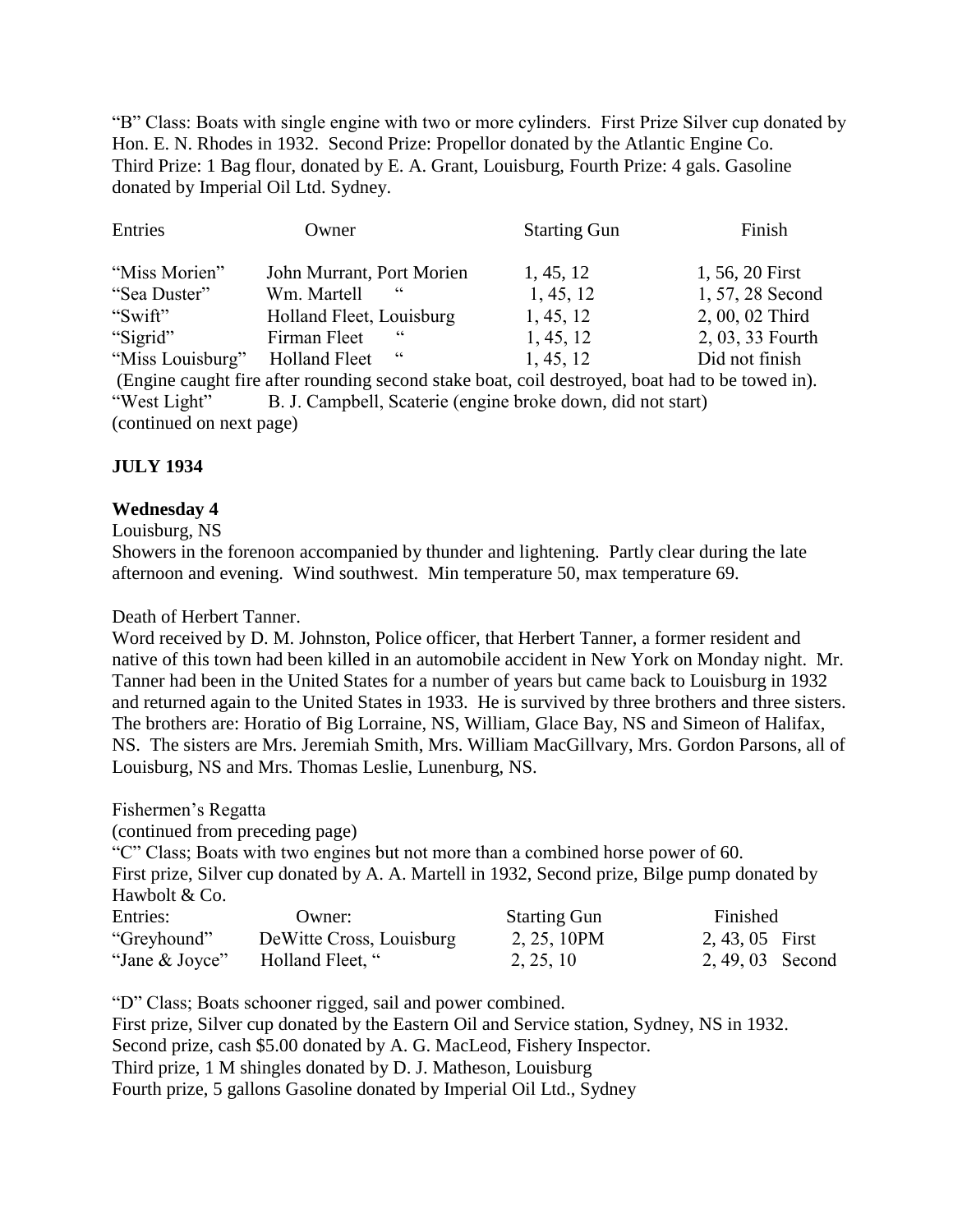"B" Class: Boats with single engine with two or more cylinders. First Prize Silver cup donated by Hon. E. N. Rhodes in 1932. Second Prize: Propellor donated by the Atlantic Engine Co. Third Prize: 1 Bag flour, donated by E. A. Grant, Louisburg, Fourth Prize: 4 gals. Gasoline donated by Imperial Oil Ltd. Sydney.

| Entries | Owner | Starting Gun | Finish |
|---|---|---|---|
| "Miss Morien" | John Murrant, Port Morien | 1, 45, 12 | 1, 56, 20 First |
| "Sea Duster" | Wm. Martell " | 1, 45, 12 | 1, 57, 28 Second |
| "Swift" | Holland Fleet, Louisburg | 1, 45, 12 | 2, 00, 02 Third |
| "Sigrid" | Firman Fleet " | 1, 45, 12 | 2, 03, 33 Fourth |
| "Miss Louisburg" | Holland Fleet " | 1, 45, 12 | Did not finish |

(Engine caught fire after rounding second stake boat, coil destroyed, boat had to be towed in).
"West Light" B. J. Campbell, Scaterie (engine broke down, did not start)
(continued on next page)

## JULY 1934

### Wednesday 4

Louisburg, NS
Showers in the forenoon accompanied by thunder and lightening. Partly clear during the late afternoon and evening. Wind southwest. Min temperature 50, max temperature 69.

Death of Herbert Tanner.
Word received by D. M. Johnston, Police officer, that Herbert Tanner, a former resident and native of this town had been killed in an automobile accident in New York on Monday night. Mr. Tanner had been in the United States for a number of years but came back to Louisburg in 1932 and returned again to the United States in 1933. He is survived by three brothers and three sisters. The brothers are: Horatio of Big Lorraine, NS, William, Glace Bay, NS and Simeon of Halifax, NS. The sisters are Mrs. Jeremiah Smith, Mrs. William MacGillvary, Mrs. Gordon Parsons, all of Louisburg, NS and Mrs. Thomas Leslie, Lunenburg, NS.

Fishermen's Regatta
(continued from preceding page)
"C" Class; Boats with two engines but not more than a combined horse power of 60.
First prize, Silver cup donated by A. A. Martell in 1932, Second prize, Bilge pump donated by Hawbolt & Co.

| Entries: | Owner: | Starting Gun | Finished |
|---|---|---|---|
| "Greyhound" | DeWitte Cross, Louisburg | 2, 25, 10PM | 2, 43, 05 First |
| "Jane & Joyce" | Holland Fleet, " | 2, 25, 10 | 2, 49, 03 Second |

"D" Class; Boats schooner rigged, sail and power combined.
First prize, Silver cup donated by the Eastern Oil and Service station, Sydney, NS in 1932.
Second prize, cash $5.00 donated by A. G. MacLeod, Fishery Inspector.
Third prize, 1 M shingles donated by D. J. Matheson, Louisburg
Fourth prize, 5 gallons Gasoline donated by Imperial Oil Ltd., Sydney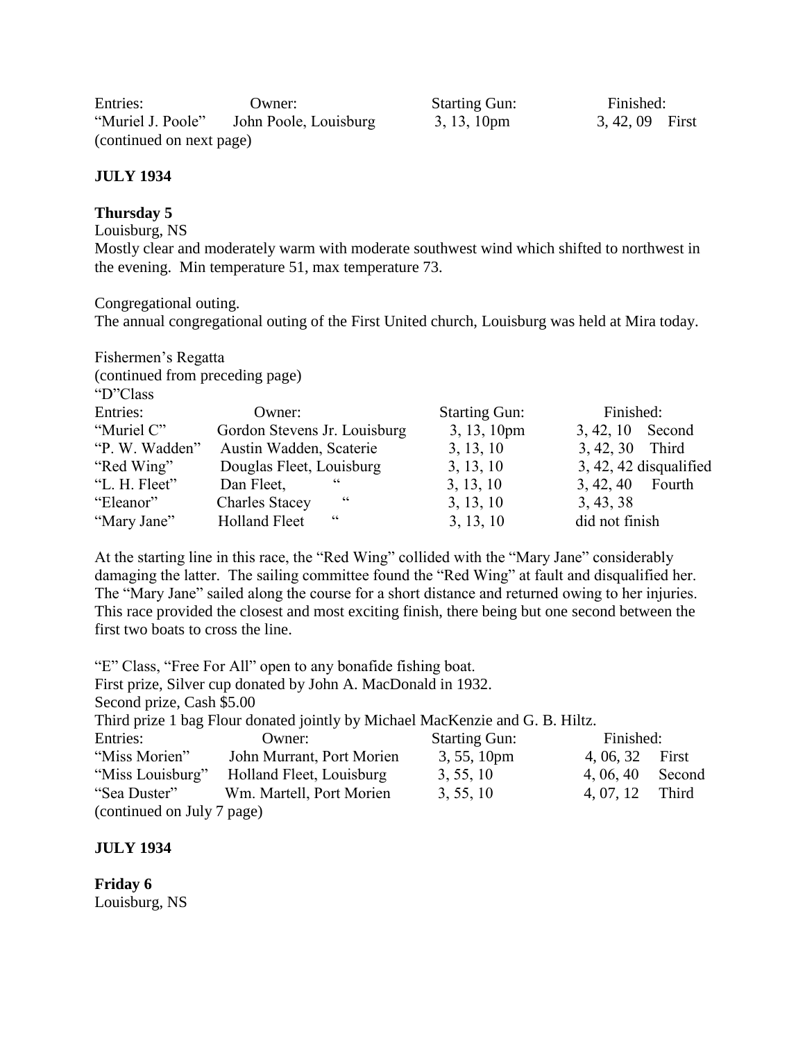| Entries: | Owner: | Starting Gun: | Finished: |
| --- | --- | --- | --- |
| "Muriel J. Poole" | John Poole, Louisburg | 3, 13, 10pm | 3, 42, 09 First |

(continued on next page)

**JULY 1934**

**Thursday 5**

Louisburg, NS

Mostly clear and moderately warm with moderate southwest wind which shifted to northwest in the evening. Min temperature 51, max temperature 73.

Congregational outing.

The annual congregational outing of the First United church, Louisburg was held at Mira today.

Fishermen's Regatta

(continued from preceding page)

"D"Class

| Entries: | Owner: | Starting Gun: | Finished: |
| --- | --- | --- | --- |
| "Muriel C" | Gordon Stevens Jr. Louisburg | 3, 13, 10pm | 3, 42, 10 Second |
| "P. W. Wadden" | Austin Wadden, Scaterie | 3, 13, 10 | 3, 42, 30 Third |
| "Red Wing" | Douglas Fleet, Louisburg | 3, 13, 10 | 3, 42, 42 disqualified |
| "L. H. Fleet" | Dan Fleet, " | 3, 13, 10 | 3, 42, 40 Fourth |
| "Eleanor" | Charles Stacey " | 3, 13, 10 | 3, 43, 38 |
| "Mary Jane" | Holland Fleet " | 3, 13, 10 | did not finish |

At the starting line in this race, the "Red Wing" collided with the "Mary Jane" considerably damaging the latter. The sailing committee found the "Red Wing" at fault and disqualified her. The "Mary Jane" sailed along the course for a short distance and returned owing to her injuries. This race provided the closest and most exciting finish, there being but one second between the first two boats to cross the line.

"E" Class, "Free For All" open to any bonafide fishing boat.

First prize, Silver cup donated by John A. MacDonald in 1932.

Second prize, Cash $5.00

Third prize 1 bag Flour donated jointly by Michael MacKenzie and G. B. Hiltz.

| Entries: | Owner: | Starting Gun: | Finished: |
| --- | --- | --- | --- |
| "Miss Morien" | John Murrant, Port Morien | 3, 55, 10pm | 4, 06, 32 First |
| "Miss Louisburg" | Holland Fleet, Louisburg | 3, 55, 10 | 4, 06, 40 Second |
| "Sea Duster" | Wm. Martell, Port Morien | 3, 55, 10 | 4, 07, 12 Third |

(continued on July 7 page)

**JULY 1934**

**Friday 6**

Louisburg, NS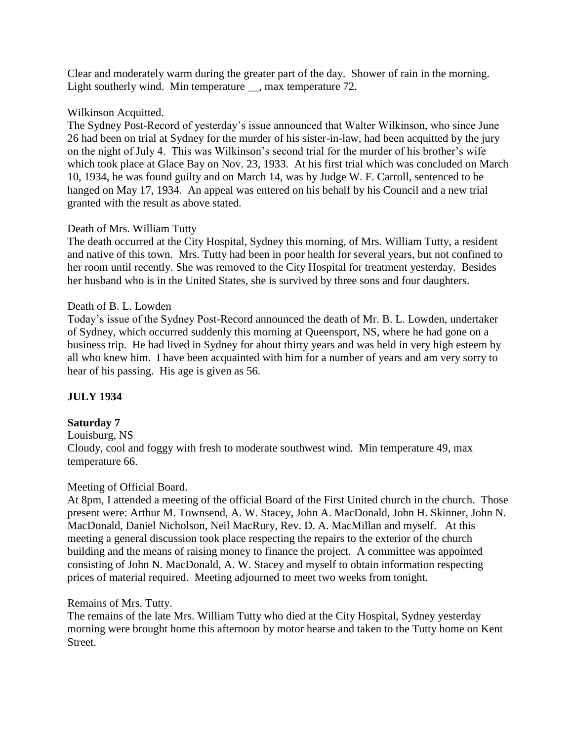Clear and moderately warm during the greater part of the day. Shower of rain in the morning. Light southerly wind. Min temperature __, max temperature 72.

Wilkinson Acquitted.
The Sydney Post-Record of yesterday's issue announced that Walter Wilkinson, who since June 26 had been on trial at Sydney for the murder of his sister-in-law, had been acquitted by the jury on the night of July 4. This was Wilkinson's second trial for the murder of his brother's wife which took place at Glace Bay on Nov. 23, 1933. At his first trial which was concluded on March 10, 1934, he was found guilty and on March 14, was by Judge W. F. Carroll, sentenced to be hanged on May 17, 1934. An appeal was entered on his behalf by his Council and a new trial granted with the result as above stated.

Death of Mrs. William Tutty
The death occurred at the City Hospital, Sydney this morning, of Mrs. William Tutty, a resident and native of this town. Mrs. Tutty had been in poor health for several years, but not confined to her room until recently. She was removed to the City Hospital for treatment yesterday. Besides her husband who is in the United States, she is survived by three sons and four daughters.

Death of B. L. Lowden
Today's issue of the Sydney Post-Record announced the death of Mr. B. L. Lowden, undertaker of Sydney, which occurred suddenly this morning at Queensport, NS, where he had gone on a business trip. He had lived in Sydney for about thirty years and was held in very high esteem by all who knew him. I have been acquainted with him for a number of years and am very sorry to hear of his passing. His age is given as 56.

**JULY 1934**

**Saturday 7**
Louisburg, NS
Cloudy, cool and foggy with fresh to moderate southwest wind. Min temperature 49, max temperature 66.

Meeting of Official Board.
At 8pm, I attended a meeting of the official Board of the First United church in the church. Those present were: Arthur M. Townsend, A. W. Stacey, John A. MacDonald, John H. Skinner, John N. MacDonald, Daniel Nicholson, Neil MacRury, Rev. D. A. MacMillan and myself. At this meeting a general discussion took place respecting the repairs to the exterior of the church building and the means of raising money to finance the project. A committee was appointed consisting of John N. MacDonald, A. W. Stacey and myself to obtain information respecting prices of material required. Meeting adjourned to meet two weeks from tonight.

Remains of Mrs. Tutty.
The remains of the late Mrs. William Tutty who died at the City Hospital, Sydney yesterday morning were brought home this afternoon by motor hearse and taken to the Tutty home on Kent Street.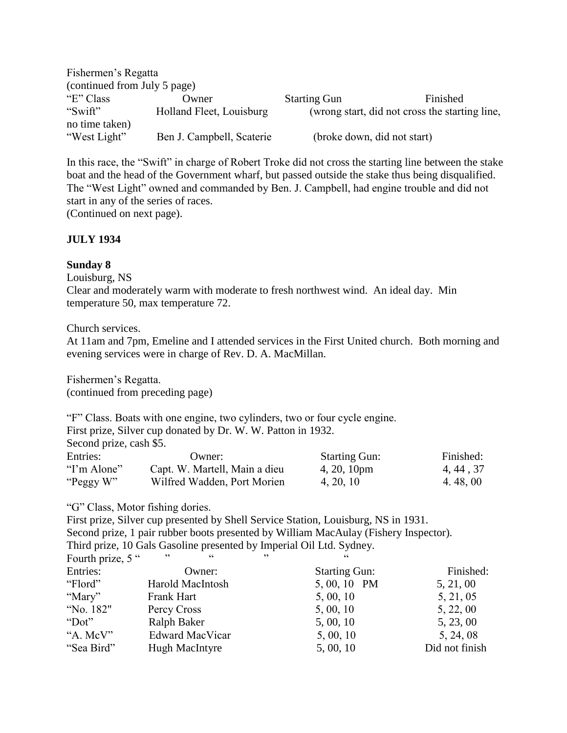Fishermen's Regatta
(continued from July 5 page)

| "E" Class | Owner | Starting Gun | Finished |
|---|---|---|---|
| "Swift" | Holland Fleet, Louisburg | (wrong start, did not cross the starting line, no time taken) | |
| "West Light" | Ben J. Campbell, Scaterie | (broke down, did not start) | |

In this race, the "Swift" in charge of Robert Troke did not cross the starting line between the stake boat and the head of the Government wharf, but passed outside the stake thus being disqualified. The "West Light" owned and commanded by Ben. J. Campbell, had engine trouble and did not start in any of the series of races.
(Continued on next page).

**JULY 1934**

**Sunday 8**

Louisburg, NS
Clear and moderately warm with moderate to fresh northwest wind. An ideal day. Min temperature 50, max temperature 72.

Church services.
At 11am and 7pm, Emeline and I attended services in the First United church. Both morning and evening services were in charge of Rev. D. A. MacMillan.

Fishermen's Regatta.
(continued from preceding page)

"F" Class. Boats with one engine, two cylinders, two or four cycle engine.
First prize, Silver cup donated by Dr. W. W. Patton in 1932.
Second prize, cash $5.

| Entries: | Owner: | Starting Gun: | Finished: |
|---|---|---|---|
| "I'm Alone" | Capt. W. Martell, Main a dieu | 4, 20, 10pm | 4, 44 , 37 |
| "Peggy W" | Wilfred Wadden, Port Morien | 4, 20, 10 | 4. 48, 00 |

"G" Class, Motor fishing dories.
First prize, Silver cup presented by Shell Service Station, Louisburg, NS in 1931.
Second prize, 1 pair rubber boots presented by William MacAulay (Fishery Inspector).
Third prize, 10 Gals Gasoline presented by Imperial Oil Ltd. Sydney.
Fourth prize, 5 " " " " "

| Entries: | Owner: | Starting Gun: | Finished: |
|---|---|---|---|
| "Flord" | Harold MacIntosh | 5, 00, 10 PM | 5, 21, 00 |
| "Mary" | Frank Hart | 5, 00, 10 | 5, 21, 05 |
| "No. 182" | Percy Cross | 5, 00, 10 | 5, 22, 00 |
| "Dot" | Ralph Baker | 5, 00, 10 | 5, 23, 00 |
| "A. McV" | Edward MacVicar | 5, 00, 10 | 5, 24, 08 |
| "Sea Bird" | Hugh MacIntyre | 5, 00, 10 | Did not finish |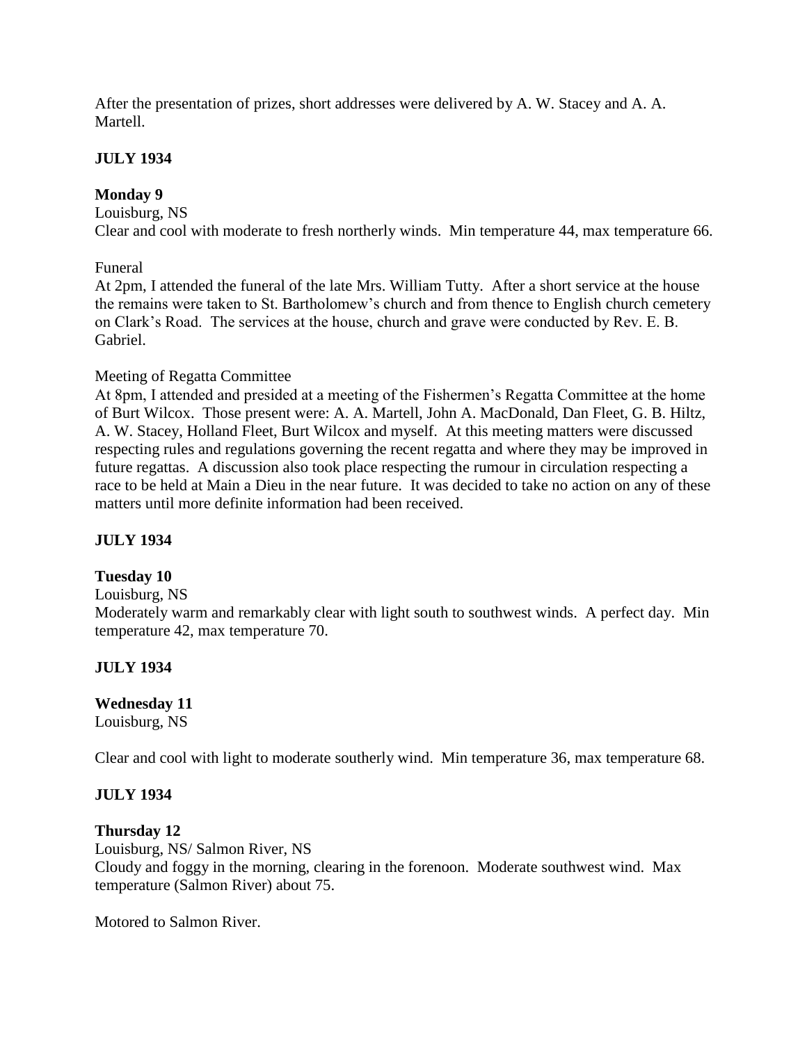After the presentation of prizes, short addresses were delivered by A. W. Stacey and A. A. Martell.

**JULY 1934**

**Monday 9**

Louisburg, NS

Clear and cool with moderate to fresh northerly winds. Min temperature 44, max temperature 66.

Funeral

At 2pm, I attended the funeral of the late Mrs. William Tutty. After a short service at the house the remains were taken to St. Bartholomew's church and from thence to English church cemetery on Clark's Road. The services at the house, church and grave were conducted by Rev. E. B. Gabriel.

Meeting of Regatta Committee

At 8pm, I attended and presided at a meeting of the Fishermen's Regatta Committee at the home of Burt Wilcox. Those present were: A. A. Martell, John A. MacDonald, Dan Fleet, G. B. Hiltz, A. W. Stacey, Holland Fleet, Burt Wilcox and myself. At this meeting matters were discussed respecting rules and regulations governing the recent regatta and where they may be improved in future regattas. A discussion also took place respecting the rumour in circulation respecting a race to be held at Main a Dieu in the near future. It was decided to take no action on any of these matters until more definite information had been received.

**JULY 1934**

**Tuesday 10**

Louisburg, NS

Moderately warm and remarkably clear with light south to southwest winds. A perfect day. Min temperature 42, max temperature 70.

**JULY 1934**

**Wednesday 11**

Louisburg, NS

Clear and cool with light to moderate southerly wind. Min temperature 36, max temperature 68.

**JULY 1934**

**Thursday 12**

Louisburg, NS/ Salmon River, NS

Cloudy and foggy in the morning, clearing in the forenoon. Moderate southwest wind. Max temperature (Salmon River) about 75.

Motored to Salmon River.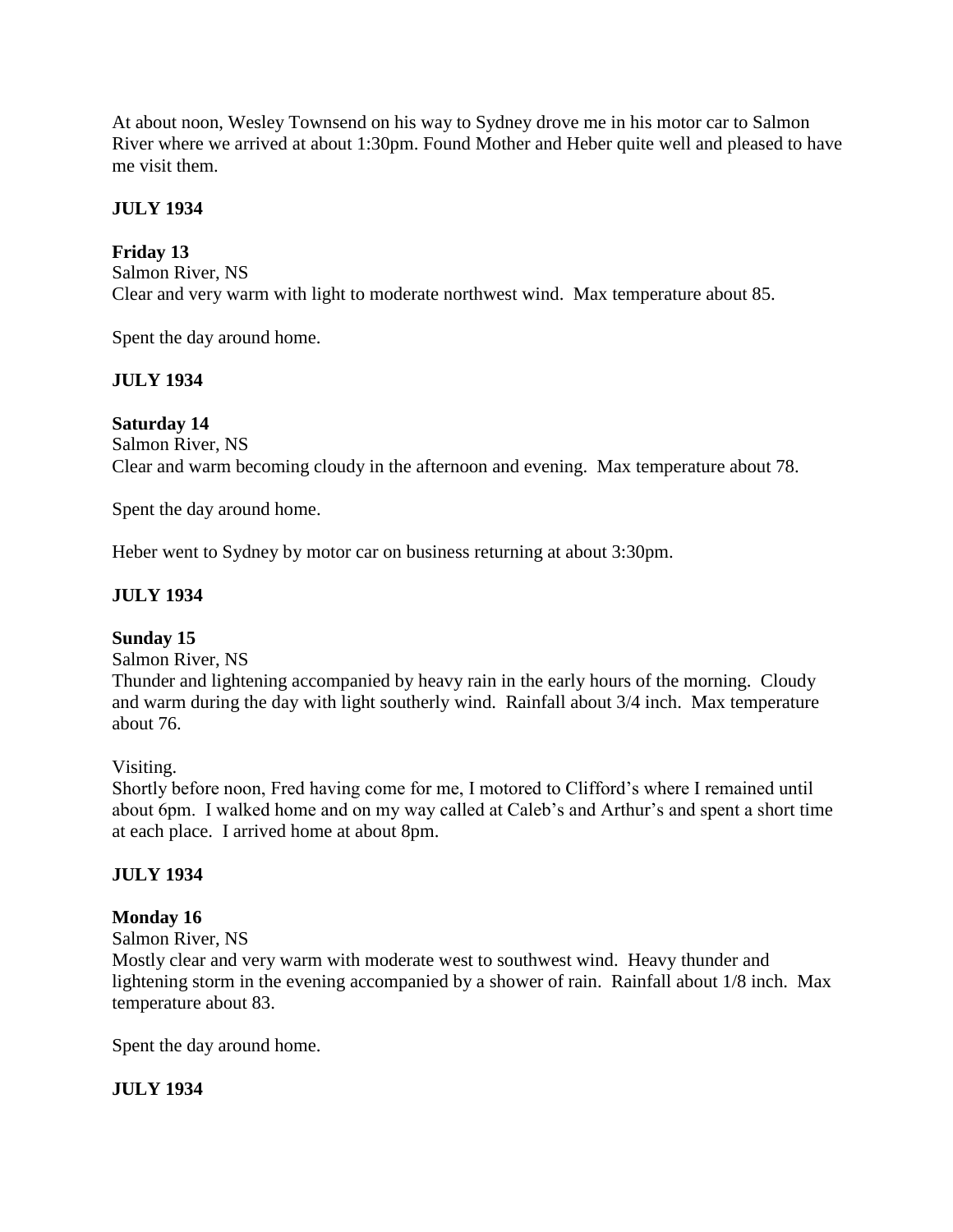At about noon, Wesley Townsend on his way to Sydney drove me in his motor car to Salmon River where we arrived at about 1:30pm. Found Mother and Heber quite well and pleased to have me visit them.

**JULY 1934**

**Friday 13**
Salmon River, NS
Clear and very warm with light to moderate northwest wind. Max temperature about 85.

Spent the day around home.

**JULY 1934**

**Saturday 14**
Salmon River, NS
Clear and warm becoming cloudy in the afternoon and evening. Max temperature about 78.

Spent the day around home.

Heber went to Sydney by motor car on business returning at about 3:30pm.

**JULY 1934**

**Sunday 15**
Salmon River, NS
Thunder and lightening accompanied by heavy rain in the early hours of the morning. Cloudy and warm during the day with light southerly wind. Rainfall about 3/4 inch. Max temperature about 76.

Visiting.
Shortly before noon, Fred having come for me, I motored to Clifford's where I remained until about 6pm. I walked home and on my way called at Caleb's and Arthur's and spent a short time at each place. I arrived home at about 8pm.

**JULY 1934**

**Monday 16**
Salmon River, NS
Mostly clear and very warm with moderate west to southwest wind. Heavy thunder and lightening storm in the evening accompanied by a shower of rain. Rainfall about 1/8 inch. Max temperature about 83.

Spent the day around home.

**JULY 1934**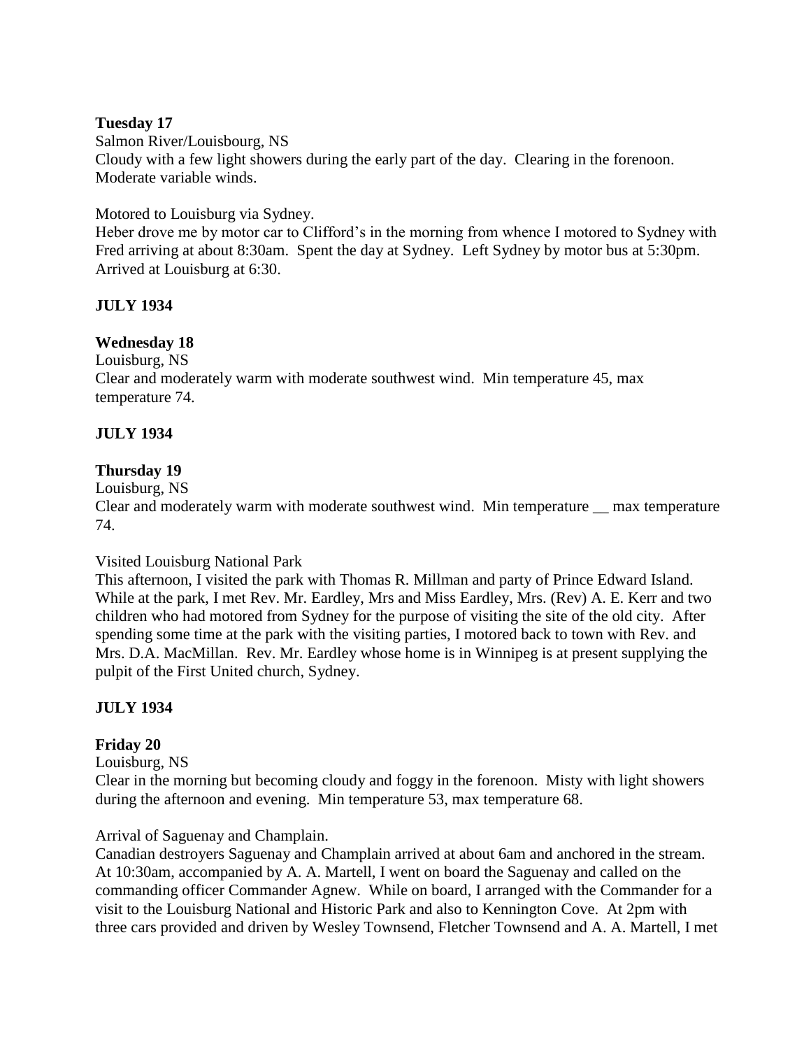**Tuesday 17**

Salmon River/Louisbourg, NS

Cloudy with a few light showers during the early part of the day. Clearing in the forenoon. Moderate variable winds.

Motored to Louisburg via Sydney.

Heber drove me by motor car to Clifford's in the morning from whence I motored to Sydney with Fred arriving at about 8:30am. Spent the day at Sydney. Left Sydney by motor bus at 5:30pm. Arrived at Louisburg at 6:30.

**JULY 1934**

**Wednesday 18**

Louisburg, NS

Clear and moderately warm with moderate southwest wind. Min temperature 45, max temperature 74.

**JULY 1934**

**Thursday 19**

Louisburg, NS

Clear and moderately warm with moderate southwest wind. Min temperature __ max temperature 74.

Visited Louisburg National Park

This afternoon, I visited the park with Thomas R. Millman and party of Prince Edward Island. While at the park, I met Rev. Mr. Eardley, Mrs and Miss Eardley, Mrs. (Rev) A. E. Kerr and two children who had motored from Sydney for the purpose of visiting the site of the old city. After spending some time at the park with the visiting parties, I motored back to town with Rev. and Mrs. D.A. MacMillan. Rev. Mr. Eardley whose home is in Winnipeg is at present supplying the pulpit of the First United church, Sydney.

**JULY 1934**

**Friday 20**

Louisburg, NS

Clear in the morning but becoming cloudy and foggy in the forenoon. Misty with light showers during the afternoon and evening. Min temperature 53, max temperature 68.

Arrival of Saguenay and Champlain.

Canadian destroyers Saguenay and Champlain arrived at about 6am and anchored in the stream. At 10:30am, accompanied by A. A. Martell, I went on board the Saguenay and called on the commanding officer Commander Agnew. While on board, I arranged with the Commander for a visit to the Louisburg National and Historic Park and also to Kennington Cove. At 2pm with three cars provided and driven by Wesley Townsend, Fletcher Townsend and A. A. Martell, I met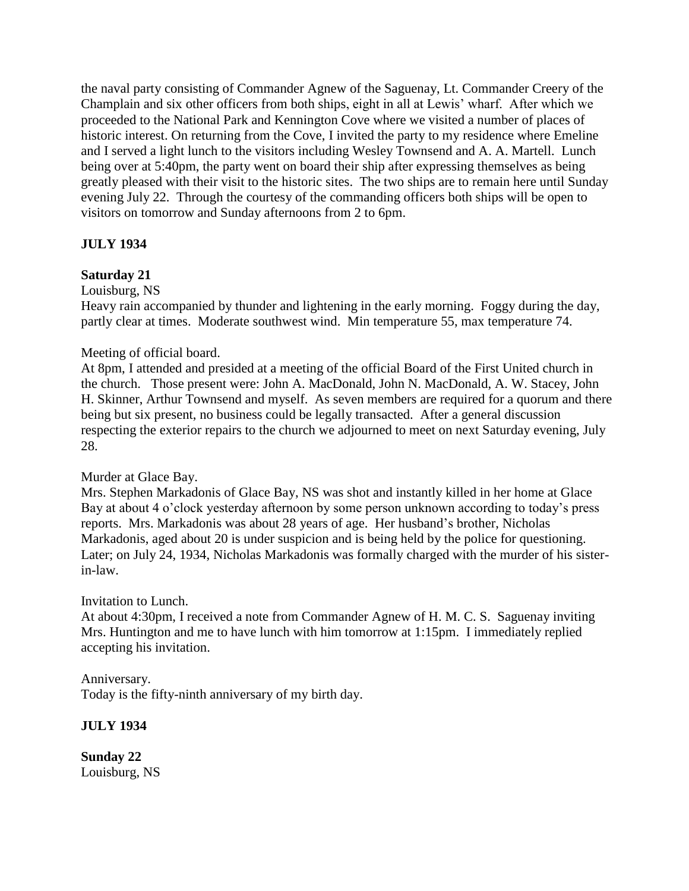the naval party consisting of Commander Agnew of the Saguenay, Lt. Commander Creery of the Champlain and six other officers from both ships, eight in all at Lewis' wharf. After which we proceeded to the National Park and Kennington Cove where we visited a number of places of historic interest. On returning from the Cove, I invited the party to my residence where Emeline and I served a light lunch to the visitors including Wesley Townsend and A. A. Martell. Lunch being over at 5:40pm, the party went on board their ship after expressing themselves as being greatly pleased with their visit to the historic sites. The two ships are to remain here until Sunday evening July 22. Through the courtesy of the commanding officers both ships will be open to visitors on tomorrow and Sunday afternoons from 2 to 6pm.

**JULY 1934**

**Saturday 21**

Louisburg, NS

Heavy rain accompanied by thunder and lightening in the early morning. Foggy during the day, partly clear at times. Moderate southwest wind. Min temperature 55, max temperature 74.

Meeting of official board.

At 8pm, I attended and presided at a meeting of the official Board of the First United church in the church. Those present were: John A. MacDonald, John N. MacDonald, A. W. Stacey, John H. Skinner, Arthur Townsend and myself. As seven members are required for a quorum and there being but six present, no business could be legally transacted. After a general discussion respecting the exterior repairs to the church we adjourned to meet on next Saturday evening, July 28.

Murder at Glace Bay.

Mrs. Stephen Markadonis of Glace Bay, NS was shot and instantly killed in her home at Glace Bay at about 4 o'clock yesterday afternoon by some person unknown according to today's press reports. Mrs. Markadonis was about 28 years of age. Her husband's brother, Nicholas Markadonis, aged about 20 is under suspicion and is being held by the police for questioning. Later; on July 24, 1934, Nicholas Markadonis was formally charged with the murder of his sister-in-law.

Invitation to Lunch.

At about 4:30pm, I received a note from Commander Agnew of H. M. C. S. Saguenay inviting Mrs. Huntington and me to have lunch with him tomorrow at 1:15pm. I immediately replied accepting his invitation.

Anniversary.

Today is the fifty-ninth anniversary of my birth day.

**JULY 1934**

**Sunday 22**

Louisburg, NS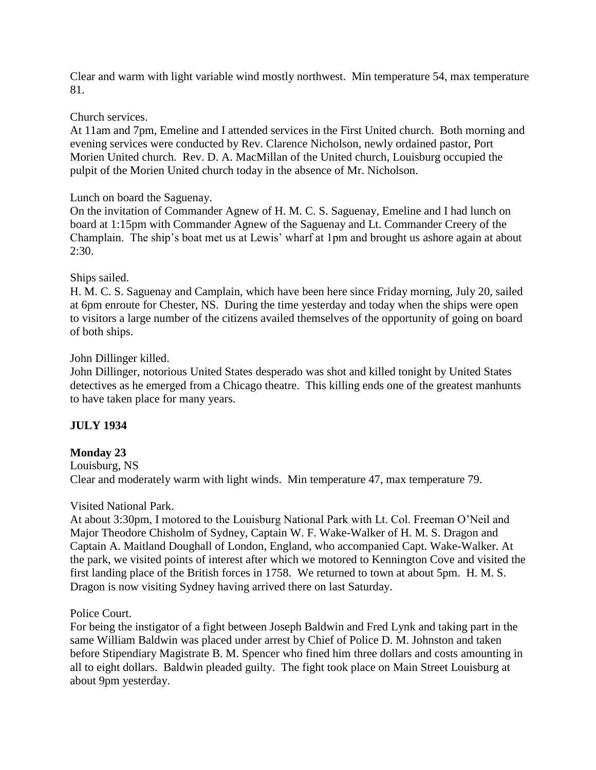Clear and warm with light variable wind mostly northwest. Min temperature 54, max temperature 81.

Church services.
At 11am and 7pm, Emeline and I attended services in the First United church. Both morning and evening services were conducted by Rev. Clarence Nicholson, newly ordained pastor, Port Morien United church. Rev. D. A. MacMillan of the United church, Louisburg occupied the pulpit of the Morien United church today in the absence of Mr. Nicholson.

Lunch on board the Saguenay.
On the invitation of Commander Agnew of H. M. C. S. Saguenay, Emeline and I had lunch on board at 1:15pm with Commander Agnew of the Saguenay and Lt. Commander Creery of the Champlain. The ship's boat met us at Lewis' wharf at 1pm and brought us ashore again at about 2:30.

Ships sailed.
H. M. C. S. Saguenay and Camplain, which have been here since Friday morning, July 20, sailed at 6pm enroute for Chester, NS. During the time yesterday and today when the ships were open to visitors a large number of the citizens availed themselves of the opportunity of going on board of both ships.

John Dillinger killed.
John Dillinger, notorious United States desperado was shot and killed tonight by United States detectives as he emerged from a Chicago theatre. This killing ends one of the greatest manhunts to have taken place for many years.

**JULY 1934**

**Monday 23**
Louisburg, NS
Clear and moderately warm with light winds. Min temperature 47, max temperature 79.

Visited National Park.
At about 3:30pm, I motored to the Louisburg National Park with Lt. Col. Freeman O'Neil and Major Theodore Chisholm of Sydney, Captain W. F. Wake-Walker of H. M. S. Dragon and Captain A. Maitland Doughall of London, England, who accompanied Capt. Wake-Walker. At the park, we visited points of interest after which we motored to Kennington Cove and visited the first landing place of the British forces in 1758. We returned to town at about 5pm. H. M. S. Dragon is now visiting Sydney having arrived there on last Saturday.

Police Court.
For being the instigator of a fight between Joseph Baldwin and Fred Lynk and taking part in the same William Baldwin was placed under arrest by Chief of Police D. M. Johnston and taken before Stipendiary Magistrate B. M. Spencer who fined him three dollars and costs amounting in all to eight dollars. Baldwin pleaded guilty. The fight took place on Main Street Louisburg at about 9pm yesterday.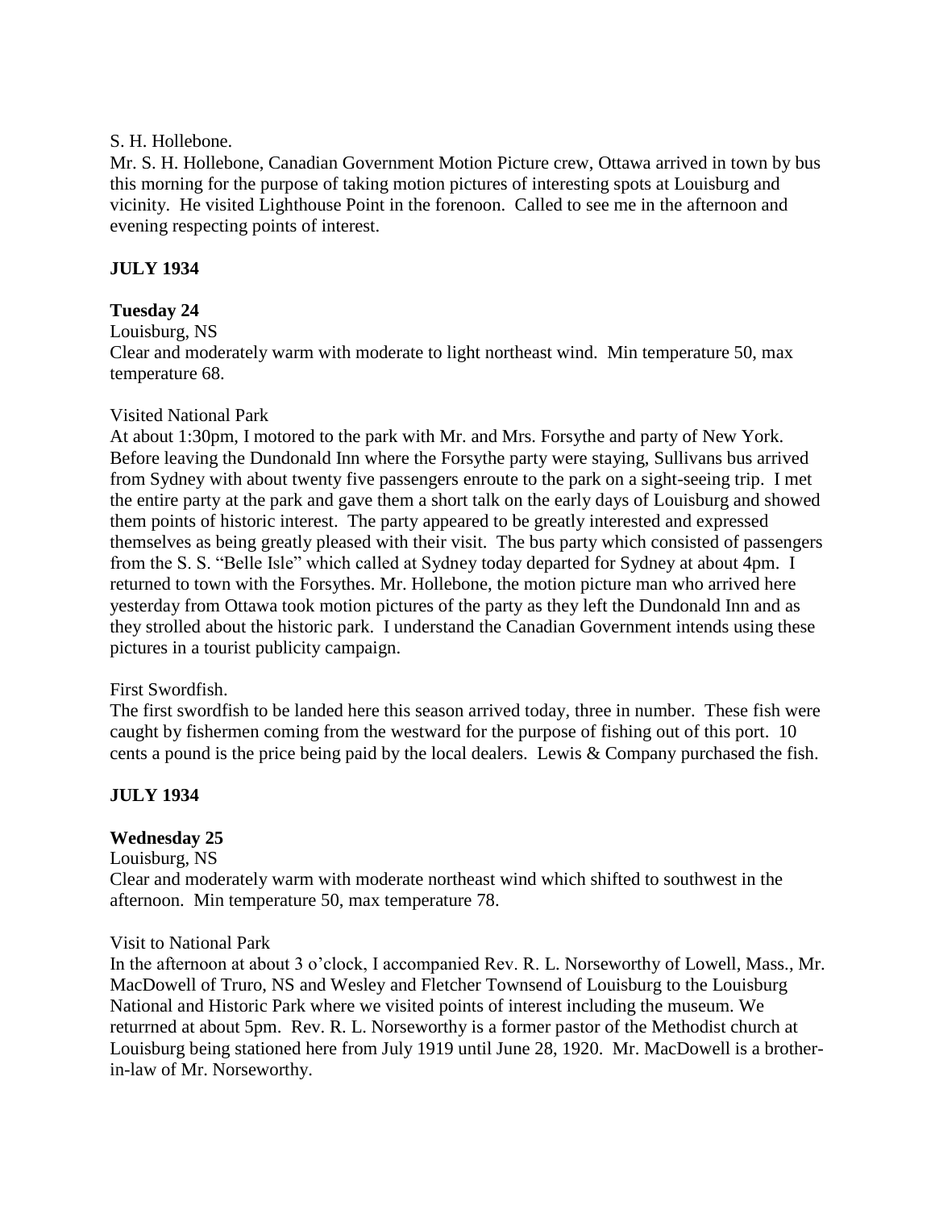S. H. Hollebone.

Mr. S. H. Hollebone, Canadian Government Motion Picture crew, Ottawa arrived in town by bus this morning for the purpose of taking motion pictures of interesting spots at Louisburg and vicinity. He visited Lighthouse Point in the forenoon. Called to see me in the afternoon and evening respecting points of interest.

**JULY 1934**

**Tuesday 24**

Louisburg, NS

Clear and moderately warm with moderate to light northeast wind. Min temperature 50, max temperature 68.

Visited National Park

At about 1:30pm, I motored to the park with Mr. and Mrs. Forsythe and party of New York. Before leaving the Dundonald Inn where the Forsythe party were staying, Sullivans bus arrived from Sydney with about twenty five passengers enroute to the park on a sight-seeing trip. I met the entire party at the park and gave them a short talk on the early days of Louisburg and showed them points of historic interest. The party appeared to be greatly interested and expressed themselves as being greatly pleased with their visit. The bus party which consisted of passengers from the S. S. "Belle Isle" which called at Sydney today departed for Sydney at about 4pm. I returned to town with the Forsythes. Mr. Hollebone, the motion picture man who arrived here yesterday from Ottawa took motion pictures of the party as they left the Dundonald Inn and as they strolled about the historic park. I understand the Canadian Government intends using these pictures in a tourist publicity campaign.

First Swordfish.

The first swordfish to be landed here this season arrived today, three in number. These fish were caught by fishermen coming from the westward for the purpose of fishing out of this port. 10 cents a pound is the price being paid by the local dealers. Lewis & Company purchased the fish.

**JULY 1934**

**Wednesday 25**

Louisburg, NS

Clear and moderately warm with moderate northeast wind which shifted to southwest in the afternoon. Min temperature 50, max temperature 78.

Visit to National Park

In the afternoon at about 3 o'clock, I accompanied Rev. R. L. Norseworthy of Lowell, Mass., Mr. MacDowell of Truro, NS and Wesley and Fletcher Townsend of Louisburg to the Louisburg National and Historic Park where we visited points of interest including the museum. We returrned at about 5pm. Rev. R. L. Norseworthy is a former pastor of the Methodist church at Louisburg being stationed here from July 1919 until June 28, 1920. Mr. MacDowell is a brother-in-law of Mr. Norseworthy.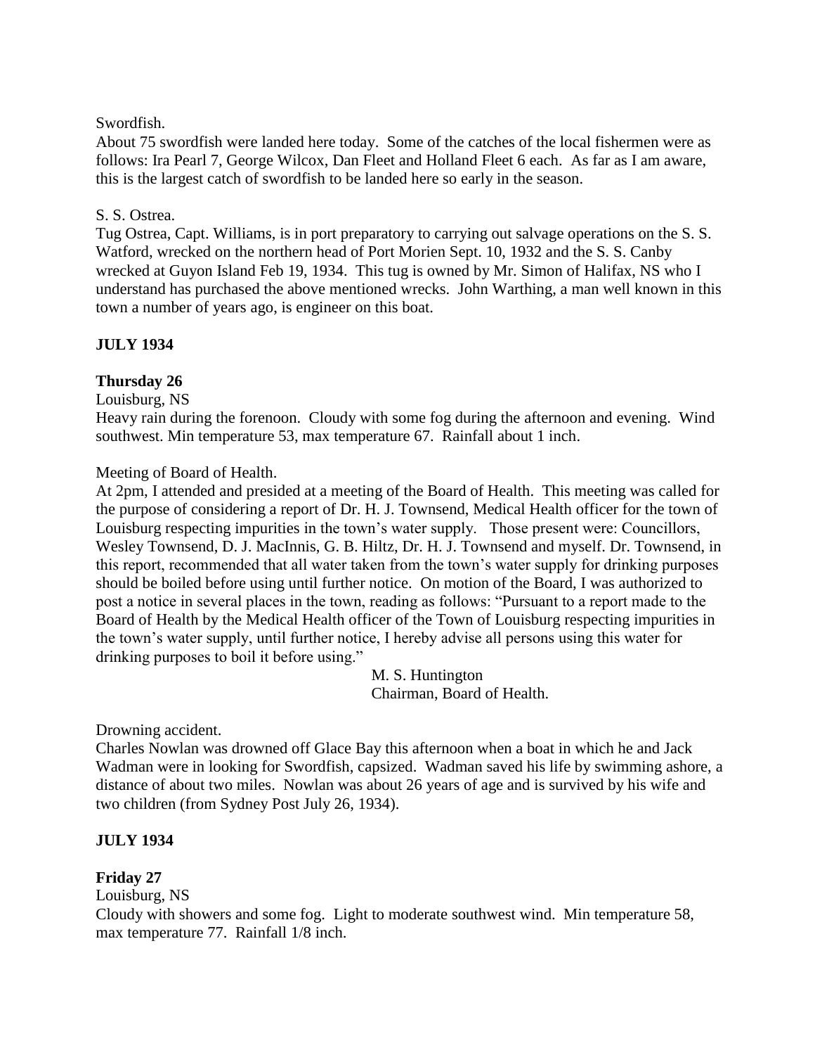Swordfish.
About 75 swordfish were landed here today. Some of the catches of the local fishermen were as follows: Ira Pearl 7, George Wilcox, Dan Fleet and Holland Fleet 6 each. As far as I am aware, this is the largest catch of swordfish to be landed here so early in the season.

S. S. Ostrea.
Tug Ostrea, Capt. Williams, is in port preparatory to carrying out salvage operations on the S. S. Watford, wrecked on the northern head of Port Morien Sept. 10, 1932 and the S. S. Canby wrecked at Guyon Island Feb 19, 1934. This tug is owned by Mr. Simon of Halifax, NS who I understand has purchased the above mentioned wrecks. John Warthing, a man well known in this town a number of years ago, is engineer on this boat.

**JULY 1934**

**Thursday 26**
Louisburg, NS
Heavy rain during the forenoon. Cloudy with some fog during the afternoon and evening. Wind southwest. Min temperature 53, max temperature 67. Rainfall about 1 inch.

Meeting of Board of Health.
At 2pm, I attended and presided at a meeting of the Board of Health. This meeting was called for the purpose of considering a report of Dr. H. J. Townsend, Medical Health officer for the town of Louisburg respecting impurities in the town's water supply. Those present were: Councillors, Wesley Townsend, D. J. MacInnis, G. B. Hiltz, Dr. H. J. Townsend and myself. Dr. Townsend, in this report, recommended that all water taken from the town's water supply for drinking purposes should be boiled before using until further notice. On motion of the Board, I was authorized to post a notice in several places in the town, reading as follows: "Pursuant to a report made to the Board of Health by the Medical Health officer of the Town of Louisburg respecting impurities in the town's water supply, until further notice, I hereby advise all persons using this water for drinking purposes to boil it before using."

M. S. Huntington
Chairman, Board of Health.

Drowning accident.
Charles Nowlan was drowned off Glace Bay this afternoon when a boat in which he and Jack Wadman were in looking for Swordfish, capsized. Wadman saved his life by swimming ashore, a distance of about two miles. Nowlan was about 26 years of age and is survived by his wife and two children (from Sydney Post July 26, 1934).

**JULY 1934**

**Friday 27**
Louisburg, NS
Cloudy with showers and some fog. Light to moderate southwest wind. Min temperature 58, max temperature 77. Rainfall 1/8 inch.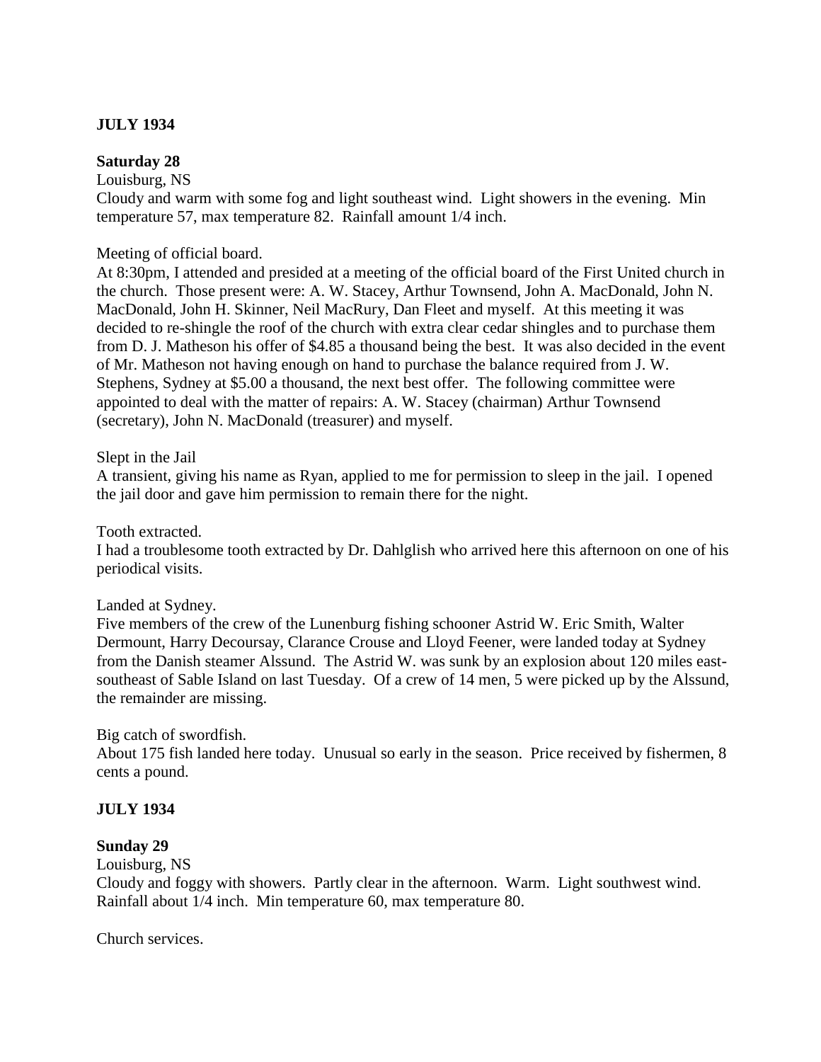**JULY 1934**

**Saturday 28**

Louisburg, NS

Cloudy and warm with some fog and light southeast wind. Light showers in the evening. Min temperature 57, max temperature 82. Rainfall amount 1/4 inch.

Meeting of official board.

At 8:30pm, I attended and presided at a meeting of the official board of the First United church in the church. Those present were: A. W. Stacey, Arthur Townsend, John A. MacDonald, John N. MacDonald, John H. Skinner, Neil MacRury, Dan Fleet and myself. At this meeting it was decided to re-shingle the roof of the church with extra clear cedar shingles and to purchase them from D. J. Matheson his offer of $4.85 a thousand being the best. It was also decided in the event of Mr. Matheson not having enough on hand to purchase the balance required from J. W. Stephens, Sydney at $5.00 a thousand, the next best offer. The following committee were appointed to deal with the matter of repairs: A. W. Stacey (chairman) Arthur Townsend (secretary), John N. MacDonald (treasurer) and myself.

Slept in the Jail

A transient, giving his name as Ryan, applied to me for permission to sleep in the jail. I opened the jail door and gave him permission to remain there for the night.

Tooth extracted.

I had a troublesome tooth extracted by Dr. Dahlglish who arrived here this afternoon on one of his periodical visits.

Landed at Sydney.

Five members of the crew of the Lunenburg fishing schooner Astrid W. Eric Smith, Walter Dermount, Harry Decoursay, Clarance Crouse and Lloyd Feener, were landed today at Sydney from the Danish steamer Alssund. The Astrid W. was sunk by an explosion about 120 miles east-southeast of Sable Island on last Tuesday. Of a crew of 14 men, 5 were picked up by the Alssund, the remainder are missing.

Big catch of swordfish.

About 175 fish landed here today. Unusual so early in the season. Price received by fishermen, 8 cents a pound.

**JULY 1934**

**Sunday 29**

Louisburg, NS

Cloudy and foggy with showers. Partly clear in the afternoon. Warm. Light southwest wind. Rainfall about 1/4 inch. Min temperature 60, max temperature 80.

Church services.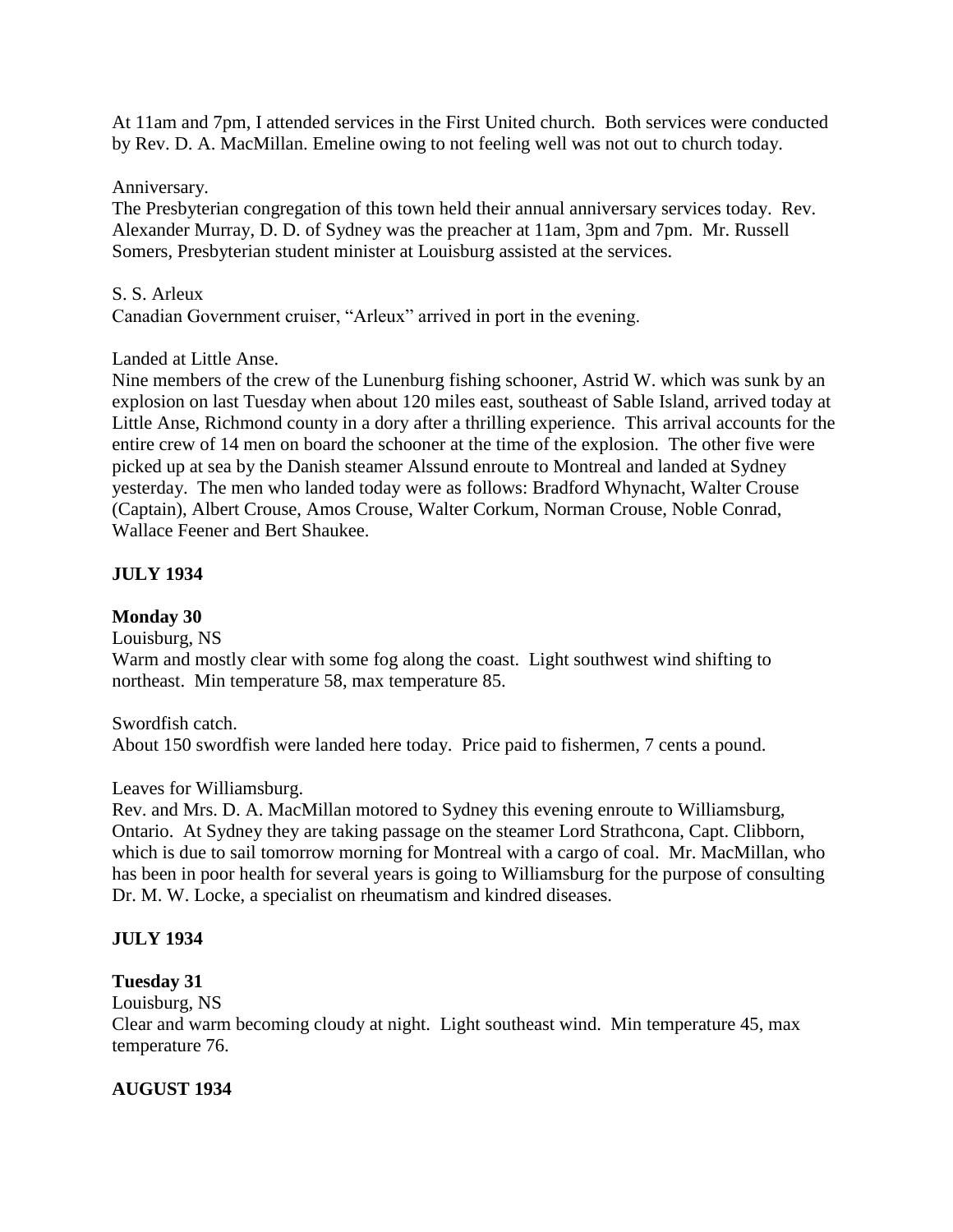At 11am and 7pm, I attended services in the First United church. Both services were conducted by Rev. D. A. MacMillan. Emeline owing to not feeling well was not out to church today.

Anniversary.
The Presbyterian congregation of this town held their annual anniversary services today. Rev. Alexander Murray, D. D. of Sydney was the preacher at 11am, 3pm and 7pm. Mr. Russell Somers, Presbyterian student minister at Louisburg assisted at the services.

S. S. Arleux
Canadian Government cruiser, "Arleux" arrived in port in the evening.

Landed at Little Anse.
Nine members of the crew of the Lunenburg fishing schooner, Astrid W. which was sunk by an explosion on last Tuesday when about 120 miles east, southeast of Sable Island, arrived today at Little Anse, Richmond county in a dory after a thrilling experience. This arrival accounts for the entire crew of 14 men on board the schooner at the time of the explosion. The other five were picked up at sea by the Danish steamer Alssund enroute to Montreal and landed at Sydney yesterday. The men who landed today were as follows: Bradford Whynacht, Walter Crouse (Captain), Albert Crouse, Amos Crouse, Walter Corkum, Norman Crouse, Noble Conrad, Wallace Feener and Bert Shaukee.

**JULY 1934**

**Monday 30**
Louisburg, NS
Warm and mostly clear with some fog along the coast. Light southwest wind shifting to northeast. Min temperature 58, max temperature 85.

Swordfish catch.
About 150 swordfish were landed here today. Price paid to fishermen, 7 cents a pound.

Leaves for Williamsburg.
Rev. and Mrs. D. A. MacMillan motored to Sydney this evening enroute to Williamsburg, Ontario. At Sydney they are taking passage on the steamer Lord Strathcona, Capt. Clibborn, which is due to sail tomorrow morning for Montreal with a cargo of coal. Mr. MacMillan, who has been in poor health for several years is going to Williamsburg for the purpose of consulting Dr. M. W. Locke, a specialist on rheumatism and kindred diseases.

**JULY 1934**

**Tuesday 31**
Louisburg, NS
Clear and warm becoming cloudy at night. Light southeast wind. Min temperature 45, max temperature 76.

**AUGUST 1934**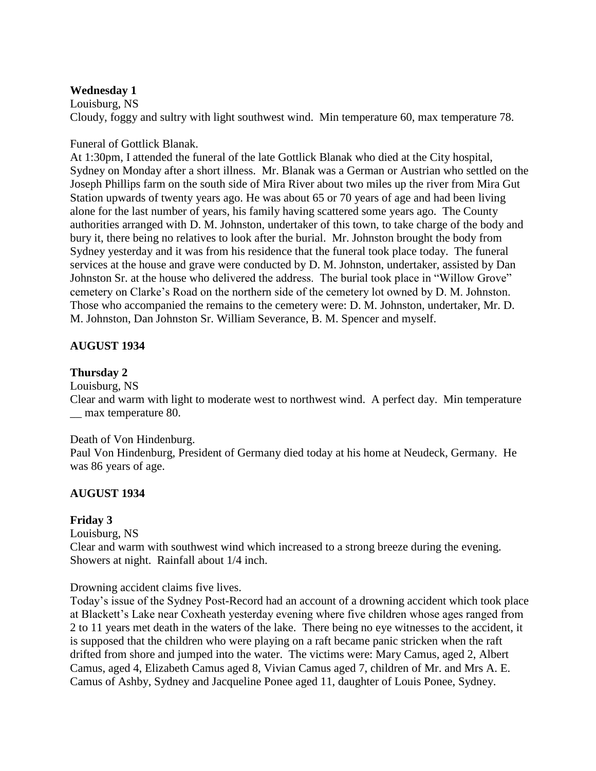**Wednesday 1**

Louisburg, NS

Cloudy, foggy and sultry with light southwest wind. Min temperature 60, max temperature 78.

Funeral of Gottlick Blanak.

At 1:30pm, I attended the funeral of the late Gottlick Blanak who died at the City hospital, Sydney on Monday after a short illness. Mr. Blanak was a German or Austrian who settled on the Joseph Phillips farm on the south side of Mira River about two miles up the river from Mira Gut Station upwards of twenty years ago. He was about 65 or 70 years of age and had been living alone for the last number of years, his family having scattered some years ago. The County authorities arranged with D. M. Johnston, undertaker of this town, to take charge of the body and bury it, there being no relatives to look after the burial. Mr. Johnston brought the body from Sydney yesterday and it was from his residence that the funeral took place today. The funeral services at the house and grave were conducted by D. M. Johnston, undertaker, assisted by Dan Johnston Sr. at the house who delivered the address. The burial took place in "Willow Grove" cemetery on Clarke's Road on the northern side of the cemetery lot owned by D. M. Johnston. Those who accompanied the remains to the cemetery were: D. M. Johnston, undertaker, Mr. D. M. Johnston, Dan Johnston Sr. William Severance, B. M. Spencer and myself.

**AUGUST 1934**

**Thursday 2**

Louisburg, NS

Clear and warm with light to moderate west to northwest wind. A perfect day. Min temperature __ max temperature 80.

Death of Von Hindenburg.

Paul Von Hindenburg, President of Germany died today at his home at Neudeck, Germany. He was 86 years of age.

**AUGUST 1934**

**Friday 3**

Louisburg, NS

Clear and warm with southwest wind which increased to a strong breeze during the evening. Showers at night. Rainfall about 1/4 inch.

Drowning accident claims five lives.

Today's issue of the Sydney Post-Record had an account of a drowning accident which took place at Blackett's Lake near Coxheath yesterday evening where five children whose ages ranged from 2 to 11 years met death in the waters of the lake. There being no eye witnesses to the accident, it is supposed that the children who were playing on a raft became panic stricken when the raft drifted from shore and jumped into the water. The victims were: Mary Camus, aged 2, Albert Camus, aged 4, Elizabeth Camus aged 8, Vivian Camus aged 7, children of Mr. and Mrs A. E. Camus of Ashby, Sydney and Jacqueline Ponee aged 11, daughter of Louis Ponee, Sydney.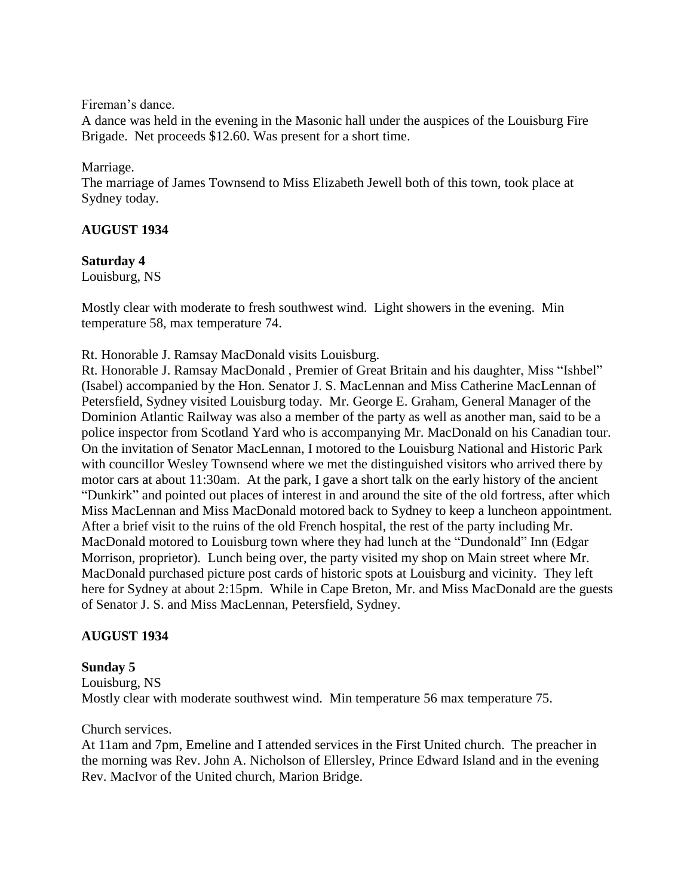Fireman's dance.
A dance was held in the evening in the Masonic hall under the auspices of the Louisburg Fire Brigade. Net proceeds $12.60. Was present for a short time.

Marriage.
The marriage of James Townsend to Miss Elizabeth Jewell both of this town, took place at Sydney today.

**AUGUST 1934**

**Saturday 4**
Louisburg, NS

Mostly clear with moderate to fresh southwest wind. Light showers in the evening. Min temperature 58, max temperature 74.

Rt. Honorable J. Ramsay MacDonald visits Louisburg.
Rt. Honorable J. Ramsay MacDonald , Premier of Great Britain and his daughter, Miss "Ishbel" (Isabel) accompanied by the Hon. Senator J. S. MacLennan and Miss Catherine MacLennan of Petersfield, Sydney visited Louisburg today. Mr. George E. Graham, General Manager of the Dominion Atlantic Railway was also a member of the party as well as another man, said to be a police inspector from Scotland Yard who is accompanying Mr. MacDonald on his Canadian tour. On the invitation of Senator MacLennan, I motored to the Louisburg National and Historic Park with councillor Wesley Townsend where we met the distinguished visitors who arrived there by motor cars at about 11:30am. At the park, I gave a short talk on the early history of the ancient "Dunkirk" and pointed out places of interest in and around the site of the old fortress, after which Miss MacLennan and Miss MacDonald motored back to Sydney to keep a luncheon appointment. After a brief visit to the ruins of the old French hospital, the rest of the party including Mr. MacDonald motored to Louisburg town where they had lunch at the "Dundonald" Inn (Edgar Morrison, proprietor). Lunch being over, the party visited my shop on Main street where Mr. MacDonald purchased picture post cards of historic spots at Louisburg and vicinity. They left here for Sydney at about 2:15pm. While in Cape Breton, Mr. and Miss MacDonald are the guests of Senator J. S. and Miss MacLennan, Petersfield, Sydney.

**AUGUST 1934**

**Sunday 5**
Louisburg, NS
Mostly clear with moderate southwest wind. Min temperature 56 max temperature 75.

Church services.
At 11am and 7pm, Emeline and I attended services in the First United church. The preacher in the morning was Rev. John A. Nicholson of Ellersley, Prince Edward Island and in the evening Rev. MacIvor of the United church, Marion Bridge.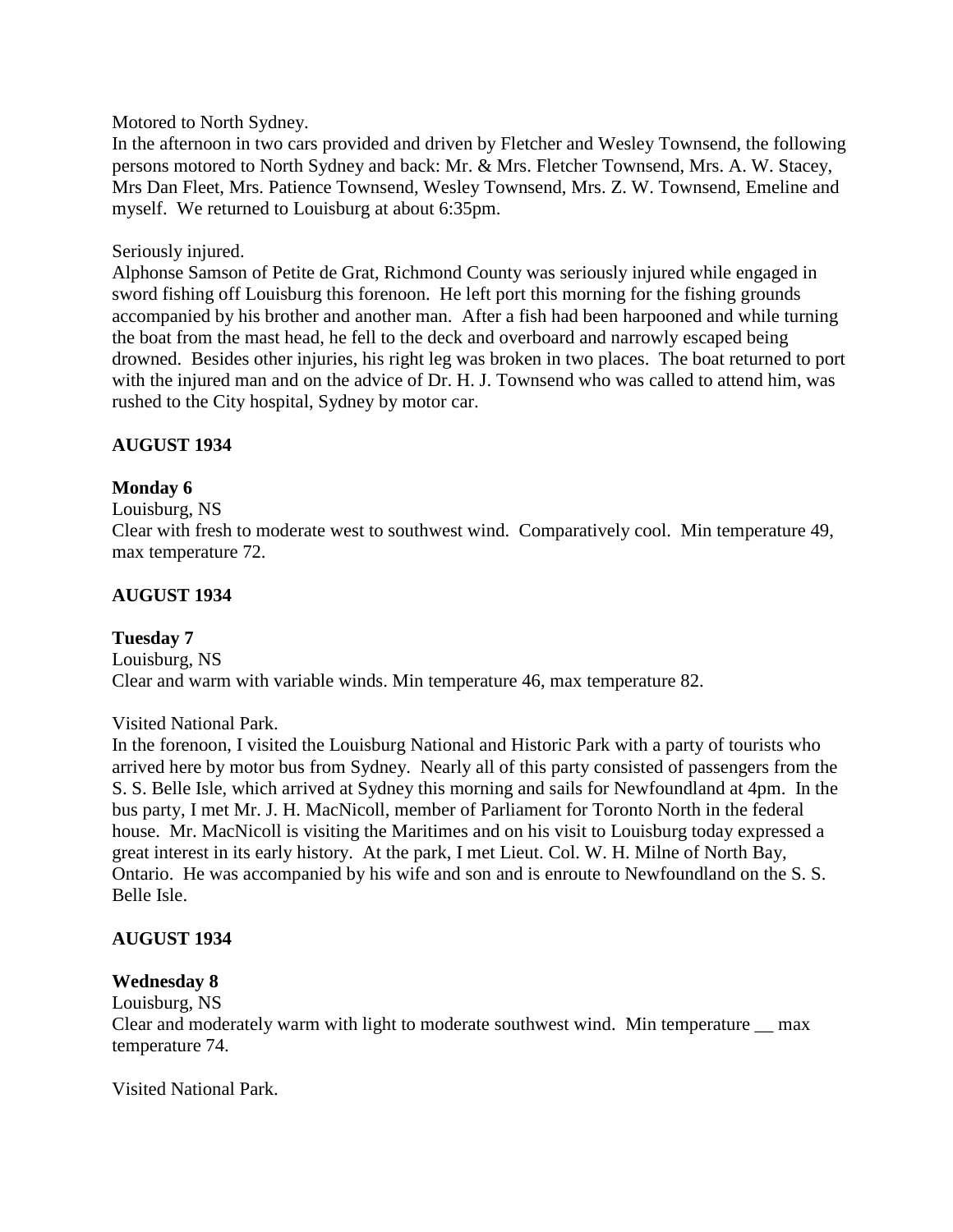Motored to North Sydney.

In the afternoon in two cars provided and driven by Fletcher and Wesley Townsend, the following persons motored to North Sydney and back: Mr. & Mrs. Fletcher Townsend, Mrs. A. W. Stacey, Mrs Dan Fleet, Mrs. Patience Townsend, Wesley Townsend, Mrs. Z. W. Townsend, Emeline and myself. We returned to Louisburg at about 6:35pm.

Seriously injured.

Alphonse Samson of Petite de Grat, Richmond County was seriously injured while engaged in sword fishing off Louisburg this forenoon. He left port this morning for the fishing grounds accompanied by his brother and another man. After a fish had been harpooned and while turning the boat from the mast head, he fell to the deck and overboard and narrowly escaped being drowned. Besides other injuries, his right leg was broken in two places. The boat returned to port with the injured man and on the advice of Dr. H. J. Townsend who was called to attend him, was rushed to the City hospital, Sydney by motor car.

**AUGUST 1934**

**Monday 6**

Louisburg, NS

Clear with fresh to moderate west to southwest wind. Comparatively cool. Min temperature 49, max temperature 72.

**AUGUST 1934**

**Tuesday 7**

Louisburg, NS

Clear and warm with variable winds. Min temperature 46, max temperature 82.

Visited National Park.

In the forenoon, I visited the Louisburg National and Historic Park with a party of tourists who arrived here by motor bus from Sydney. Nearly all of this party consisted of passengers from the S. S. Belle Isle, which arrived at Sydney this morning and sails for Newfoundland at 4pm. In the bus party, I met Mr. J. H. MacNicoll, member of Parliament for Toronto North in the federal house. Mr. MacNicoll is visiting the Maritimes and on his visit to Louisburg today expressed a great interest in its early history. At the park, I met Lieut. Col. W. H. Milne of North Bay, Ontario. He was accompanied by his wife and son and is enroute to Newfoundland on the S. S. Belle Isle.

**AUGUST 1934**

**Wednesday 8**

Louisburg, NS

Clear and moderately warm with light to moderate southwest wind. Min temperature __ max temperature 74.

Visited National Park.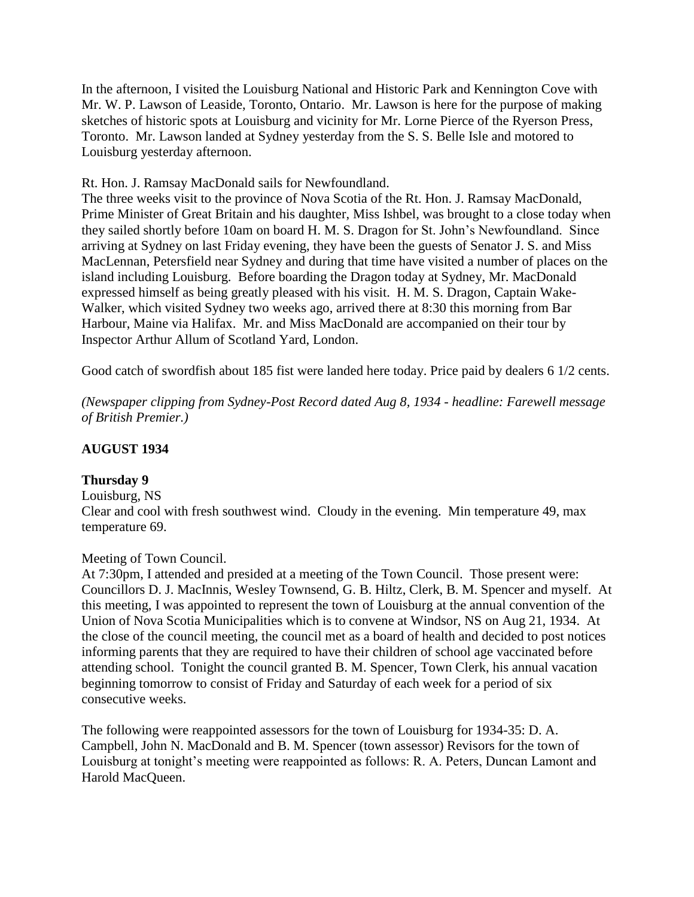In the afternoon, I visited the Louisburg National and Historic Park and Kennington Cove with Mr. W. P. Lawson of Leaside, Toronto, Ontario. Mr. Lawson is here for the purpose of making sketches of historic spots at Louisburg and vicinity for Mr. Lorne Pierce of the Ryerson Press, Toronto. Mr. Lawson landed at Sydney yesterday from the S. S. Belle Isle and motored to Louisburg yesterday afternoon.

Rt. Hon. J. Ramsay MacDonald sails for Newfoundland.
The three weeks visit to the province of Nova Scotia of the Rt. Hon. J. Ramsay MacDonald, Prime Minister of Great Britain and his daughter, Miss Ishbel, was brought to a close today when they sailed shortly before 10am on board H. M. S. Dragon for St. John's Newfoundland. Since arriving at Sydney on last Friday evening, they have been the guests of Senator J. S. and Miss MacLennan, Petersfield near Sydney and during that time have visited a number of places on the island including Louisburg. Before boarding the Dragon today at Sydney, Mr. MacDonald expressed himself as being greatly pleased with his visit. H. M. S. Dragon, Captain Wake-Walker, which visited Sydney two weeks ago, arrived there at 8:30 this morning from Bar Harbour, Maine via Halifax. Mr. and Miss MacDonald are accompanied on their tour by Inspector Arthur Allum of Scotland Yard, London.

Good catch of swordfish about 185 fist were landed here today. Price paid by dealers 6 1/2 cents.

*(Newspaper clipping from Sydney-Post Record dated Aug 8, 1934 - headline: Farewell message of British Premier.)*

**AUGUST 1934**

**Thursday 9**
Louisburg, NS
Clear and cool with fresh southwest wind. Cloudy in the evening. Min temperature 49, max temperature 69.

Meeting of Town Council.
At 7:30pm, I attended and presided at a meeting of the Town Council. Those present were: Councillors D. J. MacInnis, Wesley Townsend, G. B. Hiltz, Clerk, B. M. Spencer and myself. At this meeting, I was appointed to represent the town of Louisburg at the annual convention of the Union of Nova Scotia Municipalities which is to convene at Windsor, NS on Aug 21, 1934. At the close of the council meeting, the council met as a board of health and decided to post notices informing parents that they are required to have their children of school age vaccinated before attending school. Tonight the council granted B. M. Spencer, Town Clerk, his annual vacation beginning tomorrow to consist of Friday and Saturday of each week for a period of six consecutive weeks.

The following were reappointed assessors for the town of Louisburg for 1934-35: D. A. Campbell, John N. MacDonald and B. M. Spencer (town assessor) Revisors for the town of Louisburg at tonight's meeting were reappointed as follows: R. A. Peters, Duncan Lamont and Harold MacQueen.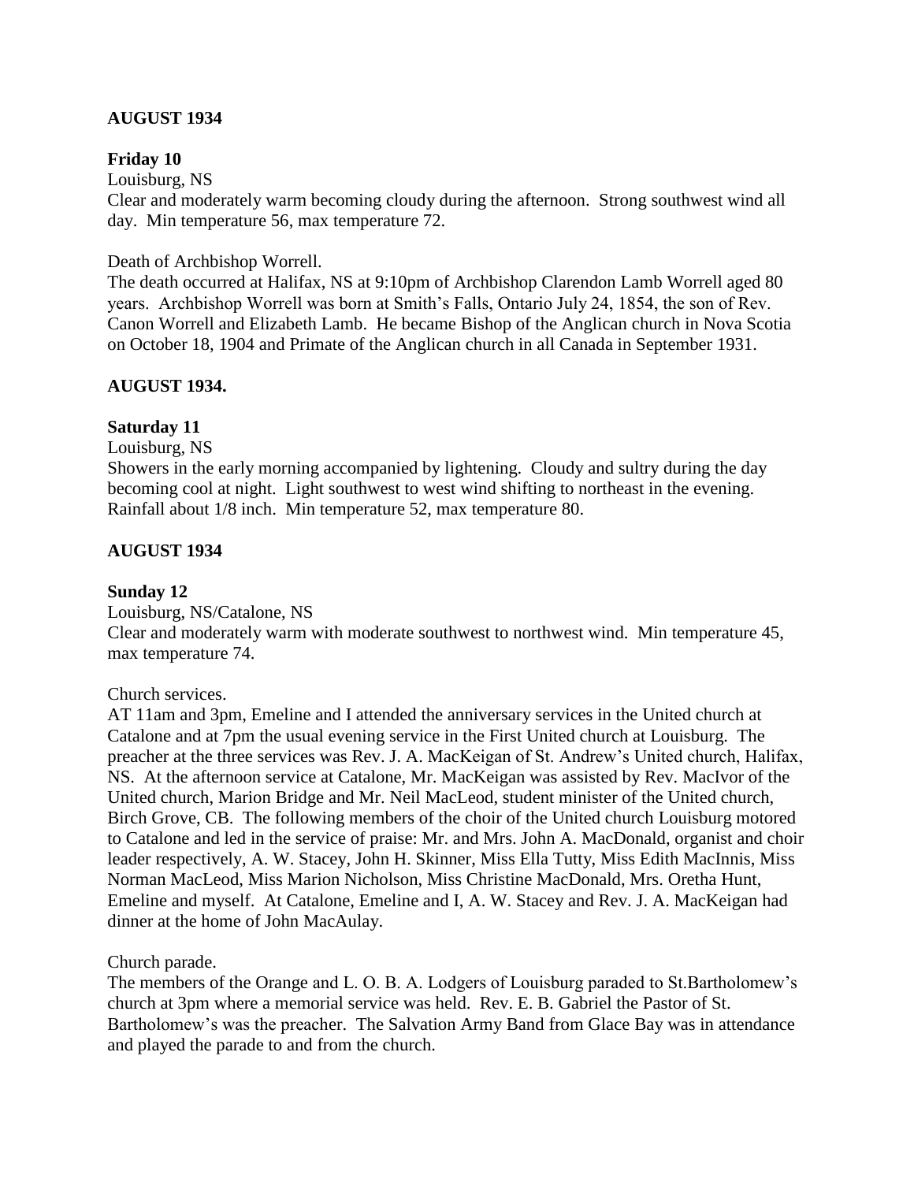**AUGUST 1934**

**Friday 10**

Louisburg, NS

Clear and moderately warm becoming cloudy during the afternoon. Strong southwest wind all day. Min temperature 56, max temperature 72.

Death of Archbishop Worrell.

The death occurred at Halifax, NS at 9:10pm of Archbishop Clarendon Lamb Worrell aged 80 years. Archbishop Worrell was born at Smith's Falls, Ontario July 24, 1854, the son of Rev. Canon Worrell and Elizabeth Lamb. He became Bishop of the Anglican church in Nova Scotia on October 18, 1904 and Primate of the Anglican church in all Canada in September 1931.

**AUGUST 1934.**

**Saturday 11**

Louisburg, NS

Showers in the early morning accompanied by lightening. Cloudy and sultry during the day becoming cool at night. Light southwest to west wind shifting to northeast in the evening. Rainfall about 1/8 inch. Min temperature 52, max temperature 80.

**AUGUST 1934**

**Sunday 12**

Louisburg, NS/Catalone, NS

Clear and moderately warm with moderate southwest to northwest wind. Min temperature 45, max temperature 74.

Church services.

AT 11am and 3pm, Emeline and I attended the anniversary services in the United church at Catalone and at 7pm the usual evening service in the First United church at Louisburg. The preacher at the three services was Rev. J. A. MacKeigan of St. Andrew's United church, Halifax, NS. At the afternoon service at Catalone, Mr. MacKeigan was assisted by Rev. MacIvor of the United church, Marion Bridge and Mr. Neil MacLeod, student minister of the United church, Birch Grove, CB. The following members of the choir of the United church Louisburg motored to Catalone and led in the service of praise: Mr. and Mrs. John A. MacDonald, organist and choir leader respectively, A. W. Stacey, John H. Skinner, Miss Ella Tutty, Miss Edith MacInnis, Miss Norman MacLeod, Miss Marion Nicholson, Miss Christine MacDonald, Mrs. Oretha Hunt, Emeline and myself. At Catalone, Emeline and I, A. W. Stacey and Rev. J. A. MacKeigan had dinner at the home of John MacAulay.

Church parade.

The members of the Orange and L. O. B. A. Lodgers of Louisburg paraded to St.Bartholomew's church at 3pm where a memorial service was held. Rev. E. B. Gabriel the Pastor of St. Bartholomew's was the preacher. The Salvation Army Band from Glace Bay was in attendance and played the parade to and from the church.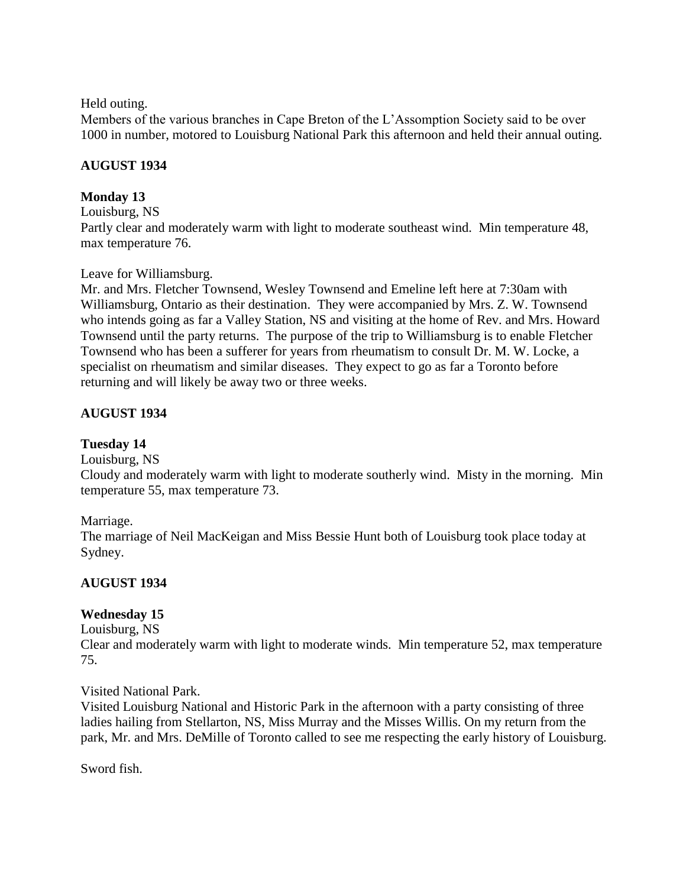Held outing.
Members of the various branches in Cape Breton of the L'Assomption Society said to be over 1000 in number, motored to Louisburg National Park this afternoon and held their annual outing.

**AUGUST 1934**

**Monday 13**
Louisburg, NS
Partly clear and moderately warm with light to moderate southeast wind. Min temperature 48, max temperature 76.

Leave for Williamsburg.
Mr. and Mrs. Fletcher Townsend, Wesley Townsend and Emeline left here at 7:30am with Williamsburg, Ontario as their destination. They were accompanied by Mrs. Z. W. Townsend who intends going as far a Valley Station, NS and visiting at the home of Rev. and Mrs. Howard Townsend until the party returns. The purpose of the trip to Williamsburg is to enable Fletcher Townsend who has been a sufferer for years from rheumatism to consult Dr. M. W. Locke, a specialist on rheumatism and similar diseases. They expect to go as far a Toronto before returning and will likely be away two or three weeks.

**AUGUST 1934**

**Tuesday 14**
Louisburg, NS
Cloudy and moderately warm with light to moderate southerly wind. Misty in the morning. Min temperature 55, max temperature 73.

Marriage.
The marriage of Neil MacKeigan and Miss Bessie Hunt both of Louisburg took place today at Sydney.

**AUGUST 1934**

**Wednesday 15**
Louisburg, NS
Clear and moderately warm with light to moderate winds. Min temperature 52, max temperature 75.

Visited National Park.
Visited Louisburg National and Historic Park in the afternoon with a party consisting of three ladies hailing from Stellarton, NS, Miss Murray and the Misses Willis. On my return from the park, Mr. and Mrs. DeMille of Toronto called to see me respecting the early history of Louisburg.

Sword fish.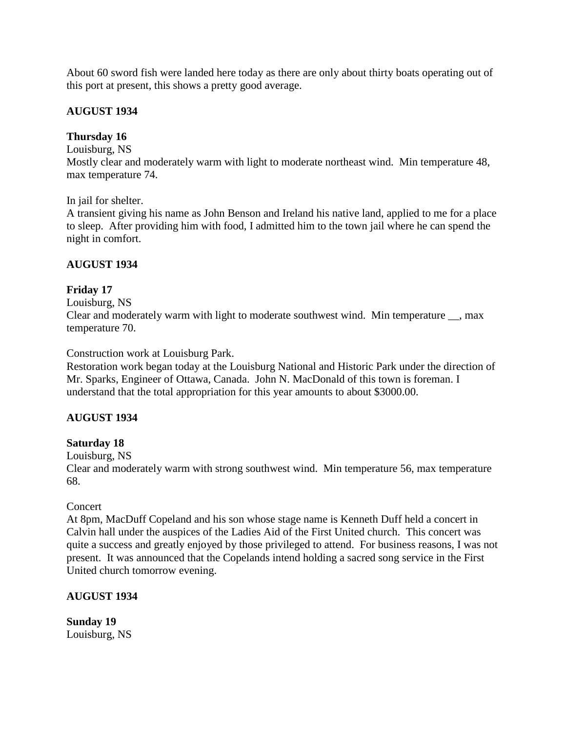About 60 sword fish were landed here today as there are only about thirty boats operating out of this port at present, this shows a pretty good average.

**AUGUST 1934**

**Thursday 16**
Louisburg, NS
Mostly clear and moderately warm with light to moderate northeast wind. Min temperature 48, max temperature 74.

In jail for shelter.
A transient giving his name as John Benson and Ireland his native land, applied to me for a place to sleep. After providing him with food, I admitted him to the town jail where he can spend the night in comfort.

**AUGUST 1934**

**Friday 17**
Louisburg, NS
Clear and moderately warm with light to moderate southwest wind. Min temperature __, max temperature 70.

Construction work at Louisburg Park.
Restoration work began today at the Louisburg National and Historic Park under the direction of Mr. Sparks, Engineer of Ottawa, Canada. John N. MacDonald of this town is foreman. I understand that the total appropriation for this year amounts to about $3000.00.

**AUGUST 1934**

**Saturday 18**
Louisburg, NS
Clear and moderately warm with strong southwest wind. Min temperature 56, max temperature 68.

Concert
At 8pm, MacDuff Copeland and his son whose stage name is Kenneth Duff held a concert in Calvin hall under the auspices of the Ladies Aid of the First United church. This concert was quite a success and greatly enjoyed by those privileged to attend. For business reasons, I was not present. It was announced that the Copelands intend holding a sacred song service in the First United church tomorrow evening.

**AUGUST 1934**

**Sunday 19**
Louisburg, NS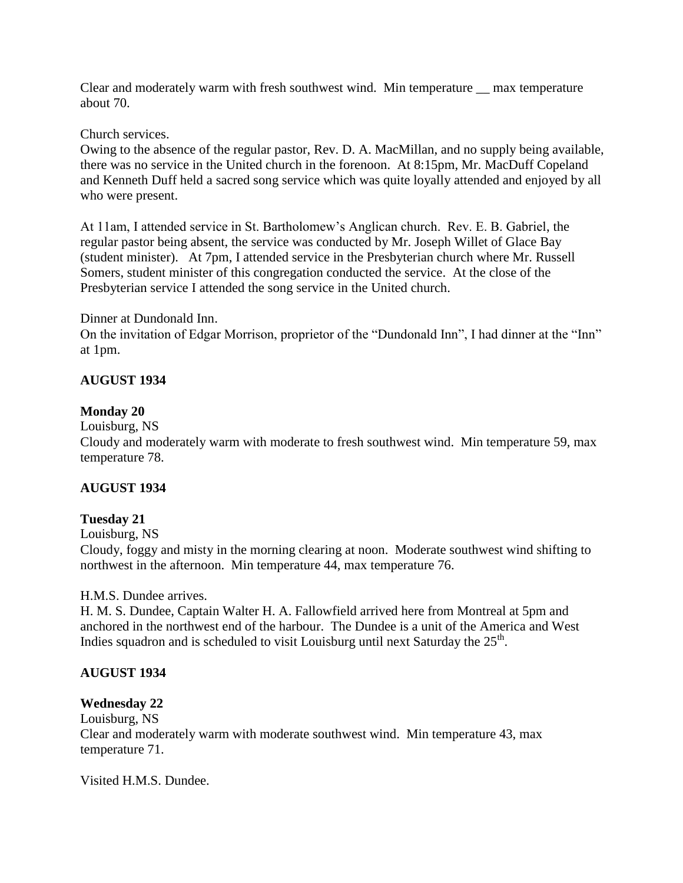Clear and moderately warm with fresh southwest wind. Min temperature __ max temperature about 70.

Church services.
Owing to the absence of the regular pastor, Rev. D. A. MacMillan, and no supply being available, there was no service in the United church in the forenoon. At 8:15pm, Mr. MacDuff Copeland and Kenneth Duff held a sacred song service which was quite loyally attended and enjoyed by all who were present.

At 11am, I attended service in St. Bartholomew's Anglican church. Rev. E. B. Gabriel, the regular pastor being absent, the service was conducted by Mr. Joseph Willet of Glace Bay (student minister). At 7pm, I attended service in the Presbyterian church where Mr. Russell Somers, student minister of this congregation conducted the service. At the close of the Presbyterian service I attended the song service in the United church.

Dinner at Dundonald Inn.
On the invitation of Edgar Morrison, proprietor of the "Dundonald Inn", I had dinner at the "Inn" at 1pm.

**AUGUST 1934**

**Monday 20**
Louisburg, NS
Cloudy and moderately warm with moderate to fresh southwest wind. Min temperature 59, max temperature 78.

**AUGUST 1934**

**Tuesday 21**
Louisburg, NS
Cloudy, foggy and misty in the morning clearing at noon. Moderate southwest wind shifting to northwest in the afternoon. Min temperature 44, max temperature 76.

H.M.S. Dundee arrives.
H. M. S. Dundee, Captain Walter H. A. Fallowfield arrived here from Montreal at 5pm and anchored in the northwest end of the harbour. The Dundee is a unit of the America and West Indies squadron and is scheduled to visit Louisburg until next Saturday the 25th.

**AUGUST 1934**

**Wednesday 22**
Louisburg, NS
Clear and moderately warm with moderate southwest wind. Min temperature 43, max temperature 71.

Visited H.M.S. Dundee.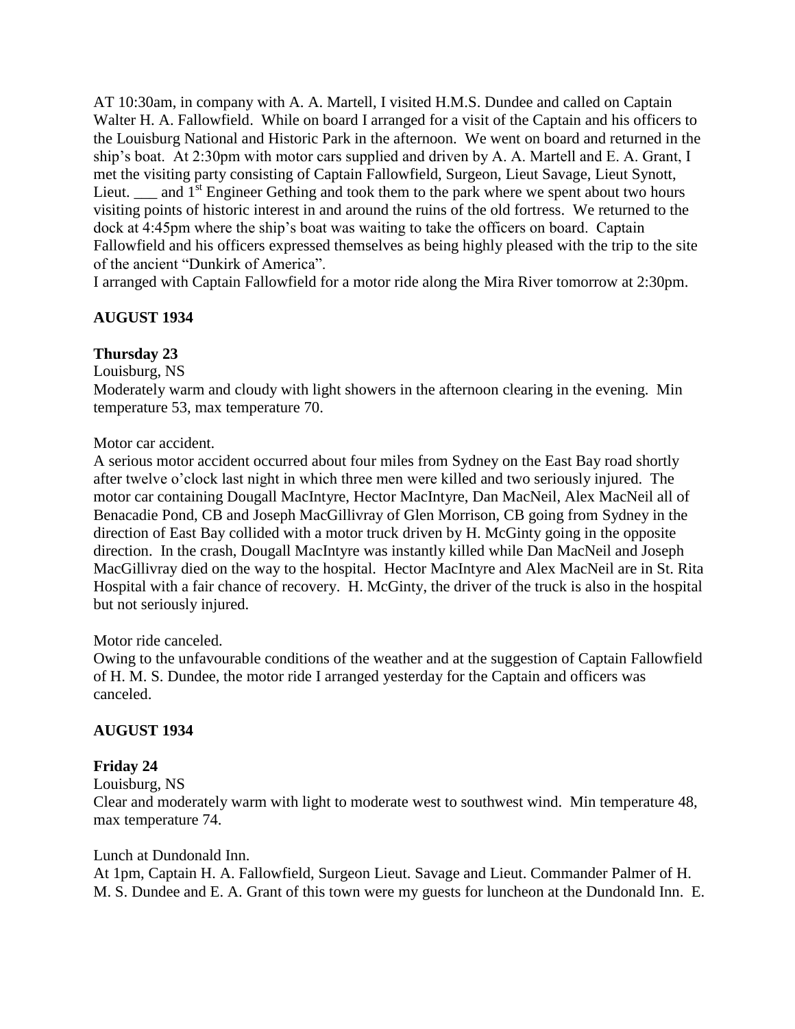AT 10:30am, in company with A. A. Martell, I visited H.M.S. Dundee and called on Captain Walter H. A. Fallowfield. While on board I arranged for a visit of the Captain and his officers to the Louisburg National and Historic Park in the afternoon. We went on board and returned in the ship's boat. At 2:30pm with motor cars supplied and driven by A. A. Martell and E. A. Grant, I met the visiting party consisting of Captain Fallowfield, Surgeon, Lieut Savage, Lieut Synott, Lieut. ___ and 1st Engineer Gething and took them to the park where we spent about two hours visiting points of historic interest in and around the ruins of the old fortress. We returned to the dock at 4:45pm where the ship's boat was waiting to take the officers on board. Captain Fallowfield and his officers expressed themselves as being highly pleased with the trip to the site of the ancient "Dunkirk of America".

I arranged with Captain Fallowfield for a motor ride along the Mira River tomorrow at 2:30pm.

**AUGUST 1934**

**Thursday 23**

Louisburg, NS

Moderately warm and cloudy with light showers in the afternoon clearing in the evening. Min temperature 53, max temperature 70.

Motor car accident.

A serious motor accident occurred about four miles from Sydney on the East Bay road shortly after twelve o'clock last night in which three men were killed and two seriously injured. The motor car containing Dougall MacIntyre, Hector MacIntyre, Dan MacNeil, Alex MacNeil all of Benacadie Pond, CB and Joseph MacGillivray of Glen Morrison, CB going from Sydney in the direction of East Bay collided with a motor truck driven by H. McGinty going in the opposite direction. In the crash, Dougall MacIntyre was instantly killed while Dan MacNeil and Joseph MacGillivray died on the way to the hospital. Hector MacIntyre and Alex MacNeil are in St. Rita Hospital with a fair chance of recovery. H. McGinty, the driver of the truck is also in the hospital but not seriously injured.

Motor ride canceled.

Owing to the unfavourable conditions of the weather and at the suggestion of Captain Fallowfield of H. M. S. Dundee, the motor ride I arranged yesterday for the Captain and officers was canceled.

**AUGUST 1934**

**Friday 24**

Louisburg, NS

Clear and moderately warm with light to moderate west to southwest wind. Min temperature 48, max temperature 74.

Lunch at Dundonald Inn.

At 1pm, Captain H. A. Fallowfield, Surgeon Lieut. Savage and Lieut. Commander Palmer of H. M. S. Dundee and E. A. Grant of this town were my guests for luncheon at the Dundonald Inn. E.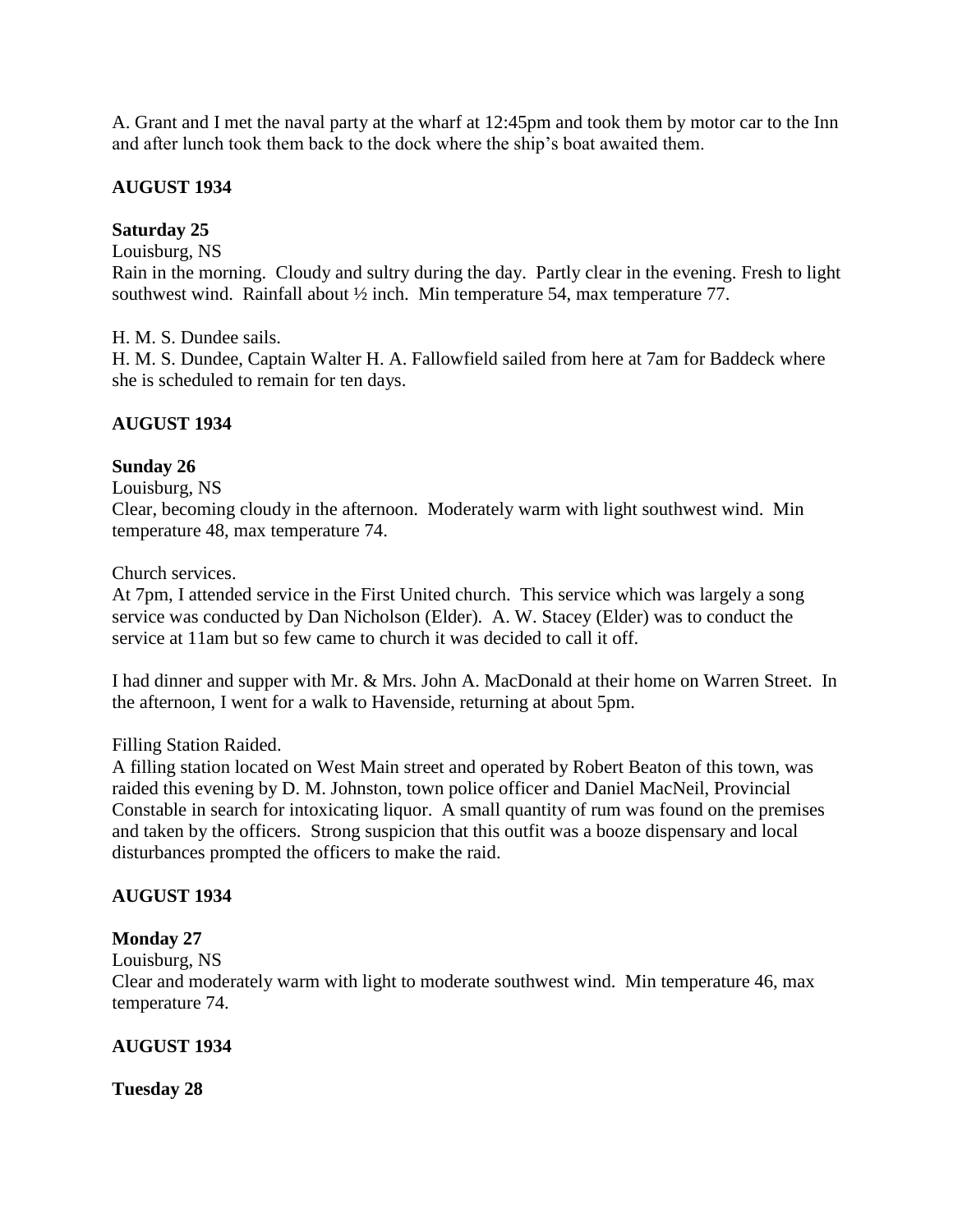A. Grant and I met the naval party at the wharf at 12:45pm and took them by motor car to the Inn and after lunch took them back to the dock where the ship's boat awaited them.

**AUGUST 1934**

**Saturday 25**

Louisburg, NS

Rain in the morning. Cloudy and sultry during the day. Partly clear in the evening. Fresh to light southwest wind. Rainfall about ½ inch. Min temperature 54, max temperature 77.

H. M. S. Dundee sails.

H. M. S. Dundee, Captain Walter H. A. Fallowfield sailed from here at 7am for Baddeck where she is scheduled to remain for ten days.

**AUGUST 1934**

**Sunday 26**

Louisburg, NS

Clear, becoming cloudy in the afternoon. Moderately warm with light southwest wind. Min temperature 48, max temperature 74.

Church services.

At 7pm, I attended service in the First United church. This service which was largely a song service was conducted by Dan Nicholson (Elder). A. W. Stacey (Elder) was to conduct the service at 11am but so few came to church it was decided to call it off.

I had dinner and supper with Mr. & Mrs. John A. MacDonald at their home on Warren Street. In the afternoon, I went for a walk to Havenside, returning at about 5pm.

Filling Station Raided.

A filling station located on West Main street and operated by Robert Beaton of this town, was raided this evening by D. M. Johnston, town police officer and Daniel MacNeil, Provincial Constable in search for intoxicating liquor. A small quantity of rum was found on the premises and taken by the officers. Strong suspicion that this outfit was a booze dispensary and local disturbances prompted the officers to make the raid.

**AUGUST 1934**

**Monday 27**

Louisburg, NS

Clear and moderately warm with light to moderate southwest wind. Min temperature 46, max temperature 74.

**AUGUST 1934**

**Tuesday 28**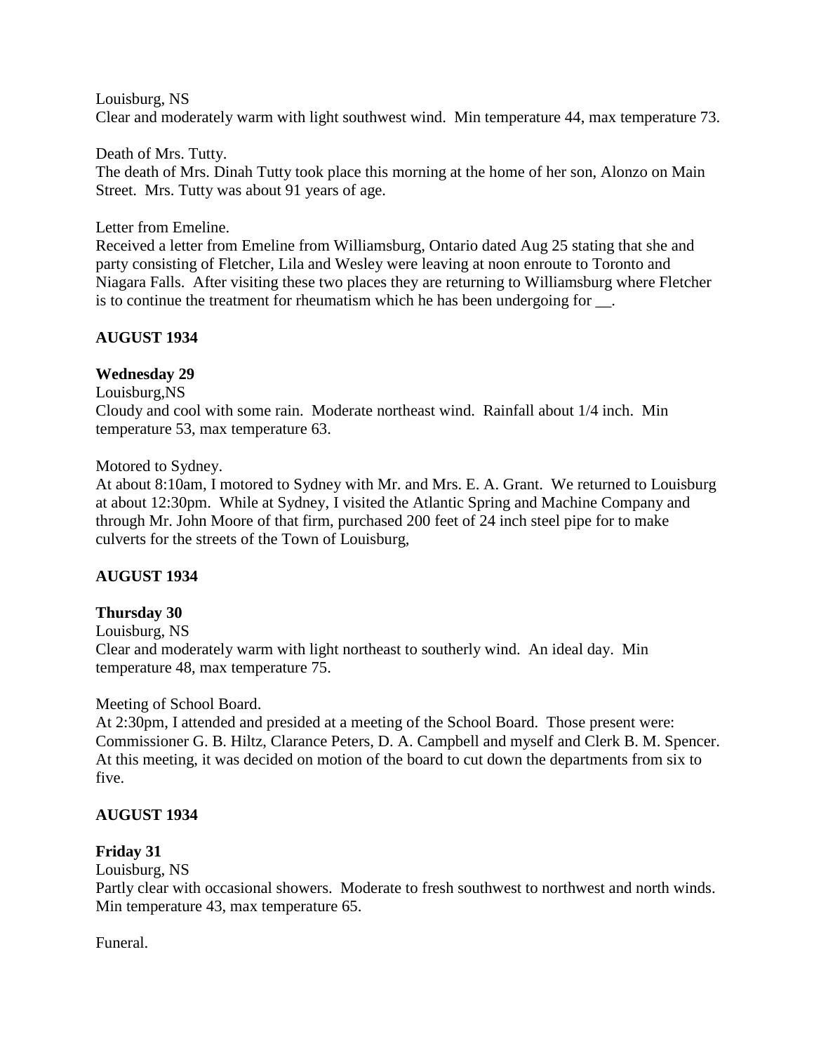Louisburg, NS
Clear and moderately warm with light southwest wind.  Min temperature 44, max temperature 73.

Death of Mrs. Tutty.
The death of Mrs. Dinah Tutty took place this morning at the home of her son, Alonzo on Main Street.  Mrs. Tutty was about 91 years of age.

Letter from Emeline.
Received a letter from Emeline from Williamsburg, Ontario dated Aug 25 stating that she and party consisting of Fletcher, Lila and Wesley were leaving at noon enroute to Toronto and Niagara Falls.  After visiting these two places they are returning to Williamsburg where Fletcher is to continue the treatment for rheumatism which he has been undergoing for __.

**AUGUST 1934**

**Wednesday 29**
Louisburg,NS
Cloudy and cool with some rain.  Moderate northeast wind.  Rainfall about 1/4 inch.  Min temperature 53, max temperature 63.

Motored to Sydney.
At about 8:10am, I motored to Sydney with Mr. and Mrs. E. A. Grant.  We returned to Louisburg at about 12:30pm.  While at Sydney, I visited the Atlantic Spring and Machine Company and through Mr. John Moore of that firm, purchased 200 feet of 24 inch steel pipe for to make culverts for the streets of the Town of Louisburg,

**AUGUST 1934**

**Thursday 30**
Louisburg, NS
Clear and moderately warm with light northeast to southerly wind.  An ideal day.  Min temperature 48, max temperature 75.

Meeting of School Board.
At 2:30pm, I attended and presided at a meeting of the School Board.  Those present were: Commissioner G. B. Hiltz, Clarance Peters, D. A. Campbell and myself and Clerk B. M. Spencer.  At this meeting, it was decided on motion of the board to cut down the departments from six to five.

**AUGUST 1934**

**Friday 31**
Louisburg, NS
Partly clear with occasional showers.  Moderate to fresh southwest to northwest and north winds.  Min temperature 43, max temperature 65.

Funeral.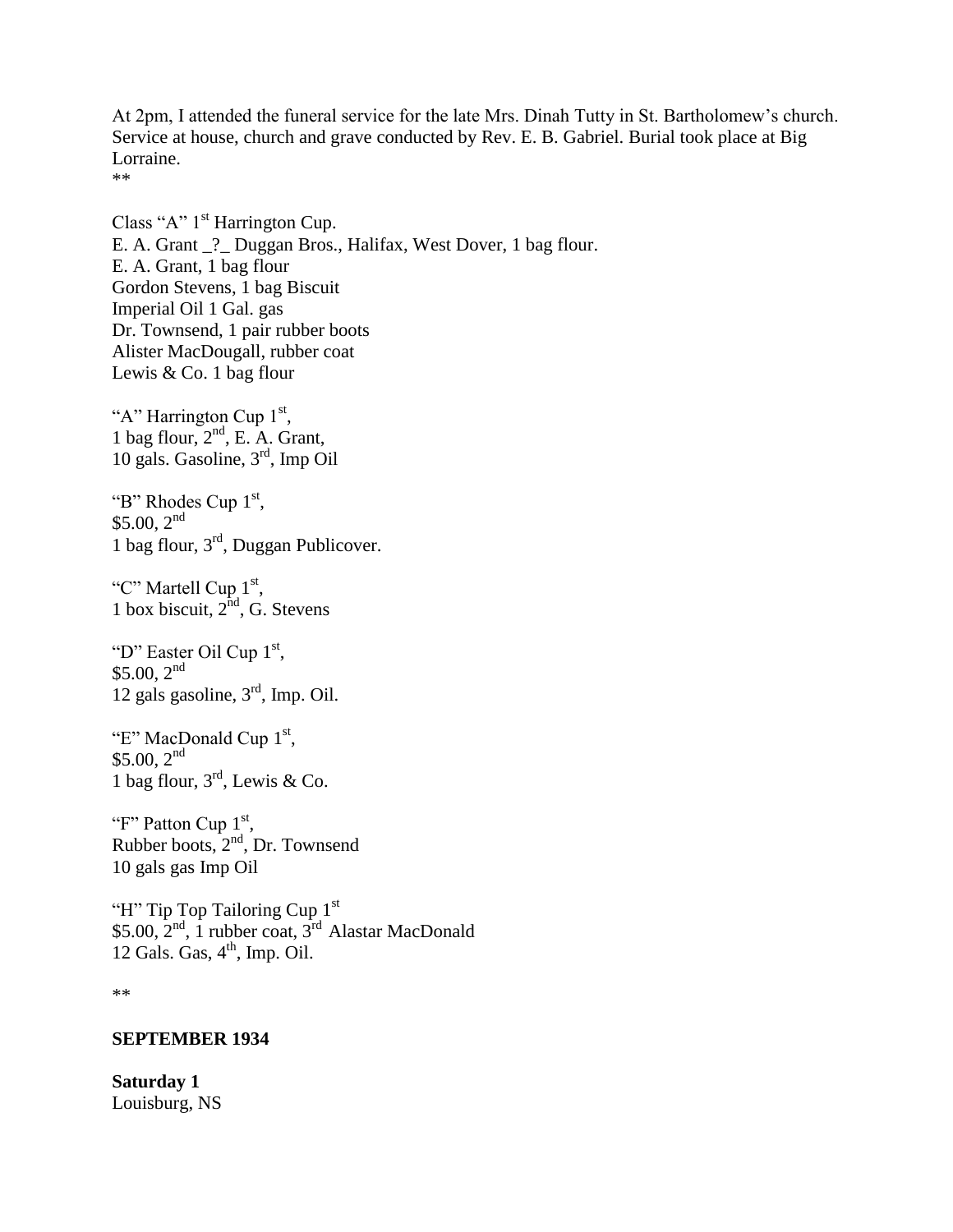At 2pm, I attended the funeral service for the late Mrs. Dinah Tutty in St. Bartholomew's church. Service at house, church and grave conducted by Rev. E. B. Gabriel. Burial took place at Big Lorraine.

**

Class "A" 1st Harrington Cup.
E. A. Grant _?_ Duggan Bros., Halifax, West Dover, 1 bag flour.
E. A. Grant, 1 bag flour
Gordon Stevens, 1 bag Biscuit
Imperial Oil 1 Gal. gas
Dr. Townsend, 1 pair rubber boots
Alister MacDougall, rubber coat
Lewis & Co. 1 bag flour

"A" Harrington Cup 1st,
1 bag flour, 2nd, E. A. Grant,
10 gals. Gasoline, 3rd, Imp Oil

"B" Rhodes Cup 1st,
$5.00, 2nd
1 bag flour, 3rd, Duggan Publicover.

"C" Martell Cup 1st,
1 box biscuit, 2nd, G. Stevens

"D" Easter Oil Cup 1st,
$5.00, 2nd
12 gals gasoline, 3rd, Imp. Oil.

"E" MacDonald Cup 1st,
$5.00, 2nd
1 bag flour, 3rd, Lewis & Co.

"F" Patton Cup 1st,
Rubber boots, 2nd, Dr. Townsend
10 gals gas Imp Oil

"H" Tip Top Tailoring Cup 1st
$5.00, 2nd, 1 rubber coat, 3rd Alastar MacDonald
12 Gals. Gas, 4th, Imp. Oil.

**

**SEPTEMBER 1934**

**Saturday 1**
Louisburg, NS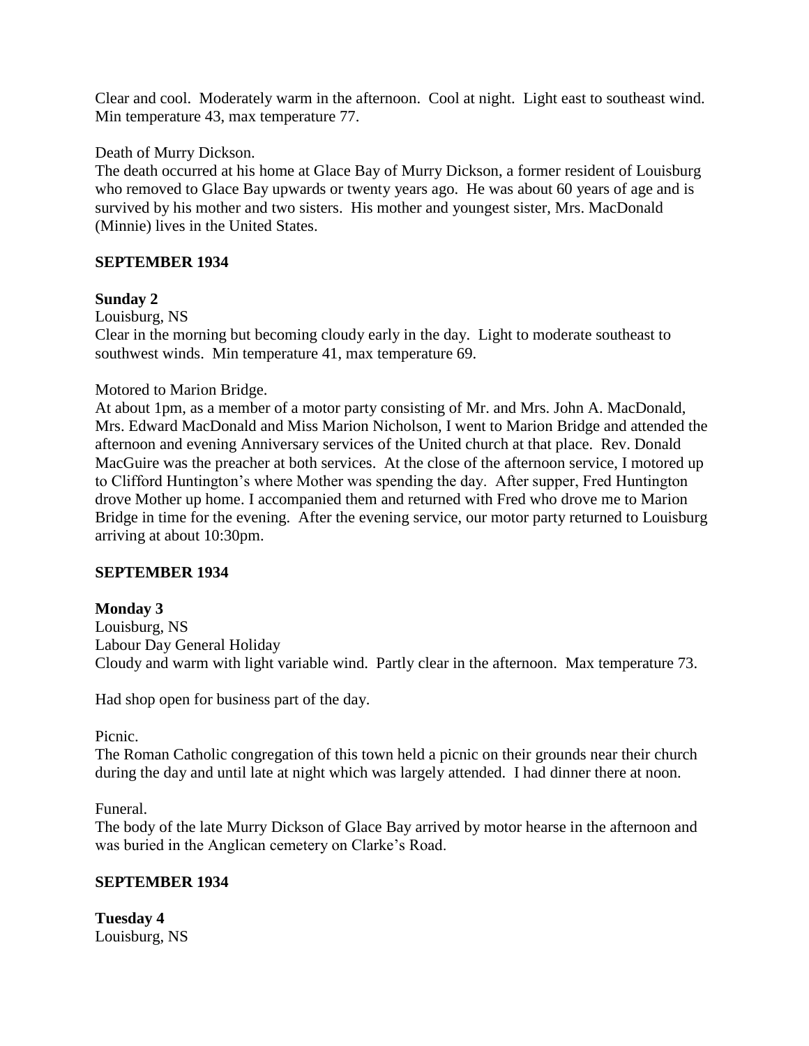Clear and cool. Moderately warm in the afternoon. Cool at night. Light east to southeast wind. Min temperature 43, max temperature 77.

Death of Murry Dickson.
The death occurred at his home at Glace Bay of Murry Dickson, a former resident of Louisburg who removed to Glace Bay upwards or twenty years ago. He was about 60 years of age and is survived by his mother and two sisters. His mother and youngest sister, Mrs. MacDonald (Minnie) lives in the United States.

**SEPTEMBER 1934**

**Sunday 2**
Louisburg, NS
Clear in the morning but becoming cloudy early in the day. Light to moderate southeast to southwest winds. Min temperature 41, max temperature 69.

Motored to Marion Bridge.
At about 1pm, as a member of a motor party consisting of Mr. and Mrs. John A. MacDonald, Mrs. Edward MacDonald and Miss Marion Nicholson, I went to Marion Bridge and attended the afternoon and evening Anniversary services of the United church at that place. Rev. Donald MacGuire was the preacher at both services. At the close of the afternoon service, I motored up to Clifford Huntington's where Mother was spending the day. After supper, Fred Huntington drove Mother up home. I accompanied them and returned with Fred who drove me to Marion Bridge in time for the evening. After the evening service, our motor party returned to Louisburg arriving at about 10:30pm.

**SEPTEMBER 1934**

**Monday 3**
Louisburg, NS
Labour Day General Holiday
Cloudy and warm with light variable wind. Partly clear in the afternoon. Max temperature 73.

Had shop open for business part of the day.

Picnic.
The Roman Catholic congregation of this town held a picnic on their grounds near their church during the day and until late at night which was largely attended. I had dinner there at noon.

Funeral.
The body of the late Murry Dickson of Glace Bay arrived by motor hearse in the afternoon and was buried in the Anglican cemetery on Clarke's Road.

**SEPTEMBER 1934**

**Tuesday 4**
Louisburg, NS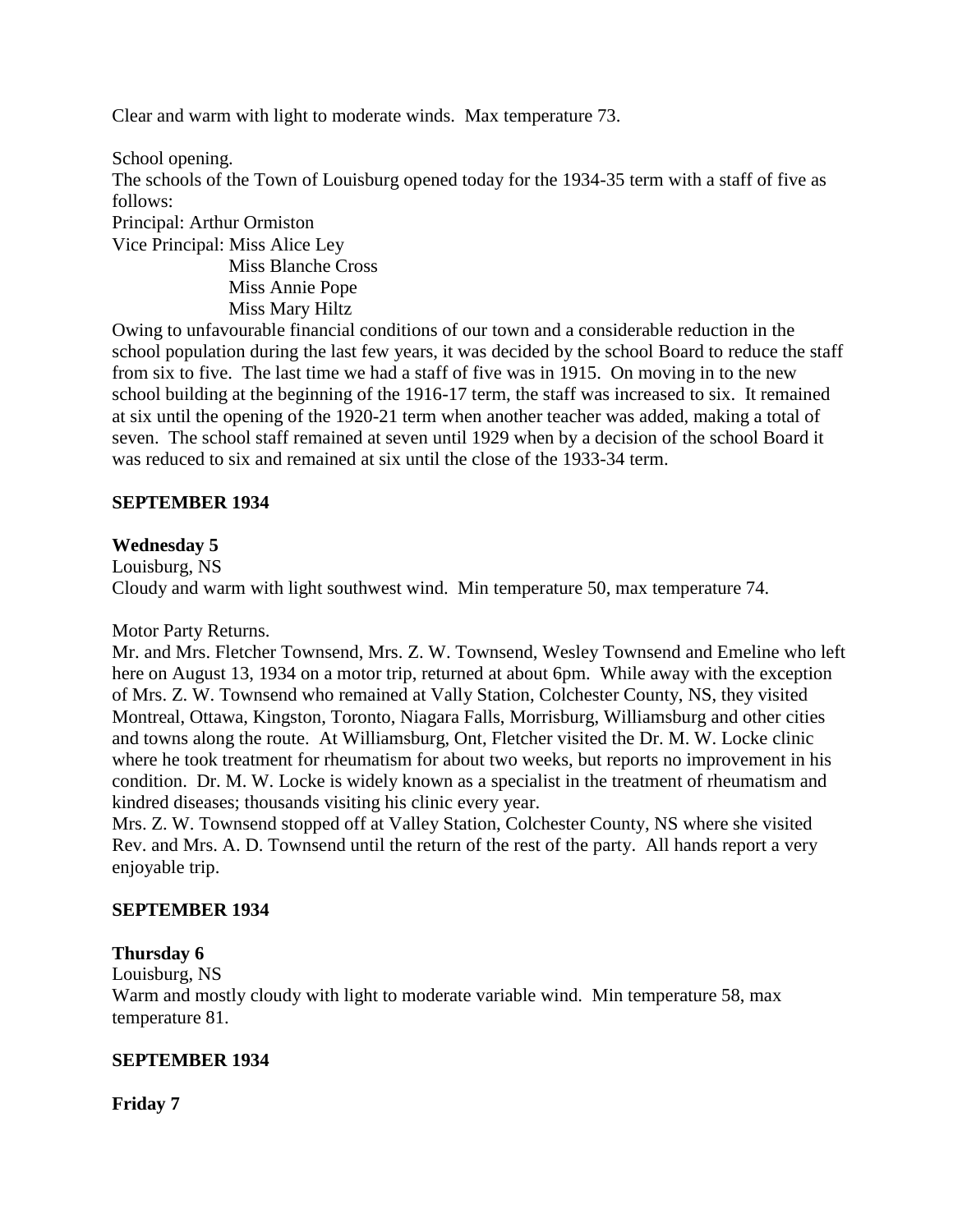Clear and warm with light to moderate winds. Max temperature 73.

School opening.
The schools of the Town of Louisburg opened today for the 1934-35 term with a staff of five as follows:
Principal: Arthur Ormiston
Vice Principal: Miss Alice Ley
Miss Blanche Cross
Miss Annie Pope
Miss Mary Hiltz
Owing to unfavourable financial conditions of our town and a considerable reduction in the school population during the last few years, it was decided by the school Board to reduce the staff from six to five. The last time we had a staff of five was in 1915. On moving in to the new school building at the beginning of the 1916-17 term, the staff was increased to six. It remained at six until the opening of the 1920-21 term when another teacher was added, making a total of seven. The school staff remained at seven until 1929 when by a decision of the school Board it was reduced to six and remained at six until the close of the 1933-34 term.

**SEPTEMBER 1934**

**Wednesday 5**
Louisburg, NS
Cloudy and warm with light southwest wind. Min temperature 50, max temperature 74.

Motor Party Returns.
Mr. and Mrs. Fletcher Townsend, Mrs. Z. W. Townsend, Wesley Townsend and Emeline who left here on August 13, 1934 on a motor trip, returned at about 6pm. While away with the exception of Mrs. Z. W. Townsend who remained at Vally Station, Colchester County, NS, they visited Montreal, Ottawa, Kingston, Toronto, Niagara Falls, Morrisburg, Williamsburg and other cities and towns along the route. At Williamsburg, Ont, Fletcher visited the Dr. M. W. Locke clinic where he took treatment for rheumatism for about two weeks, but reports no improvement in his condition. Dr. M. W. Locke is widely known as a specialist in the treatment of rheumatism and kindred diseases; thousands visiting his clinic every year.
Mrs. Z. W. Townsend stopped off at Valley Station, Colchester County, NS where she visited Rev. and Mrs. A. D. Townsend until the return of the rest of the party. All hands report a very enjoyable trip.

**SEPTEMBER 1934**

**Thursday 6**
Louisburg, NS
Warm and mostly cloudy with light to moderate variable wind. Min temperature 58, max temperature 81.

**SEPTEMBER 1934**

**Friday 7**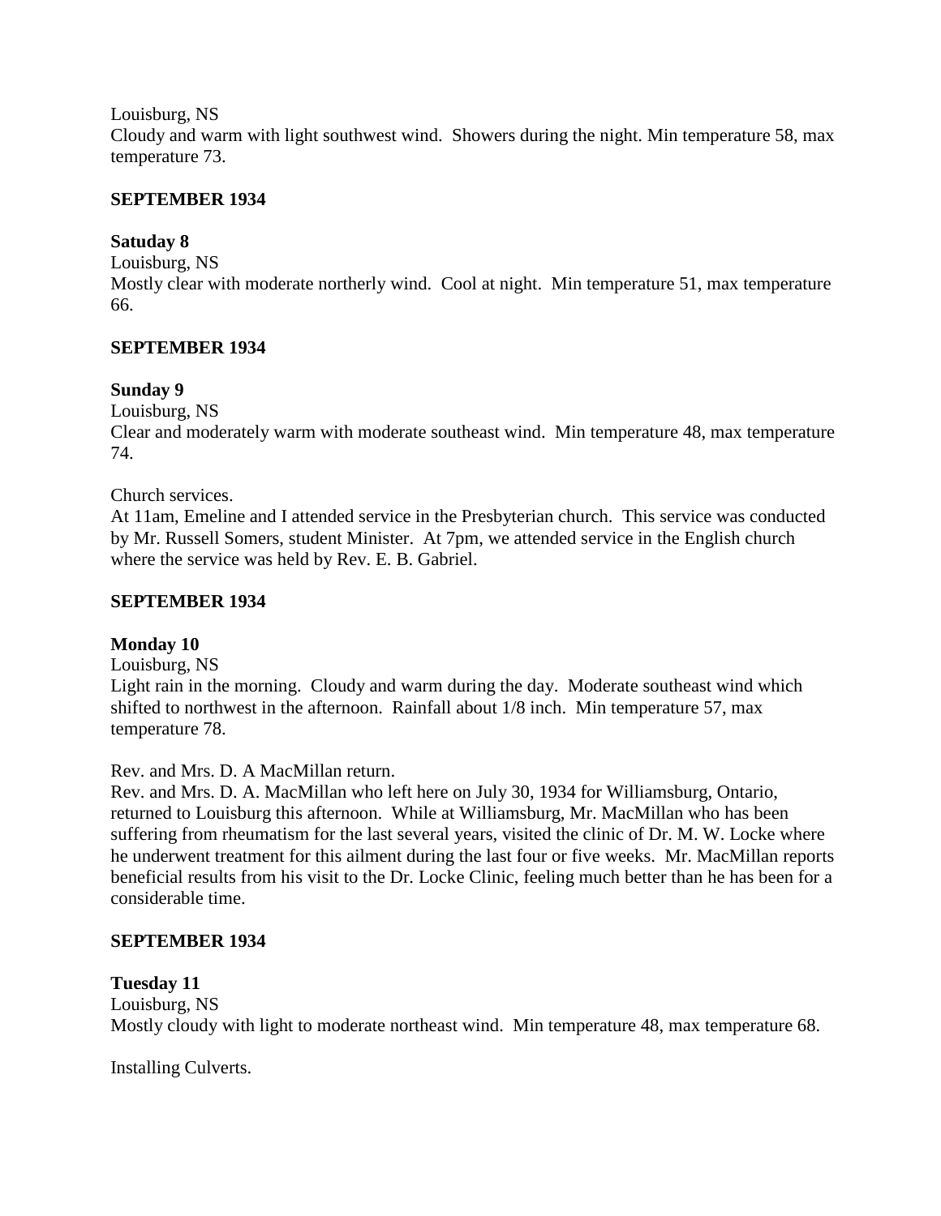Louisburg, NS
Cloudy and warm with light southwest wind.  Showers during the night. Min temperature 58, max temperature 73.

**SEPTEMBER 1934**

**Satuday 8**
Louisburg, NS
Mostly clear with moderate northerly wind.  Cool at night.  Min temperature 51, max temperature 66.

**SEPTEMBER 1934**

**Sunday 9**
Louisburg, NS
Clear and moderately warm with moderate southeast wind.  Min temperature 48, max temperature 74.

Church services.
At 11am, Emeline and I attended service in the Presbyterian church.  This service was conducted by Mr. Russell Somers, student Minister.  At 7pm, we attended service in the English church where the service was held by Rev. E. B. Gabriel.

**SEPTEMBER 1934**

**Monday 10**
Louisburg, NS
Light rain in the morning.  Cloudy and warm during the day.  Moderate southeast wind which shifted to northwest in the afternoon.  Rainfall about 1/8 inch.  Min temperature 57, max temperature 78.

Rev. and Mrs. D. A MacMillan return.
Rev. and Mrs. D. A. MacMillan who left here on July 30, 1934 for Williamsburg, Ontario, returned to Louisburg this afternoon.  While at Williamsburg, Mr. MacMillan who has been suffering from rheumatism for the last several years, visited the clinic of Dr. M. W. Locke where he underwent treatment for this ailment during the last four or five weeks.  Mr. MacMillan reports beneficial results from his visit to the Dr. Locke Clinic, feeling much better than he has been for a considerable time.

**SEPTEMBER 1934**

**Tuesday 11**
Louisburg, NS
Mostly cloudy with light to moderate northeast wind.  Min temperature 48, max temperature 68.

Installing Culverts.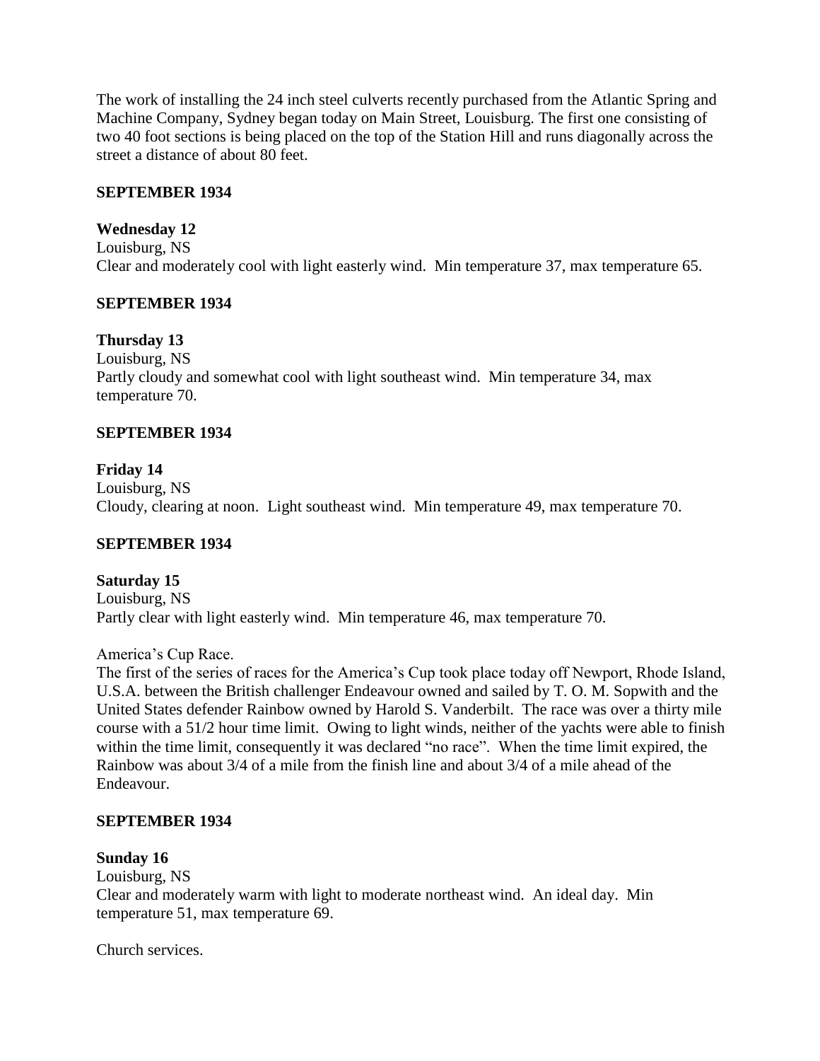The work of installing the 24 inch steel culverts recently purchased from the Atlantic Spring and Machine Company, Sydney began today on Main Street, Louisburg. The first one consisting of two 40 foot sections is being placed on the top of the Station Hill and runs diagonally across the street a distance of about 80 feet.

**SEPTEMBER 1934**

**Wednesday 12**
Louisburg, NS
Clear and moderately cool with light easterly wind. Min temperature 37, max temperature 65.

**SEPTEMBER 1934**

**Thursday 13**
Louisburg, NS
Partly cloudy and somewhat cool with light southeast wind. Min temperature 34, max temperature 70.

**SEPTEMBER 1934**

**Friday 14**
Louisburg, NS
Cloudy, clearing at noon. Light southeast wind. Min temperature 49, max temperature 70.

**SEPTEMBER 1934**

**Saturday 15**
Louisburg, NS
Partly clear with light easterly wind. Min temperature 46, max temperature 70.

America's Cup Race.
The first of the series of races for the America's Cup took place today off Newport, Rhode Island, U.S.A. between the British challenger Endeavour owned and sailed by T. O. M. Sopwith and the United States defender Rainbow owned by Harold S. Vanderbilt. The race was over a thirty mile course with a 51/2 hour time limit. Owing to light winds, neither of the yachts were able to finish within the time limit, consequently it was declared "no race". When the time limit expired, the Rainbow was about 3/4 of a mile from the finish line and about 3/4 of a mile ahead of the Endeavour.

**SEPTEMBER 1934**

**Sunday 16**
Louisburg, NS
Clear and moderately warm with light to moderate northeast wind. An ideal day. Min temperature 51, max temperature 69.

Church services.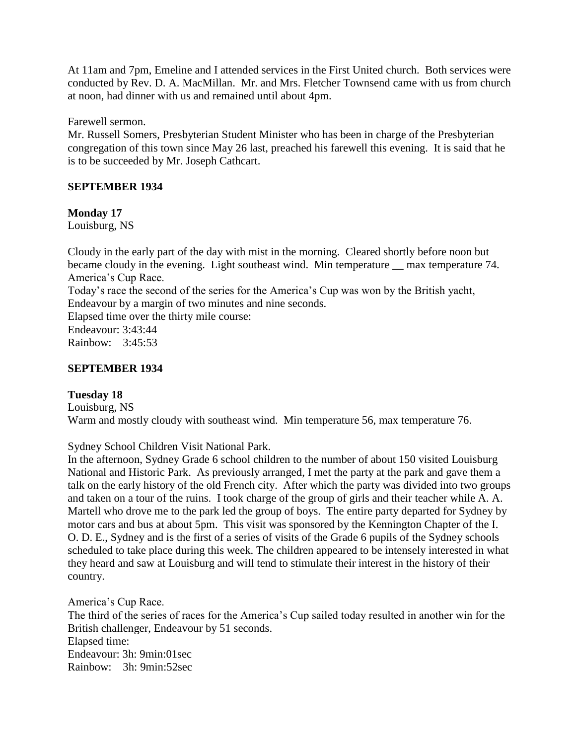At 11am and 7pm, Emeline and I attended services in the First United church. Both services were conducted by Rev. D. A. MacMillan. Mr. and Mrs. Fletcher Townsend came with us from church at noon, had dinner with us and remained until about 4pm.

Farewell sermon.
Mr. Russell Somers, Presbyterian Student Minister who has been in charge of the Presbyterian congregation of this town since May 26 last, preached his farewell this evening. It is said that he is to be succeeded by Mr. Joseph Cathcart.

**SEPTEMBER 1934**

**Monday 17**
Louisburg, NS

Cloudy in the early part of the day with mist in the morning. Cleared shortly before noon but became cloudy in the evening. Light southeast wind. Min temperature __ max temperature 74.
America's Cup Race.
Today's race the second of the series for the America's Cup was won by the British yacht, Endeavour by a margin of two minutes and nine seconds.
Elapsed time over the thirty mile course:
Endeavour: 3:43:44
Rainbow: 3:45:53

**SEPTEMBER 1934**

**Tuesday 18**
Louisburg, NS
Warm and mostly cloudy with southeast wind. Min temperature 56, max temperature 76.

Sydney School Children Visit National Park.
In the afternoon, Sydney Grade 6 school children to the number of about 150 visited Louisburg National and Historic Park. As previously arranged, I met the party at the park and gave them a talk on the early history of the old French city. After which the party was divided into two groups and taken on a tour of the ruins. I took charge of the group of girls and their teacher while A. A. Martell who drove me to the park led the group of boys. The entire party departed for Sydney by motor cars and bus at about 5pm. This visit was sponsored by the Kennington Chapter of the I. O. D. E., Sydney and is the first of a series of visits of the Grade 6 pupils of the Sydney schools scheduled to take place during this week. The children appeared to be intensely interested in what they heard and saw at Louisburg and will tend to stimulate their interest in the history of their country.

America's Cup Race.
The third of the series of races for the America's Cup sailed today resulted in another win for the British challenger, Endeavour by 51 seconds.
Elapsed time:
Endeavour: 3h: 9min:01sec
Rainbow: 3h: 9min:52sec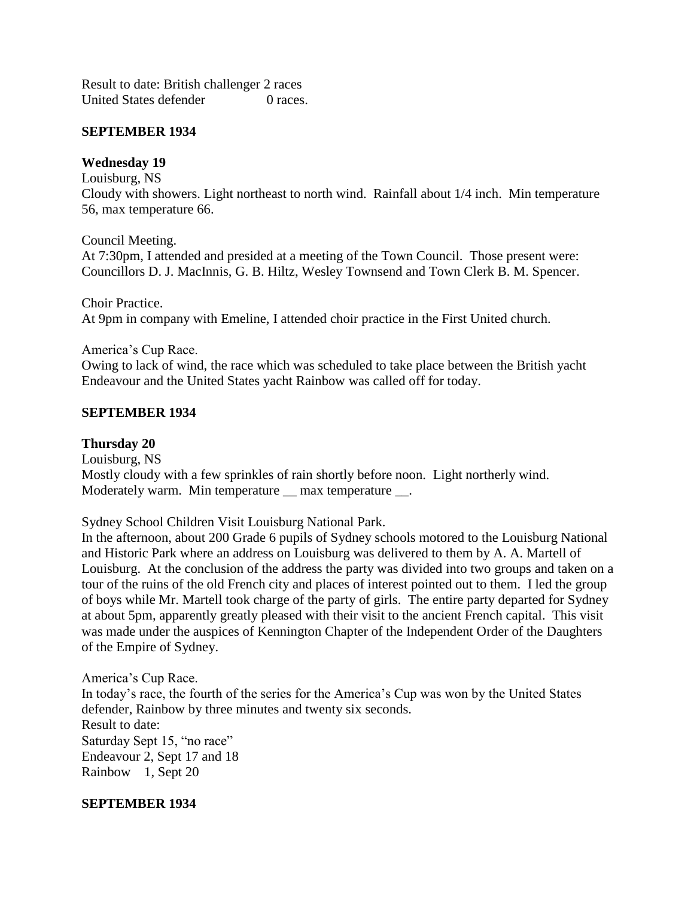Result to date: British challenger 2 races
United States defender 0 races.

**SEPTEMBER 1934**

**Wednesday 19**

Louisburg, NS
Cloudy with showers. Light northeast to north wind. Rainfall about 1/4 inch. Min temperature 56, max temperature 66.

Council Meeting.
At 7:30pm, I attended and presided at a meeting of the Town Council. Those present were: Councillors D. J. MacInnis, G. B. Hiltz, Wesley Townsend and Town Clerk B. M. Spencer.

Choir Practice.
At 9pm in company with Emeline, I attended choir practice in the First United church.

America's Cup Race.
Owing to lack of wind, the race which was scheduled to take place between the British yacht Endeavour and the United States yacht Rainbow was called off for today.

**SEPTEMBER 1934**

**Thursday 20**

Louisburg, NS
Mostly cloudy with a few sprinkles of rain shortly before noon. Light northerly wind. Moderately warm. Min temperature __ max temperature __.

Sydney School Children Visit Louisburg National Park.
In the afternoon, about 200 Grade 6 pupils of Sydney schools motored to the Louisburg National and Historic Park where an address on Louisburg was delivered to them by A. A. Martell of Louisburg. At the conclusion of the address the party was divided into two groups and taken on a tour of the ruins of the old French city and places of interest pointed out to them. I led the group of boys while Mr. Martell took charge of the party of girls. The entire party departed for Sydney at about 5pm, apparently greatly pleased with their visit to the ancient French capital. This visit was made under the auspices of Kennington Chapter of the Independent Order of the Daughters of the Empire of Sydney.

America's Cup Race.
In today's race, the fourth of the series for the America's Cup was won by the United States defender, Rainbow by three minutes and twenty six seconds.
Result to date:
Saturday Sept 15, "no race"
Endeavour 2, Sept 17 and 18
Rainbow 1, Sept 20

**SEPTEMBER 1934**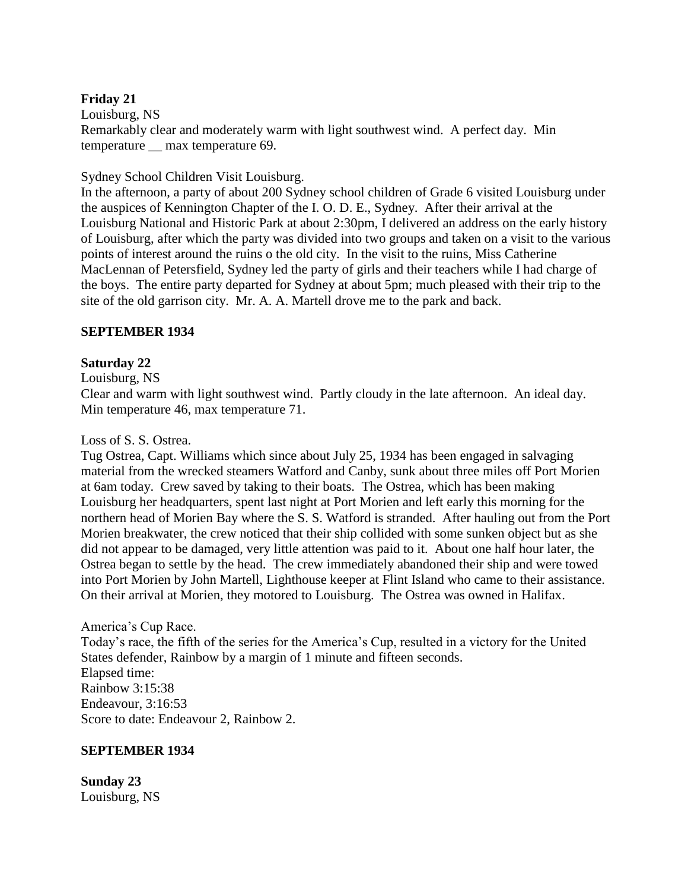**Friday 21**
Louisburg, NS
Remarkably clear and moderately warm with light southwest wind. A perfect day. Min temperature __ max temperature 69.

Sydney School Children Visit Louisburg.
In the afternoon, a party of about 200 Sydney school children of Grade 6 visited Louisburg under the auspices of Kennington Chapter of the I. O. D. E., Sydney. After their arrival at the Louisburg National and Historic Park at about 2:30pm, I delivered an address on the early history of Louisburg, after which the party was divided into two groups and taken on a visit to the various points of interest around the ruins o the old city. In the visit to the ruins, Miss Catherine MacLennan of Petersfield, Sydney led the party of girls and their teachers while I had charge of the boys. The entire party departed for Sydney at about 5pm; much pleased with their trip to the site of the old garrison city. Mr. A. A. Martell drove me to the park and back.

**SEPTEMBER 1934**

**Saturday 22**
Louisburg, NS
Clear and warm with light southwest wind. Partly cloudy in the late afternoon. An ideal day. Min temperature 46, max temperature 71.

Loss of S. S. Ostrea.
Tug Ostrea, Capt. Williams which since about July 25, 1934 has been engaged in salvaging material from the wrecked steamers Watford and Canby, sunk about three miles off Port Morien at 6am today. Crew saved by taking to their boats. The Ostrea, which has been making Louisburg her headquarters, spent last night at Port Morien and left early this morning for the northern head of Morien Bay where the S. S. Watford is stranded. After hauling out from the Port Morien breakwater, the crew noticed that their ship collided with some sunken object but as she did not appear to be damaged, very little attention was paid to it. About one half hour later, the Ostrea began to settle by the head. The crew immediately abandoned their ship and were towed into Port Morien by John Martell, Lighthouse keeper at Flint Island who came to their assistance. On their arrival at Morien, they motored to Louisburg. The Ostrea was owned in Halifax.

America's Cup Race.
Today's race, the fifth of the series for the America's Cup, resulted in a victory for the United States defender, Rainbow by a margin of 1 minute and fifteen seconds.
Elapsed time:
Rainbow 3:15:38
Endeavour, 3:16:53
Score to date: Endeavour 2, Rainbow 2.

**SEPTEMBER 1934**

**Sunday 23**
Louisburg, NS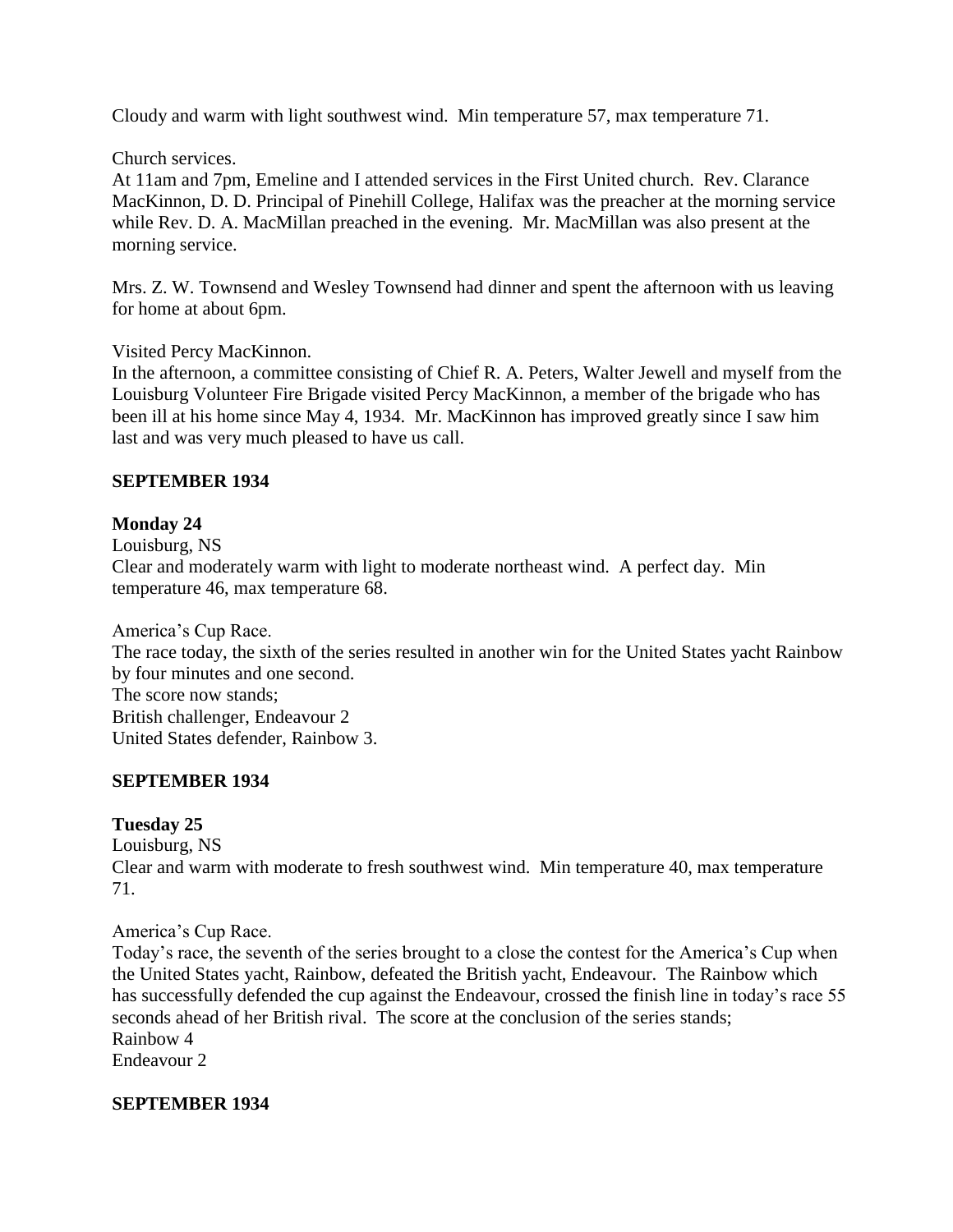Cloudy and warm with light southwest wind. Min temperature 57, max temperature 71.

Church services.
At 11am and 7pm, Emeline and I attended services in the First United church. Rev. Clarance MacKinnon, D. D. Principal of Pinehill College, Halifax was the preacher at the morning service while Rev. D. A. MacMillan preached in the evening. Mr. MacMillan was also present at the morning service.

Mrs. Z. W. Townsend and Wesley Townsend had dinner and spent the afternoon with us leaving for home at about 6pm.

Visited Percy MacKinnon.
In the afternoon, a committee consisting of Chief R. A. Peters, Walter Jewell and myself from the Louisburg Volunteer Fire Brigade visited Percy MacKinnon, a member of the brigade who has been ill at his home since May 4, 1934. Mr. MacKinnon has improved greatly since I saw him last and was very much pleased to have us call.

**SEPTEMBER 1934**

**Monday 24**
Louisburg, NS
Clear and moderately warm with light to moderate northeast wind. A perfect day. Min temperature 46, max temperature 68.

America's Cup Race.
The race today, the sixth of the series resulted in another win for the United States yacht Rainbow by four minutes and one second.
The score now stands;
British challenger, Endeavour 2
United States defender, Rainbow 3.

**SEPTEMBER 1934**

**Tuesday 25**
Louisburg, NS
Clear and warm with moderate to fresh southwest wind. Min temperature 40, max temperature 71.

America's Cup Race.
Today's race, the seventh of the series brought to a close the contest for the America's Cup when the United States yacht, Rainbow, defeated the British yacht, Endeavour. The Rainbow which has successfully defended the cup against the Endeavour, crossed the finish line in today's race 55 seconds ahead of her British rival. The score at the conclusion of the series stands;
Rainbow 4
Endeavour 2

**SEPTEMBER 1934**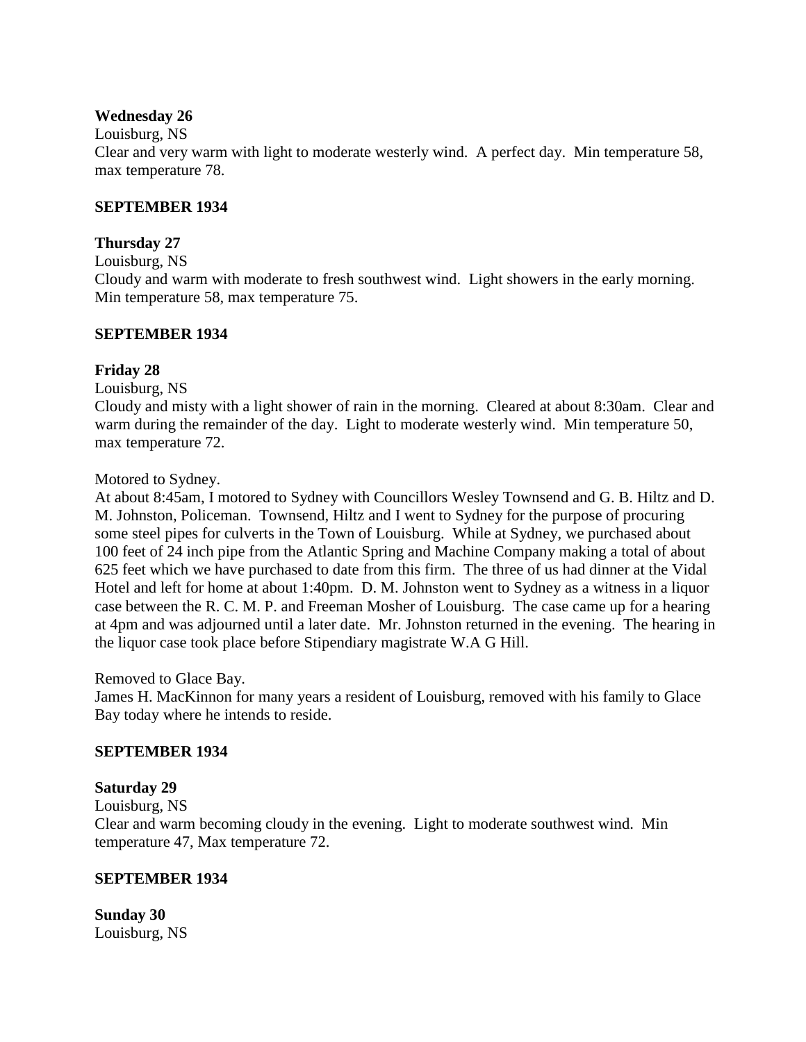**Wednesday 26**

Louisburg, NS

Clear and very warm with light to moderate westerly wind. A perfect day. Min temperature 58, max temperature 78.

**SEPTEMBER 1934**

**Thursday 27**

Louisburg, NS

Cloudy and warm with moderate to fresh southwest wind. Light showers in the early morning. Min temperature 58, max temperature 75.

**SEPTEMBER 1934**

**Friday 28**

Louisburg, NS

Cloudy and misty with a light shower of rain in the morning. Cleared at about 8:30am. Clear and warm during the remainder of the day. Light to moderate westerly wind. Min temperature 50, max temperature 72.

Motored to Sydney.

At about 8:45am, I motored to Sydney with Councillors Wesley Townsend and G. B. Hiltz and D. M. Johnston, Policeman. Townsend, Hiltz and I went to Sydney for the purpose of procuring some steel pipes for culverts in the Town of Louisburg. While at Sydney, we purchased about 100 feet of 24 inch pipe from the Atlantic Spring and Machine Company making a total of about 625 feet which we have purchased to date from this firm. The three of us had dinner at the Vidal Hotel and left for home at about 1:40pm. D. M. Johnston went to Sydney as a witness in a liquor case between the R. C. M. P. and Freeman Mosher of Louisburg. The case came up for a hearing at 4pm and was adjourned until a later date. Mr. Johnston returned in the evening. The hearing in the liquor case took place before Stipendiary magistrate W.A G Hill.

Removed to Glace Bay.

James H. MacKinnon for many years a resident of Louisburg, removed with his family to Glace Bay today where he intends to reside.

**SEPTEMBER 1934**

**Saturday 29**

Louisburg, NS

Clear and warm becoming cloudy in the evening. Light to moderate southwest wind. Min temperature 47, Max temperature 72.

**SEPTEMBER 1934**

**Sunday 30**

Louisburg, NS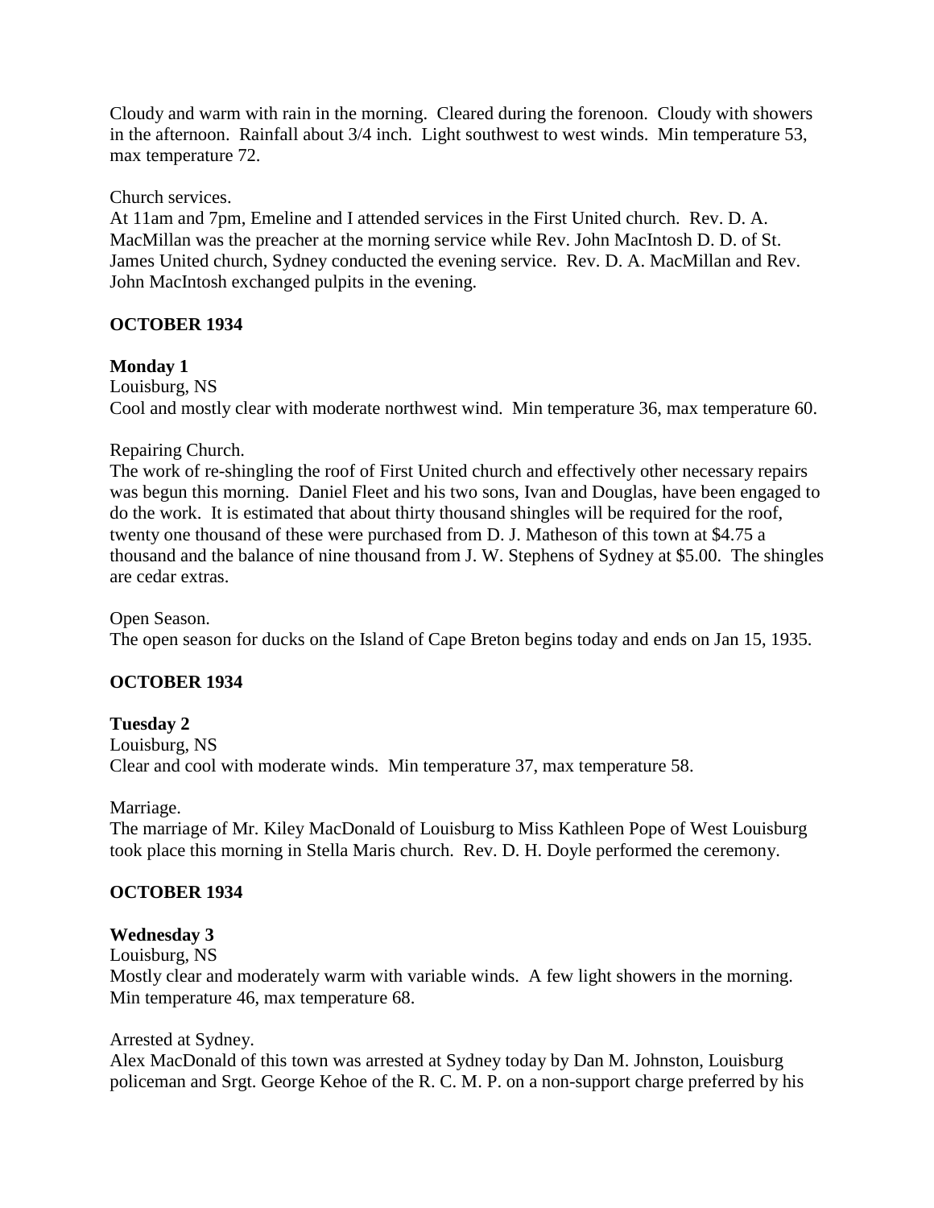Cloudy and warm with rain in the morning. Cleared during the forenoon. Cloudy with showers in the afternoon. Rainfall about 3/4 inch. Light southwest to west winds. Min temperature 53, max temperature 72.

Church services.
At 11am and 7pm, Emeline and I attended services in the First United church. Rev. D. A. MacMillan was the preacher at the morning service while Rev. John MacIntosh D. D. of St. James United church, Sydney conducted the evening service. Rev. D. A. MacMillan and Rev. John MacIntosh exchanged pulpits in the evening.

**OCTOBER 1934**

**Monday 1**
Louisburg, NS
Cool and mostly clear with moderate northwest wind. Min temperature 36, max temperature 60.

Repairing Church.
The work of re-shingling the roof of First United church and effectively other necessary repairs was begun this morning. Daniel Fleet and his two sons, Ivan and Douglas, have been engaged to do the work. It is estimated that about thirty thousand shingles will be required for the roof, twenty one thousand of these were purchased from D. J. Matheson of this town at $4.75 a thousand and the balance of nine thousand from J. W. Stephens of Sydney at $5.00. The shingles are cedar extras.

Open Season.
The open season for ducks on the Island of Cape Breton begins today and ends on Jan 15, 1935.

**OCTOBER 1934**

**Tuesday 2**
Louisburg, NS
Clear and cool with moderate winds. Min temperature 37, max temperature 58.

Marriage.
The marriage of Mr. Kiley MacDonald of Louisburg to Miss Kathleen Pope of West Louisburg took place this morning in Stella Maris church. Rev. D. H. Doyle performed the ceremony.

**OCTOBER 1934**

**Wednesday 3**
Louisburg, NS
Mostly clear and moderately warm with variable winds. A few light showers in the morning. Min temperature 46, max temperature 68.

Arrested at Sydney.
Alex MacDonald of this town was arrested at Sydney today by Dan M. Johnston, Louisburg policeman and Srgt. George Kehoe of the R. C. M. P. on a non-support charge preferred by his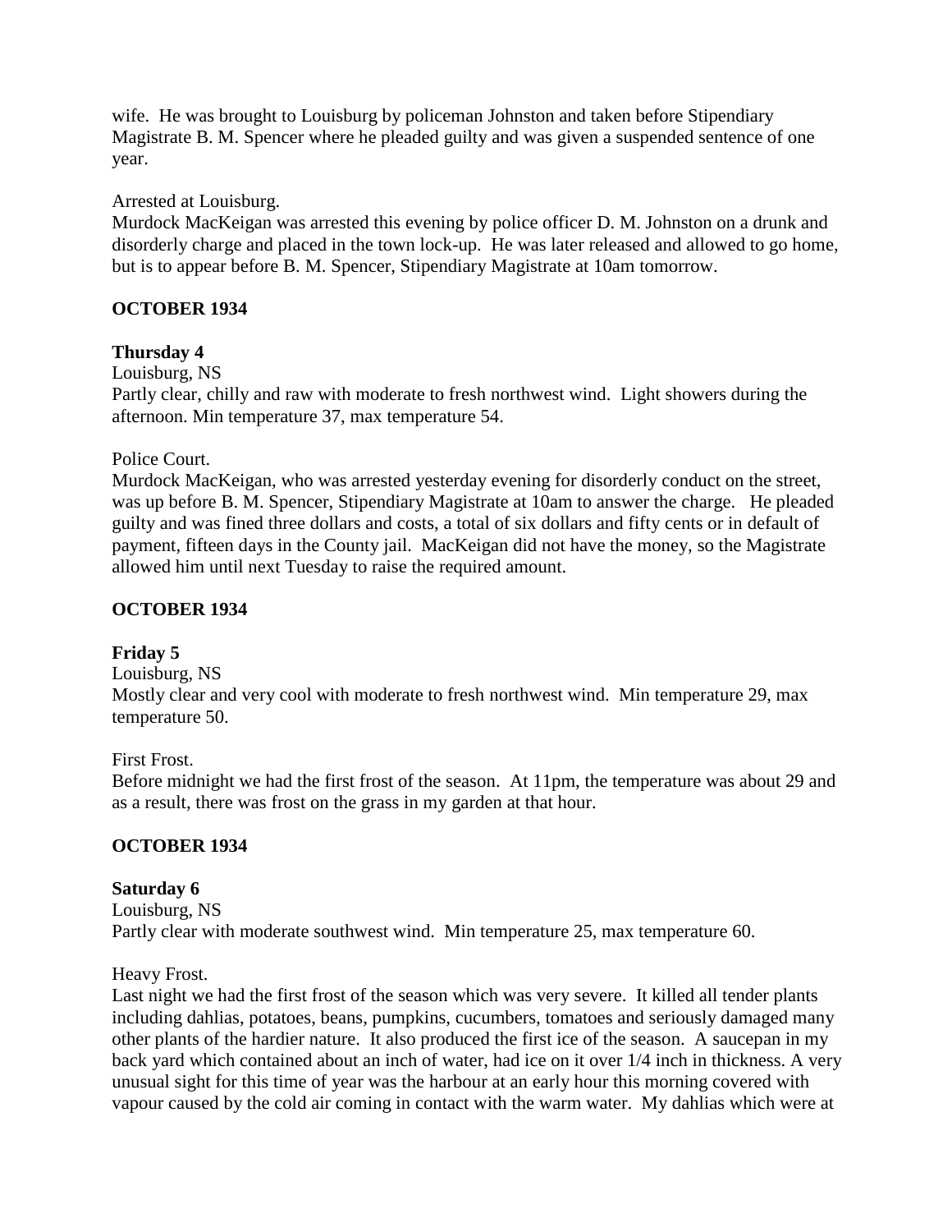wife. He was brought to Louisburg by policeman Johnston and taken before Stipendiary Magistrate B. M. Spencer where he pleaded guilty and was given a suspended sentence of one year.

Arrested at Louisburg.
Murdock MacKeigan was arrested this evening by police officer D. M. Johnston on a drunk and disorderly charge and placed in the town lock-up. He was later released and allowed to go home, but is to appear before B. M. Spencer, Stipendiary Magistrate at 10am tomorrow.

**OCTOBER 1934**

**Thursday 4**
Louisburg, NS
Partly clear, chilly and raw with moderate to fresh northwest wind. Light showers during the afternoon. Min temperature 37, max temperature 54.

Police Court.
Murdock MacKeigan, who was arrested yesterday evening for disorderly conduct on the street, was up before B. M. Spencer, Stipendiary Magistrate at 10am to answer the charge. He pleaded guilty and was fined three dollars and costs, a total of six dollars and fifty cents or in default of payment, fifteen days in the County jail. MacKeigan did not have the money, so the Magistrate allowed him until next Tuesday to raise the required amount.

**OCTOBER 1934**

**Friday 5**
Louisburg, NS
Mostly clear and very cool with moderate to fresh northwest wind. Min temperature 29, max temperature 50.

First Frost.
Before midnight we had the first frost of the season. At 11pm, the temperature was about 29 and as a result, there was frost on the grass in my garden at that hour.

**OCTOBER 1934**

**Saturday 6**
Louisburg, NS
Partly clear with moderate southwest wind. Min temperature 25, max temperature 60.

Heavy Frost.
Last night we had the first frost of the season which was very severe. It killed all tender plants including dahlias, potatoes, beans, pumpkins, cucumbers, tomatoes and seriously damaged many other plants of the hardier nature. It also produced the first ice of the season. A saucepan in my back yard which contained about an inch of water, had ice on it over 1/4 inch in thickness. A very unusual sight for this time of year was the harbour at an early hour this morning covered with vapour caused by the cold air coming in contact with the warm water. My dahlias which were at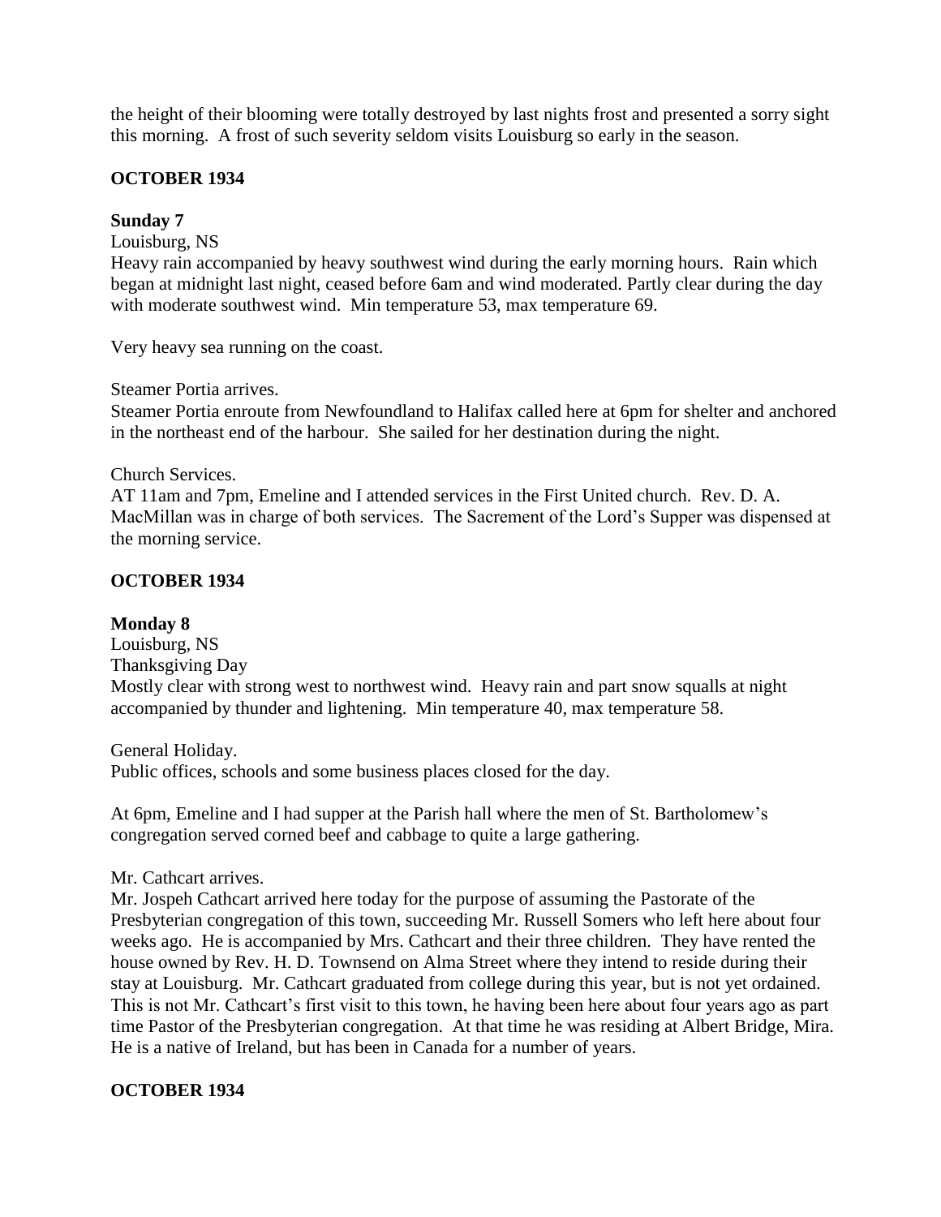the height of their blooming were totally destroyed by last nights frost and presented a sorry sight this morning. A frost of such severity seldom visits Louisburg so early in the season.

**OCTOBER 1934**

**Sunday 7**

Louisburg, NS

Heavy rain accompanied by heavy southwest wind during the early morning hours. Rain which began at midnight last night, ceased before 6am and wind moderated. Partly clear during the day with moderate southwest wind. Min temperature 53, max temperature 69.

Very heavy sea running on the coast.

Steamer Portia arrives.

Steamer Portia enroute from Newfoundland to Halifax called here at 6pm for shelter and anchored in the northeast end of the harbour. She sailed for her destination during the night.

Church Services.

AT 11am and 7pm, Emeline and I attended services in the First United church. Rev. D. A. MacMillan was in charge of both services. The Sacrement of the Lord's Supper was dispensed at the morning service.

**OCTOBER 1934**

**Monday 8**

Louisburg, NS

Thanksgiving Day

Mostly clear with strong west to northwest wind. Heavy rain and part snow squalls at night accompanied by thunder and lightening. Min temperature 40, max temperature 58.

General Holiday.

Public offices, schools and some business places closed for the day.

At 6pm, Emeline and I had supper at the Parish hall where the men of St. Bartholomew's congregation served corned beef and cabbage to quite a large gathering.

Mr. Cathcart arrives.

Mr. Jospeh Cathcart arrived here today for the purpose of assuming the Pastorate of the Presbyterian congregation of this town, succeeding Mr. Russell Somers who left here about four weeks ago. He is accompanied by Mrs. Cathcart and their three children. They have rented the house owned by Rev. H. D. Townsend on Alma Street where they intend to reside during their stay at Louisburg. Mr. Cathcart graduated from college during this year, but is not yet ordained. This is not Mr. Cathcart's first visit to this town, he having been here about four years ago as part time Pastor of the Presbyterian congregation. At that time he was residing at Albert Bridge, Mira. He is a native of Ireland, but has been in Canada for a number of years.

**OCTOBER 1934**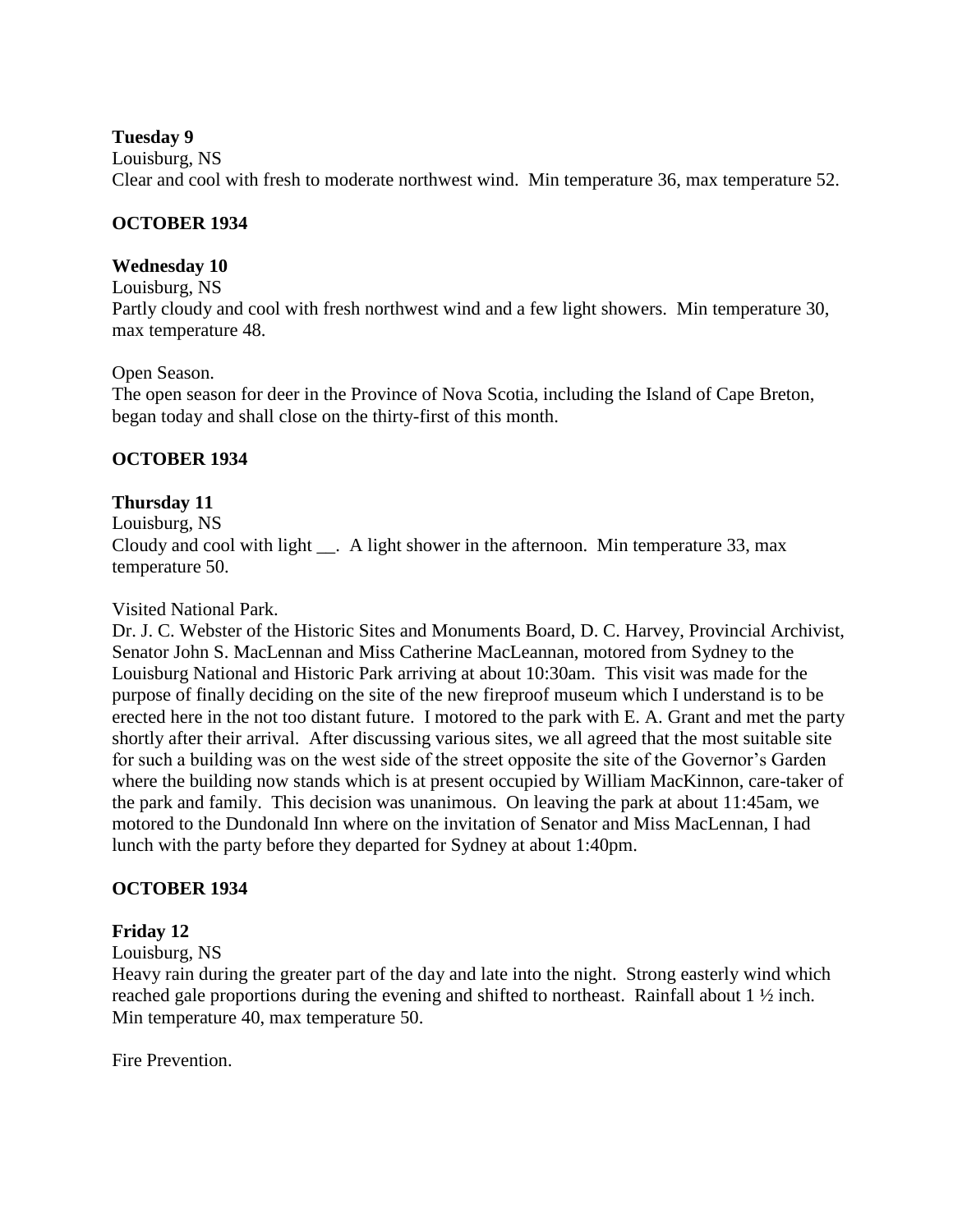**Tuesday 9**

Louisburg, NS

Clear and cool with fresh to moderate northwest wind. Min temperature 36, max temperature 52.

**OCTOBER 1934**

**Wednesday 10**

Louisburg, NS

Partly cloudy and cool with fresh northwest wind and a few light showers. Min temperature 30, max temperature 48.

Open Season.

The open season for deer in the Province of Nova Scotia, including the Island of Cape Breton, began today and shall close on the thirty-first of this month.

**OCTOBER 1934**

**Thursday 11**

Louisburg, NS

Cloudy and cool with light __. A light shower in the afternoon. Min temperature 33, max temperature 50.

Visited National Park.

Dr. J. C. Webster of the Historic Sites and Monuments Board, D. C. Harvey, Provincial Archivist, Senator John S. MacLennan and Miss Catherine MacLeannan, motored from Sydney to the Louisburg National and Historic Park arriving at about 10:30am. This visit was made for the purpose of finally deciding on the site of the new fireproof museum which I understand is to be erected here in the not too distant future. I motored to the park with E. A. Grant and met the party shortly after their arrival. After discussing various sites, we all agreed that the most suitable site for such a building was on the west side of the street opposite the site of the Governor's Garden where the building now stands which is at present occupied by William MacKinnon, care-taker of the park and family. This decision was unanimous. On leaving the park at about 11:45am, we motored to the Dundonald Inn where on the invitation of Senator and Miss MacLennan, I had lunch with the party before they departed for Sydney at about 1:40pm.

**OCTOBER 1934**

**Friday 12**

Louisburg, NS

Heavy rain during the greater part of the day and late into the night. Strong easterly wind which reached gale proportions during the evening and shifted to northeast. Rainfall about 1 ½ inch. Min temperature 40, max temperature 50.

Fire Prevention.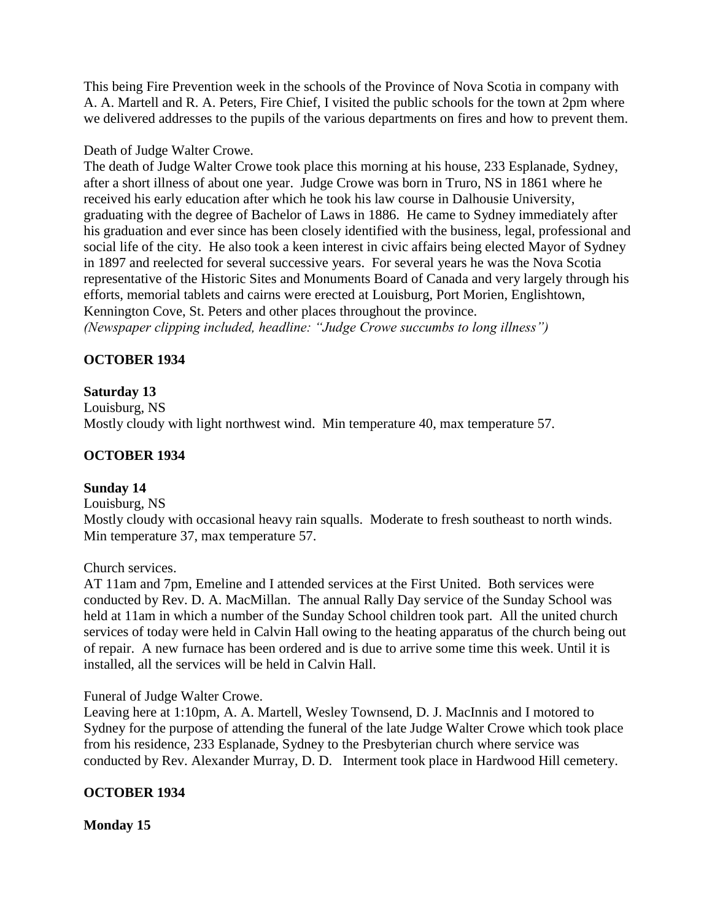This being Fire Prevention week in the schools of the Province of Nova Scotia in company with A. A. Martell and R. A. Peters, Fire Chief, I visited the public schools for the town at 2pm where we delivered addresses to the pupils of the various departments on fires and how to prevent them.

Death of Judge Walter Crowe.
The death of Judge Walter Crowe took place this morning at his house, 233 Esplanade, Sydney, after a short illness of about one year. Judge Crowe was born in Truro, NS in 1861 where he received his early education after which he took his law course in Dalhousie University, graduating with the degree of Bachelor of Laws in 1886. He came to Sydney immediately after his graduation and ever since has been closely identified with the business, legal, professional and social life of the city. He also took a keen interest in civic affairs being elected Mayor of Sydney in 1897 and reelected for several successive years. For several years he was the Nova Scotia representative of the Historic Sites and Monuments Board of Canada and very largely through his efforts, memorial tablets and cairns were erected at Louisburg, Port Morien, Englishtown, Kennington Cove, St. Peters and other places throughout the province.
*(Newspaper clipping included, headline: "Judge Crowe succumbs to long illness")*

**OCTOBER 1934**

**Saturday 13**
Louisburg, NS
Mostly cloudy with light northwest wind. Min temperature 40, max temperature 57.

**OCTOBER 1934**

**Sunday 14**
Louisburg, NS
Mostly cloudy with occasional heavy rain squalls. Moderate to fresh southeast to north winds. Min temperature 37, max temperature 57.

Church services.
AT 11am and 7pm, Emeline and I attended services at the First United. Both services were conducted by Rev. D. A. MacMillan. The annual Rally Day service of the Sunday School was held at 11am in which a number of the Sunday School children took part. All the united church services of today were held in Calvin Hall owing to the heating apparatus of the church being out of repair. A new furnace has been ordered and is due to arrive some time this week. Until it is installed, all the services will be held in Calvin Hall.

Funeral of Judge Walter Crowe.
Leaving here at 1:10pm, A. A. Martell, Wesley Townsend, D. J. MacInnis and I motored to Sydney for the purpose of attending the funeral of the late Judge Walter Crowe which took place from his residence, 233 Esplanade, Sydney to the Presbyterian church where service was conducted by Rev. Alexander Murray, D. D. Interment took place in Hardwood Hill cemetery.

**OCTOBER 1934**

**Monday 15**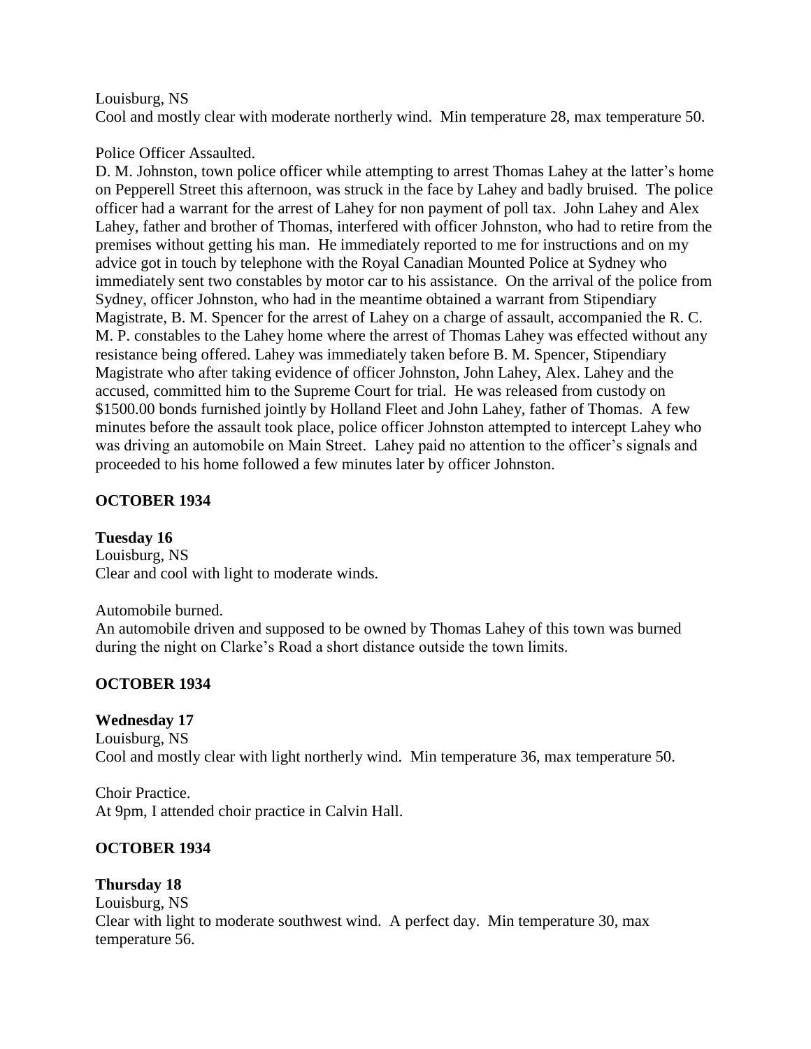Louisburg, NS
Cool and mostly clear with moderate northerly wind. Min temperature 28, max temperature 50.

Police Officer Assaulted.
D. M. Johnston, town police officer while attempting to arrest Thomas Lahey at the latter's home on Pepperell Street this afternoon, was struck in the face by Lahey and badly bruised. The police officer had a warrant for the arrest of Lahey for non payment of poll tax. John Lahey and Alex Lahey, father and brother of Thomas, interfered with officer Johnston, who had to retire from the premises without getting his man. He immediately reported to me for instructions and on my advice got in touch by telephone with the Royal Canadian Mounted Police at Sydney who immediately sent two constables by motor car to his assistance. On the arrival of the police from Sydney, officer Johnston, who had in the meantime obtained a warrant from Stipendiary Magistrate, B. M. Spencer for the arrest of Lahey on a charge of assault, accompanied the R. C. M. P. constables to the Lahey home where the arrest of Thomas Lahey was effected without any resistance being offered. Lahey was immediately taken before B. M. Spencer, Stipendiary Magistrate who after taking evidence of officer Johnston, John Lahey, Alex. Lahey and the accused, committed him to the Supreme Court for trial. He was released from custody on $1500.00 bonds furnished jointly by Holland Fleet and John Lahey, father of Thomas. A few minutes before the assault took place, police officer Johnston attempted to intercept Lahey who was driving an automobile on Main Street. Lahey paid no attention to the officer's signals and proceeded to his home followed a few minutes later by officer Johnston.

**OCTOBER 1934**

**Tuesday 16**
Louisburg, NS
Clear and cool with light to moderate winds.

Automobile burned.
An automobile driven and supposed to be owned by Thomas Lahey of this town was burned during the night on Clarke's Road a short distance outside the town limits.

**OCTOBER 1934**

**Wednesday 17**
Louisburg, NS
Cool and mostly clear with light northerly wind. Min temperature 36, max temperature 50.

Choir Practice.
At 9pm, I attended choir practice in Calvin Hall.

**OCTOBER 1934**

**Thursday 18**
Louisburg, NS
Clear with light to moderate southwest wind. A perfect day. Min temperature 30, max temperature 56.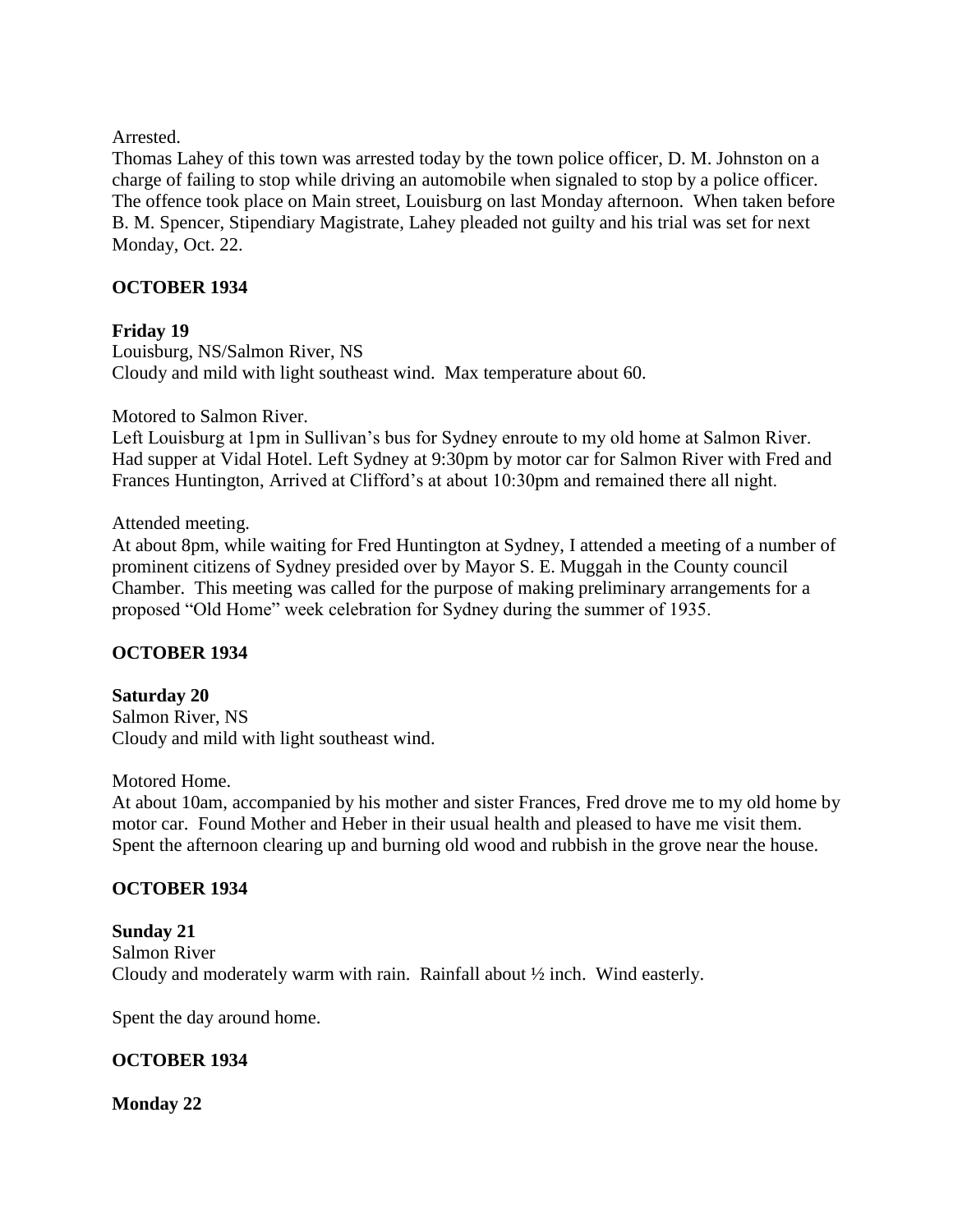Arrested.

Thomas Lahey of this town was arrested today by the town police officer, D. M. Johnston on a charge of failing to stop while driving an automobile when signaled to stop by a police officer. The offence took place on Main street, Louisburg on last Monday afternoon. When taken before B. M. Spencer, Stipendiary Magistrate, Lahey pleaded not guilty and his trial was set for next Monday, Oct. 22.

**OCTOBER 1934**

**Friday 19**

Louisburg, NS/Salmon River, NS

Cloudy and mild with light southeast wind. Max temperature about 60.

Motored to Salmon River.

Left Louisburg at 1pm in Sullivan's bus for Sydney enroute to my old home at Salmon River. Had supper at Vidal Hotel. Left Sydney at 9:30pm by motor car for Salmon River with Fred and Frances Huntington, Arrived at Clifford's at about 10:30pm and remained there all night.

Attended meeting.

At about 8pm, while waiting for Fred Huntington at Sydney, I attended a meeting of a number of prominent citizens of Sydney presided over by Mayor S. E. Muggah in the County council Chamber. This meeting was called for the purpose of making preliminary arrangements for a proposed "Old Home" week celebration for Sydney during the summer of 1935.

**OCTOBER 1934**

**Saturday 20**

Salmon River, NS

Cloudy and mild with light southeast wind.

Motored Home.

At about 10am, accompanied by his mother and sister Frances, Fred drove me to my old home by motor car. Found Mother and Heber in their usual health and pleased to have me visit them. Spent the afternoon clearing up and burning old wood and rubbish in the grove near the house.

**OCTOBER 1934**

**Sunday 21**

Salmon River

Cloudy and moderately warm with rain. Rainfall about ½ inch. Wind easterly.

Spent the day around home.

**OCTOBER 1934**

**Monday 22**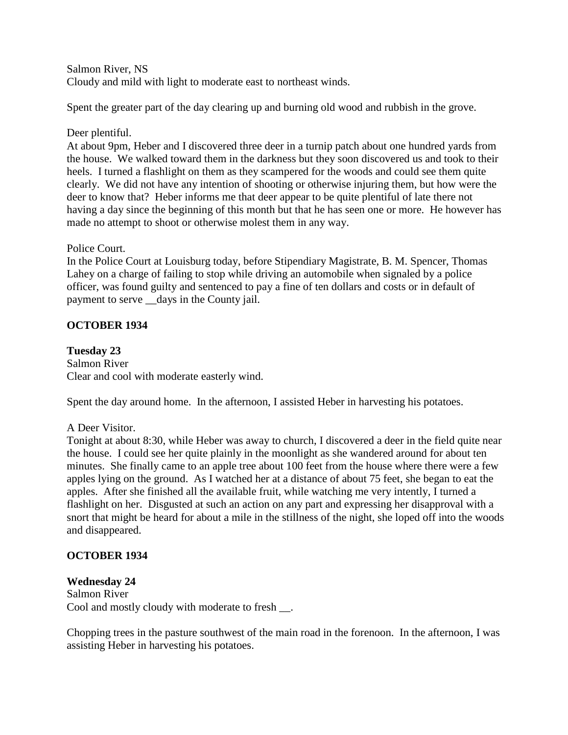Salmon River, NS
Cloudy and mild with light to moderate east to northeast winds.

Spent the greater part of the day clearing up and burning old wood and rubbish in the grove.

Deer plentiful.
At about 9pm, Heber and I discovered three deer in a turnip patch about one hundred yards from the house. We walked toward them in the darkness but they soon discovered us and took to their heels. I turned a flashlight on them as they scampered for the woods and could see them quite clearly. We did not have any intention of shooting or otherwise injuring them, but how were the deer to know that? Heber informs me that deer appear to be quite plentiful of late there not having a day since the beginning of this month but that he has seen one or more. He however has made no attempt to shoot or otherwise molest them in any way.

Police Court.
In the Police Court at Louisburg today, before Stipendiary Magistrate, B. M. Spencer, Thomas Lahey on a charge of failing to stop while driving an automobile when signaled by a police officer, was found guilty and sentenced to pay a fine of ten dollars and costs or in default of payment to serve __days in the County jail.

**OCTOBER 1934**

**Tuesday 23**
Salmon River
Clear and cool with moderate easterly wind.

Spent the day around home. In the afternoon, I assisted Heber in harvesting his potatoes.

A Deer Visitor.
Tonight at about 8:30, while Heber was away to church, I discovered a deer in the field quite near the house. I could see her quite plainly in the moonlight as she wandered around for about ten minutes. She finally came to an apple tree about 100 feet from the house where there were a few apples lying on the ground. As I watched her at a distance of about 75 feet, she began to eat the apples. After she finished all the available fruit, while watching me very intently, I turned a flashlight on her. Disgusted at such an action on any part and expressing her disapproval with a snort that might be heard for about a mile in the stillness of the night, she loped off into the woods and disappeared.

**OCTOBER 1934**

**Wednesday 24**
Salmon River
Cool and mostly cloudy with moderate to fresh __.

Chopping trees in the pasture southwest of the main road in the forenoon. In the afternoon, I was assisting Heber in harvesting his potatoes.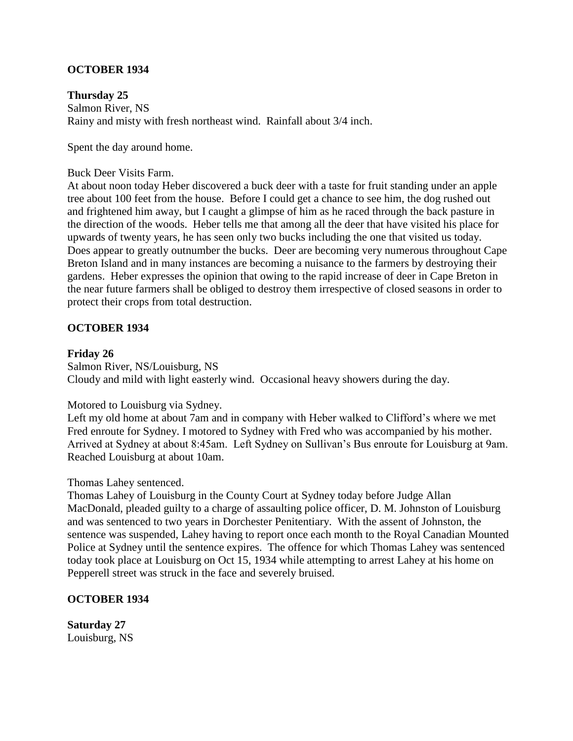**OCTOBER 1934**

**Thursday 25**
Salmon River, NS
Rainy and misty with fresh northeast wind. Rainfall about 3/4 inch.

Spent the day around home.

Buck Deer Visits Farm.
At about noon today Heber discovered a buck deer with a taste for fruit standing under an apple tree about 100 feet from the house. Before I could get a chance to see him, the dog rushed out and frightened him away, but I caught a glimpse of him as he raced through the back pasture in the direction of the woods. Heber tells me that among all the deer that have visited his place for upwards of twenty years, he has seen only two bucks including the one that visited us today. Does appear to greatly outnumber the bucks. Deer are becoming very numerous throughout Cape Breton Island and in many instances are becoming a nuisance to the farmers by destroying their gardens. Heber expresses the opinion that owing to the rapid increase of deer in Cape Breton in the near future farmers shall be obliged to destroy them irrespective of closed seasons in order to protect their crops from total destruction.

**OCTOBER 1934**

**Friday 26**
Salmon River, NS/Louisburg, NS
Cloudy and mild with light easterly wind. Occasional heavy showers during the day.

Motored to Louisburg via Sydney.
Left my old home at about 7am and in company with Heber walked to Clifford's where we met Fred enroute for Sydney. I motored to Sydney with Fred who was accompanied by his mother. Arrived at Sydney at about 8:45am. Left Sydney on Sullivan's Bus enroute for Louisburg at 9am. Reached Louisburg at about 10am.

Thomas Lahey sentenced.
Thomas Lahey of Louisburg in the County Court at Sydney today before Judge Allan MacDonald, pleaded guilty to a charge of assaulting police officer, D. M. Johnston of Louisburg and was sentenced to two years in Dorchester Penitentiary. With the assent of Johnston, the sentence was suspended, Lahey having to report once each month to the Royal Canadian Mounted Police at Sydney until the sentence expires. The offence for which Thomas Lahey was sentenced today took place at Louisburg on Oct 15, 1934 while attempting to arrest Lahey at his home on Pepperell street was struck in the face and severely bruised.

**OCTOBER 1934**

**Saturday 27**
Louisburg, NS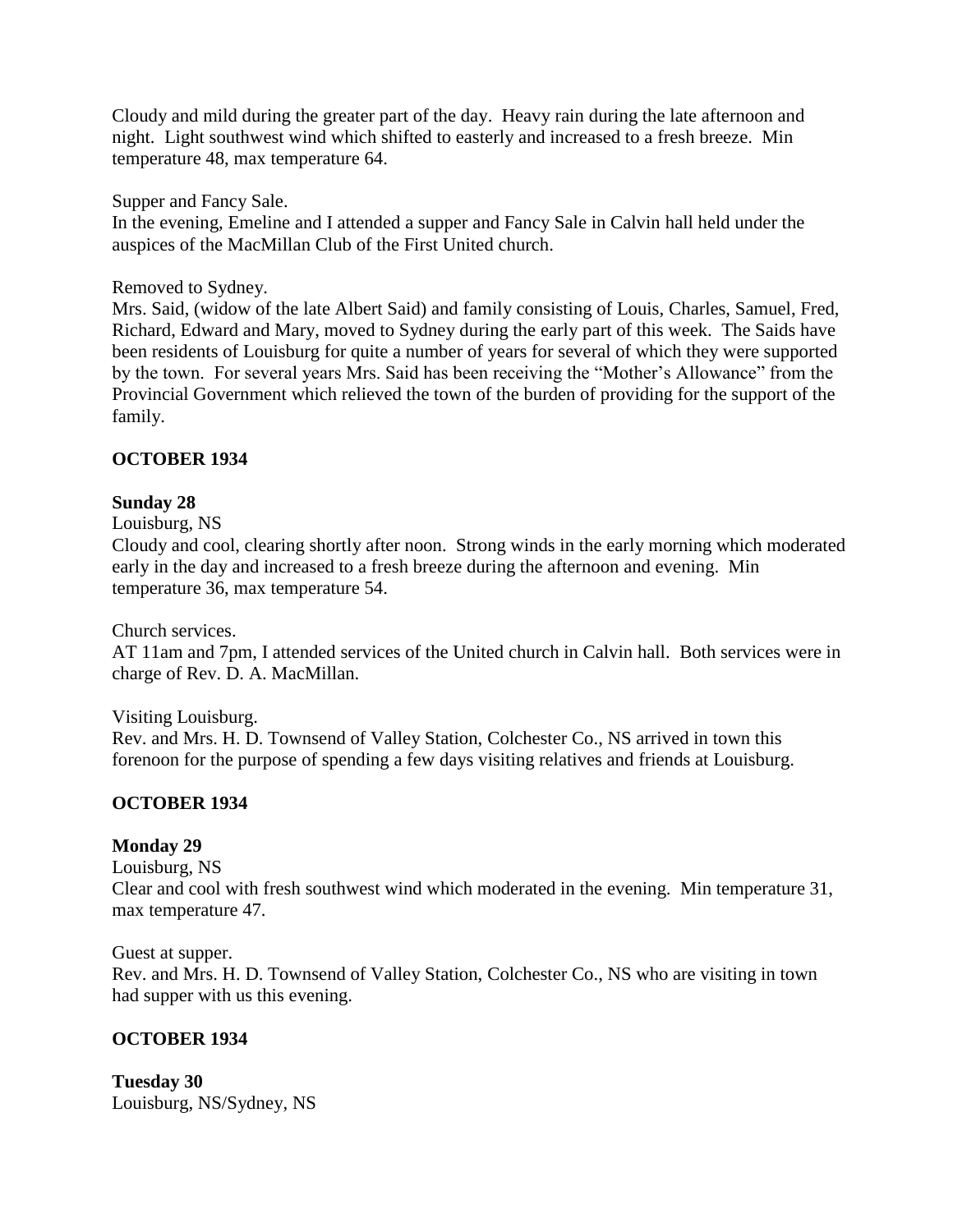Cloudy and mild during the greater part of the day. Heavy rain during the late afternoon and night. Light southwest wind which shifted to easterly and increased to a fresh breeze. Min temperature 48, max temperature 64.

Supper and Fancy Sale.
In the evening, Emeline and I attended a supper and Fancy Sale in Calvin hall held under the auspices of the MacMillan Club of the First United church.

Removed to Sydney.
Mrs. Said, (widow of the late Albert Said) and family consisting of Louis, Charles, Samuel, Fred, Richard, Edward and Mary, moved to Sydney during the early part of this week. The Saids have been residents of Louisburg for quite a number of years for several of which they were supported by the town. For several years Mrs. Said has been receiving the "Mother's Allowance" from the Provincial Government which relieved the town of the burden of providing for the support of the family.

**OCTOBER 1934**

**Sunday 28**
Louisburg, NS
Cloudy and cool, clearing shortly after noon. Strong winds in the early morning which moderated early in the day and increased to a fresh breeze during the afternoon and evening. Min temperature 36, max temperature 54.

Church services.
AT 11am and 7pm, I attended services of the United church in Calvin hall. Both services were in charge of Rev. D. A. MacMillan.

Visiting Louisburg.
Rev. and Mrs. H. D. Townsend of Valley Station, Colchester Co., NS arrived in town this forenoon for the purpose of spending a few days visiting relatives and friends at Louisburg.

**OCTOBER 1934**

**Monday 29**
Louisburg, NS
Clear and cool with fresh southwest wind which moderated in the evening. Min temperature 31, max temperature 47.

Guest at supper.
Rev. and Mrs. H. D. Townsend of Valley Station, Colchester Co., NS who are visiting in town had supper with us this evening.

**OCTOBER 1934**

**Tuesday 30**
Louisburg, NS/Sydney, NS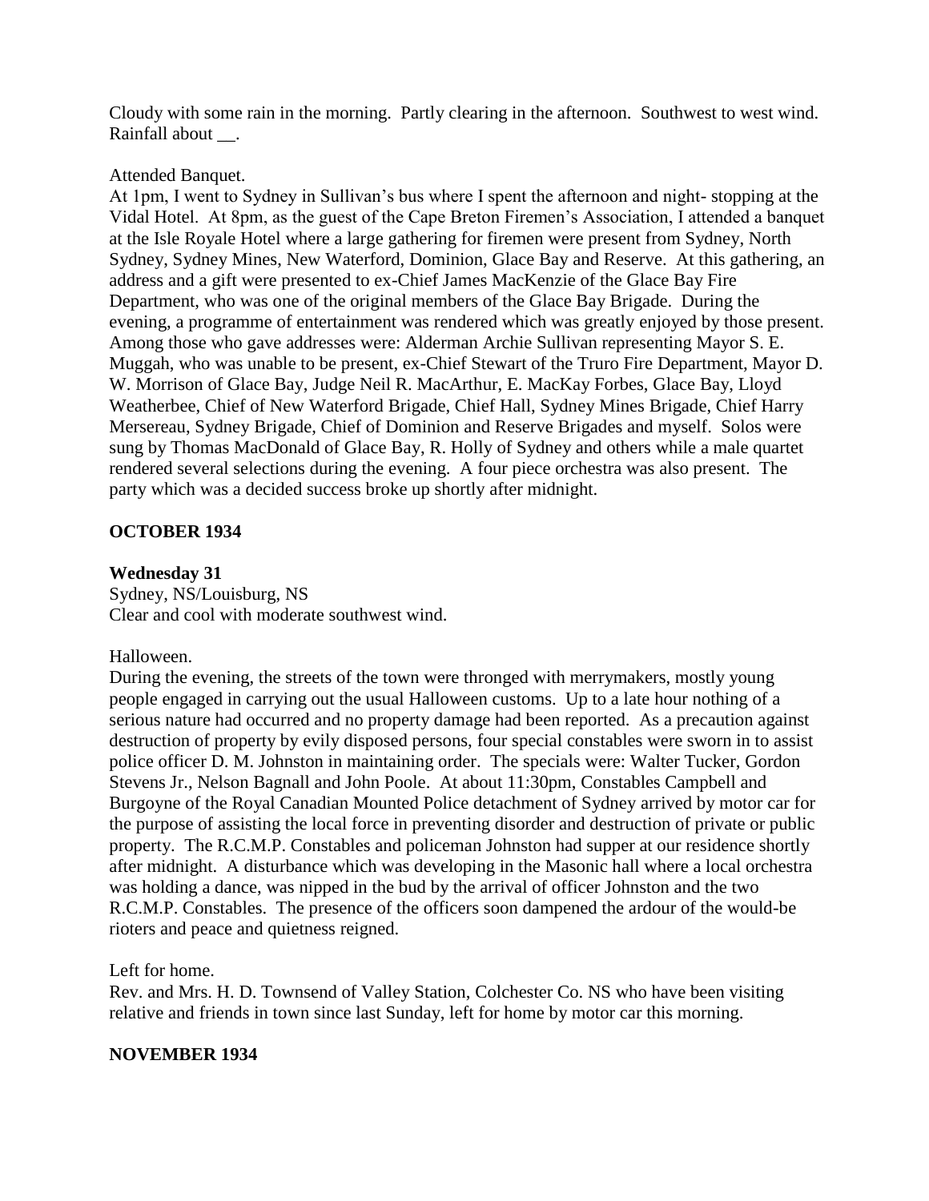Cloudy with some rain in the morning. Partly clearing in the afternoon. Southwest to west wind. Rainfall about __.

Attended Banquet.
At 1pm, I went to Sydney in Sullivan's bus where I spent the afternoon and night- stopping at the Vidal Hotel. At 8pm, as the guest of the Cape Breton Firemen's Association, I attended a banquet at the Isle Royale Hotel where a large gathering for firemen were present from Sydney, North Sydney, Sydney Mines, New Waterford, Dominion, Glace Bay and Reserve. At this gathering, an address and a gift were presented to ex-Chief James MacKenzie of the Glace Bay Fire Department, who was one of the original members of the Glace Bay Brigade. During the evening, a programme of entertainment was rendered which was greatly enjoyed by those present. Among those who gave addresses were: Alderman Archie Sullivan representing Mayor S. E. Muggah, who was unable to be present, ex-Chief Stewart of the Truro Fire Department, Mayor D. W. Morrison of Glace Bay, Judge Neil R. MacArthur, E. MacKay Forbes, Glace Bay, Lloyd Weatherbee, Chief of New Waterford Brigade, Chief Hall, Sydney Mines Brigade, Chief Harry Mersereau, Sydney Brigade, Chief of Dominion and Reserve Brigades and myself. Solos were sung by Thomas MacDonald of Glace Bay, R. Holly of Sydney and others while a male quartet rendered several selections during the evening. A four piece orchestra was also present. The party which was a decided success broke up shortly after midnight.

## OCTOBER 1934

**Wednesday 31**
Sydney, NS/Louisburg, NS
Clear and cool with moderate southwest wind.

Halloween.
During the evening, the streets of the town were thronged with merrymakers, mostly young people engaged in carrying out the usual Halloween customs. Up to a late hour nothing of a serious nature had occurred and no property damage had been reported. As a precaution against destruction of property by evily disposed persons, four special constables were sworn in to assist police officer D. M. Johnston in maintaining order. The specials were: Walter Tucker, Gordon Stevens Jr., Nelson Bagnall and John Poole. At about 11:30pm, Constables Campbell and Burgoyne of the Royal Canadian Mounted Police detachment of Sydney arrived by motor car for the purpose of assisting the local force in preventing disorder and destruction of private or public property. The R.C.M.P. Constables and policeman Johnston had supper at our residence shortly after midnight. A disturbance which was developing in the Masonic hall where a local orchestra was holding a dance, was nipped in the bud by the arrival of officer Johnston and the two R.C.M.P. Constables. The presence of the officers soon dampened the ardour of the would-be rioters and peace and quietness reigned.

Left for home.
Rev. and Mrs. H. D. Townsend of Valley Station, Colchester Co. NS who have been visiting relative and friends in town since last Sunday, left for home by motor car this morning.

## NOVEMBER 1934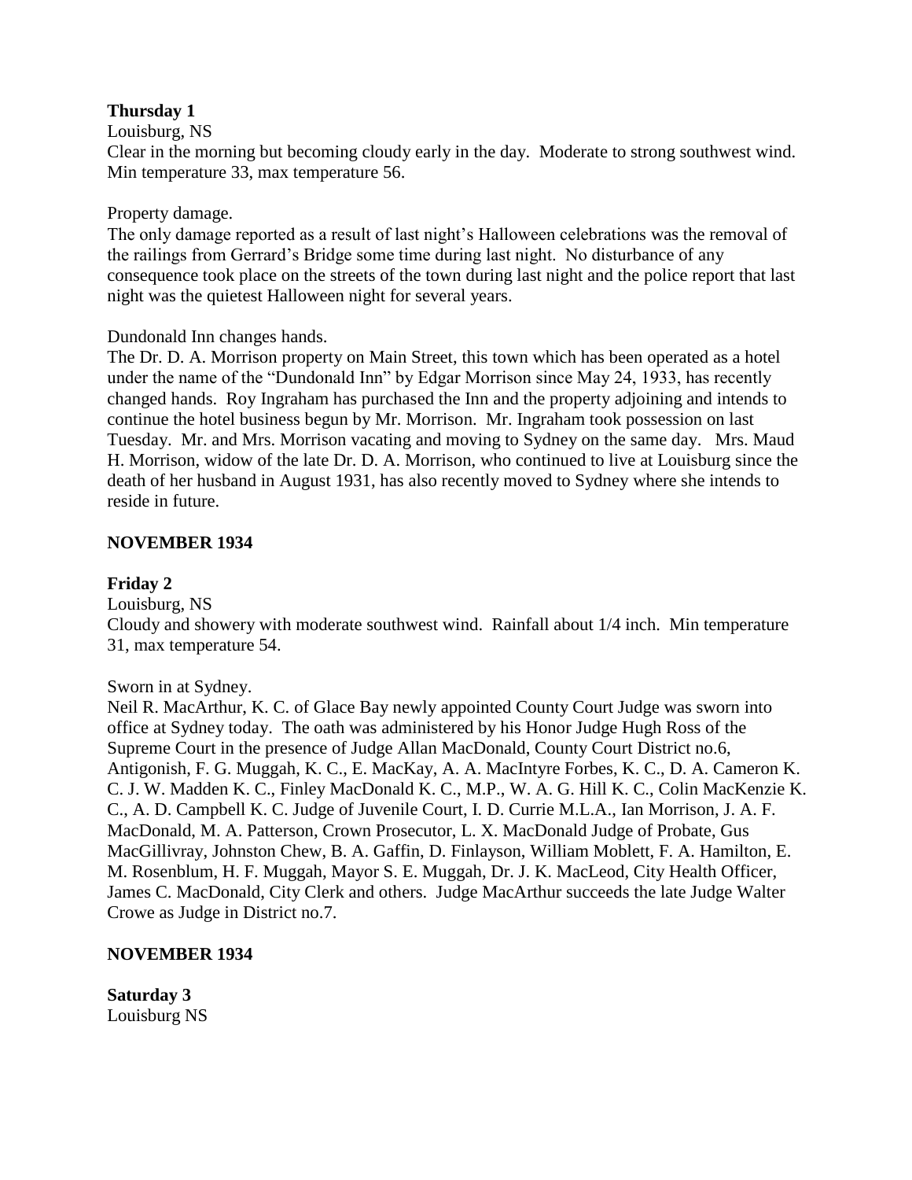**Thursday 1**

Louisburg, NS

Clear in the morning but becoming cloudy early in the day. Moderate to strong southwest wind. Min temperature 33, max temperature 56.

Property damage.

The only damage reported as a result of last night's Halloween celebrations was the removal of the railings from Gerrard's Bridge some time during last night. No disturbance of any consequence took place on the streets of the town during last night and the police report that last night was the quietest Halloween night for several years.

Dundonald Inn changes hands.

The Dr. D. A. Morrison property on Main Street, this town which has been operated as a hotel under the name of the "Dundonald Inn" by Edgar Morrison since May 24, 1933, has recently changed hands. Roy Ingraham has purchased the Inn and the property adjoining and intends to continue the hotel business begun by Mr. Morrison. Mr. Ingraham took possession on last Tuesday. Mr. and Mrs. Morrison vacating and moving to Sydney on the same day. Mrs. Maud H. Morrison, widow of the late Dr. D. A. Morrison, who continued to live at Louisburg since the death of her husband in August 1931, has also recently moved to Sydney where she intends to reside in future.

**NOVEMBER 1934**

**Friday 2**

Louisburg, NS

Cloudy and showery with moderate southwest wind. Rainfall about 1/4 inch. Min temperature 31, max temperature 54.

Sworn in at Sydney.

Neil R. MacArthur, K. C. of Glace Bay newly appointed County Court Judge was sworn into office at Sydney today. The oath was administered by his Honor Judge Hugh Ross of the Supreme Court in the presence of Judge Allan MacDonald, County Court District no.6, Antigonish, F. G. Muggah, K. C., E. MacKay, A. A. MacIntyre Forbes, K. C., D. A. Cameron K. C. J. W. Madden K. C., Finley MacDonald K. C., M.P., W. A. G. Hill K. C., Colin MacKenzie K. C., A. D. Campbell K. C. Judge of Juvenile Court, I. D. Currie M.L.A., Ian Morrison, J. A. F. MacDonald, M. A. Patterson, Crown Prosecutor, L. X. MacDonald Judge of Probate, Gus MacGillivray, Johnston Chew, B. A. Gaffin, D. Finlayson, William Moblett, F. A. Hamilton, E. M. Rosenblum, H. F. Muggah, Mayor S. E. Muggah, Dr. J. K. MacLeod, City Health Officer, James C. MacDonald, City Clerk and others. Judge MacArthur succeeds the late Judge Walter Crowe as Judge in District no.7.

**NOVEMBER 1934**

**Saturday 3**

Louisburg NS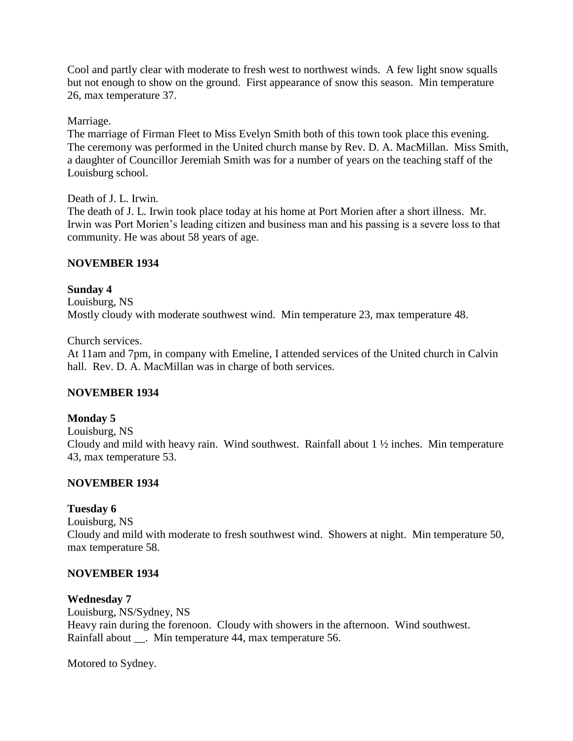Cool and partly clear with moderate to fresh west to northwest winds. A few light snow squalls but not enough to show on the ground. First appearance of snow this season. Min temperature 26, max temperature 37.

Marriage.
The marriage of Firman Fleet to Miss Evelyn Smith both of this town took place this evening. The ceremony was performed in the United church manse by Rev. D. A. MacMillan. Miss Smith, a daughter of Councillor Jeremiah Smith was for a number of years on the teaching staff of the Louisburg school.

Death of J. L. Irwin.
The death of J. L. Irwin took place today at his home at Port Morien after a short illness. Mr. Irwin was Port Morien's leading citizen and business man and his passing is a severe loss to that community. He was about 58 years of age.

**NOVEMBER 1934**

**Sunday 4**
Louisburg, NS
Mostly cloudy with moderate southwest wind. Min temperature 23, max temperature 48.

Church services.
At 11am and 7pm, in company with Emeline, I attended services of the United church in Calvin hall. Rev. D. A. MacMillan was in charge of both services.

**NOVEMBER 1934**

**Monday 5**
Louisburg, NS
Cloudy and mild with heavy rain. Wind southwest. Rainfall about 1 ½ inches. Min temperature 43, max temperature 53.

**NOVEMBER 1934**

**Tuesday 6**
Louisburg, NS
Cloudy and mild with moderate to fresh southwest wind. Showers at night. Min temperature 50, max temperature 58.

**NOVEMBER 1934**

**Wednesday 7**
Louisburg, NS/Sydney, NS
Heavy rain during the forenoon. Cloudy with showers in the afternoon. Wind southwest. Rainfall about __. Min temperature 44, max temperature 56.

Motored to Sydney.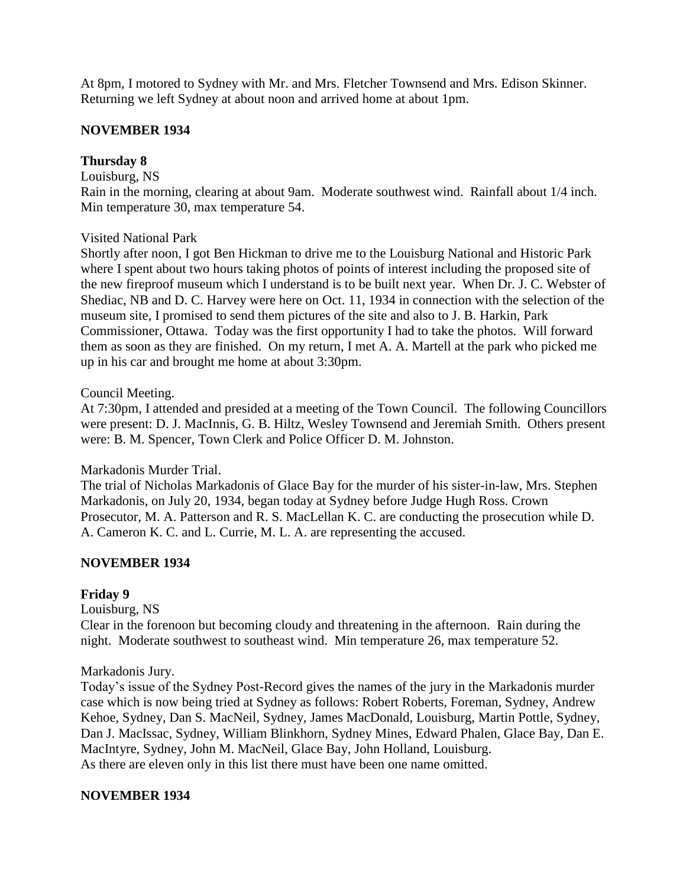At 8pm, I motored to Sydney with Mr. and Mrs. Fletcher Townsend and Mrs. Edison Skinner. Returning we left Sydney at about noon and arrived home at about 1pm.

**NOVEMBER 1934**

**Thursday 8**

Louisburg, NS

Rain in the morning, clearing at about 9am. Moderate southwest wind. Rainfall about 1/4 inch. Min temperature 30, max temperature 54.

Visited National Park

Shortly after noon, I got Ben Hickman to drive me to the Louisburg National and Historic Park where I spent about two hours taking photos of points of interest including the proposed site of the new fireproof museum which I understand is to be built next year. When Dr. J. C. Webster of Shediac, NB and D. C. Harvey were here on Oct. 11, 1934 in connection with the selection of the museum site, I promised to send them pictures of the site and also to J. B. Harkin, Park Commissioner, Ottawa. Today was the first opportunity I had to take the photos. Will forward them as soon as they are finished. On my return, I met A. A. Martell at the park who picked me up in his car and brought me home at about 3:30pm.

Council Meeting.

At 7:30pm, I attended and presided at a meeting of the Town Council. The following Councillors were present: D. J. MacInnis, G. B. Hiltz, Wesley Townsend and Jeremiah Smith. Others present were: B. M. Spencer, Town Clerk and Police Officer D. M. Johnston.

Markadonis Murder Trial.

The trial of Nicholas Markadonis of Glace Bay for the murder of his sister-in-law, Mrs. Stephen Markadonis, on July 20, 1934, began today at Sydney before Judge Hugh Ross. Crown Prosecutor, M. A. Patterson and R. S. MacLellan K. C. are conducting the prosecution while D. A. Cameron K. C. and L. Currie, M. L. A. are representing the accused.

**NOVEMBER 1934**

**Friday 9**

Louisburg, NS

Clear in the forenoon but becoming cloudy and threatening in the afternoon. Rain during the night. Moderate southwest to southeast wind. Min temperature 26, max temperature 52.

Markadonis Jury.

Today's issue of the Sydney Post-Record gives the names of the jury in the Markadonis murder case which is now being tried at Sydney as follows: Robert Roberts, Foreman, Sydney, Andrew Kehoe, Sydney, Dan S. MacNeil, Sydney, James MacDonald, Louisburg, Martin Pottle, Sydney, Dan J. MacIssac, Sydney, William Blinkhorn, Sydney Mines, Edward Phalen, Glace Bay, Dan E. MacIntyre, Sydney, John M. MacNeil, Glace Bay, John Holland, Louisburg.
As there are eleven only in this list there must have been one name omitted.

**NOVEMBER 1934**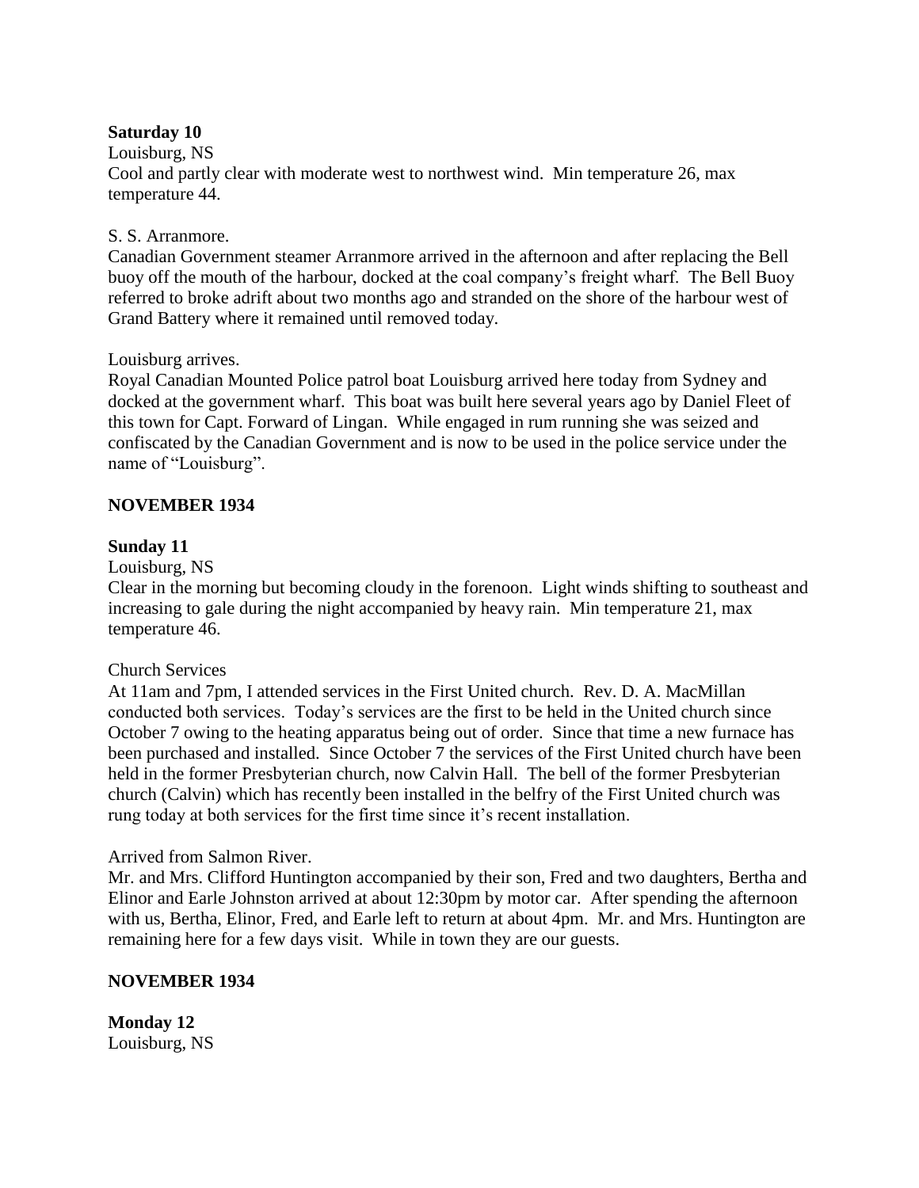**Saturday 10**

Louisburg, NS

Cool and partly clear with moderate west to northwest wind. Min temperature 26, max temperature 44.

S. S. Arranmore.

Canadian Government steamer Arranmore arrived in the afternoon and after replacing the Bell buoy off the mouth of the harbour, docked at the coal company's freight wharf. The Bell Buoy referred to broke adrift about two months ago and stranded on the shore of the harbour west of Grand Battery where it remained until removed today.

Louisburg arrives.

Royal Canadian Mounted Police patrol boat Louisburg arrived here today from Sydney and docked at the government wharf. This boat was built here several years ago by Daniel Fleet of this town for Capt. Forward of Lingan. While engaged in rum running she was seized and confiscated by the Canadian Government and is now to be used in the police service under the name of "Louisburg".

**NOVEMBER 1934**

**Sunday 11**

Louisburg, NS

Clear in the morning but becoming cloudy in the forenoon. Light winds shifting to southeast and increasing to gale during the night accompanied by heavy rain. Min temperature 21, max temperature 46.

Church Services

At 11am and 7pm, I attended services in the First United church. Rev. D. A. MacMillan conducted both services. Today's services are the first to be held in the United church since October 7 owing to the heating apparatus being out of order. Since that time a new furnace has been purchased and installed. Since October 7 the services of the First United church have been held in the former Presbyterian church, now Calvin Hall. The bell of the former Presbyterian church (Calvin) which has recently been installed in the belfry of the First United church was rung today at both services for the first time since it's recent installation.

Arrived from Salmon River.

Mr. and Mrs. Clifford Huntington accompanied by their son, Fred and two daughters, Bertha and Elinor and Earle Johnston arrived at about 12:30pm by motor car. After spending the afternoon with us, Bertha, Elinor, Fred, and Earle left to return at about 4pm. Mr. and Mrs. Huntington are remaining here for a few days visit. While in town they are our guests.

**NOVEMBER 1934**

**Monday 12**

Louisburg, NS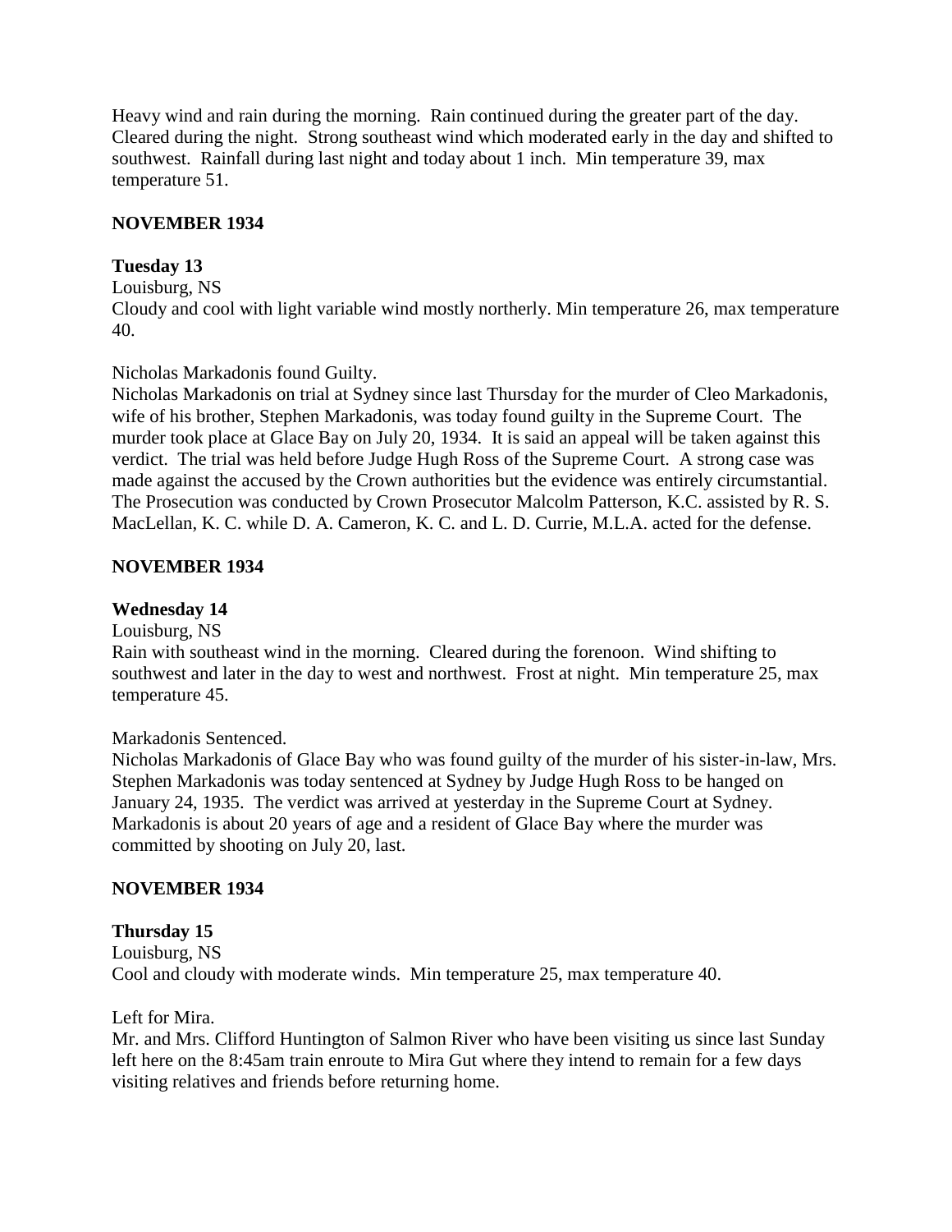Heavy wind and rain during the morning. Rain continued during the greater part of the day. Cleared during the night. Strong southeast wind which moderated early in the day and shifted to southwest. Rainfall during last night and today about 1 inch. Min temperature 39, max temperature 51.

**NOVEMBER 1934**

**Tuesday 13**

Louisburg, NS

Cloudy and cool with light variable wind mostly northerly. Min temperature 26, max temperature 40.

Nicholas Markadonis found Guilty.

Nicholas Markadonis on trial at Sydney since last Thursday for the murder of Cleo Markadonis, wife of his brother, Stephen Markadonis, was today found guilty in the Supreme Court. The murder took place at Glace Bay on July 20, 1934. It is said an appeal will be taken against this verdict. The trial was held before Judge Hugh Ross of the Supreme Court. A strong case was made against the accused by the Crown authorities but the evidence was entirely circumstantial. The Prosecution was conducted by Crown Prosecutor Malcolm Patterson, K.C. assisted by R. S. MacLellan, K. C. while D. A. Cameron, K. C. and L. D. Currie, M.L.A. acted for the defense.

**NOVEMBER 1934**

**Wednesday 14**

Louisburg, NS

Rain with southeast wind in the morning. Cleared during the forenoon. Wind shifting to southwest and later in the day to west and northwest. Frost at night. Min temperature 25, max temperature 45.

Markadonis Sentenced.

Nicholas Markadonis of Glace Bay who was found guilty of the murder of his sister-in-law, Mrs. Stephen Markadonis was today sentenced at Sydney by Judge Hugh Ross to be hanged on January 24, 1935. The verdict was arrived at yesterday in the Supreme Court at Sydney. Markadonis is about 20 years of age and a resident of Glace Bay where the murder was committed by shooting on July 20, last.

**NOVEMBER 1934**

**Thursday 15**

Louisburg, NS

Cool and cloudy with moderate winds. Min temperature 25, max temperature 40.

Left for Mira.

Mr. and Mrs. Clifford Huntington of Salmon River who have been visiting us since last Sunday left here on the 8:45am train enroute to Mira Gut where they intend to remain for a few days visiting relatives and friends before returning home.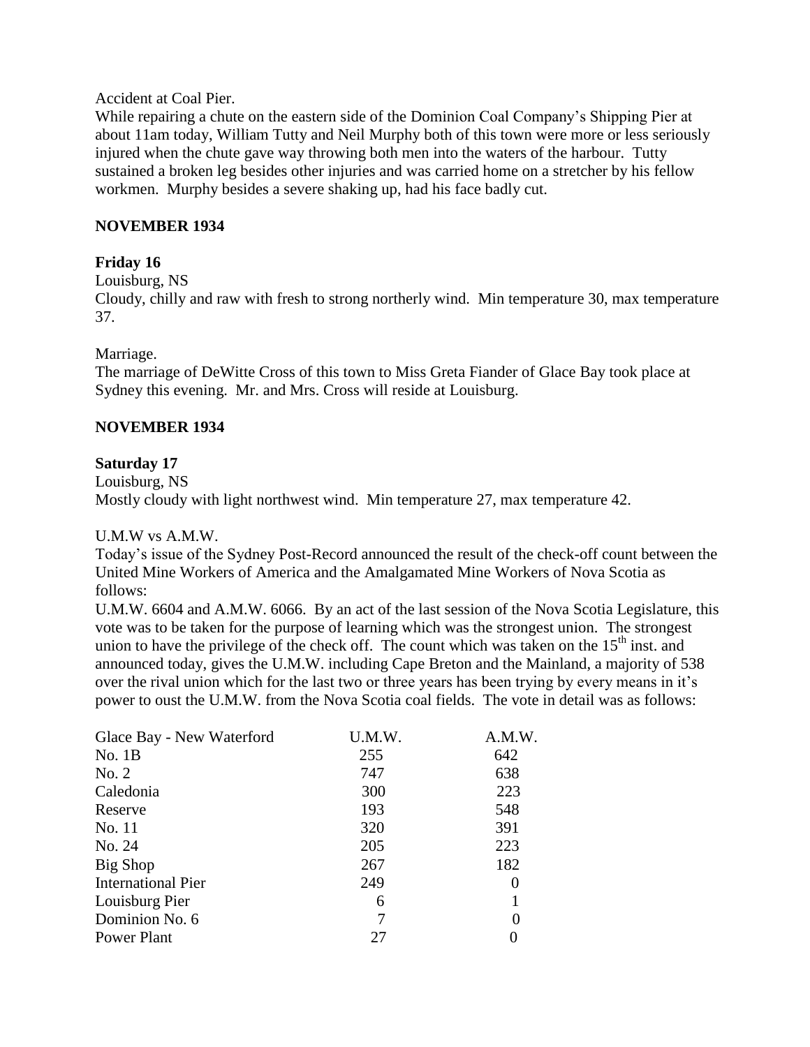Accident at Coal Pier.

While repairing a chute on the eastern side of the Dominion Coal Company's Shipping Pier at about 11am today, William Tutty and Neil Murphy both of this town were more or less seriously injured when the chute gave way throwing both men into the waters of the harbour. Tutty sustained a broken leg besides other injuries and was carried home on a stretcher by his fellow workmen. Murphy besides a severe shaking up, had his face badly cut.

**NOVEMBER 1934**

**Friday 16**

Louisburg, NS

Cloudy, chilly and raw with fresh to strong northerly wind. Min temperature 30, max temperature 37.

Marriage.

The marriage of DeWitte Cross of this town to Miss Greta Fiander of Glace Bay took place at Sydney this evening. Mr. and Mrs. Cross will reside at Louisburg.

**NOVEMBER 1934**

**Saturday 17**

Louisburg, NS

Mostly cloudy with light northwest wind. Min temperature 27, max temperature 42.

U.M.W vs A.M.W.

Today's issue of the Sydney Post-Record announced the result of the check-off count between the United Mine Workers of America and the Amalgamated Mine Workers of Nova Scotia as follows:

U.M.W. 6604 and A.M.W. 6066. By an act of the last session of the Nova Scotia Legislature, this vote was to be taken for the purpose of learning which was the strongest union. The strongest union to have the privilege of the check off. The count which was taken on the 15th inst. and announced today, gives the U.M.W. including Cape Breton and the Mainland, a majority of 538 over the rival union which for the last two or three years has been trying by every means in it's power to oust the U.M.W. from the Nova Scotia coal fields. The vote in detail was as follows:

| Glace Bay - New Waterford | U.M.W. | A.M.W. |
|---|---|---|
| No. 1B | 255 | 642 |
| No. 2 | 747 | 638 |
| Caledonia | 300 | 223 |
| Reserve | 193 | 548 |
| No. 11 | 320 | 391 |
| No. 24 | 205 | 223 |
| Big Shop | 267 | 182 |
| International Pier | 249 | 0 |
| Louisburg Pier | 6 | 1 |
| Dominion No. 6 | 7 | 0 |
| Power Plant | 27 | 0 |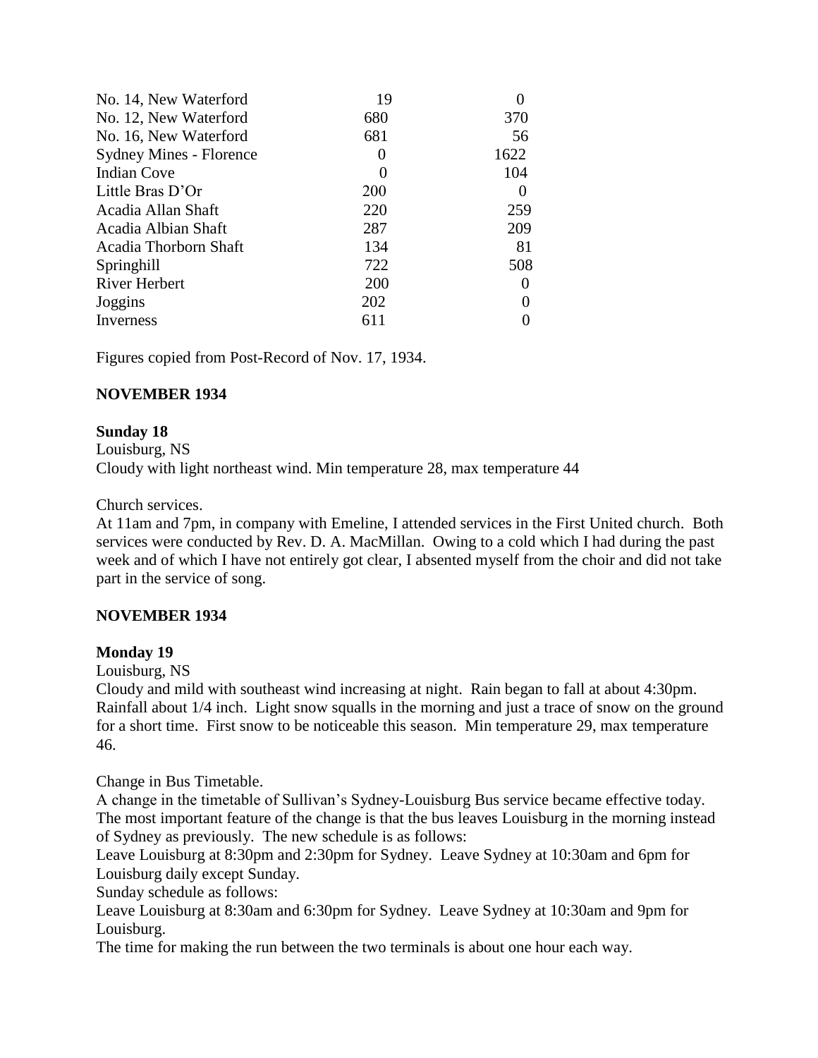| | | |
|---|---|---|
| No. 14, New Waterford | 19 | 0 |
| No. 12, New Waterford | 680 | 370 |
| No. 16, New Waterford | 681 | 56 |
| Sydney Mines - Florence | 0 | 1622 |
| Indian Cove | 0 | 104 |
| Little Bras D'Or | 200 | 0 |
| Acadia Allan Shaft | 220 | 259 |
| Acadia Albian Shaft | 287 | 209 |
| Acadia Thorborn Shaft | 134 | 81 |
| Springhill | 722 | 508 |
| River Herbert | 200 | 0 |
| Joggins | 202 | 0 |
| Inverness | 611 | 0 |

Figures copied from Post-Record of Nov. 17, 1934.

**NOVEMBER 1934**

**Sunday 18**
Louisburg, NS
Cloudy with light northeast wind. Min temperature 28, max temperature 44

Church services.
At 11am and 7pm, in company with Emeline, I attended services in the First United church. Both services were conducted by Rev. D. A. MacMillan. Owing to a cold which I had during the past week and of which I have not entirely got clear, I absented myself from the choir and did not take part in the service of song.

**NOVEMBER 1934**

**Monday 19**
Louisburg, NS
Cloudy and mild with southeast wind increasing at night. Rain began to fall at about 4:30pm. Rainfall about 1/4 inch. Light snow squalls in the morning and just a trace of snow on the ground for a short time. First snow to be noticeable this season. Min temperature 29, max temperature 46.

Change in Bus Timetable.
A change in the timetable of Sullivan's Sydney-Louisburg Bus service became effective today. The most important feature of the change is that the bus leaves Louisburg in the morning instead of Sydney as previously. The new schedule is as follows:
Leave Louisburg at 8:30pm and 2:30pm for Sydney. Leave Sydney at 10:30am and 6pm for Louisburg daily except Sunday.
Sunday schedule as follows:
Leave Louisburg at 8:30am and 6:30pm for Sydney. Leave Sydney at 10:30am and 9pm for Louisburg.
The time for making the run between the two terminals is about one hour each way.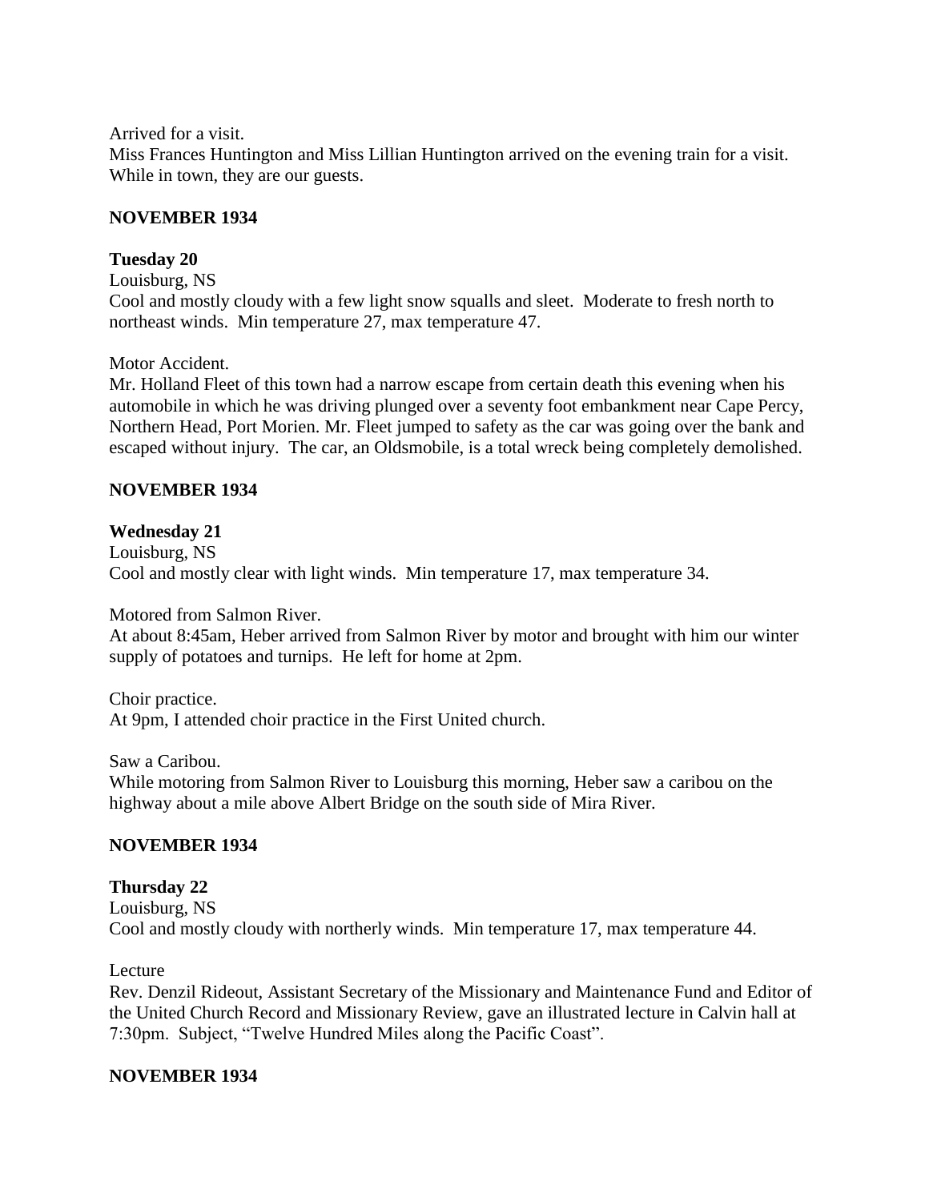Arrived for a visit.
Miss Frances Huntington and Miss Lillian Huntington arrived on the evening train for a visit. While in town, they are our guests.

**NOVEMBER 1934**

**Tuesday 20**
Louisburg, NS
Cool and mostly cloudy with a few light snow squalls and sleet. Moderate to fresh north to northeast winds. Min temperature 27, max temperature 47.

Motor Accident.
Mr. Holland Fleet of this town had a narrow escape from certain death this evening when his automobile in which he was driving plunged over a seventy foot embankment near Cape Percy, Northern Head, Port Morien. Mr. Fleet jumped to safety as the car was going over the bank and escaped without injury. The car, an Oldsmobile, is a total wreck being completely demolished.

**NOVEMBER 1934**

**Wednesday 21**
Louisburg, NS
Cool and mostly clear with light winds. Min temperature 17, max temperature 34.

Motored from Salmon River.
At about 8:45am, Heber arrived from Salmon River by motor and brought with him our winter supply of potatoes and turnips. He left for home at 2pm.

Choir practice.
At 9pm, I attended choir practice in the First United church.

Saw a Caribou.
While motoring from Salmon River to Louisburg this morning, Heber saw a caribou on the highway about a mile above Albert Bridge on the south side of Mira River.

**NOVEMBER 1934**

**Thursday 22**
Louisburg, NS
Cool and mostly cloudy with northerly winds. Min temperature 17, max temperature 44.

Lecture
Rev. Denzil Rideout, Assistant Secretary of the Missionary and Maintenance Fund and Editor of the United Church Record and Missionary Review, gave an illustrated lecture in Calvin hall at 7:30pm. Subject, "Twelve Hundred Miles along the Pacific Coast".

**NOVEMBER 1934**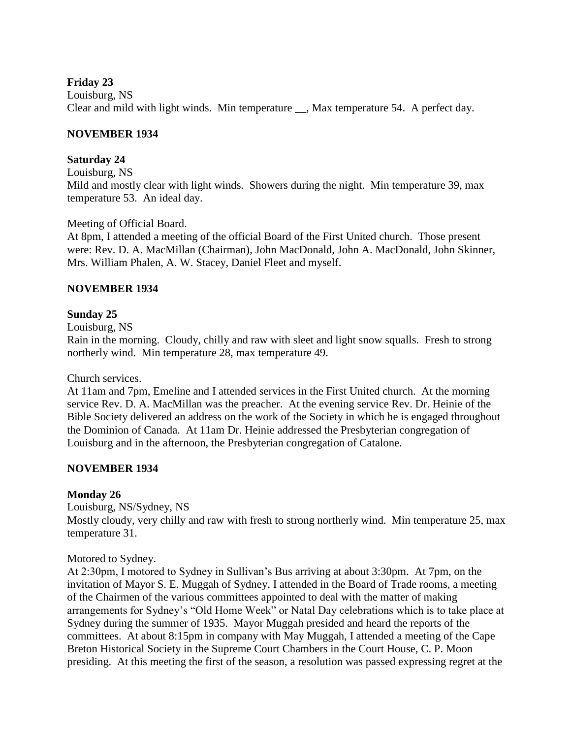**Friday 23**
Louisburg, NS
Clear and mild with light winds. Min temperature __, Max temperature 54. A perfect day.

**NOVEMBER 1934**

**Saturday 24**
Louisburg, NS
Mild and mostly clear with light winds. Showers during the night. Min temperature 39, max temperature 53. An ideal day.

Meeting of Official Board.
At 8pm, I attended a meeting of the official Board of the First United church. Those present were: Rev. D. A. MacMillan (Chairman), John MacDonald, John A. MacDonald, John Skinner, Mrs. William Phalen, A. W. Stacey, Daniel Fleet and myself.

**NOVEMBER 1934**

**Sunday 25**
Louisburg, NS
Rain in the morning. Cloudy, chilly and raw with sleet and light snow squalls. Fresh to strong northerly wind. Min temperature 28, max temperature 49.

Church services.
At 11am and 7pm, Emeline and I attended services in the First United church. At the morning service Rev. D. A. MacMillan was the preacher. At the evening service Rev. Dr. Heinie of the Bible Society delivered an address on the work of the Society in which he is engaged throughout the Dominion of Canada. At 11am Dr. Heinie addressed the Presbyterian congregation of Louisburg and in the afternoon, the Presbyterian congregation of Catalone.

**NOVEMBER 1934**

**Monday 26**
Louisburg, NS/Sydney, NS
Mostly cloudy, very chilly and raw with fresh to strong northerly wind. Min temperature 25, max temperature 31.

Motored to Sydney.
At 2:30pm, I motored to Sydney in Sullivan's Bus arriving at about 3:30pm. At 7pm, on the invitation of Mayor S. E. Muggah of Sydney, I attended in the Board of Trade rooms, a meeting of the Chairmen of the various committees appointed to deal with the matter of making arrangements for Sydney's "Old Home Week" or Natal Day celebrations which is to take place at Sydney during the summer of 1935. Mayor Muggah presided and heard the reports of the committees. At about 8:15pm in company with May Muggah, I attended a meeting of the Cape Breton Historical Society in the Supreme Court Chambers in the Court House, C. P. Moon presiding. At this meeting the first of the season, a resolution was passed expressing regret at the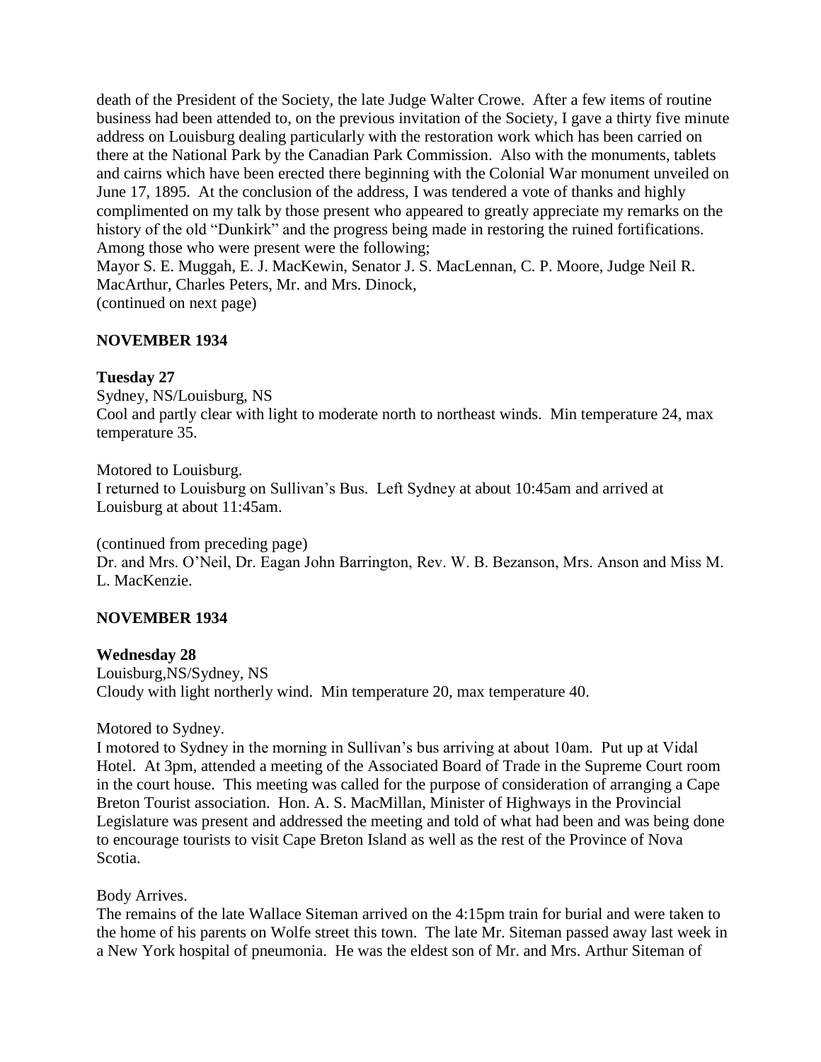death of the President of the Society, the late Judge Walter Crowe. After a few items of routine business had been attended to, on the previous invitation of the Society, I gave a thirty five minute address on Louisburg dealing particularly with the restoration work which has been carried on there at the National Park by the Canadian Park Commission. Also with the monuments, tablets and cairns which have been erected there beginning with the Colonial War monument unveiled on June 17, 1895. At the conclusion of the address, I was tendered a vote of thanks and highly complimented on my talk by those present who appeared to greatly appreciate my remarks on the history of the old "Dunkirk" and the progress being made in restoring the ruined fortifications. Among those who were present were the following;
Mayor S. E. Muggah, E. J. MacKewin, Senator J. S. MacLennan, C. P. Moore, Judge Neil R. MacArthur, Charles Peters, Mr. and Mrs. Dinock,
(continued on next page)

## NOVEMBER 1934

**Tuesday 27**
Sydney, NS/Louisburg, NS
Cool and partly clear with light to moderate north to northeast winds. Min temperature 24, max temperature 35.

Motored to Louisburg.
I returned to Louisburg on Sullivan's Bus. Left Sydney at about 10:45am and arrived at Louisburg at about 11:45am.

(continued from preceding page)
Dr. and Mrs. O'Neil, Dr. Eagan John Barrington, Rev. W. B. Bezanson, Mrs. Anson and Miss M. L. MacKenzie.

## NOVEMBER 1934

**Wednesday 28**
Louisburg,NS/Sydney, NS
Cloudy with light northerly wind. Min temperature 20, max temperature 40.

Motored to Sydney.
I motored to Sydney in the morning in Sullivan's bus arriving at about 10am. Put up at Vidal Hotel. At 3pm, attended a meeting of the Associated Board of Trade in the Supreme Court room in the court house. This meeting was called for the purpose of consideration of arranging a Cape Breton Tourist association. Hon. A. S. MacMillan, Minister of Highways in the Provincial Legislature was present and addressed the meeting and told of what had been and was being done to encourage tourists to visit Cape Breton Island as well as the rest of the Province of Nova Scotia.

Body Arrives.
The remains of the late Wallace Siteman arrived on the 4:15pm train for burial and were taken to the home of his parents on Wolfe street this town. The late Mr. Siteman passed away last week in a New York hospital of pneumonia. He was the eldest son of Mr. and Mrs. Arthur Siteman of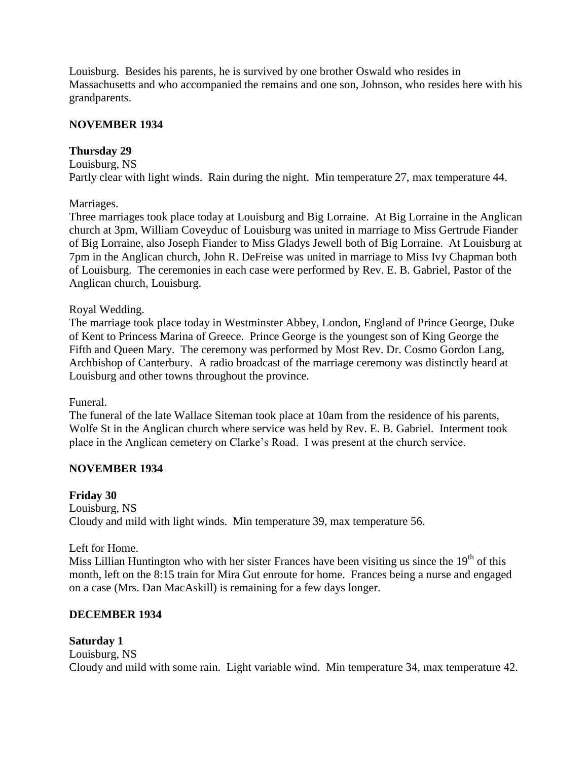Louisburg. Besides his parents, he is survived by one brother Oswald who resides in Massachusetts and who accompanied the remains and one son, Johnson, who resides here with his grandparents.

**NOVEMBER 1934**

**Thursday 29**

Louisburg, NS

Partly clear with light winds. Rain during the night. Min temperature 27, max temperature 44.

Marriages.

Three marriages took place today at Louisburg and Big Lorraine. At Big Lorraine in the Anglican church at 3pm, William Coveyduc of Louisburg was united in marriage to Miss Gertrude Fiander of Big Lorraine, also Joseph Fiander to Miss Gladys Jewell both of Big Lorraine. At Louisburg at 7pm in the Anglican church, John R. DeFreise was united in marriage to Miss Ivy Chapman both of Louisburg. The ceremonies in each case were performed by Rev. E. B. Gabriel, Pastor of the Anglican church, Louisburg.

Royal Wedding.

The marriage took place today in Westminster Abbey, London, England of Prince George, Duke of Kent to Princess Marina of Greece. Prince George is the youngest son of King George the Fifth and Queen Mary. The ceremony was performed by Most Rev. Dr. Cosmo Gordon Lang, Archbishop of Canterbury. A radio broadcast of the marriage ceremony was distinctly heard at Louisburg and other towns throughout the province.

Funeral.

The funeral of the late Wallace Siteman took place at 10am from the residence of his parents, Wolfe St in the Anglican church where service was held by Rev. E. B. Gabriel. Interment took place in the Anglican cemetery on Clarke's Road. I was present at the church service.

**NOVEMBER 1934**

**Friday 30**

Louisburg, NS

Cloudy and mild with light winds. Min temperature 39, max temperature 56.

Left for Home.

Miss Lillian Huntington who with her sister Frances have been visiting us since the 19th of this month, left on the 8:15 train for Mira Gut enroute for home. Frances being a nurse and engaged on a case (Mrs. Dan MacAskill) is remaining for a few days longer.

**DECEMBER 1934**

**Saturday 1**

Louisburg, NS

Cloudy and mild with some rain. Light variable wind. Min temperature 34, max temperature 42.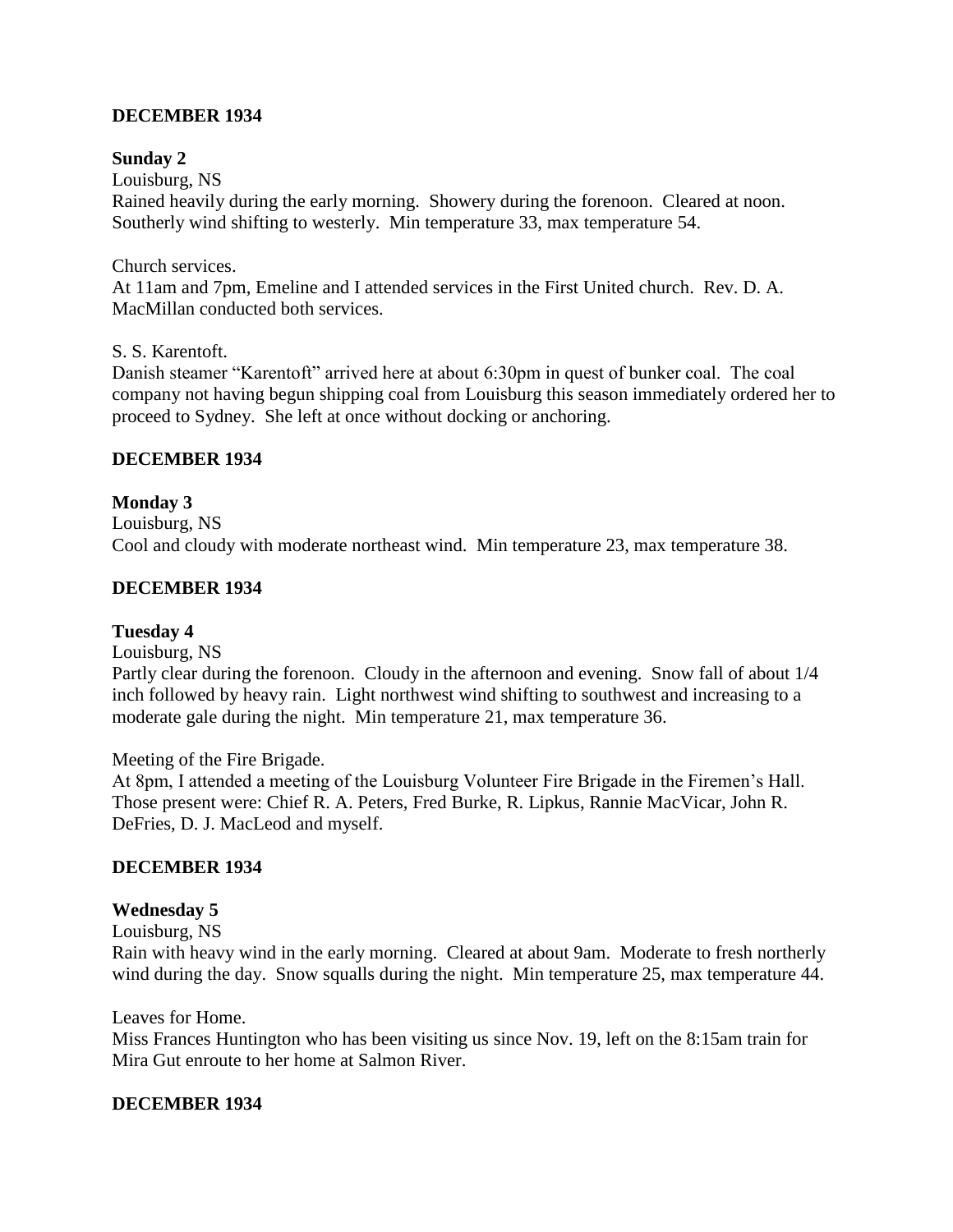**DECEMBER 1934**

**Sunday 2**

Louisburg, NS

Rained heavily during the early morning. Showery during the forenoon. Cleared at noon. Southerly wind shifting to westerly. Min temperature 33, max temperature 54.

Church services.

At 11am and 7pm, Emeline and I attended services in the First United church. Rev. D. A. MacMillan conducted both services.

S. S. Karentoft.

Danish steamer "Karentoft" arrived here at about 6:30pm in quest of bunker coal. The coal company not having begun shipping coal from Louisburg this season immediately ordered her to proceed to Sydney. She left at once without docking or anchoring.

**DECEMBER 1934**

**Monday 3**

Louisburg, NS

Cool and cloudy with moderate northeast wind. Min temperature 23, max temperature 38.

**DECEMBER 1934**

**Tuesday 4**

Louisburg, NS

Partly clear during the forenoon. Cloudy in the afternoon and evening. Snow fall of about 1/4 inch followed by heavy rain. Light northwest wind shifting to southwest and increasing to a moderate gale during the night. Min temperature 21, max temperature 36.

Meeting of the Fire Brigade.

At 8pm, I attended a meeting of the Louisburg Volunteer Fire Brigade in the Firemen's Hall. Those present were: Chief R. A. Peters, Fred Burke, R. Lipkus, Rannie MacVicar, John R. DeFries, D. J. MacLeod and myself.

**DECEMBER 1934**

**Wednesday 5**

Louisburg, NS

Rain with heavy wind in the early morning. Cleared at about 9am. Moderate to fresh northerly wind during the day. Snow squalls during the night. Min temperature 25, max temperature 44.

Leaves for Home.

Miss Frances Huntington who has been visiting us since Nov. 19, left on the 8:15am train for Mira Gut enroute to her home at Salmon River.

**DECEMBER 1934**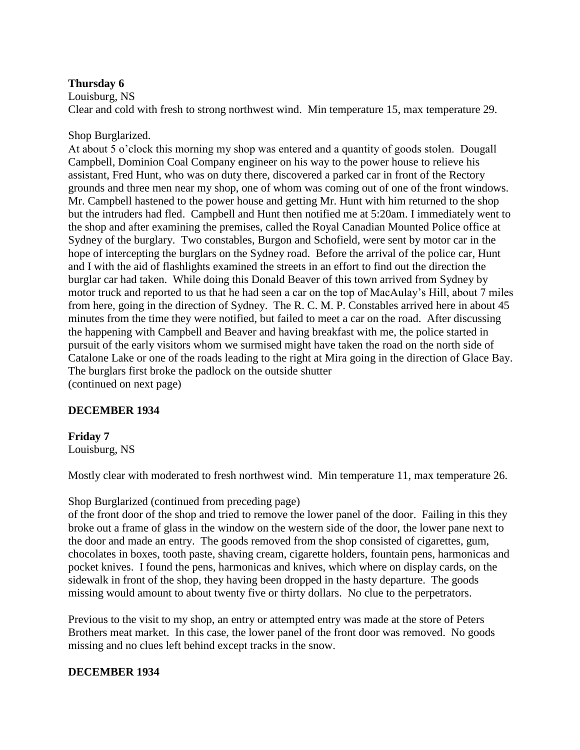**Thursday 6**

Louisburg, NS

Clear and cold with fresh to strong northwest wind. Min temperature 15, max temperature 29.

Shop Burglarized.

At about 5 o'clock this morning my shop was entered and a quantity of goods stolen. Dougall Campbell, Dominion Coal Company engineer on his way to the power house to relieve his assistant, Fred Hunt, who was on duty there, discovered a parked car in front of the Rectory grounds and three men near my shop, one of whom was coming out of one of the front windows. Mr. Campbell hastened to the power house and getting Mr. Hunt with him returned to the shop but the intruders had fled. Campbell and Hunt then notified me at 5:20am. I immediately went to the shop and after examining the premises, called the Royal Canadian Mounted Police office at Sydney of the burglary. Two constables, Burgon and Schofield, were sent by motor car in the hope of intercepting the burglars on the Sydney road. Before the arrival of the police car, Hunt and I with the aid of flashlights examined the streets in an effort to find out the direction the burglar car had taken. While doing this Donald Beaver of this town arrived from Sydney by motor truck and reported to us that he had seen a car on the top of MacAulay's Hill, about 7 miles from here, going in the direction of Sydney. The R. C. M. P. Constables arrived here in about 45 minutes from the time they were notified, but failed to meet a car on the road. After discussing the happening with Campbell and Beaver and having breakfast with me, the police started in pursuit of the early visitors whom we surmised might have taken the road on the north side of Catalone Lake or one of the roads leading to the right at Mira going in the direction of Glace Bay. The burglars first broke the padlock on the outside shutter

(continued on next page)

**DECEMBER 1934**

**Friday 7**

Louisburg, NS

Mostly clear with moderated to fresh northwest wind. Min temperature 11, max temperature 26.

Shop Burglarized (continued from preceding page)

of the front door of the shop and tried to remove the lower panel of the door. Failing in this they broke out a frame of glass in the window on the western side of the door, the lower pane next to the door and made an entry. The goods removed from the shop consisted of cigarettes, gum, chocolates in boxes, tooth paste, shaving cream, cigarette holders, fountain pens, harmonicas and pocket knives. I found the pens, harmonicas and knives, which where on display cards, on the sidewalk in front of the shop, they having been dropped in the hasty departure. The goods missing would amount to about twenty five or thirty dollars. No clue to the perpetrators.

Previous to the visit to my shop, an entry or attempted entry was made at the store of Peters Brothers meat market. In this case, the lower panel of the front door was removed. No goods missing and no clues left behind except tracks in the snow.

**DECEMBER 1934**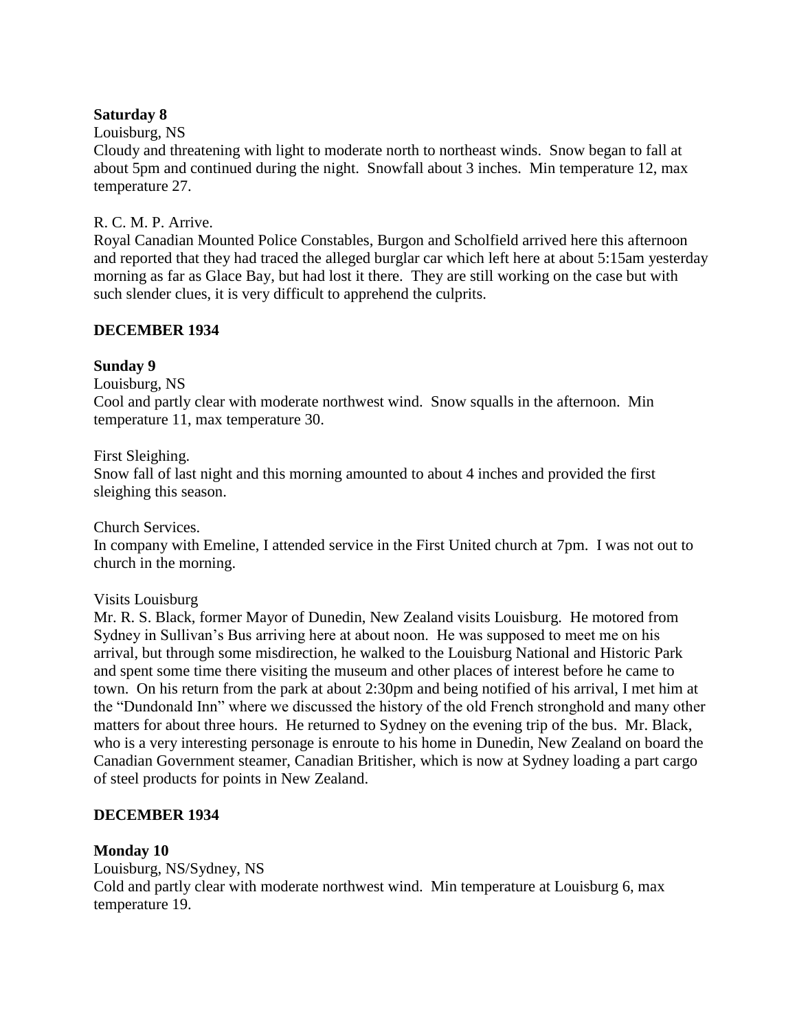**Saturday 8**

Louisburg, NS

Cloudy and threatening with light to moderate north to northeast winds. Snow began to fall at about 5pm and continued during the night. Snowfall about 3 inches. Min temperature 12, max temperature 27.

R. C. M. P. Arrive.

Royal Canadian Mounted Police Constables, Burgon and Scholfield arrived here this afternoon and reported that they had traced the alleged burglar car which left here at about 5:15am yesterday morning as far as Glace Bay, but had lost it there. They are still working on the case but with such slender clues, it is very difficult to apprehend the culprits.

**DECEMBER 1934**

**Sunday 9**

Louisburg, NS

Cool and partly clear with moderate northwest wind. Snow squalls in the afternoon. Min temperature 11, max temperature 30.

First Sleighing.

Snow fall of last night and this morning amounted to about 4 inches and provided the first sleighing this season.

Church Services.

In company with Emeline, I attended service in the First United church at 7pm. I was not out to church in the morning.

Visits Louisburg

Mr. R. S. Black, former Mayor of Dunedin, New Zealand visits Louisburg. He motored from Sydney in Sullivan's Bus arriving here at about noon. He was supposed to meet me on his arrival, but through some misdirection, he walked to the Louisburg National and Historic Park and spent some time there visiting the museum and other places of interest before he came to town. On his return from the park at about 2:30pm and being notified of his arrival, I met him at the "Dundonald Inn" where we discussed the history of the old French stronghold and many other matters for about three hours. He returned to Sydney on the evening trip of the bus. Mr. Black, who is a very interesting personage is enroute to his home in Dunedin, New Zealand on board the Canadian Government steamer, Canadian Britisher, which is now at Sydney loading a part cargo of steel products for points in New Zealand.

**DECEMBER 1934**

**Monday 10**

Louisburg, NS/Sydney, NS

Cold and partly clear with moderate northwest wind. Min temperature at Louisburg 6, max temperature 19.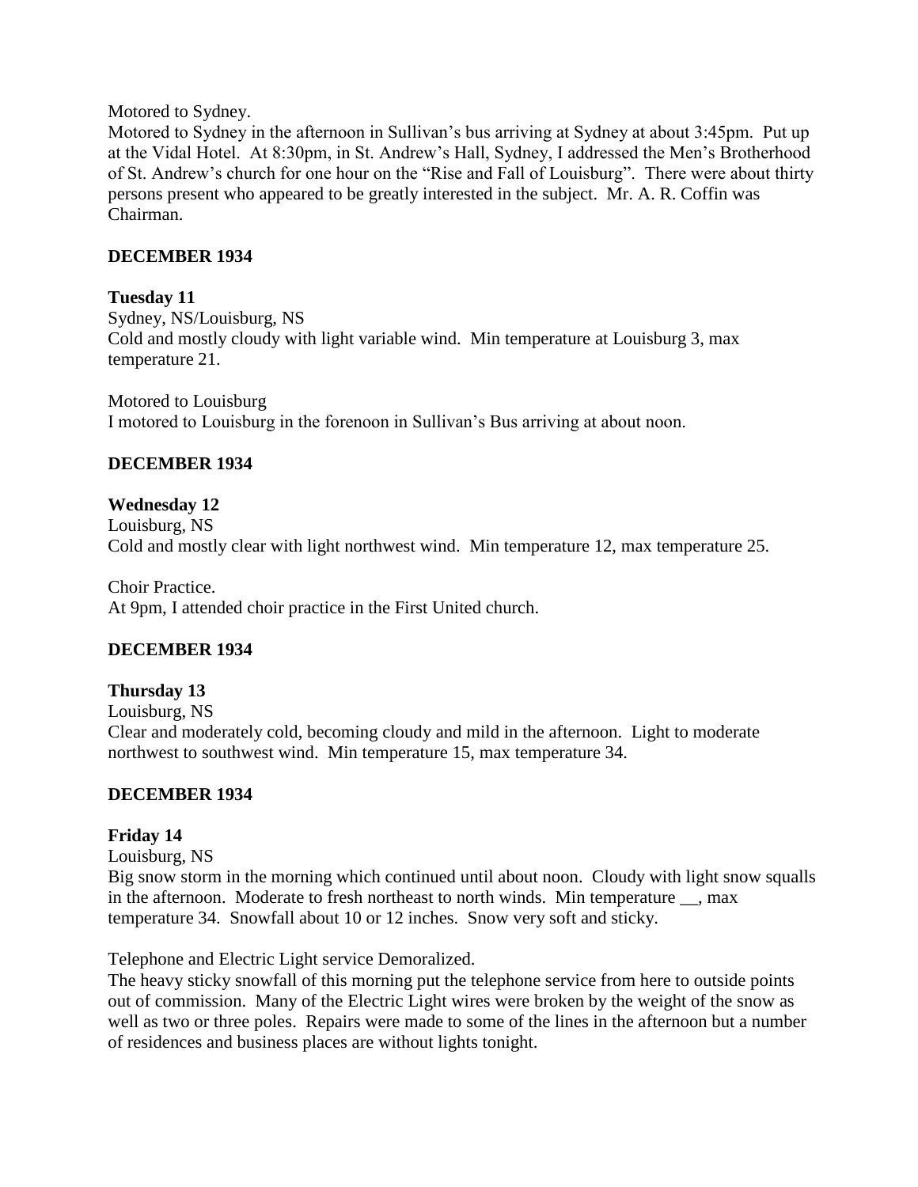Motored to Sydney.

Motored to Sydney in the afternoon in Sullivan's bus arriving at Sydney at about 3:45pm. Put up at the Vidal Hotel. At 8:30pm, in St. Andrew's Hall, Sydney, I addressed the Men's Brotherhood of St. Andrew's church for one hour on the "Rise and Fall of Louisburg". There were about thirty persons present who appeared to be greatly interested in the subject. Mr. A. R. Coffin was Chairman.

**DECEMBER 1934**

**Tuesday 11**

Sydney, NS/Louisburg, NS

Cold and mostly cloudy with light variable wind. Min temperature at Louisburg 3, max temperature 21.

Motored to Louisburg

I motored to Louisburg in the forenoon in Sullivan's Bus arriving at about noon.

**DECEMBER 1934**

**Wednesday 12**

Louisburg, NS

Cold and mostly clear with light northwest wind. Min temperature 12, max temperature 25.

Choir Practice.

At 9pm, I attended choir practice in the First United church.

**DECEMBER 1934**

**Thursday 13**

Louisburg, NS

Clear and moderately cold, becoming cloudy and mild in the afternoon. Light to moderate northwest to southwest wind. Min temperature 15, max temperature 34.

**DECEMBER 1934**

**Friday 14**

Louisburg, NS

Big snow storm in the morning which continued until about noon. Cloudy with light snow squalls in the afternoon. Moderate to fresh northeast to north winds. Min temperature __, max temperature 34. Snowfall about 10 or 12 inches. Snow very soft and sticky.

Telephone and Electric Light service Demoralized.

The heavy sticky snowfall of this morning put the telephone service from here to outside points out of commission. Many of the Electric Light wires were broken by the weight of the snow as well as two or three poles. Repairs were made to some of the lines in the afternoon but a number of residences and business places are without lights tonight.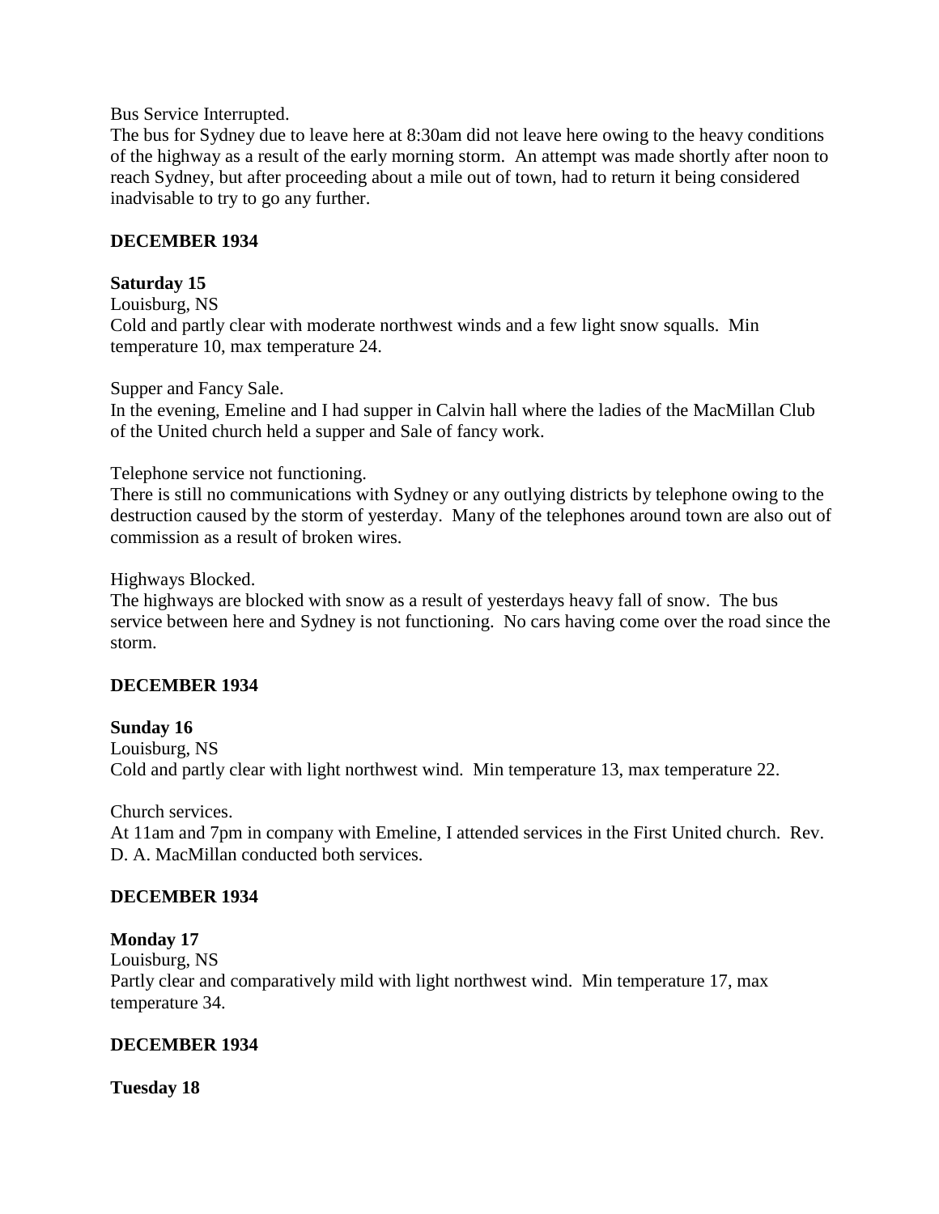Bus Service Interrupted.
The bus for Sydney due to leave here at 8:30am did not leave here owing to the heavy conditions of the highway as a result of the early morning storm. An attempt was made shortly after noon to reach Sydney, but after proceeding about a mile out of town, had to return it being considered inadvisable to try to go any further.

**DECEMBER 1934**

**Saturday 15**
Louisburg, NS
Cold and partly clear with moderate northwest winds and a few light snow squalls. Min temperature 10, max temperature 24.

Supper and Fancy Sale.
In the evening, Emeline and I had supper in Calvin hall where the ladies of the MacMillan Club of the United church held a supper and Sale of fancy work.

Telephone service not functioning.
There is still no communications with Sydney or any outlying districts by telephone owing to the destruction caused by the storm of yesterday. Many of the telephones around town are also out of commission as a result of broken wires.

Highways Blocked.
The highways are blocked with snow as a result of yesterdays heavy fall of snow. The bus service between here and Sydney is not functioning. No cars having come over the road since the storm.

**DECEMBER 1934**

**Sunday 16**
Louisburg, NS
Cold and partly clear with light northwest wind. Min temperature 13, max temperature 22.

Church services.
At 11am and 7pm in company with Emeline, I attended services in the First United church. Rev. D. A. MacMillan conducted both services.

**DECEMBER 1934**

**Monday 17**
Louisburg, NS
Partly clear and comparatively mild with light northwest wind. Min temperature 17, max temperature 34.

**DECEMBER 1934**

**Tuesday 18**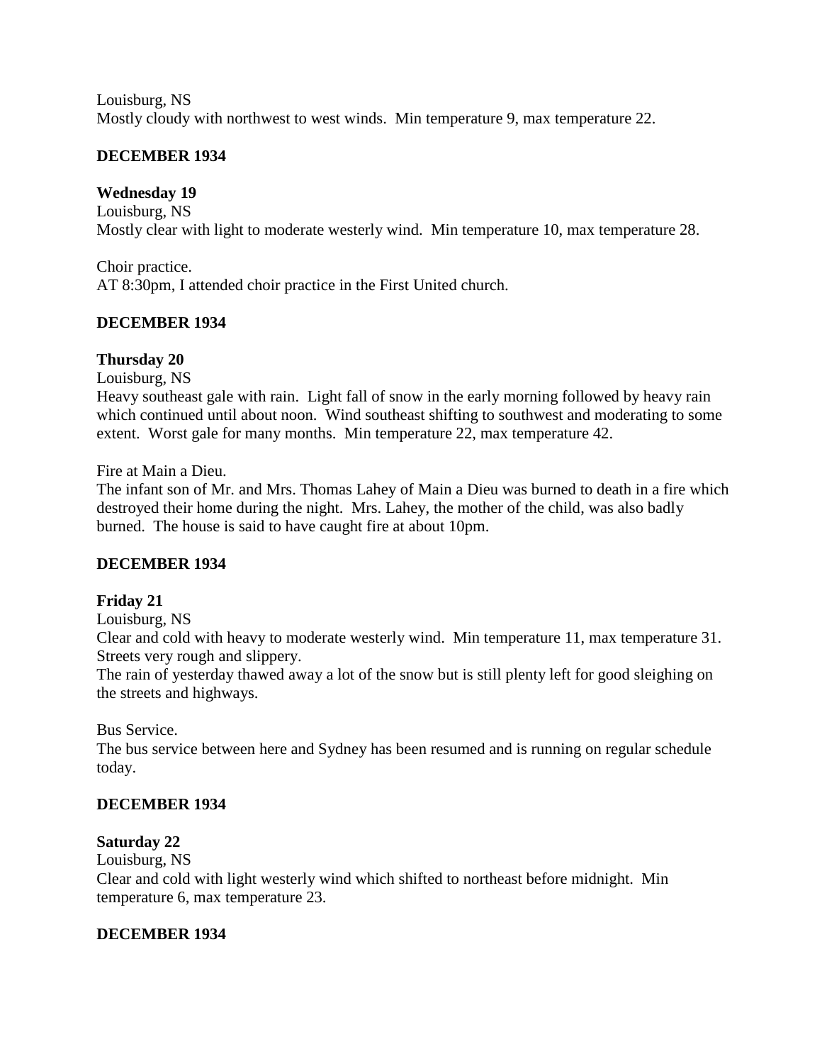Louisburg, NS
Mostly cloudy with northwest to west winds. Min temperature 9, max temperature 22.

**DECEMBER 1934**

**Wednesday 19**
Louisburg, NS
Mostly clear with light to moderate westerly wind. Min temperature 10, max temperature 28.

Choir practice.
AT 8:30pm, I attended choir practice in the First United church.

**DECEMBER 1934**

**Thursday 20**
Louisburg, NS
Heavy southeast gale with rain. Light fall of snow in the early morning followed by heavy rain which continued until about noon. Wind southeast shifting to southwest and moderating to some extent. Worst gale for many months. Min temperature 22, max temperature 42.

Fire at Main a Dieu.
The infant son of Mr. and Mrs. Thomas Lahey of Main a Dieu was burned to death in a fire which destroyed their home during the night. Mrs. Lahey, the mother of the child, was also badly burned. The house is said to have caught fire at about 10pm.

**DECEMBER 1934**

**Friday 21**
Louisburg, NS
Clear and cold with heavy to moderate westerly wind. Min temperature 11, max temperature 31. Streets very rough and slippery.
The rain of yesterday thawed away a lot of the snow but is still plenty left for good sleighing on the streets and highways.

Bus Service.
The bus service between here and Sydney has been resumed and is running on regular schedule today.

**DECEMBER 1934**

**Saturday 22**
Louisburg, NS
Clear and cold with light westerly wind which shifted to northeast before midnight. Min temperature 6, max temperature 23.

**DECEMBER 1934**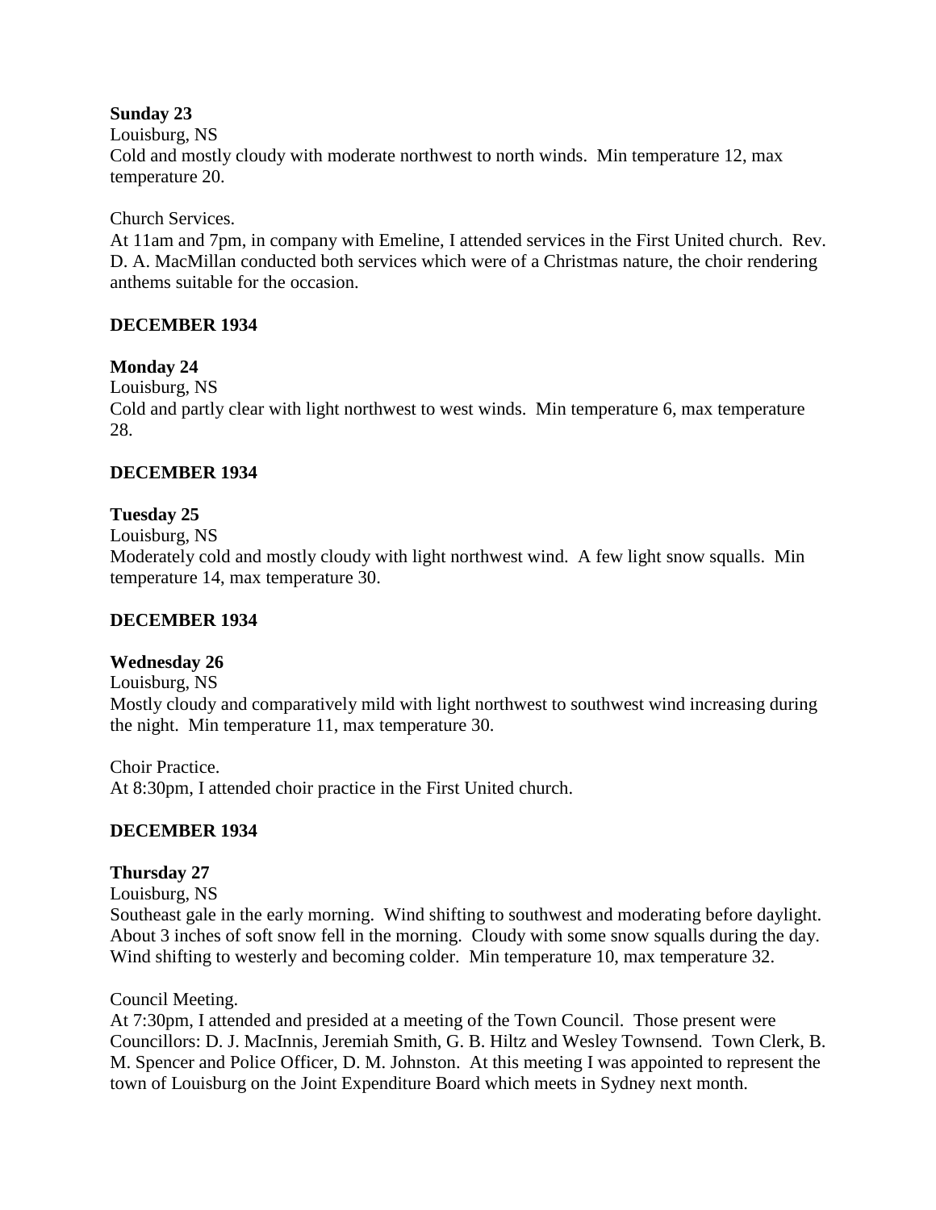**Sunday 23**

Louisburg, NS

Cold and mostly cloudy with moderate northwest to north winds. Min temperature 12, max temperature 20.

Church Services.

At 11am and 7pm, in company with Emeline, I attended services in the First United church. Rev. D. A. MacMillan conducted both services which were of a Christmas nature, the choir rendering anthems suitable for the occasion.

**DECEMBER 1934**

**Monday 24**

Louisburg, NS

Cold and partly clear with light northwest to west winds. Min temperature 6, max temperature 28.

**DECEMBER 1934**

**Tuesday 25**

Louisburg, NS

Moderately cold and mostly cloudy with light northwest wind. A few light snow squalls. Min temperature 14, max temperature 30.

**DECEMBER 1934**

**Wednesday 26**

Louisburg, NS

Mostly cloudy and comparatively mild with light northwest to southwest wind increasing during the night. Min temperature 11, max temperature 30.

Choir Practice.

At 8:30pm, I attended choir practice in the First United church.

**DECEMBER 1934**

**Thursday 27**

Louisburg, NS

Southeast gale in the early morning. Wind shifting to southwest and moderating before daylight. About 3 inches of soft snow fell in the morning. Cloudy with some snow squalls during the day. Wind shifting to westerly and becoming colder. Min temperature 10, max temperature 32.

Council Meeting.

At 7:30pm, I attended and presided at a meeting of the Town Council. Those present were Councillors: D. J. MacInnis, Jeremiah Smith, G. B. Hiltz and Wesley Townsend. Town Clerk, B. M. Spencer and Police Officer, D. M. Johnston. At this meeting I was appointed to represent the town of Louisburg on the Joint Expenditure Board which meets in Sydney next month.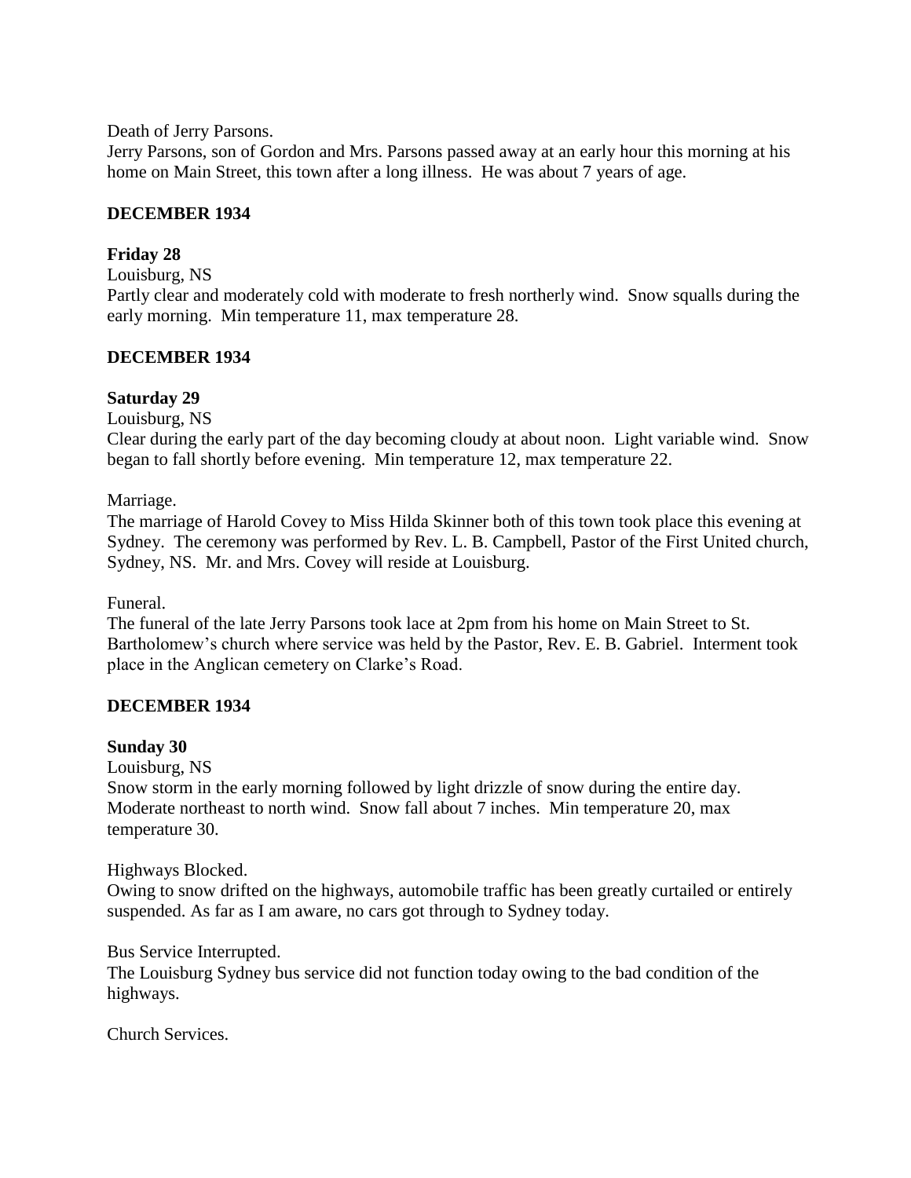Death of Jerry Parsons.

Jerry Parsons, son of Gordon and Mrs. Parsons passed away at an early hour this morning at his home on Main Street, this town after a long illness. He was about 7 years of age.

**DECEMBER 1934**

**Friday 28**

Louisburg, NS

Partly clear and moderately cold with moderate to fresh northerly wind. Snow squalls during the early morning. Min temperature 11, max temperature 28.

**DECEMBER 1934**

**Saturday 29**

Louisburg, NS

Clear during the early part of the day becoming cloudy at about noon. Light variable wind. Snow began to fall shortly before evening. Min temperature 12, max temperature 22.

Marriage.

The marriage of Harold Covey to Miss Hilda Skinner both of this town took place this evening at Sydney. The ceremony was performed by Rev. L. B. Campbell, Pastor of the First United church, Sydney, NS. Mr. and Mrs. Covey will reside at Louisburg.

Funeral.

The funeral of the late Jerry Parsons took lace at 2pm from his home on Main Street to St. Bartholomew's church where service was held by the Pastor, Rev. E. B. Gabriel. Interment took place in the Anglican cemetery on Clarke's Road.

**DECEMBER 1934**

**Sunday 30**

Louisburg, NS

Snow storm in the early morning followed by light drizzle of snow during the entire day. Moderate northeast to north wind. Snow fall about 7 inches. Min temperature 20, max temperature 30.

Highways Blocked.

Owing to snow drifted on the highways, automobile traffic has been greatly curtailed or entirely suspended. As far as I am aware, no cars got through to Sydney today.

Bus Service Interrupted.

The Louisburg Sydney bus service did not function today owing to the bad condition of the highways.

Church Services.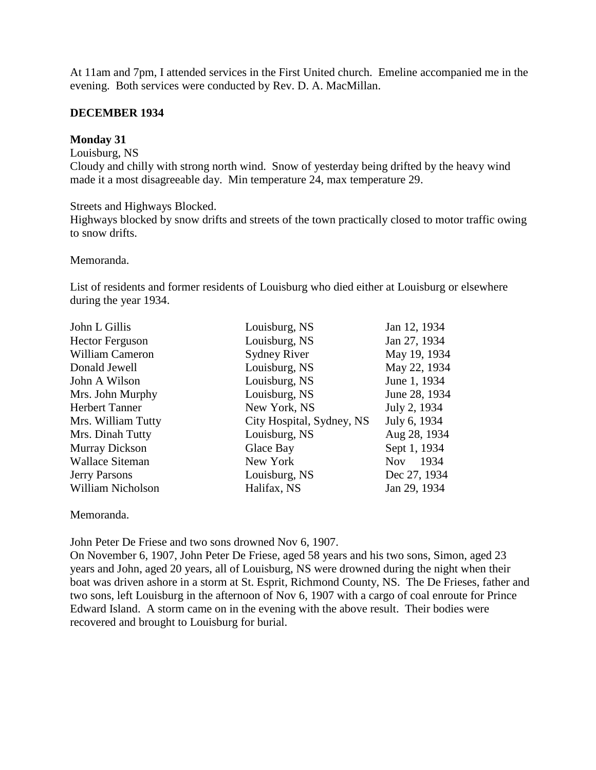At 11am and 7pm, I attended services in the First United church. Emeline accompanied me in the evening. Both services were conducted by Rev. D. A. MacMillan.

**DECEMBER 1934**

**Monday 31**

Louisburg, NS

Cloudy and chilly with strong north wind. Snow of yesterday being drifted by the heavy wind made it a most disagreeable day. Min temperature 24, max temperature 29.

Streets and Highways Blocked.

Highways blocked by snow drifts and streets of the town practically closed to motor traffic owing to snow drifts.

Memoranda.

List of residents and former residents of Louisburg who died either at Louisburg or elsewhere during the year 1934.

| | | |
|---|---|---|
| John L Gillis | Louisburg, NS | Jan 12, 1934 |
| Hector Ferguson | Louisburg, NS | Jan 27, 1934 |
| William Cameron | Sydney River | May 19, 1934 |
| Donald Jewell | Louisburg, NS | May 22, 1934 |
| John A Wilson | Louisburg, NS | June 1, 1934 |
| Mrs. John Murphy | Louisburg, NS | June 28, 1934 |
| Herbert Tanner | New York, NS | July 2, 1934 |
| Mrs. William Tutty | City Hospital, Sydney, NS | July 6, 1934 |
| Mrs. Dinah Tutty | Louisburg, NS | Aug 28, 1934 |
| Murray Dickson | Glace Bay | Sept 1, 1934 |
| Wallace Siteman | New York | Nov 1934 |
| Jerry Parsons | Louisburg, NS | Dec 27, 1934 |
| William Nicholson | Halifax, NS | Jan 29, 1934 |

Memoranda.

John Peter De Friese and two sons drowned Nov 6, 1907.

On November 6, 1907, John Peter De Friese, aged 58 years and his two sons, Simon, aged 23 years and John, aged 20 years, all of Louisburg, NS were drowned during the night when their boat was driven ashore in a storm at St. Esprit, Richmond County, NS. The De Frieses, father and two sons, left Louisburg in the afternoon of Nov 6, 1907 with a cargo of coal enroute for Prince Edward Island. A storm came on in the evening with the above result. Their bodies were recovered and brought to Louisburg for burial.